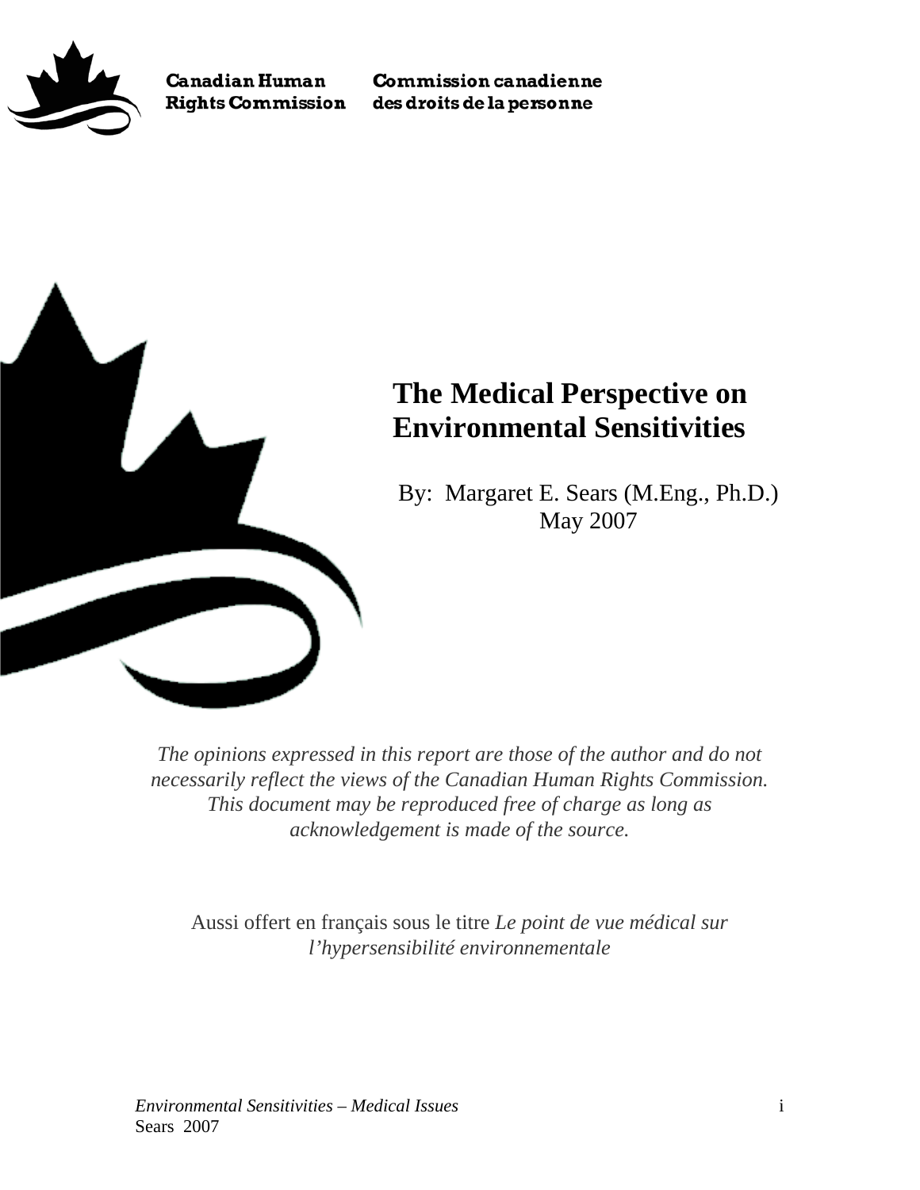Canadian Human Rights Commission
Commission canadienne des droits de la personne

# The Medical Perspective on Environmental Sensitivities

By: Margaret E. Sears (M.Eng., Ph.D.)
May 2007

*The opinions expressed in this report are those of the author and do not necessarily reflect the views of the Canadian Human Rights Commission. This document may be reproduced free of charge as long as acknowledgement is made of the source.*

Aussi offert en français sous le titre *Le point de vue médical sur l'hypersensibilité environnementale*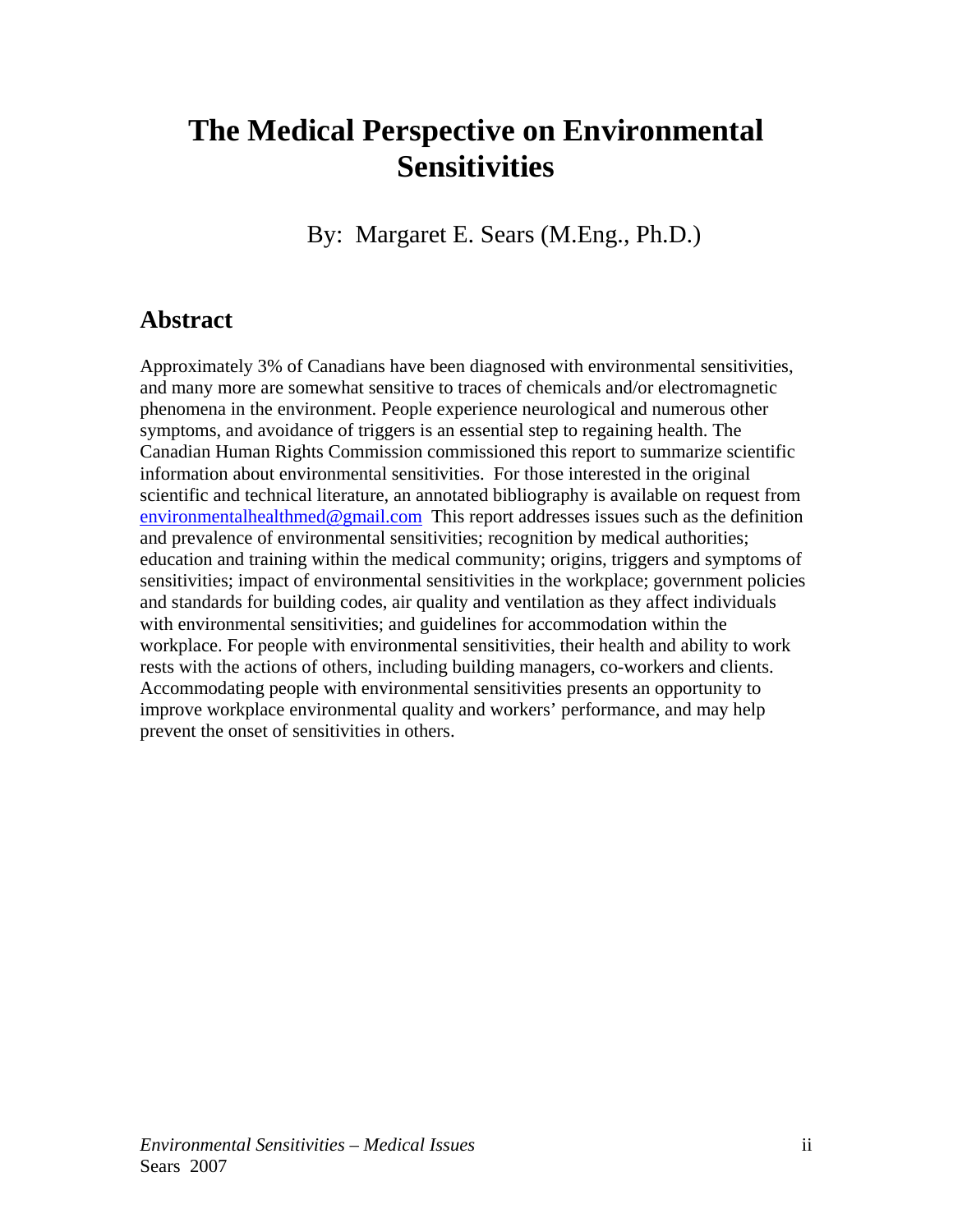# The Medical Perspective on Environmental Sensitivities

By: Margaret E. Sears (M.Eng., Ph.D.)

## Abstract

Approximately 3% of Canadians have been diagnosed with environmental sensitivities, and many more are somewhat sensitive to traces of chemicals and/or electromagnetic phenomena in the environment. People experience neurological and numerous other symptoms, and avoidance of triggers is an essential step to regaining health. The Canadian Human Rights Commission commissioned this report to summarize scientific information about environmental sensitivities. For those interested in the original scientific and technical literature, an annotated bibliography is available on request from environmentalhealthmed@gmail.com This report addresses issues such as the definition and prevalence of environmental sensitivities; recognition by medical authorities; education and training within the medical community; origins, triggers and symptoms of sensitivities; impact of environmental sensitivities in the workplace; government policies and standards for building codes, air quality and ventilation as they affect individuals with environmental sensitivities; and guidelines for accommodation within the workplace. For people with environmental sensitivities, their health and ability to work rests with the actions of others, including building managers, co-workers and clients. Accommodating people with environmental sensitivities presents an opportunity to improve workplace environmental quality and workers' performance, and may help prevent the onset of sensitivities in others.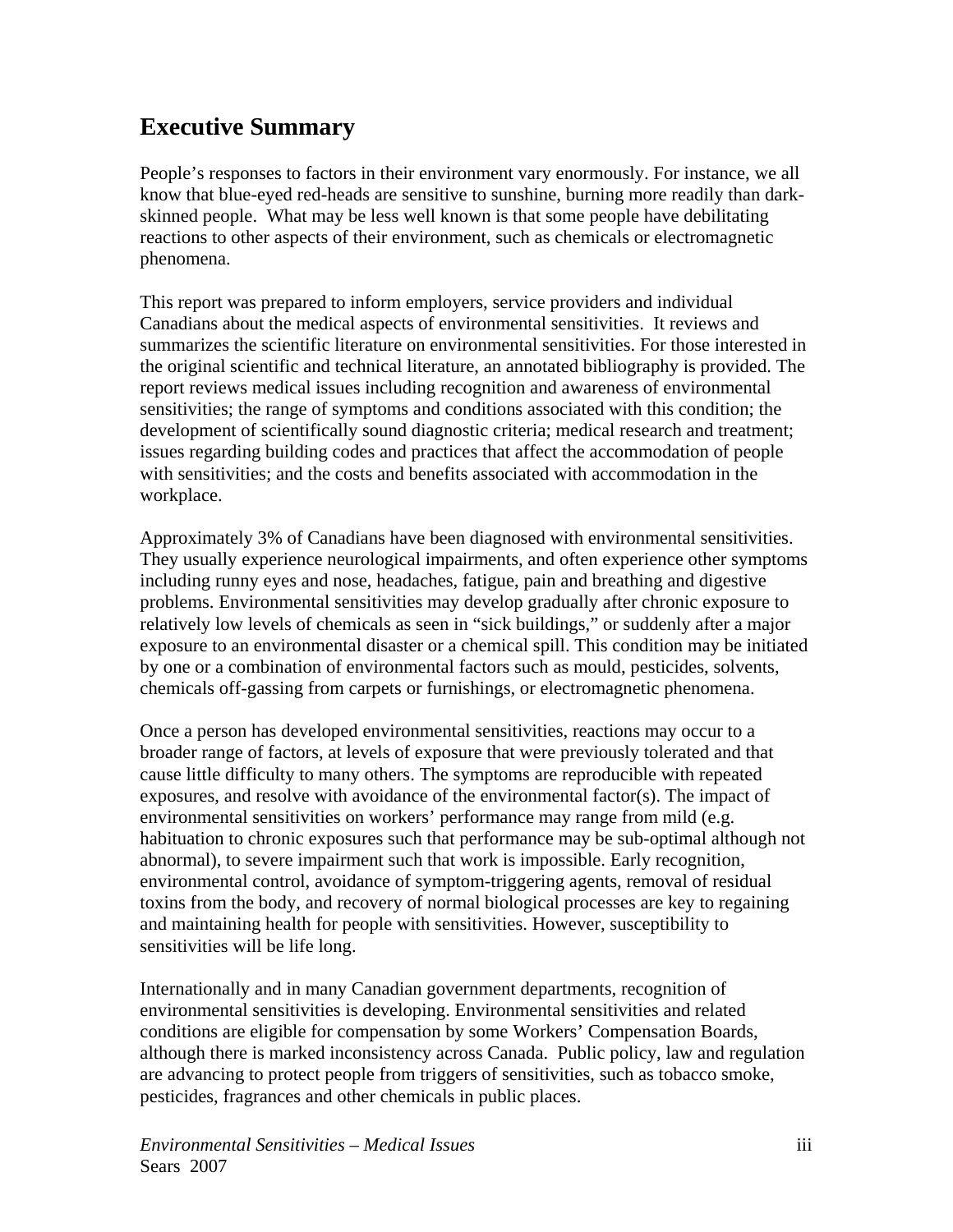# Executive Summary

People's responses to factors in their environment vary enormously. For instance, we all know that blue-eyed red-heads are sensitive to sunshine, burning more readily than dark-skinned people. What may be less well known is that some people have debilitating reactions to other aspects of their environment, such as chemicals or electromagnetic phenomena.

This report was prepared to inform employers, service providers and individual Canadians about the medical aspects of environmental sensitivities. It reviews and summarizes the scientific literature on environmental sensitivities. For those interested in the original scientific and technical literature, an annotated bibliography is provided. The report reviews medical issues including recognition and awareness of environmental sensitivities; the range of symptoms and conditions associated with this condition; the development of scientifically sound diagnostic criteria; medical research and treatment; issues regarding building codes and practices that affect the accommodation of people with sensitivities; and the costs and benefits associated with accommodation in the workplace.

Approximately 3% of Canadians have been diagnosed with environmental sensitivities. They usually experience neurological impairments, and often experience other symptoms including runny eyes and nose, headaches, fatigue, pain and breathing and digestive problems. Environmental sensitivities may develop gradually after chronic exposure to relatively low levels of chemicals as seen in "sick buildings," or suddenly after a major exposure to an environmental disaster or a chemical spill. This condition may be initiated by one or a combination of environmental factors such as mould, pesticides, solvents, chemicals off-gassing from carpets or furnishings, or electromagnetic phenomena.

Once a person has developed environmental sensitivities, reactions may occur to a broader range of factors, at levels of exposure that were previously tolerated and that cause little difficulty to many others. The symptoms are reproducible with repeated exposures, and resolve with avoidance of the environmental factor(s). The impact of environmental sensitivities on workers' performance may range from mild (e.g. habituation to chronic exposures such that performance may be sub-optimal although not abnormal), to severe impairment such that work is impossible. Early recognition, environmental control, avoidance of symptom-triggering agents, removal of residual toxins from the body, and recovery of normal biological processes are key to regaining and maintaining health for people with sensitivities. However, susceptibility to sensitivities will be life long.

Internationally and in many Canadian government departments, recognition of environmental sensitivities is developing. Environmental sensitivities and related conditions are eligible for compensation by some Workers' Compensation Boards, although there is marked inconsistency across Canada. Public policy, law and regulation are advancing to protect people from triggers of sensitivities, such as tobacco smoke, pesticides, fragrances and other chemicals in public places.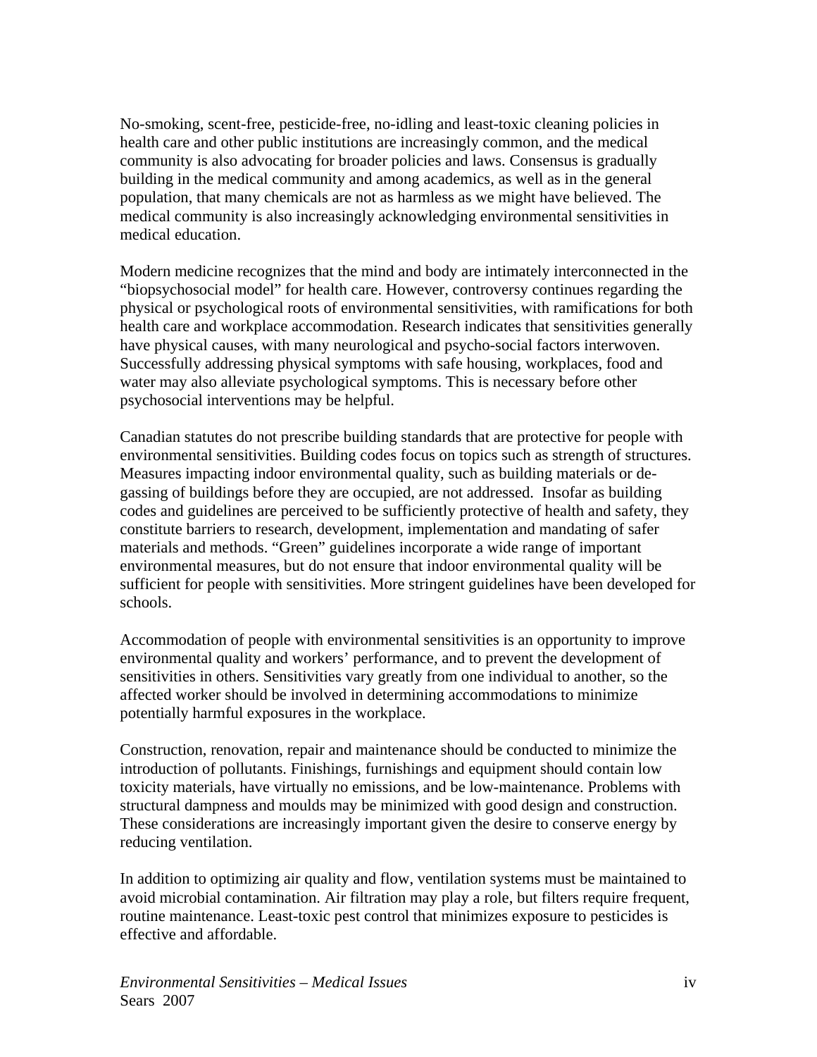No-smoking, scent-free, pesticide-free, no-idling and least-toxic cleaning policies in health care and other public institutions are increasingly common, and the medical community is also advocating for broader policies and laws. Consensus is gradually building in the medical community and among academics, as well as in the general population, that many chemicals are not as harmless as we might have believed. The medical community is also increasingly acknowledging environmental sensitivities in medical education.

Modern medicine recognizes that the mind and body are intimately interconnected in the "biopsychosocial model" for health care. However, controversy continues regarding the physical or psychological roots of environmental sensitivities, with ramifications for both health care and workplace accommodation. Research indicates that sensitivities generally have physical causes, with many neurological and psycho-social factors interwoven. Successfully addressing physical symptoms with safe housing, workplaces, food and water may also alleviate psychological symptoms. This is necessary before other psychosocial interventions may be helpful.

Canadian statutes do not prescribe building standards that are protective for people with environmental sensitivities. Building codes focus on topics such as strength of structures. Measures impacting indoor environmental quality, such as building materials or de-gassing of buildings before they are occupied, are not addressed. Insofar as building codes and guidelines are perceived to be sufficiently protective of health and safety, they constitute barriers to research, development, implementation and mandating of safer materials and methods. "Green" guidelines incorporate a wide range of important environmental measures, but do not ensure that indoor environmental quality will be sufficient for people with sensitivities. More stringent guidelines have been developed for schools.

Accommodation of people with environmental sensitivities is an opportunity to improve environmental quality and workers' performance, and to prevent the development of sensitivities in others. Sensitivities vary greatly from one individual to another, so the affected worker should be involved in determining accommodations to minimize potentially harmful exposures in the workplace.

Construction, renovation, repair and maintenance should be conducted to minimize the introduction of pollutants. Finishings, furnishings and equipment should contain low toxicity materials, have virtually no emissions, and be low-maintenance. Problems with structural dampness and moulds may be minimized with good design and construction. These considerations are increasingly important given the desire to conserve energy by reducing ventilation.

In addition to optimizing air quality and flow, ventilation systems must be maintained to avoid microbial contamination. Air filtration may play a role, but filters require frequent, routine maintenance. Least-toxic pest control that minimizes exposure to pesticides is effective and affordable.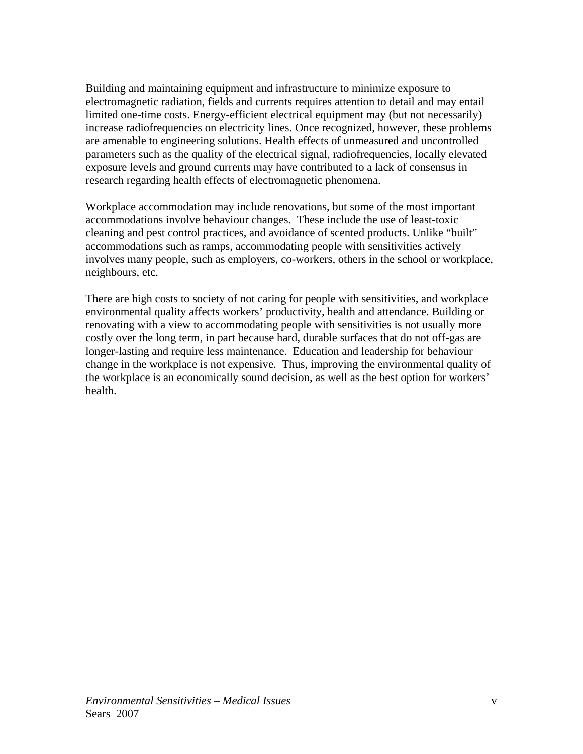Building and maintaining equipment and infrastructure to minimize exposure to electromagnetic radiation, fields and currents requires attention to detail and may entail limited one-time costs. Energy-efficient electrical equipment may (but not necessarily) increase radiofrequencies on electricity lines. Once recognized, however, these problems are amenable to engineering solutions. Health effects of unmeasured and uncontrolled parameters such as the quality of the electrical signal, radiofrequencies, locally elevated exposure levels and ground currents may have contributed to a lack of consensus in research regarding health effects of electromagnetic phenomena.

Workplace accommodation may include renovations, but some of the most important accommodations involve behaviour changes. These include the use of least-toxic cleaning and pest control practices, and avoidance of scented products. Unlike "built" accommodations such as ramps, accommodating people with sensitivities actively involves many people, such as employers, co-workers, others in the school or workplace, neighbours, etc.

There are high costs to society of not caring for people with sensitivities, and workplace environmental quality affects workers' productivity, health and attendance. Building or renovating with a view to accommodating people with sensitivities is not usually more costly over the long term, in part because hard, durable surfaces that do not off-gas are longer-lasting and require less maintenance. Education and leadership for behaviour change in the workplace is not expensive. Thus, improving the environmental quality of the workplace is an economically sound decision, as well as the best option for workers' health.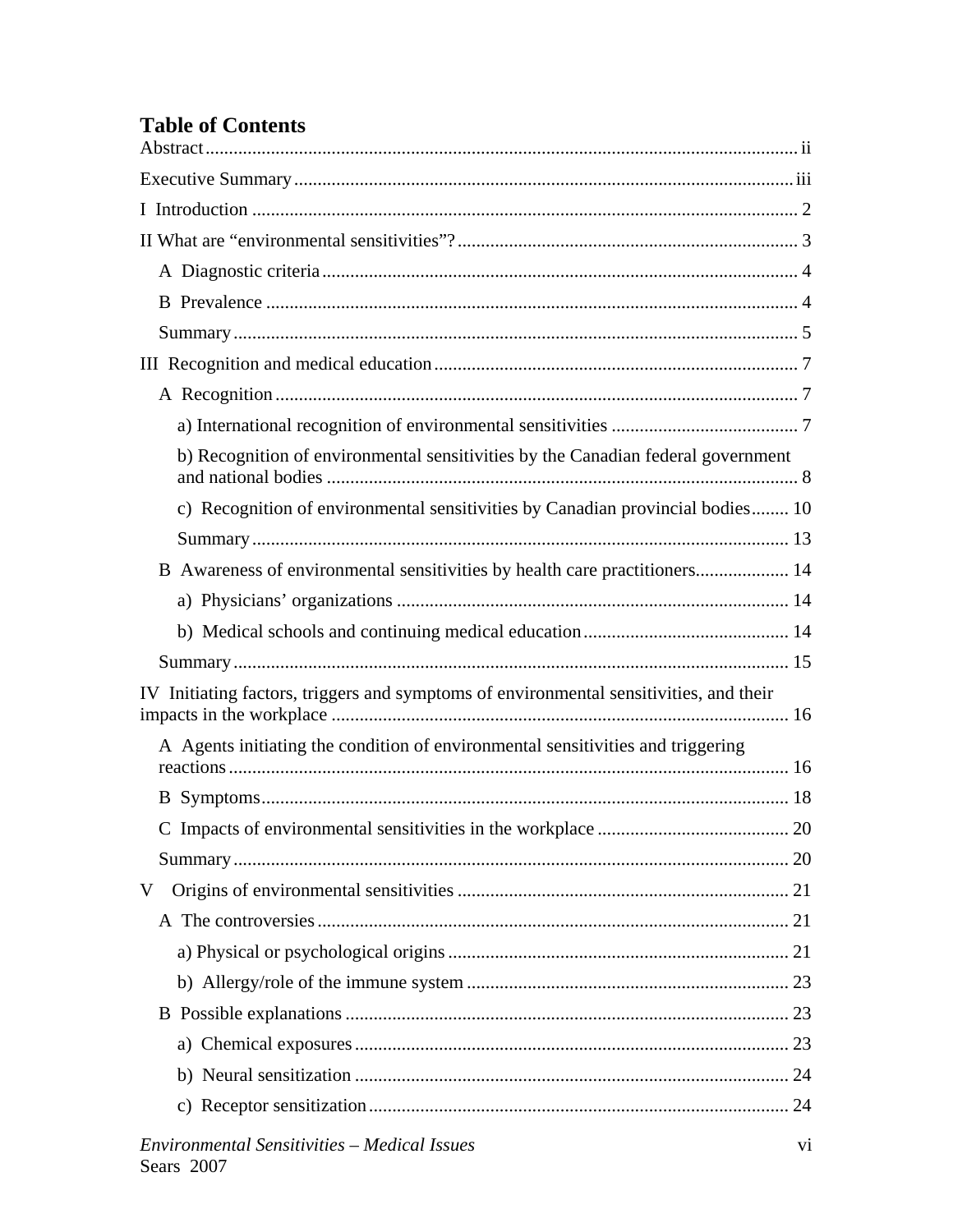# Table of Contents

Abstract .......... ii

Executive Summary .......... iii

I Introduction .......... 2

II What are "environmental sensitivities"? .......... 3

- A Diagnostic criteria .......... 4
- B Prevalence .......... 4
- Summary .......... 5

III Recognition and medical education .......... 7

- A Recognition .......... 7
  - a) International recognition of environmental sensitivities .......... 7
  - b) Recognition of environmental sensitivities by the Canadian federal government and national bodies .......... 8
  - c) Recognition of environmental sensitivities by Canadian provincial bodies .......... 10
  - Summary .......... 13
- B Awareness of environmental sensitivities by health care practitioners .......... 14
  - a) Physicians' organizations .......... 14
  - b) Medical schools and continuing medical education .......... 14
- Summary .......... 15

IV Initiating factors, triggers and symptoms of environmental sensitivities, and their impacts in the workplace .......... 16

- A Agents initiating the condition of environmental sensitivities and triggering reactions .......... 16
- B Symptoms .......... 18
- C Impacts of environmental sensitivities in the workplace .......... 20
- Summary .......... 20

V Origins of environmental sensitivities .......... 21

- A The controversies .......... 21
  - a) Physical or psychological origins .......... 21
  - b) Allergy/role of the immune system .......... 23
- B Possible explanations .......... 23
  - a) Chemical exposures .......... 23
  - b) Neural sensitization .......... 24
  - c) Receptor sensitization .......... 24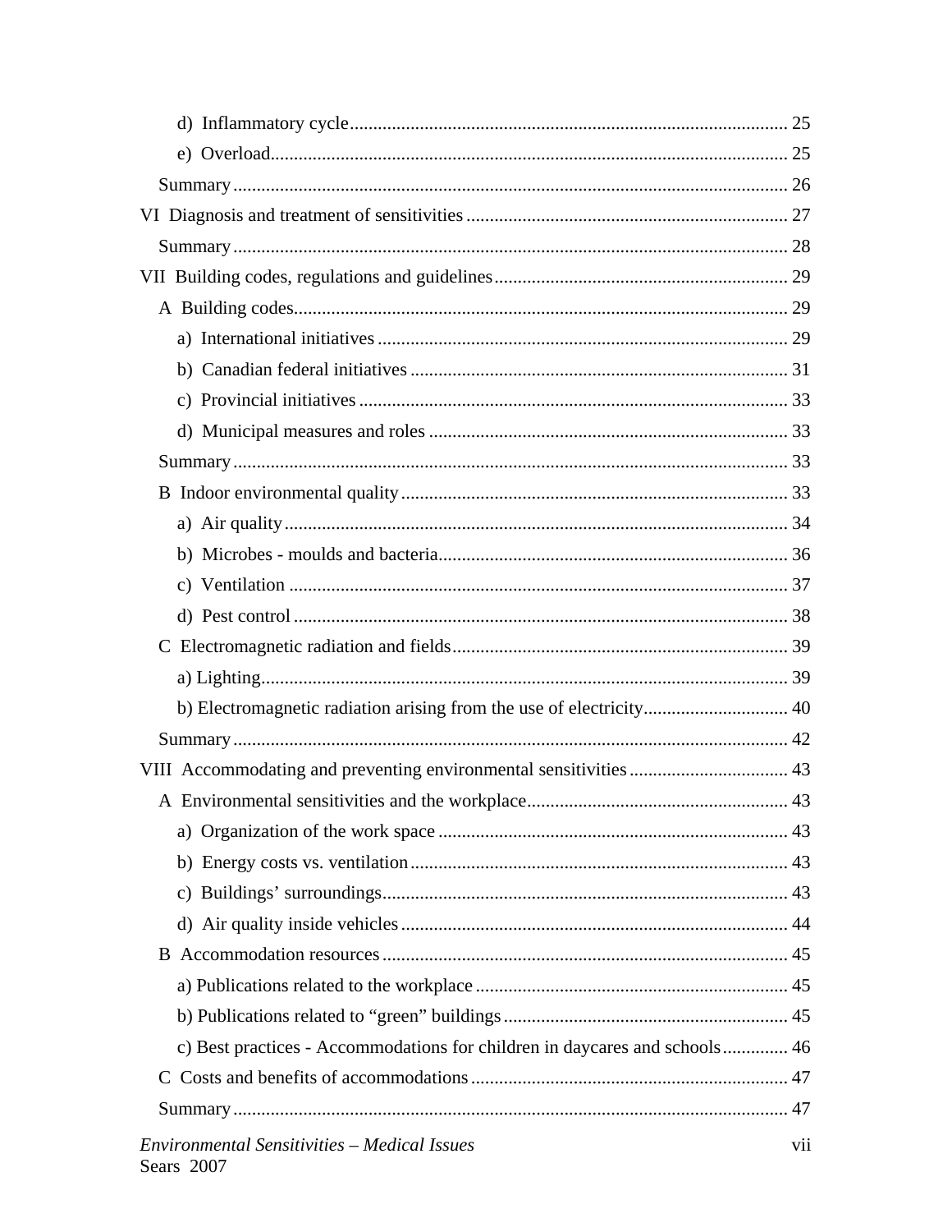d) Inflammatory cycle ............................................................................................ 25

e) Overload............................................................................................................. 25

Summary ..................................................................................................................... 26

VI Diagnosis and treatment of sensitivities .................................................................... 27

Summary ..................................................................................................................... 28

VII Building codes, regulations and guidelines .............................................................. 29

A Building codes........................................................................................................ 29

a) International initiatives ....................................................................................... 29

b) Canadian federal initiatives ................................................................................ 31

c) Provincial initiatives .......................................................................................... 33

d) Municipal measures and roles ............................................................................ 33

Summary ..................................................................................................................... 33

B Indoor environmental quality.................................................................................. 33

a) Air quality ........................................................................................................... 34

b) Microbes - moulds and bacteria.......................................................................... 36

c) Ventilation .......................................................................................................... 37

d) Pest control ......................................................................................................... 38

C Electromagnetic radiation and fields....................................................................... 39

a) Lighting................................................................................................................ 39

b) Electromagnetic radiation arising from the use of electricity............................... 40

Summary ..................................................................................................................... 42

VIII Accommodating and preventing environmental sensitivities .................................. 43

A Environmental sensitivities and the workplace....................................................... 43

a) Organization of the work space .......................................................................... 43

b) Energy costs vs. ventilation................................................................................ 43

c) Buildings' surroundings...................................................................................... 43

d) Air quality inside vehicles .................................................................................. 44

B Accommodation resources ...................................................................................... 45

a) Publications related to the workplace .................................................................. 45

b) Publications related to "green" buildings ............................................................ 45

c) Best practices - Accommodations for children in daycares and schools .............. 46

C Costs and benefits of accommodations ................................................................... 47

Summary ..................................................................................................................... 47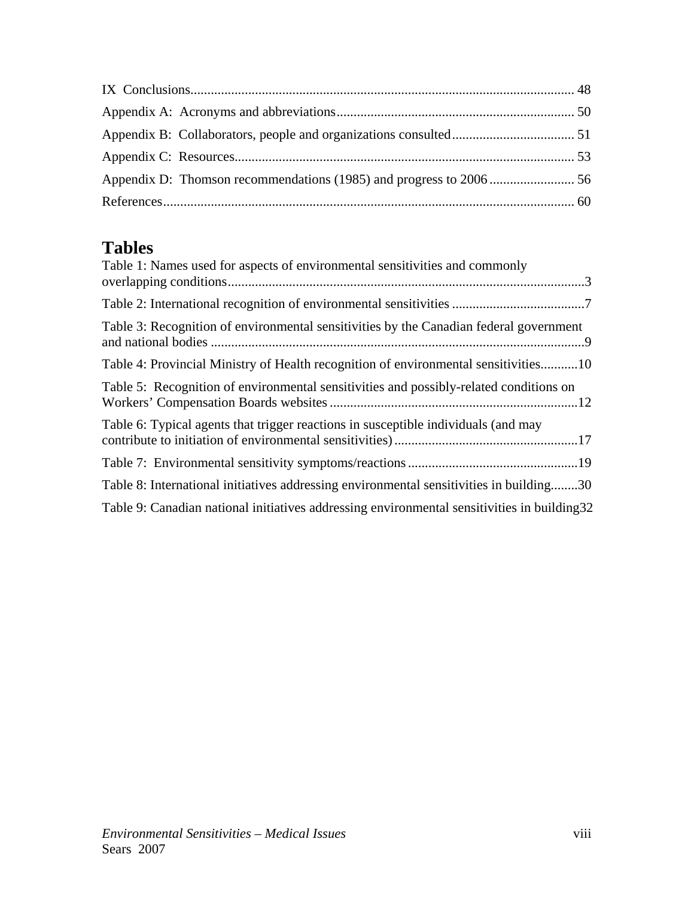IX Conclusions................................................................................................................ 48

Appendix A: Acronyms and abbreviations..................................................................... 50

Appendix B: Collaborators, people and organizations consulted.................................... 51

Appendix C: Resources................................................................................................... 53

Appendix D: Thomson recommendations (1985) and progress to 2006......................... 56

References........................................................................................................................ 60

## Tables

Table 1: Names used for aspects of environmental sensitivities and commonly overlapping conditions........................................................................................................3

Table 2: International recognition of environmental sensitivities .......................................7

Table 3: Recognition of environmental sensitivities by the Canadian federal government and national bodies .............................................................................................................9

Table 4: Provincial Ministry of Health recognition of environmental sensitivities...........10

Table 5: Recognition of environmental sensitivities and possibly-related conditions on Workers' Compensation Boards websites.........................................................................12

Table 6: Typical agents that trigger reactions in susceptible individuals (and may contribute to initiation of environmental sensitivities)......................................................17

Table 7: Environmental sensitivity symptoms/reactions..................................................19

Table 8: International initiatives addressing environmental sensitivities in building........30

Table 9: Canadian national initiatives addressing environmental sensitivities in building32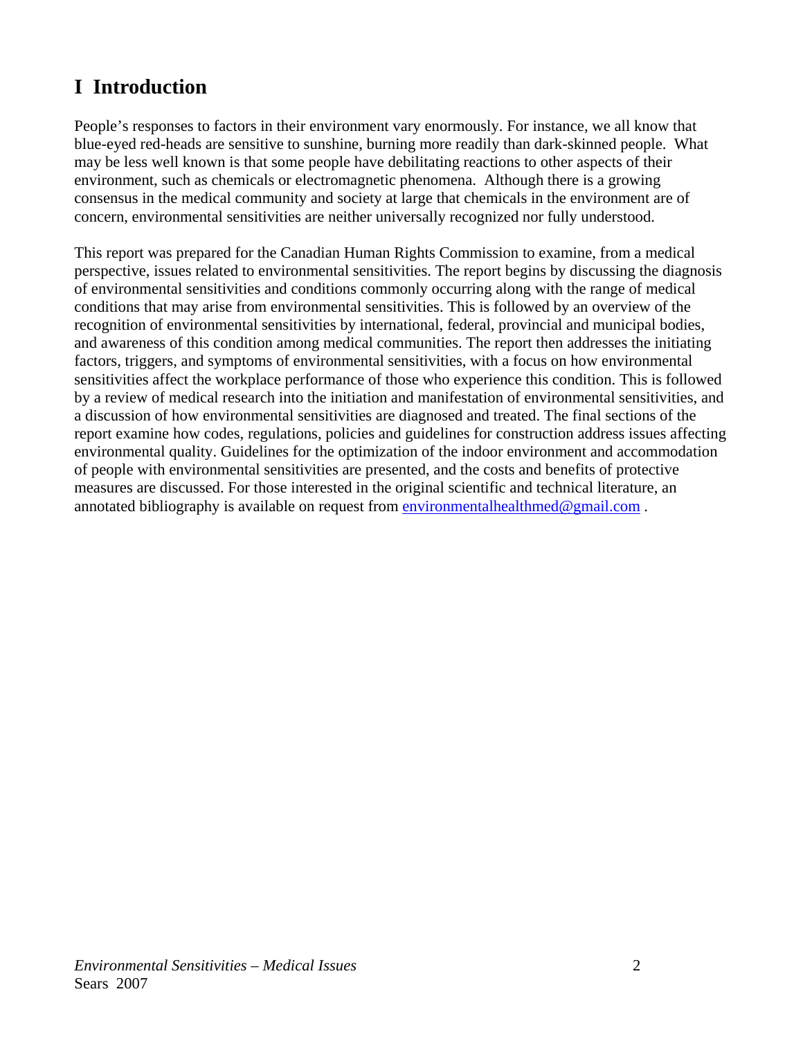# I Introduction

People's responses to factors in their environment vary enormously. For instance, we all know that blue-eyed red-heads are sensitive to sunshine, burning more readily than dark-skinned people. What may be less well known is that some people have debilitating reactions to other aspects of their environment, such as chemicals or electromagnetic phenomena. Although there is a growing consensus in the medical community and society at large that chemicals in the environment are of concern, environmental sensitivities are neither universally recognized nor fully understood.

This report was prepared for the Canadian Human Rights Commission to examine, from a medical perspective, issues related to environmental sensitivities. The report begins by discussing the diagnosis of environmental sensitivities and conditions commonly occurring along with the range of medical conditions that may arise from environmental sensitivities. This is followed by an overview of the recognition of environmental sensitivities by international, federal, provincial and municipal bodies, and awareness of this condition among medical communities. The report then addresses the initiating factors, triggers, and symptoms of environmental sensitivities, with a focus on how environmental sensitivities affect the workplace performance of those who experience this condition. This is followed by a review of medical research into the initiation and manifestation of environmental sensitivities, and a discussion of how environmental sensitivities are diagnosed and treated. The final sections of the report examine how codes, regulations, policies and guidelines for construction address issues affecting environmental quality. Guidelines for the optimization of the indoor environment and accommodation of people with environmental sensitivities are presented, and the costs and benefits of protective measures are discussed. For those interested in the original scientific and technical literature, an annotated bibliography is available on request from environmentalhealthmed@gmail.com .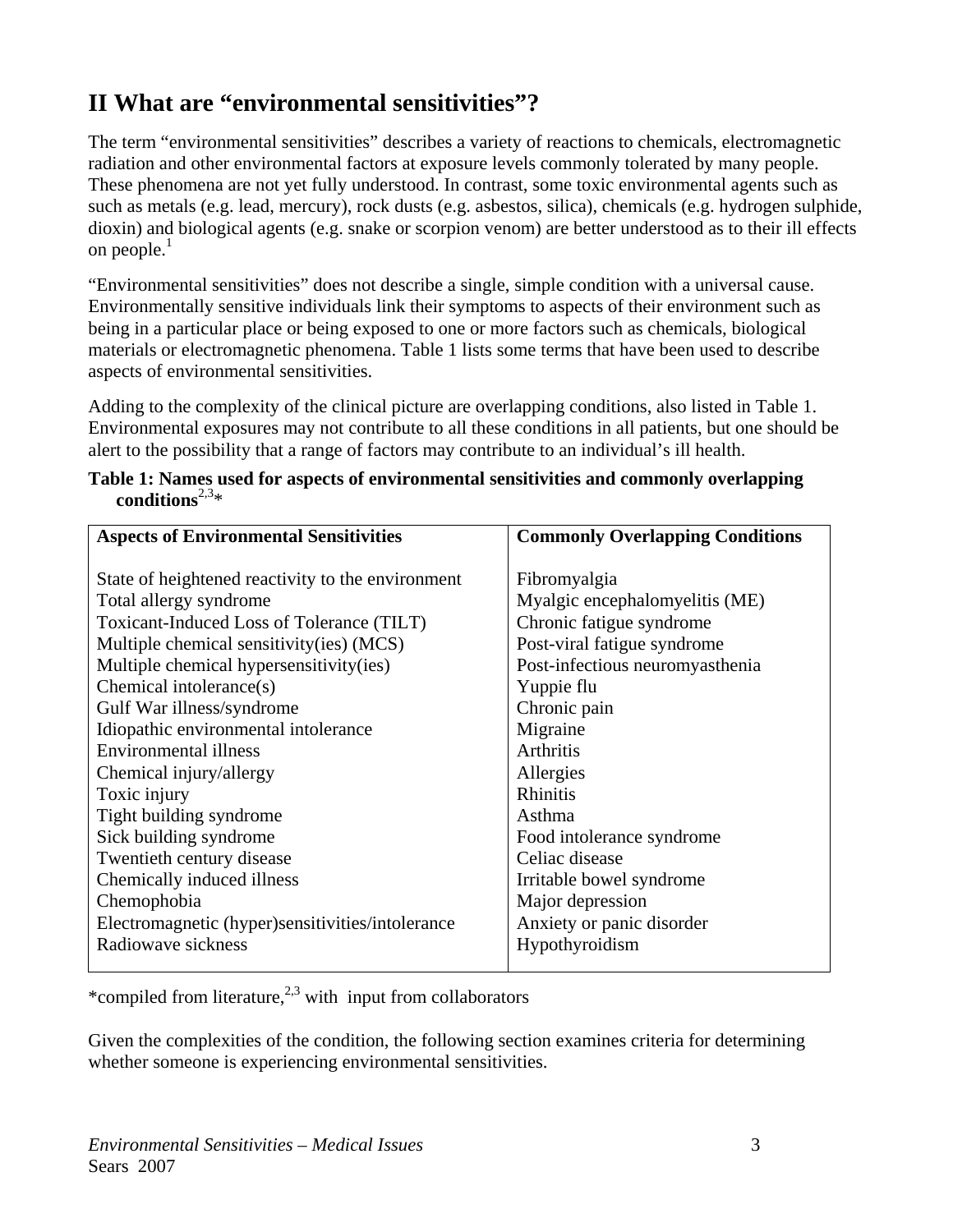## II What are "environmental sensitivities"?

The term "environmental sensitivities" describes a variety of reactions to chemicals, electromagnetic radiation and other environmental factors at exposure levels commonly tolerated by many people. These phenomena are not yet fully understood. In contrast, some toxic environmental agents such as such as metals (e.g. lead, mercury), rock dusts (e.g. asbestos, silica), chemicals (e.g. hydrogen sulphide, dioxin) and biological agents (e.g. snake or scorpion venom) are better understood as to their ill effects on people.[1]

"Environmental sensitivities" does not describe a single, simple condition with a universal cause. Environmentally sensitive individuals link their symptoms to aspects of their environment such as being in a particular place or being exposed to one or more factors such as chemicals, biological materials or electromagnetic phenomena. Table 1 lists some terms that have been used to describe aspects of environmental sensitivities.

Adding to the complexity of the clinical picture are overlapping conditions, also listed in Table 1. Environmental exposures may not contribute to all these conditions in all patients, but one should be alert to the possibility that a range of factors may contribute to an individual's ill health.

**Table 1: Names used for aspects of environmental sensitivities and commonly overlapping conditions[2,3]***

| Aspects of Environmental Sensitivities | Commonly Overlapping Conditions |
|---|---|
| State of heightened reactivity to the environment | Fibromyalgia |
| Total allergy syndrome | Myalgic encephalomyelitis (ME) |
| Toxicant-Induced Loss of Tolerance (TILT) | Chronic fatigue syndrome |
| Multiple chemical sensitivity(ies) (MCS) | Post-viral fatigue syndrome |
| Multiple chemical hypersensitivity(ies) | Post-infectious neuromyasthenia |
| Chemical intolerance(s) | Yuppie flu |
| Gulf War illness/syndrome | Chronic pain |
| Idiopathic environmental intolerance | Migraine |
| Environmental illness | Arthritis |
| Chemical injury/allergy | Allergies |
| Toxic injury | Rhinitis |
| Tight building syndrome | Asthma |
| Sick building syndrome | Food intolerance syndrome |
| Twentieth century disease | Celiac disease |
| Chemically induced illness | Irritable bowel syndrome |
| Chemophobia | Major depression |
| Electromagnetic (hyper)sensitivities/intolerance | Anxiety or panic disorder |
| Radiowave sickness | Hypothyroidism |

*compiled from literature,[2,3] with input from collaborators

Given the complexities of the condition, the following section examines criteria for determining whether someone is experiencing environmental sensitivities.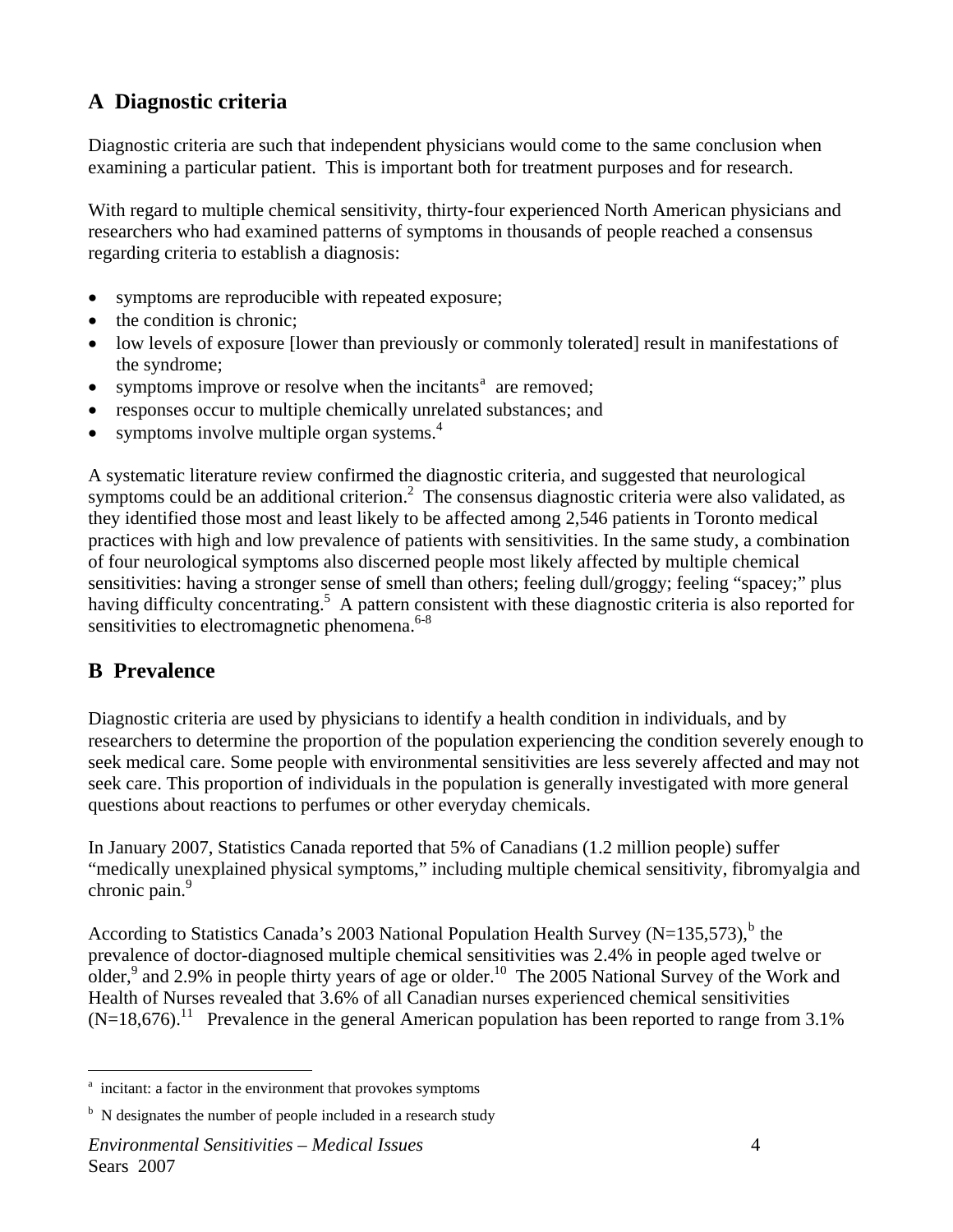## A Diagnostic criteria

Diagnostic criteria are such that independent physicians would come to the same conclusion when examining a particular patient. This is important both for treatment purposes and for research.

With regard to multiple chemical sensitivity, thirty-four experienced North American physicians and researchers who had examined patterns of symptoms in thousands of people reached a consensus regarding criteria to establish a diagnosis:

- symptoms are reproducible with repeated exposure;
- the condition is chronic;
- low levels of exposure [lower than previously or commonly tolerated] result in manifestations of the syndrome;
- symptoms improve or resolve when the incitants[a] are removed;
- responses occur to multiple chemically unrelated substances; and
- symptoms involve multiple organ systems.[4]

A systematic literature review confirmed the diagnostic criteria, and suggested that neurological symptoms could be an additional criterion.[2] The consensus diagnostic criteria were also validated, as they identified those most and least likely to be affected among 2,546 patients in Toronto medical practices with high and low prevalence of patients with sensitivities. In the same study, a combination of four neurological symptoms also discerned people most likely affected by multiple chemical sensitivities: having a stronger sense of smell than others; feeling dull/groggy; feeling "spacey;" plus having difficulty concentrating.[5] A pattern consistent with these diagnostic criteria is also reported for sensitivities to electromagnetic phenomena.[6-8]

## B Prevalence

Diagnostic criteria are used by physicians to identify a health condition in individuals, and by researchers to determine the proportion of the population experiencing the condition severely enough to seek medical care. Some people with environmental sensitivities are less severely affected and may not seek care. This proportion of individuals in the population is generally investigated with more general questions about reactions to perfumes or other everyday chemicals.

In January 2007, Statistics Canada reported that 5% of Canadians (1.2 million people) suffer "medically unexplained physical symptoms," including multiple chemical sensitivity, fibromyalgia and chronic pain.[9]

According to Statistics Canada's 2003 National Population Health Survey (N=135,573),[b] the prevalence of doctor-diagnosed multiple chemical sensitivities was 2.4% in people aged twelve or older,[9] and 2.9% in people thirty years of age or older.[10] The 2005 National Survey of the Work and Health of Nurses revealed that 3.6% of all Canadian nurses experienced chemical sensitivities (N=18,676).[11] Prevalence in the general American population has been reported to range from 3.1%

---

[a] incitant: a factor in the environment that provokes symptoms

[b] N designates the number of people included in a research study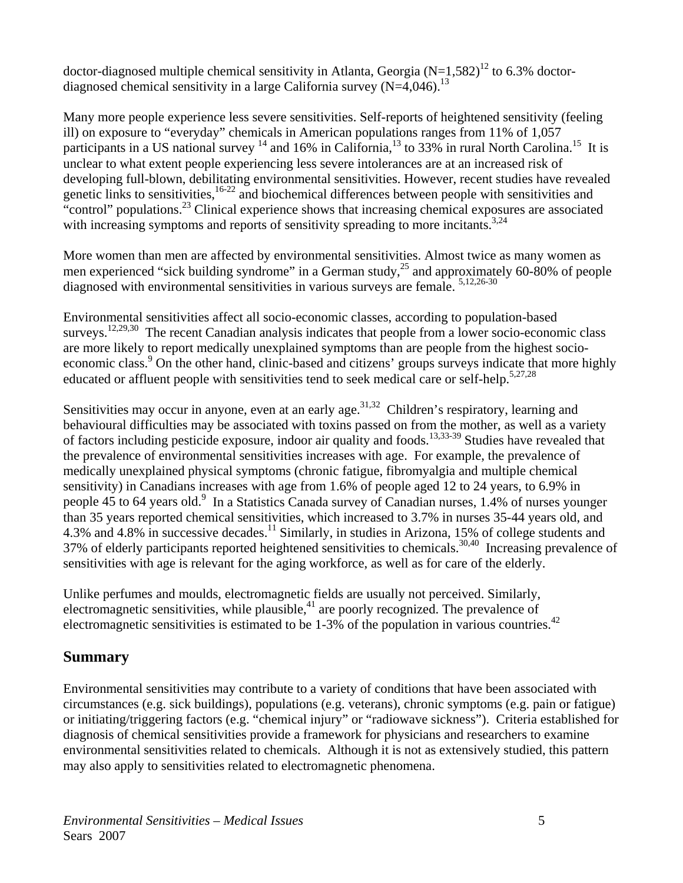doctor-diagnosed multiple chemical sensitivity in Atlanta, Georgia (N=1,582)[12] to 6.3% doctor-diagnosed chemical sensitivity in a large California survey (N=4,046).[13]

Many more people experience less severe sensitivities. Self-reports of heightened sensitivity (feeling ill) on exposure to "everyday" chemicals in American populations ranges from 11% of 1,057 participants in a US national survey [14] and 16% in California,[13] to 33% in rural North Carolina.[15] It is unclear to what extent people experiencing less severe intolerances are at an increased risk of developing full-blown, debilitating environmental sensitivities. However, recent studies have revealed genetic links to sensitivities,[16-22] and biochemical differences between people with sensitivities and "control" populations.[23] Clinical experience shows that increasing chemical exposures are associated with increasing symptoms and reports of sensitivity spreading to more incitants.[3,24]

More women than men are affected by environmental sensitivities. Almost twice as many women as men experienced "sick building syndrome" in a German study,[25] and approximately 60-80% of people diagnosed with environmental sensitivities in various surveys are female. [5,12,26-30]

Environmental sensitivities affect all socio-economic classes, according to population-based surveys.[12,29,30] The recent Canadian analysis indicates that people from a lower socio-economic class are more likely to report medically unexplained symptoms than are people from the highest socio-economic class.[9] On the other hand, clinic-based and citizens' groups surveys indicate that more highly educated or affluent people with sensitivities tend to seek medical care or self-help.[5,27,28]

Sensitivities may occur in anyone, even at an early age.[31,32] Children's respiratory, learning and behavioural difficulties may be associated with toxins passed on from the mother, as well as a variety of factors including pesticide exposure, indoor air quality and foods.[13,33-39] Studies have revealed that the prevalence of environmental sensitivities increases with age. For example, the prevalence of medically unexplained physical symptoms (chronic fatigue, fibromyalgia and multiple chemical sensitivity) in Canadians increases with age from 1.6% of people aged 12 to 24 years, to 6.9% in people 45 to 64 years old.[9] In a Statistics Canada survey of Canadian nurses, 1.4% of nurses younger than 35 years reported chemical sensitivities, which increased to 3.7% in nurses 35-44 years old, and 4.3% and 4.8% in successive decades.[11] Similarly, in studies in Arizona, 15% of college students and 37% of elderly participants reported heightened sensitivities to chemicals.[30,40] Increasing prevalence of sensitivities with age is relevant for the aging workforce, as well as for care of the elderly.

Unlike perfumes and moulds, electromagnetic fields are usually not perceived. Similarly, electromagnetic sensitivities, while plausible,[41] are poorly recognized. The prevalence of electromagnetic sensitivities is estimated to be 1-3% of the population in various countries.[42]

## Summary

Environmental sensitivities may contribute to a variety of conditions that have been associated with circumstances (e.g. sick buildings), populations (e.g. veterans), chronic symptoms (e.g. pain or fatigue) or initiating/triggering factors (e.g. "chemical injury" or "radiowave sickness"). Criteria established for diagnosis of chemical sensitivities provide a framework for physicians and researchers to examine environmental sensitivities related to chemicals. Although it is not as extensively studied, this pattern may also apply to sensitivities related to electromagnetic phenomena.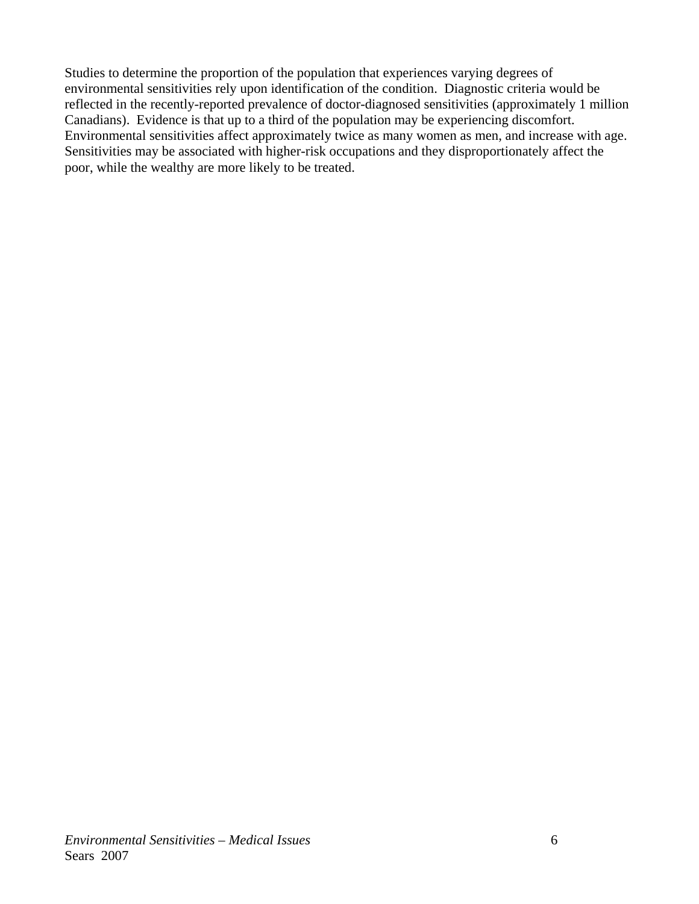Studies to determine the proportion of the population that experiences varying degrees of environmental sensitivities rely upon identification of the condition. Diagnostic criteria would be reflected in the recently-reported prevalence of doctor-diagnosed sensitivities (approximately 1 million Canadians). Evidence is that up to a third of the population may be experiencing discomfort. Environmental sensitivities affect approximately twice as many women as men, and increase with age. Sensitivities may be associated with higher-risk occupations and they disproportionately affect the poor, while the wealthy are more likely to be treated.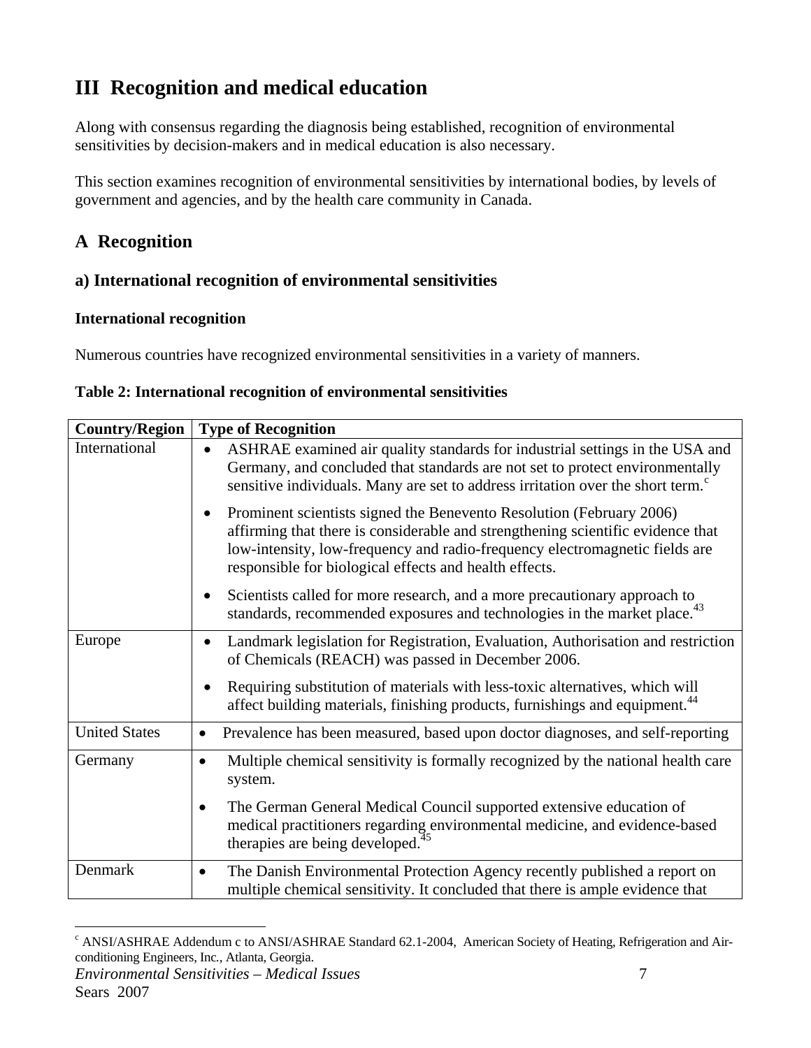# III Recognition and medical education

Along with consensus regarding the diagnosis being established, recognition of environmental sensitivities by decision-makers and in medical education is also necessary.

This section examines recognition of environmental sensitivities by international bodies, by levels of government and agencies, and by the health care community in Canada.

## A Recognition

### a) International recognition of environmental sensitivities

**International recognition**

Numerous countries have recognized environmental sensitivities in a variety of manners.

**Table 2: International recognition of environmental sensitivities**

| Country/Region | Type of Recognition |
|---|---|
| International | • ASHRAE examined air quality standards for industrial settings in the USA and Germany, and concluded that standards are not set to protect environmentally sensitive individuals. Many are set to address irritation over the short term.[c] <br> • Prominent scientists signed the Benevento Resolution (February 2006) affirming that there is considerable and strengthening scientific evidence that low-intensity, low-frequency and radio-frequency electromagnetic fields are responsible for biological effects and health effects. <br> • Scientists called for more research, and a more precautionary approach to standards, recommended exposures and technologies in the market place.[43] |
| Europe | • Landmark legislation for Registration, Evaluation, Authorisation and restriction of Chemicals (REACH) was passed in December 2006. <br> • Requiring substitution of materials with less-toxic alternatives, which will affect building materials, finishing products, furnishings and equipment.[44] |
| United States | • Prevalence has been measured, based upon doctor diagnoses, and self-reporting |
| Germany | • Multiple chemical sensitivity is formally recognized by the national health care system. <br> • The German General Medical Council supported extensive education of medical practitioners regarding environmental medicine, and evidence-based therapies are being developed.[45] |
| Denmark | • The Danish Environmental Protection Agency recently published a report on multiple chemical sensitivity. It concluded that there is ample evidence that |

[c] ANSI/ASHRAE Addendum c to ANSI/ASHRAE Standard 62.1-2004, American Society of Heating, Refrigeration and Air-conditioning Engineers, Inc., Atlanta, Georgia.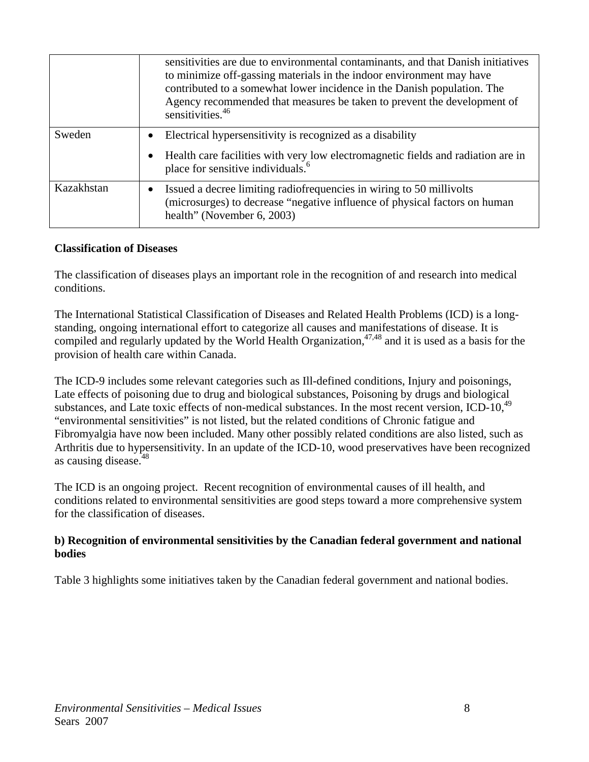| | |
|---|---|
| | sensitivities are due to environmental contaminants, and that Danish initiatives to minimize off-gassing materials in the indoor environment may have contributed to a somewhat lower incidence in the Danish population. The Agency recommended that measures be taken to prevent the development of sensitivities.[46] |
| Sweden | • Electrical hypersensitivity is recognized as a disability<br>• Health care facilities with very low electromagnetic fields and radiation are in place for sensitive individuals.[6] |
| Kazakhstan | • Issued a decree limiting radiofrequencies in wiring to 50 millivolts (microsurges) to decrease "negative influence of physical factors on human health" (November 6, 2003) |

**Classification of Diseases**

The classification of diseases plays an important role in the recognition of and research into medical conditions.

The International Statistical Classification of Diseases and Related Health Problems (ICD) is a long-standing, ongoing international effort to categorize all causes and manifestations of disease. It is compiled and regularly updated by the World Health Organization,[47,48] and it is used as a basis for the provision of health care within Canada.

The ICD-9 includes some relevant categories such as Ill-defined conditions, Injury and poisonings, Late effects of poisoning due to drug and biological substances, Poisoning by drugs and biological substances, and Late toxic effects of non-medical substances. In the most recent version, ICD-10,[49] "environmental sensitivities" is not listed, but the related conditions of Chronic fatigue and Fibromyalgia have now been included. Many other possibly related conditions are also listed, such as Arthritis due to hypersensitivity. In an update of the ICD-10, wood preservatives have been recognized as causing disease.[48]

The ICD is an ongoing project. Recent recognition of environmental causes of ill health, and conditions related to environmental sensitivities are good steps toward a more comprehensive system for the classification of diseases.

**b) Recognition of environmental sensitivities by the Canadian federal government and national bodies**

Table 3 highlights some initiatives taken by the Canadian federal government and national bodies.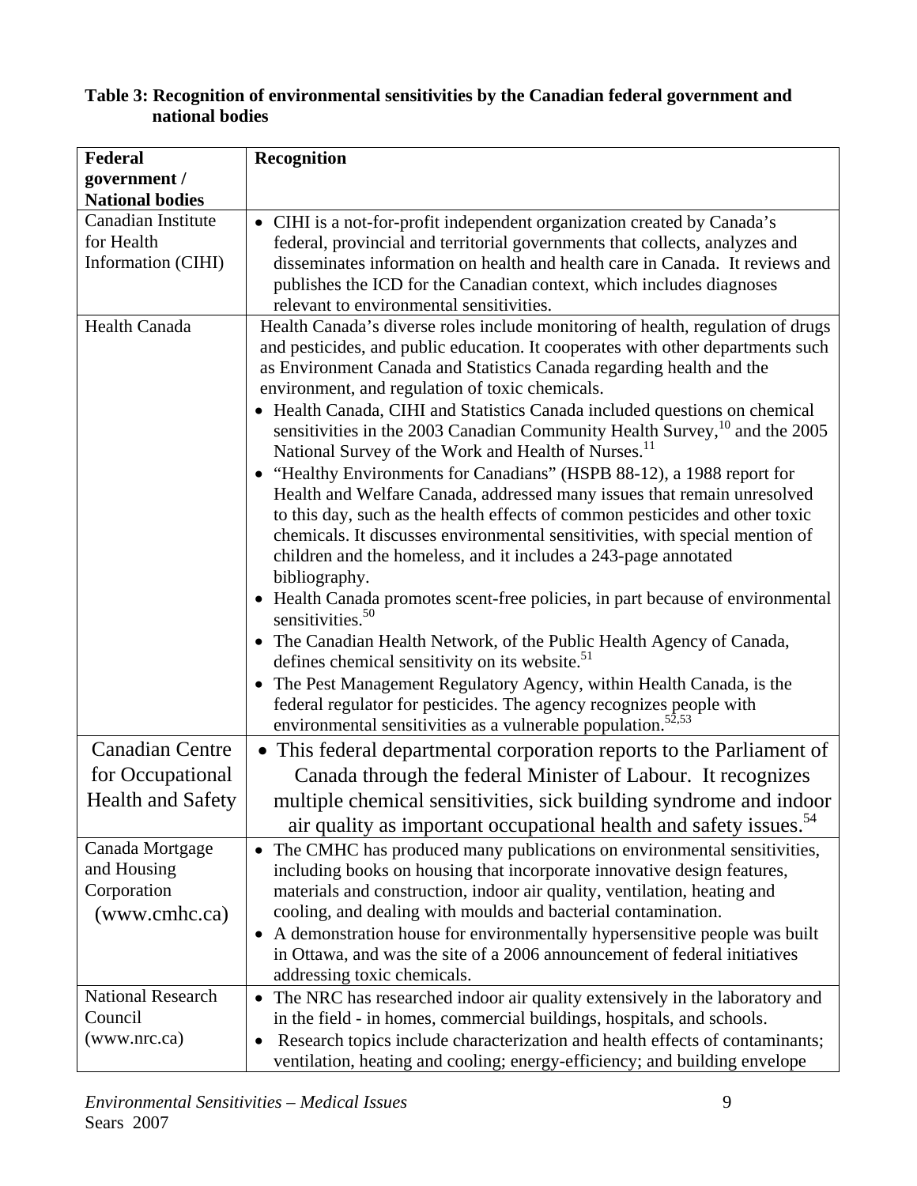**Table 3: Recognition of environmental sensitivities by the Canadian federal government and national bodies**

| Federal government / National bodies | Recognition |
|---|---|
| Canadian Institute for Health Information (CIHI) | • CIHI is a not-for-profit independent organization created by Canada's federal, provincial and territorial governments that collects, analyzes and disseminates information on health and health care in Canada. It reviews and publishes the ICD for the Canadian context, which includes diagnoses relevant to environmental sensitivities. |
| Health Canada | Health Canada's diverse roles include monitoring of health, regulation of drugs and pesticides, and public education. It cooperates with other departments such as Environment Canada and Statistics Canada regarding health and the environment, and regulation of toxic chemicals.<br>• Health Canada, CIHI and Statistics Canada included questions on chemical sensitivities in the 2003 Canadian Community Health Survey,[10] and the 2005 National Survey of the Work and Health of Nurses.[11]<br>• "Healthy Environments for Canadians" (HSPB 88-12), a 1988 report for Health and Welfare Canada, addressed many issues that remain unresolved to this day, such as the health effects of common pesticides and other toxic chemicals. It discusses environmental sensitivities, with special mention of children and the homeless, and it includes a 243-page annotated bibliography.<br>• Health Canada promotes scent-free policies, in part because of environmental sensitivities.[50]<br>• The Canadian Health Network, of the Public Health Agency of Canada, defines chemical sensitivity on its website.[51]<br>• The Pest Management Regulatory Agency, within Health Canada, is the federal regulator for pesticides. The agency recognizes people with environmental sensitivities as a vulnerable population.[52,53] |
| Canadian Centre for Occupational Health and Safety | • This federal departmental corporation reports to the Parliament of Canada through the federal Minister of Labour. It recognizes multiple chemical sensitivities, sick building syndrome and indoor air quality as important occupational health and safety issues.[54] |
| Canada Mortgage and Housing Corporation (www.cmhc.ca) | • The CMHC has produced many publications on environmental sensitivities, including books on housing that incorporate innovative design features, materials and construction, indoor air quality, ventilation, heating and cooling, and dealing with moulds and bacterial contamination.<br>• A demonstration house for environmentally hypersensitive people was built in Ottawa, and was the site of a 2006 announcement of federal initiatives addressing toxic chemicals. |
| National Research Council (www.nrc.ca) | • The NRC has researched indoor air quality extensively in the laboratory and in the field - in homes, commercial buildings, hospitals, and schools.<br>• Research topics include characterization and health effects of contaminants; ventilation, heating and cooling; energy-efficiency; and building envelope |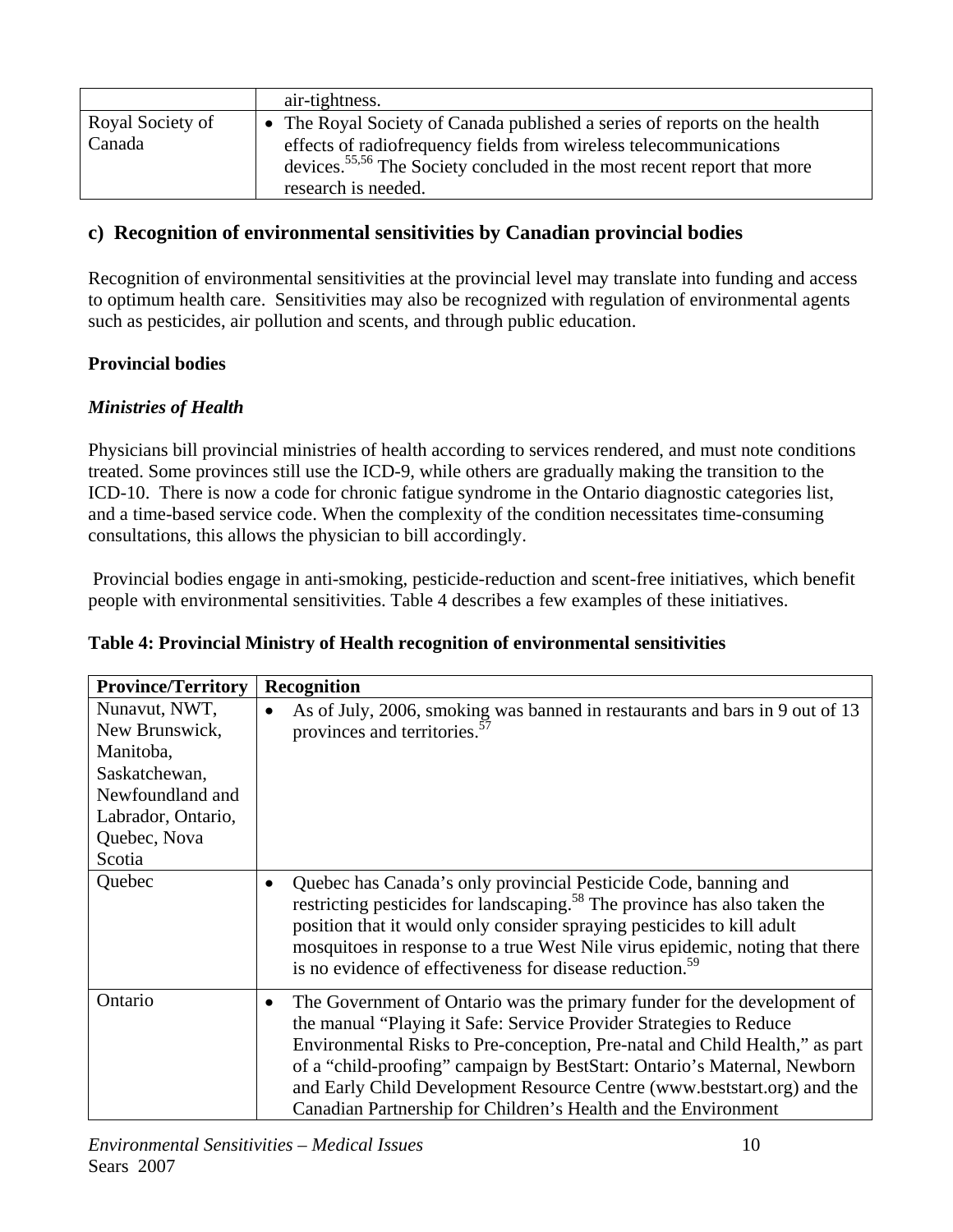|  |  |
| --- | --- |
|  | air-tightness. |
| Royal Society of Canada | • The Royal Society of Canada published a series of reports on the health effects of radiofrequency fields from wireless telecommunications devices.[55,56] The Society concluded in the most recent report that more research is needed. |

## c) Recognition of environmental sensitivities by Canadian provincial bodies

Recognition of environmental sensitivities at the provincial level may translate into funding and access to optimum health care. Sensitivities may also be recognized with regulation of environmental agents such as pesticides, air pollution and scents, and through public education.

**Provincial bodies**

***Ministries of Health***

Physicians bill provincial ministries of health according to services rendered, and must note conditions treated. Some provinces still use the ICD-9, while others are gradually making the transition to the ICD-10. There is now a code for chronic fatigue syndrome in the Ontario diagnostic categories list, and a time-based service code. When the complexity of the condition necessitates time-consuming consultations, this allows the physician to bill accordingly.

Provincial bodies engage in anti-smoking, pesticide-reduction and scent-free initiatives, which benefit people with environmental sensitivities. Table 4 describes a few examples of these initiatives.

**Table 4: Provincial Ministry of Health recognition of environmental sensitivities**

| Province/Territory | Recognition |
| --- | --- |
| Nunavut, NWT, New Brunswick, Manitoba, Saskatchewan, Newfoundland and Labrador, Ontario, Quebec, Nova Scotia | • As of July, 2006, smoking was banned in restaurants and bars in 9 out of 13 provinces and territories.[57] |
| Quebec | • Quebec has Canada's only provincial Pesticide Code, banning and restricting pesticides for landscaping.[58] The province has also taken the position that it would only consider spraying pesticides to kill adult mosquitoes in response to a true West Nile virus epidemic, noting that there is no evidence of effectiveness for disease reduction.[59] |
| Ontario | • The Government of Ontario was the primary funder for the development of the manual "Playing it Safe: Service Provider Strategies to Reduce Environmental Risks to Pre-conception, Pre-natal and Child Health," as part of a "child-proofing" campaign by BestStart: Ontario's Maternal, Newborn and Early Child Development Resource Centre (www.beststart.org) and the Canadian Partnership for Children's Health and the Environment |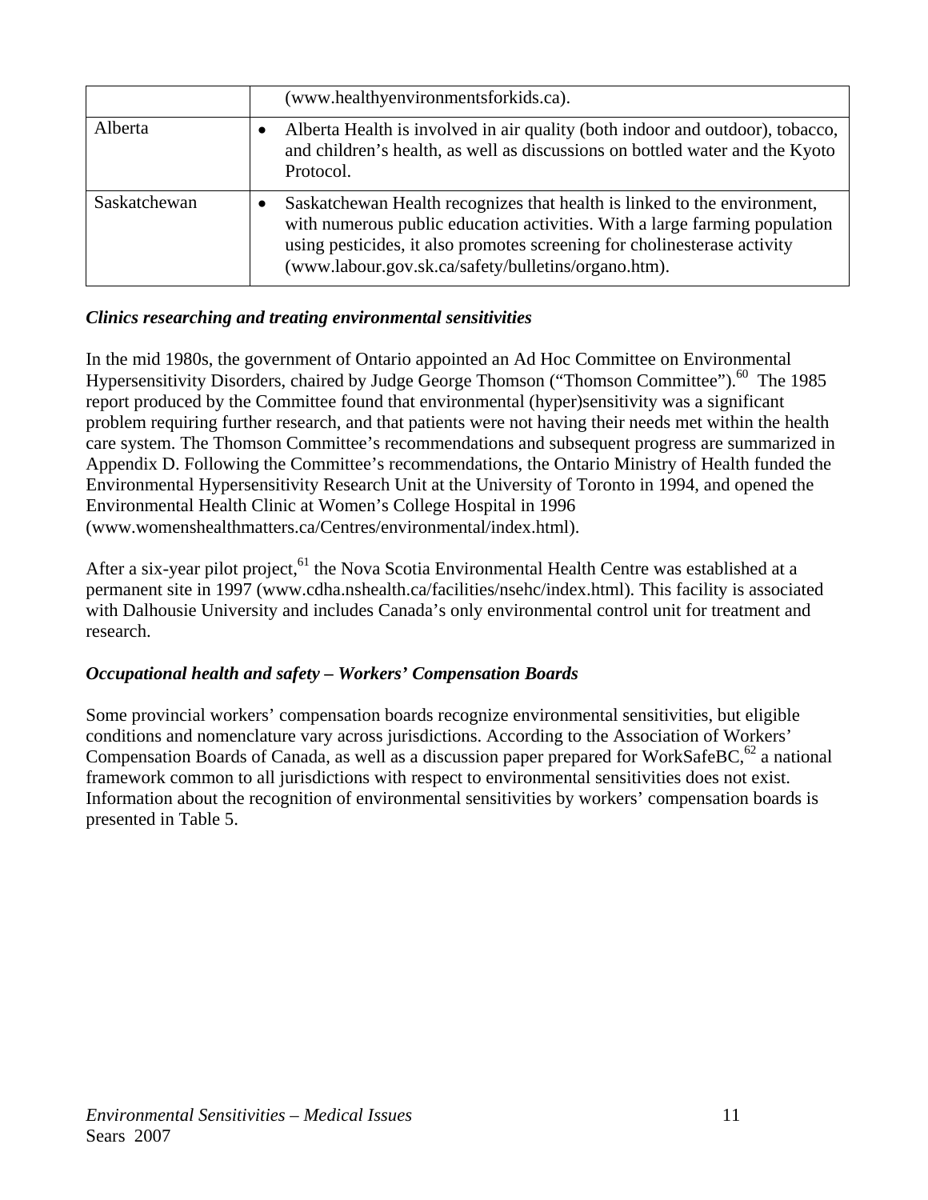| | |
|---|---|
| | (www.healthyenvironmentsforkids.ca). |
| Alberta | • Alberta Health is involved in air quality (both indoor and outdoor), tobacco, and children's health, as well as discussions on bottled water and the Kyoto Protocol. |
| Saskatchewan | • Saskatchewan Health recognizes that health is linked to the environment, with numerous public education activities. With a large farming population using pesticides, it also promotes screening for cholinesterase activity (www.labour.gov.sk.ca/safety/bulletins/organo.htm). |

*Clinics researching and treating environmental sensitivities*

In the mid 1980s, the government of Ontario appointed an Ad Hoc Committee on Environmental Hypersensitivity Disorders, chaired by Judge George Thomson ("Thomson Committee").[60] The 1985 report produced by the Committee found that environmental (hyper)sensitivity was a significant problem requiring further research, and that patients were not having their needs met within the health care system. The Thomson Committee's recommendations and subsequent progress are summarized in Appendix D. Following the Committee's recommendations, the Ontario Ministry of Health funded the Environmental Hypersensitivity Research Unit at the University of Toronto in 1994, and opened the Environmental Health Clinic at Women's College Hospital in 1996 (www.womenshealthmatters.ca/Centres/environmental/index.html).

After a six-year pilot project,[61] the Nova Scotia Environmental Health Centre was established at a permanent site in 1997 (www.cdha.nshealth.ca/facilities/nsehc/index.html). This facility is associated with Dalhousie University and includes Canada's only environmental control unit for treatment and research.

*Occupational health and safety – Workers' Compensation Boards*

Some provincial workers' compensation boards recognize environmental sensitivities, but eligible conditions and nomenclature vary across jurisdictions. According to the Association of Workers' Compensation Boards of Canada, as well as a discussion paper prepared for WorkSafeBC,[62] a national framework common to all jurisdictions with respect to environmental sensitivities does not exist. Information about the recognition of environmental sensitivities by workers' compensation boards is presented in Table 5.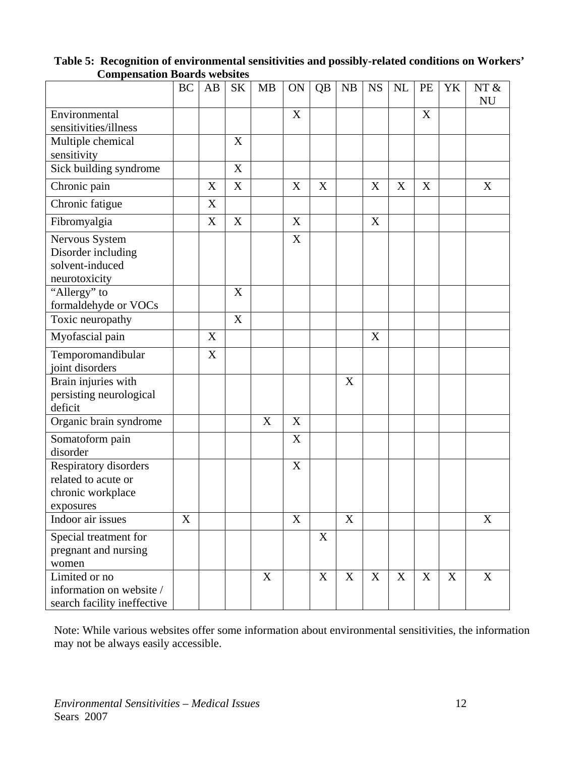**Table 5: Recognition of environmental sensitivities and possibly-related conditions on Workers' Compensation Boards websites**

| | BC | AB | SK | MB | ON | QB | NB | NS | NL | PE | YK | NT & NU |
|---|---|---|---|---|---|---|---|---|---|---|---|---|
| Environmental sensitivities/illness | | | | | X | | | | | X | | |
| Multiple chemical sensitivity | | | X | | | | | | | | | |
| Sick building syndrome | | | X | | | | | | | | | |
| Chronic pain | | X | X | | X | X | | X | X | X | | X |
| Chronic fatigue | | X | | | | | | | | | | |
| Fibromyalgia | | X | X | | X | | | X | | | | |
| Nervous System Disorder including solvent-induced neurotoxicity | | | | | X | | | | | | | |
| "Allergy" to formaldehyde or VOCs | | | X | | | | | | | | | |
| Toxic neuropathy | | | X | | | | | | | | | |
| Myofascial pain | | X | | | | | | X | | | | |
| Temporomandibular joint disorders | | X | | | | | | | | | | |
| Brain injuries with persisting neurological deficit | | | | | | | X | | | | | |
| Organic brain syndrome | | | | X | X | | | | | | | |
| Somatoform pain disorder | | | | | X | | | | | | | |
| Respiratory disorders related to acute or chronic workplace exposures | | | | | X | | | | | | | |
| Indoor air issues | X | | | | X | | X | | | | | X |
| Special treatment for pregnant and nursing women | | | | | | X | | | | | | |
| Limited or no information on website / search facility ineffective | | | | X | | X | X | X | X | X | X | X |

Note: While various websites offer some information about environmental sensitivities, the information may not be always easily accessible.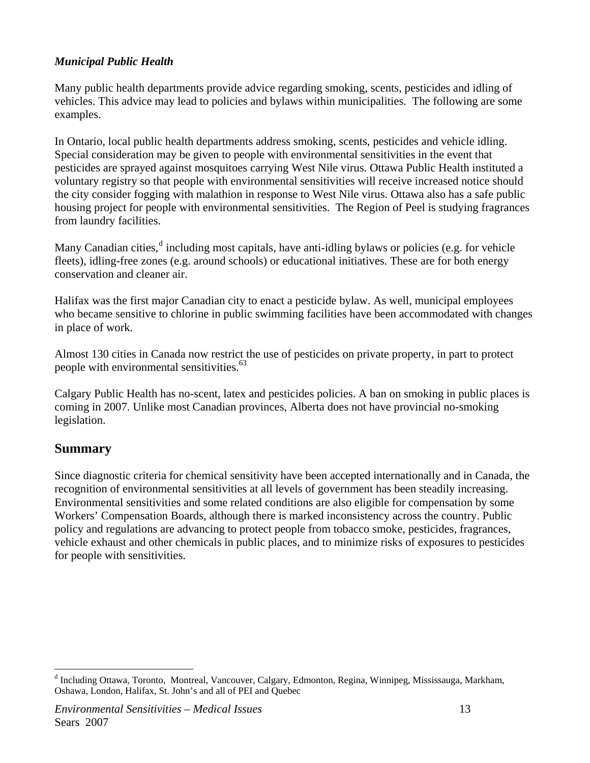***Municipal Public Health***

Many public health departments provide advice regarding smoking, scents, pesticides and idling of vehicles. This advice may lead to policies and bylaws within municipalities. The following are some examples.

In Ontario, local public health departments address smoking, scents, pesticides and vehicle idling. Special consideration may be given to people with environmental sensitivities in the event that pesticides are sprayed against mosquitoes carrying West Nile virus. Ottawa Public Health instituted a voluntary registry so that people with environmental sensitivities will receive increased notice should the city consider fogging with malathion in response to West Nile virus. Ottawa also has a safe public housing project for people with environmental sensitivities. The Region of Peel is studying fragrances from laundry facilities.

Many Canadian cities,[d] including most capitals, have anti-idling bylaws or policies (e.g. for vehicle fleets), idling-free zones (e.g. around schools) or educational initiatives. These are for both energy conservation and cleaner air.

Halifax was the first major Canadian city to enact a pesticide bylaw. As well, municipal employees who became sensitive to chlorine in public swimming facilities have been accommodated with changes in place of work.

Almost 130 cities in Canada now restrict the use of pesticides on private property, in part to protect people with environmental sensitivities.[63]

Calgary Public Health has no-scent, latex and pesticides policies. A ban on smoking in public places is coming in 2007. Unlike most Canadian provinces, Alberta does not have provincial no-smoking legislation.

## Summary

Since diagnostic criteria for chemical sensitivity have been accepted internationally and in Canada, the recognition of environmental sensitivities at all levels of government has been steadily increasing. Environmental sensitivities and some related conditions are also eligible for compensation by some Workers' Compensation Boards, although there is marked inconsistency across the country. Public policy and regulations are advancing to protect people from tobacco smoke, pesticides, fragrances, vehicle exhaust and other chemicals in public places, and to minimize risks of exposures to pesticides for people with sensitivities.

---

[d] Including Ottawa, Toronto, Montreal, Vancouver, Calgary, Edmonton, Regina, Winnipeg, Mississauga, Markham, Oshawa, London, Halifax, St. John's and all of PEI and Quebec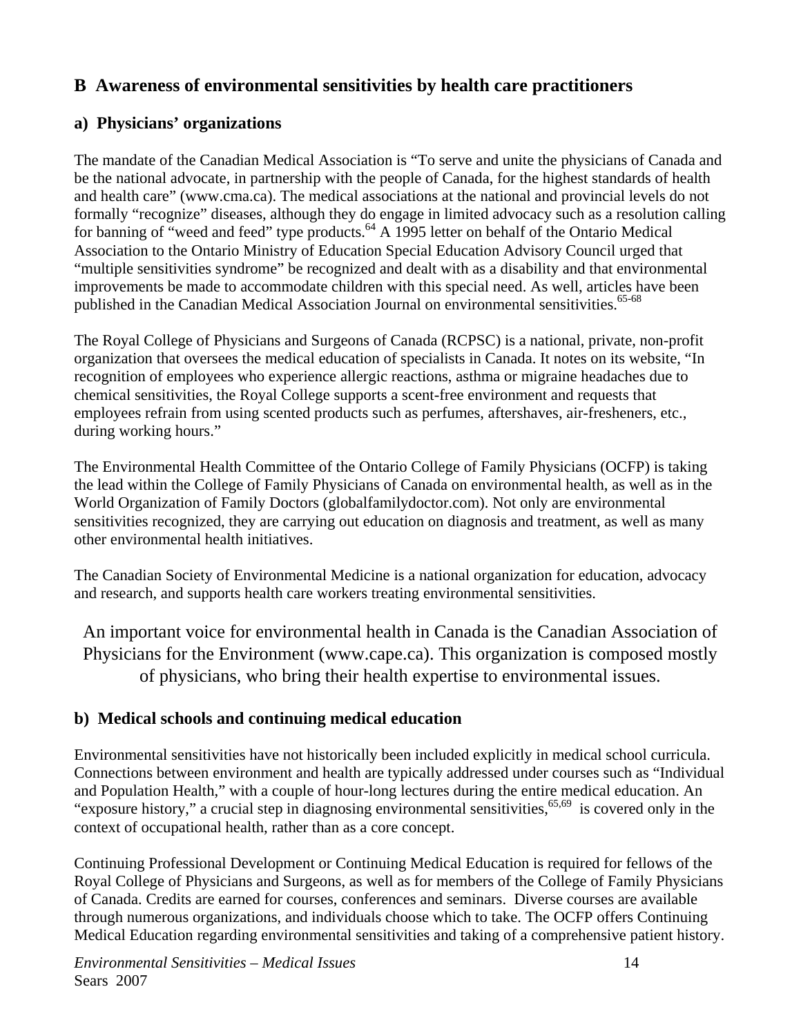## B Awareness of environmental sensitivities by health care practitioners

### a) Physicians' organizations

The mandate of the Canadian Medical Association is "To serve and unite the physicians of Canada and be the national advocate, in partnership with the people of Canada, for the highest standards of health and health care" (www.cma.ca). The medical associations at the national and provincial levels do not formally "recognize" diseases, although they do engage in limited advocacy such as a resolution calling for banning of "weed and feed" type products.[64] A 1995 letter on behalf of the Ontario Medical Association to the Ontario Ministry of Education Special Education Advisory Council urged that "multiple sensitivities syndrome" be recognized and dealt with as a disability and that environmental improvements be made to accommodate children with this special need. As well, articles have been published in the Canadian Medical Association Journal on environmental sensitivities.[65-68]

The Royal College of Physicians and Surgeons of Canada (RCPSC) is a national, private, non-profit organization that oversees the medical education of specialists in Canada. It notes on its website, "In recognition of employees who experience allergic reactions, asthma or migraine headaches due to chemical sensitivities, the Royal College supports a scent-free environment and requests that employees refrain from using scented products such as perfumes, aftershaves, air-fresheners, etc., during working hours."

The Environmental Health Committee of the Ontario College of Family Physicians (OCFP) is taking the lead within the College of Family Physicians of Canada on environmental health, as well as in the World Organization of Family Doctors (globalfamilydoctor.com). Not only are environmental sensitivities recognized, they are carrying out education on diagnosis and treatment, as well as many other environmental health initiatives.

The Canadian Society of Environmental Medicine is a national organization for education, advocacy and research, and supports health care workers treating environmental sensitivities.

An important voice for environmental health in Canada is the Canadian Association of Physicians for the Environment (www.cape.ca). This organization is composed mostly of physicians, who bring their health expertise to environmental issues.

### b) Medical schools and continuing medical education

Environmental sensitivities have not historically been included explicitly in medical school curricula. Connections between environment and health are typically addressed under courses such as "Individual and Population Health," with a couple of hour-long lectures during the entire medical education. An "exposure history," a crucial step in diagnosing environmental sensitivities,[65,69] is covered only in the context of occupational health, rather than as a core concept.

Continuing Professional Development or Continuing Medical Education is required for fellows of the Royal College of Physicians and Surgeons, as well as for members of the College of Family Physicians of Canada. Credits are earned for courses, conferences and seminars. Diverse courses are available through numerous organizations, and individuals choose which to take. The OCFP offers Continuing Medical Education regarding environmental sensitivities and taking of a comprehensive patient history.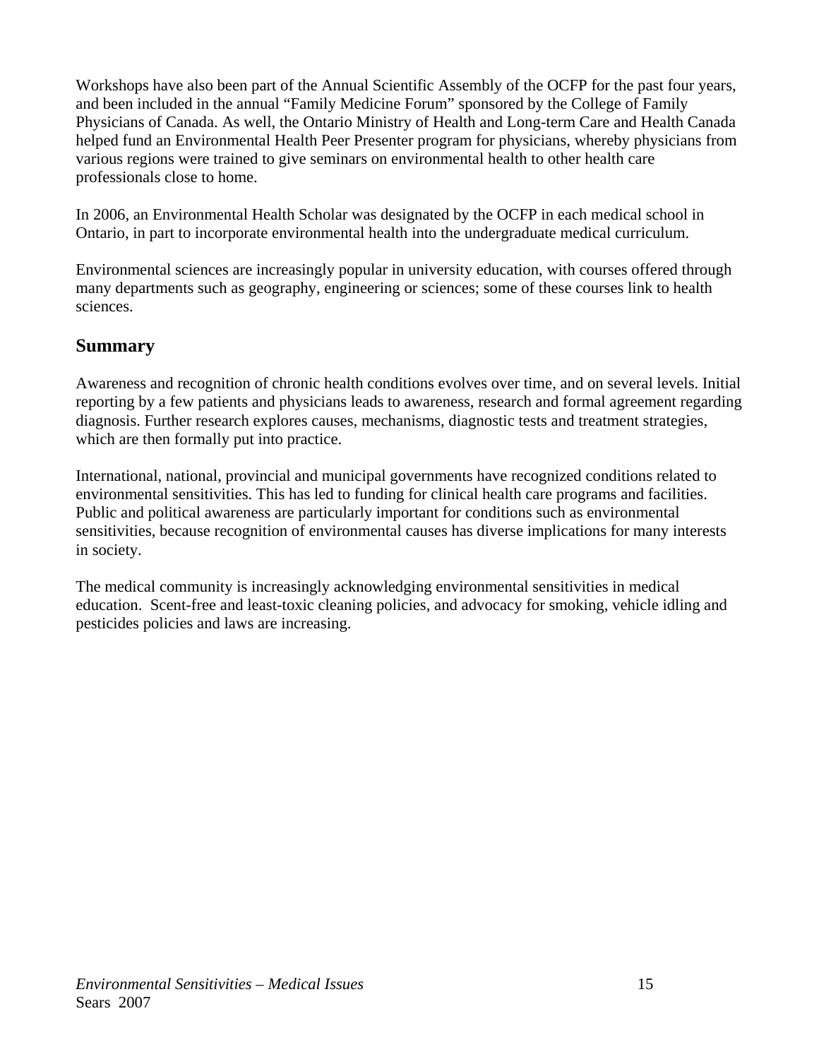Workshops have also been part of the Annual Scientific Assembly of the OCFP for the past four years, and been included in the annual "Family Medicine Forum" sponsored by the College of Family Physicians of Canada. As well, the Ontario Ministry of Health and Long-term Care and Health Canada helped fund an Environmental Health Peer Presenter program for physicians, whereby physicians from various regions were trained to give seminars on environmental health to other health care professionals close to home.

In 2006, an Environmental Health Scholar was designated by the OCFP in each medical school in Ontario, in part to incorporate environmental health into the undergraduate medical curriculum.

Environmental sciences are increasingly popular in university education, with courses offered through many departments such as geography, engineering or sciences; some of these courses link to health sciences.

## Summary

Awareness and recognition of chronic health conditions evolves over time, and on several levels. Initial reporting by a few patients and physicians leads to awareness, research and formal agreement regarding diagnosis. Further research explores causes, mechanisms, diagnostic tests and treatment strategies, which are then formally put into practice.

International, national, provincial and municipal governments have recognized conditions related to environmental sensitivities. This has led to funding for clinical health care programs and facilities. Public and political awareness are particularly important for conditions such as environmental sensitivities, because recognition of environmental causes has diverse implications for many interests in society.

The medical community is increasingly acknowledging environmental sensitivities in medical education. Scent-free and least-toxic cleaning policies, and advocacy for smoking, vehicle idling and pesticides policies and laws are increasing.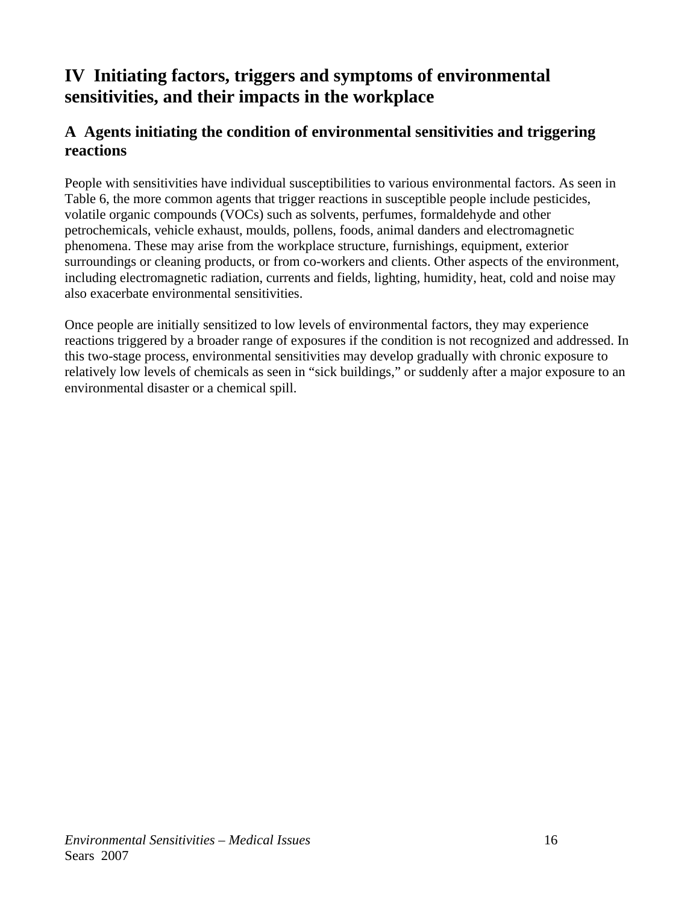## IV Initiating factors, triggers and symptoms of environmental sensitivities, and their impacts in the workplace

### A Agents initiating the condition of environmental sensitivities and triggering reactions

People with sensitivities have individual susceptibilities to various environmental factors. As seen in Table 6, the more common agents that trigger reactions in susceptible people include pesticides, volatile organic compounds (VOCs) such as solvents, perfumes, formaldehyde and other petrochemicals, vehicle exhaust, moulds, pollens, foods, animal danders and electromagnetic phenomena. These may arise from the workplace structure, furnishings, equipment, exterior surroundings or cleaning products, or from co-workers and clients. Other aspects of the environment, including electromagnetic radiation, currents and fields, lighting, humidity, heat, cold and noise may also exacerbate environmental sensitivities.

Once people are initially sensitized to low levels of environmental factors, they may experience reactions triggered by a broader range of exposures if the condition is not recognized and addressed. In this two-stage process, environmental sensitivities may develop gradually with chronic exposure to relatively low levels of chemicals as seen in "sick buildings," or suddenly after a major exposure to an environmental disaster or a chemical spill.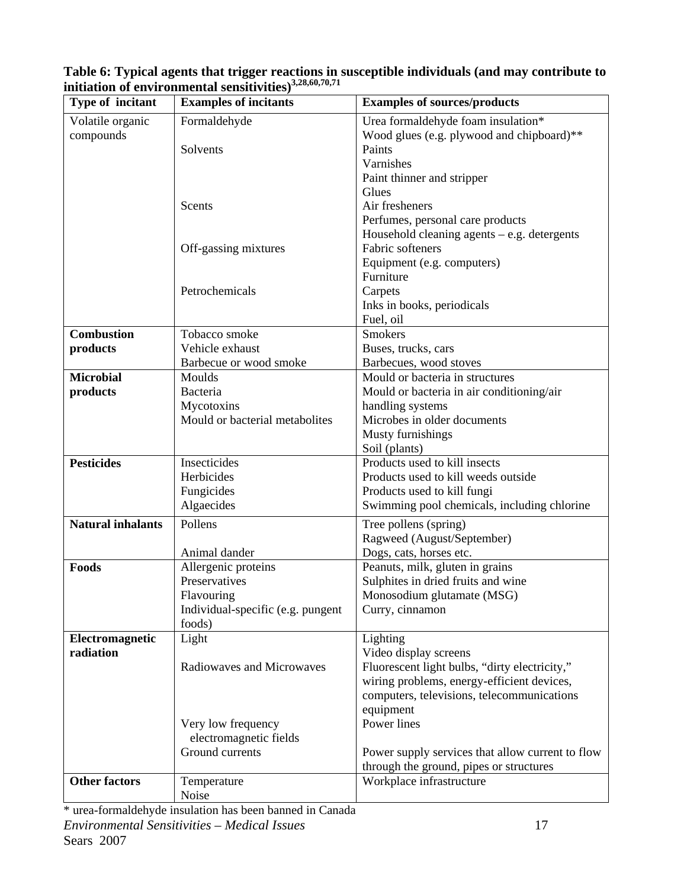**Table 6: Typical agents that trigger reactions in susceptible individuals (and may contribute to initiation of environmental sensitivities)[3,28,60,70,71]**

| Type of incitant | Examples of incitants | Examples of sources/products |
|---|---|---|
| Volatile organic compounds | Formaldehyde | Urea formaldehyde foam insulation* |
| | | Wood glues (e.g. plywood and chipboard)** |
| | Solvents | Paints |
| | | Varnishes |
| | | Paint thinner and stripper |
| | | Glues |
| | Scents | Air fresheners |
| | | Perfumes, personal care products |
| | | Household cleaning agents – e.g. detergents |
| | Off-gassing mixtures | Fabric softeners |
| | | Equipment (e.g. computers) |
| | | Furniture |
| | Petrochemicals | Carpets |
| | | Inks in books, periodicals |
| | | Fuel, oil |
| **Combustion products** | Tobacco smoke | Smokers |
| | Vehicle exhaust | Buses, trucks, cars |
| | Barbecue or wood smoke | Barbecues, wood stoves |
| **Microbial products** | Moulds | Mould or bacteria in structures |
| | Bacteria | Mould or bacteria in air conditioning/air handling systems |
| | Mycotoxins | |
| | Mould or bacterial metabolites | Microbes in older documents |
| | | Musty furnishings |
| | | Soil (plants) |
| **Pesticides** | Insecticides | Products used to kill insects |
| | Herbicides | Products used to kill weeds outside |
| | Fungicides | Products used to kill fungi |
| | Algaecides | Swimming pool chemicals, including chlorine |
| **Natural inhalants** | Pollens | Tree pollens (spring) |
| | | Ragweed (August/September) |
| | Animal dander | Dogs, cats, horses etc. |
| **Foods** | Allergenic proteins | Peanuts, milk, gluten in grains |
| | Preservatives | Sulphites in dried fruits and wine |
| | Flavouring | Monosodium glutamate (MSG) |
| | Individual-specific (e.g. pungent foods) | Curry, cinnamon |
| **Electromagnetic radiation** | Light | Lighting |
| | | Video display screens |
| | Radiowaves and Microwaves | Fluorescent light bulbs, "dirty electricity," wiring problems, energy-efficient devices, computers, televisions, telecommunications equipment |
| | Very low frequency electromagnetic fields | Power lines |
| | Ground currents | Power supply services that allow current to flow through the ground, pipes or structures |
| **Other factors** | Temperature | Workplace infrastructure |
| | Noise | |

\* urea-formaldehyde insulation has been banned in Canada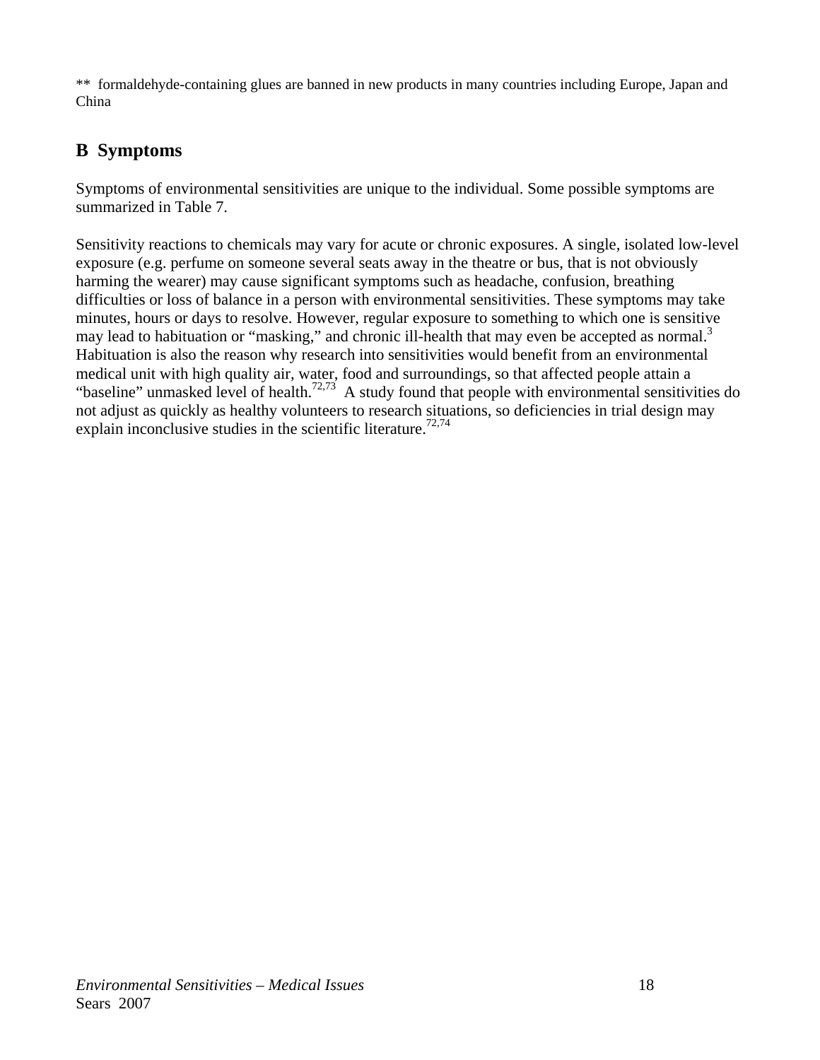** formaldehyde-containing glues are banned in new products in many countries including Europe, Japan and China

## B Symptoms

Symptoms of environmental sensitivities are unique to the individual. Some possible symptoms are summarized in Table 7.

Sensitivity reactions to chemicals may vary for acute or chronic exposures. A single, isolated low-level exposure (e.g. perfume on someone several seats away in the theatre or bus, that is not obviously harming the wearer) may cause significant symptoms such as headache, confusion, breathing difficulties or loss of balance in a person with environmental sensitivities. These symptoms may take minutes, hours or days to resolve. However, regular exposure to something to which one is sensitive may lead to habituation or "masking," and chronic ill-health that may even be accepted as normal.[3] Habituation is also the reason why research into sensitivities would benefit from an environmental medical unit with high quality air, water, food and surroundings, so that affected people attain a "baseline" unmasked level of health.[72,73] A study found that people with environmental sensitivities do not adjust as quickly as healthy volunteers to research situations, so deficiencies in trial design may explain inconclusive studies in the scientific literature.[72,74]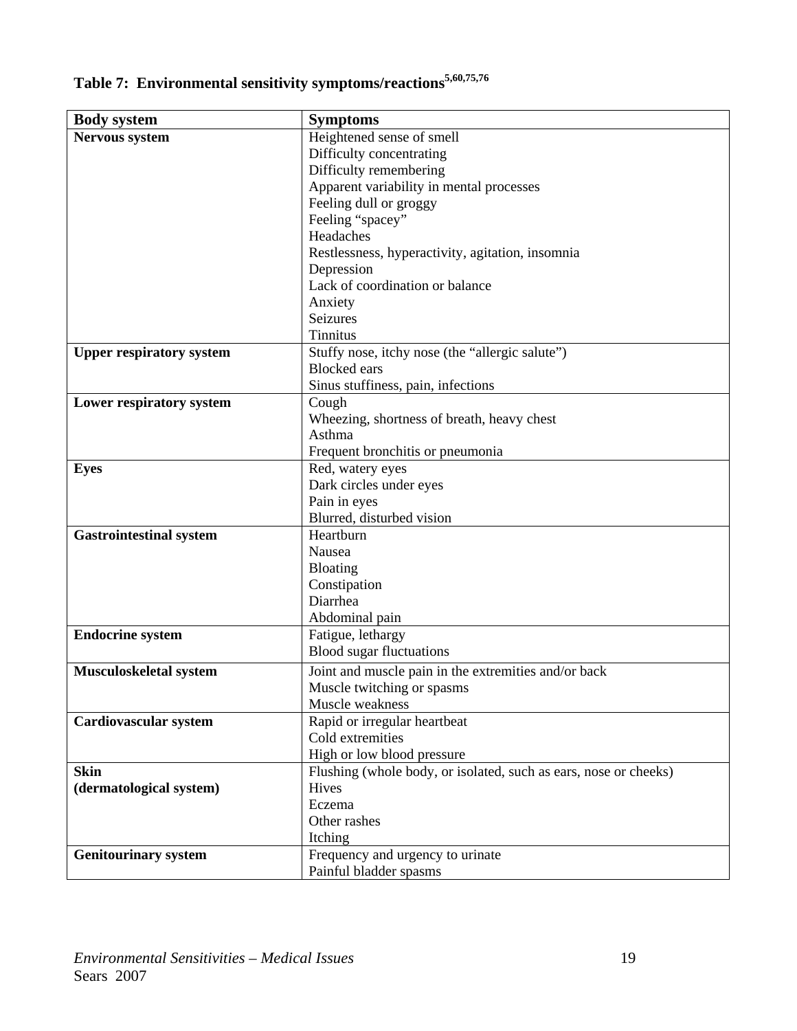**Table 7: Environmental sensitivity symptoms/reactions[5,60,75,76]**

| Body system | Symptoms |
| --- | --- |
| **Nervous system** | Heightened sense of smell<br>Difficulty concentrating<br>Difficulty remembering<br>Apparent variability in mental processes<br>Feeling dull or groggy<br>Feeling "spacey"<br>Headaches<br>Restlessness, hyperactivity, agitation, insomnia<br>Depression<br>Lack of coordination or balance<br>Anxiety<br>Seizures<br>Tinnitus |
| **Upper respiratory system** | Stuffy nose, itchy nose (the "allergic salute")<br>Blocked ears<br>Sinus stuffiness, pain, infections |
| **Lower respiratory system** | Cough<br>Wheezing, shortness of breath, heavy chest<br>Asthma<br>Frequent bronchitis or pneumonia |
| **Eyes** | Red, watery eyes<br>Dark circles under eyes<br>Pain in eyes<br>Blurred, disturbed vision |
| **Gastrointestinal system** | Heartburn<br>Nausea<br>Bloating<br>Constipation<br>Diarrhea<br>Abdominal pain |
| **Endocrine system** | Fatigue, lethargy<br>Blood sugar fluctuations |
| **Musculoskeletal system** | Joint and muscle pain in the extremities and/or back<br>Muscle twitching or spasms<br>Muscle weakness |
| **Cardiovascular system** | Rapid or irregular heartbeat<br>Cold extremities<br>High or low blood pressure |
| **Skin (dermatological system)** | Flushing (whole body, or isolated, such as ears, nose or cheeks)<br>Hives<br>Eczema<br>Other rashes<br>Itching |
| **Genitourinary system** | Frequency and urgency to urinate<br>Painful bladder spasms |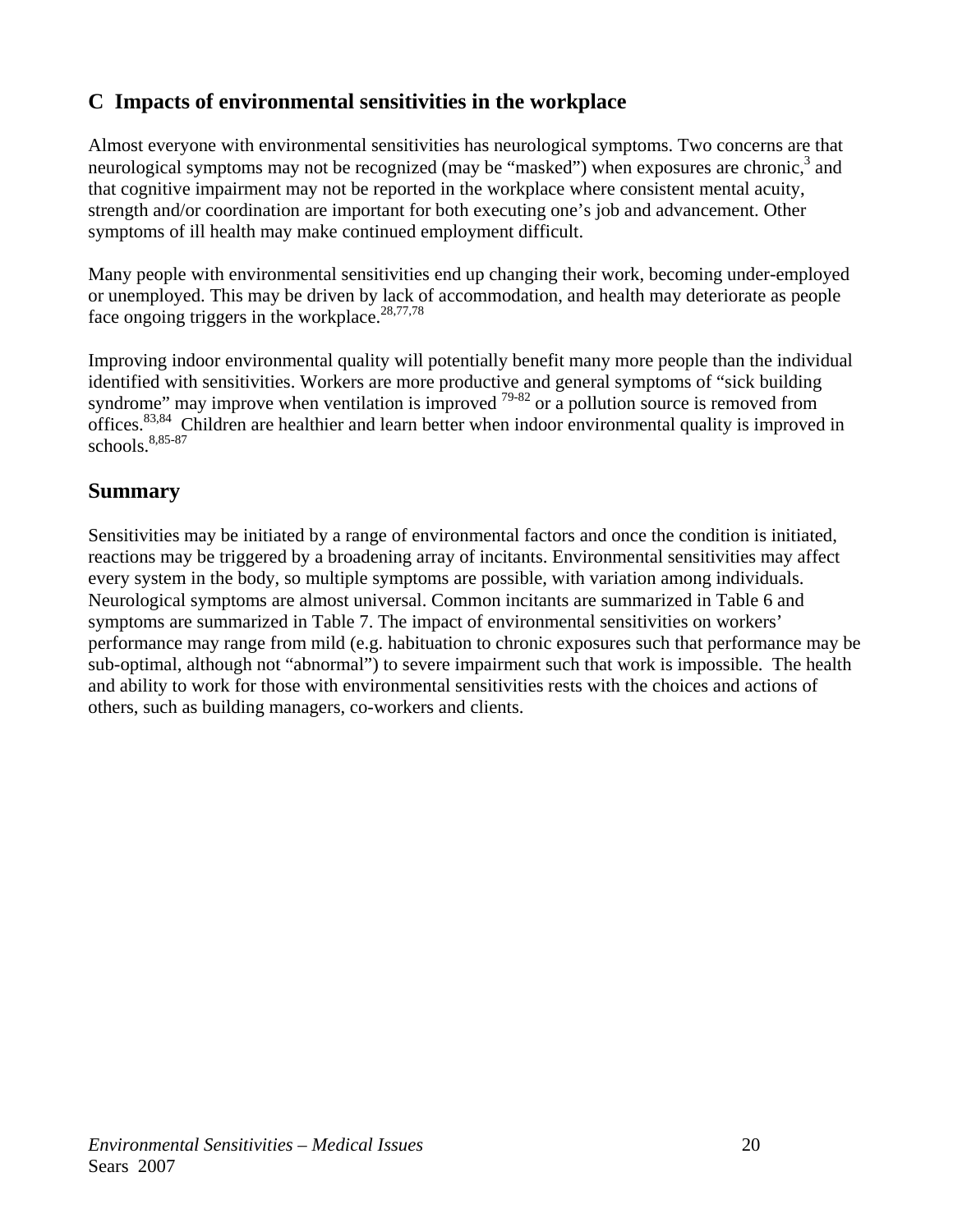## C Impacts of environmental sensitivities in the workplace

Almost everyone with environmental sensitivities has neurological symptoms. Two concerns are that neurological symptoms may not be recognized (may be "masked") when exposures are chronic,[3] and that cognitive impairment may not be reported in the workplace where consistent mental acuity, strength and/or coordination are important for both executing one's job and advancement. Other symptoms of ill health may make continued employment difficult.

Many people with environmental sensitivities end up changing their work, becoming under-employed or unemployed. This may be driven by lack of accommodation, and health may deteriorate as people face ongoing triggers in the workplace.[28,77,78]

Improving indoor environmental quality will potentially benefit many more people than the individual identified with sensitivities. Workers are more productive and general symptoms of "sick building syndrome" may improve when ventilation is improved [79-82] or a pollution source is removed from offices.[83,84] Children are healthier and learn better when indoor environmental quality is improved in schools.[8,85-87]

## Summary

Sensitivities may be initiated by a range of environmental factors and once the condition is initiated, reactions may be triggered by a broadening array of incitants. Environmental sensitivities may affect every system in the body, so multiple symptoms are possible, with variation among individuals. Neurological symptoms are almost universal. Common incitants are summarized in Table 6 and symptoms are summarized in Table 7. The impact of environmental sensitivities on workers' performance may range from mild (e.g. habituation to chronic exposures such that performance may be sub-optimal, although not "abnormal") to severe impairment such that work is impossible. The health and ability to work for those with environmental sensitivities rests with the choices and actions of others, such as building managers, co-workers and clients.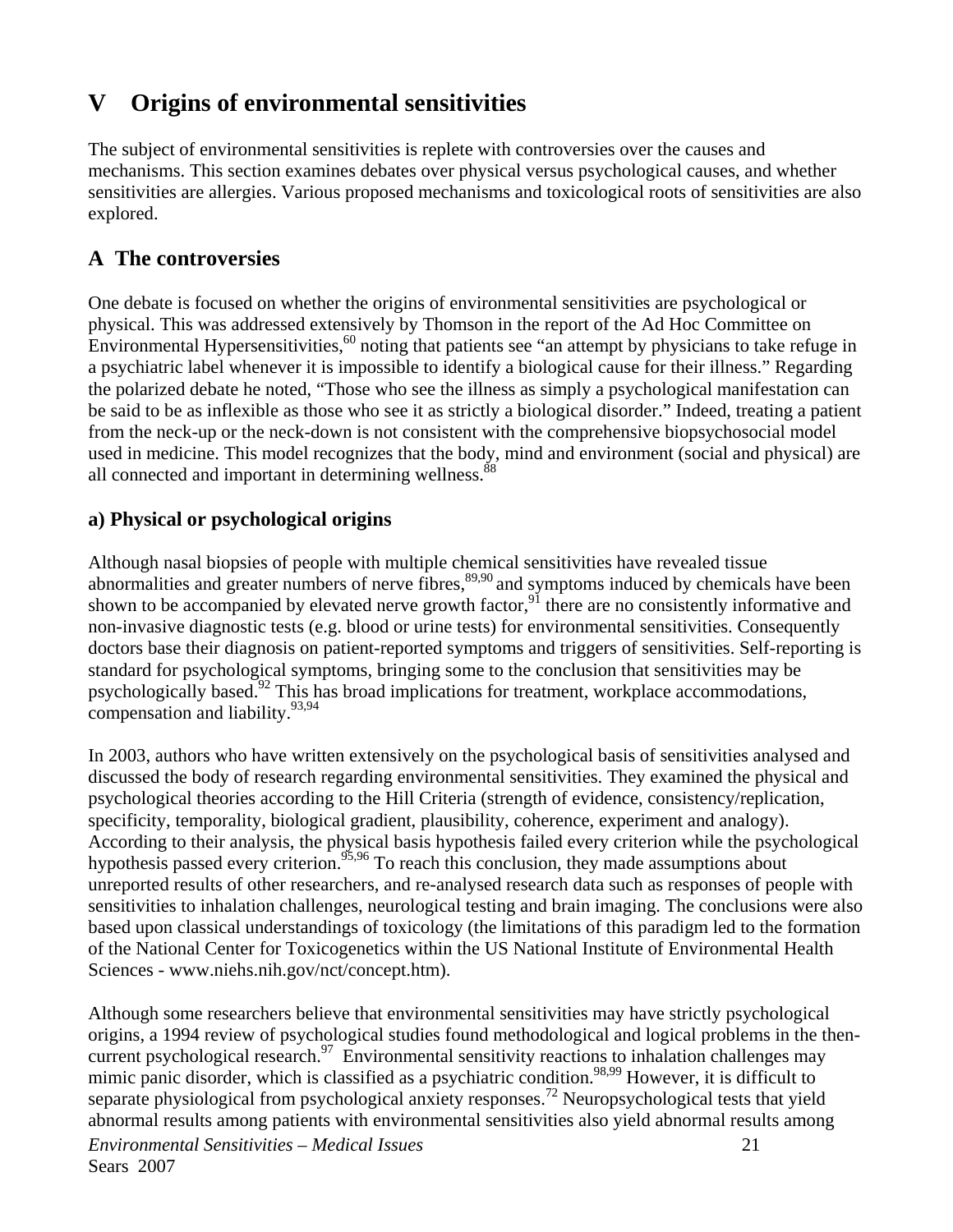# V Origins of environmental sensitivities

The subject of environmental sensitivities is replete with controversies over the causes and mechanisms. This section examines debates over physical versus psychological causes, and whether sensitivities are allergies. Various proposed mechanisms and toxicological roots of sensitivities are also explored.

## A The controversies

One debate is focused on whether the origins of environmental sensitivities are psychological or physical. This was addressed extensively by Thomson in the report of the Ad Hoc Committee on Environmental Hypersensitivities,[60] noting that patients see "an attempt by physicians to take refuge in a psychiatric label whenever it is impossible to identify a biological cause for their illness." Regarding the polarized debate he noted, "Those who see the illness as simply a psychological manifestation can be said to be as inflexible as those who see it as strictly a biological disorder." Indeed, treating a patient from the neck-up or the neck-down is not consistent with the comprehensive biopsychosocial model used in medicine. This model recognizes that the body, mind and environment (social and physical) are all connected and important in determining wellness.[88]

### a) Physical or psychological origins

Although nasal biopsies of people with multiple chemical sensitivities have revealed tissue abnormalities and greater numbers of nerve fibres,[89,90] and symptoms induced by chemicals have been shown to be accompanied by elevated nerve growth factor,[91] there are no consistently informative and non-invasive diagnostic tests (e.g. blood or urine tests) for environmental sensitivities. Consequently doctors base their diagnosis on patient-reported symptoms and triggers of sensitivities. Self-reporting is standard for psychological symptoms, bringing some to the conclusion that sensitivities may be psychologically based.[92] This has broad implications for treatment, workplace accommodations, compensation and liability.[93,94]

In 2003, authors who have written extensively on the psychological basis of sensitivities analysed and discussed the body of research regarding environmental sensitivities. They examined the physical and psychological theories according to the Hill Criteria (strength of evidence, consistency/replication, specificity, temporality, biological gradient, plausibility, coherence, experiment and analogy). According to their analysis, the physical basis hypothesis failed every criterion while the psychological hypothesis passed every criterion.[95,96] To reach this conclusion, they made assumptions about unreported results of other researchers, and re-analysed research data such as responses of people with sensitivities to inhalation challenges, neurological testing and brain imaging. The conclusions were also based upon classical understandings of toxicology (the limitations of this paradigm led to the formation of the National Center for Toxicogenetics within the US National Institute of Environmental Health Sciences - www.niehs.nih.gov/nct/concept.htm).

Although some researchers believe that environmental sensitivities may have strictly psychological origins, a 1994 review of psychological studies found methodological and logical problems in the then-current psychological research.[97] Environmental sensitivity reactions to inhalation challenges may mimic panic disorder, which is classified as a psychiatric condition.[98,99] However, it is difficult to separate physiological from psychological anxiety responses.[72] Neuropsychological tests that yield abnormal results among patients with environmental sensitivities also yield abnormal results among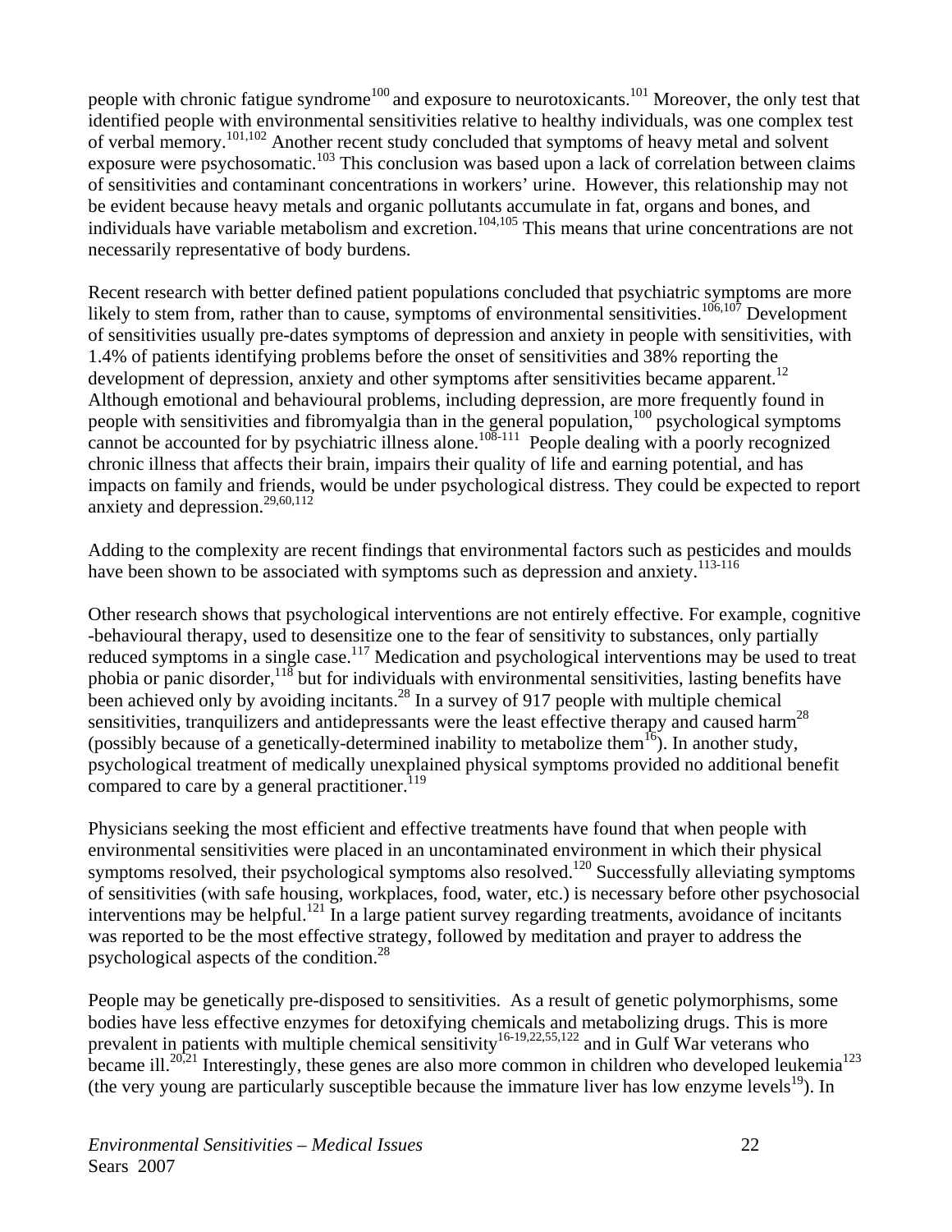people with chronic fatigue syndrome[100] and exposure to neurotoxicants.[101] Moreover, the only test that identified people with environmental sensitivities relative to healthy individuals, was one complex test of verbal memory.[101,102] Another recent study concluded that symptoms of heavy metal and solvent exposure were psychosomatic.[103] This conclusion was based upon a lack of correlation between claims of sensitivities and contaminant concentrations in workers' urine. However, this relationship may not be evident because heavy metals and organic pollutants accumulate in fat, organs and bones, and individuals have variable metabolism and excretion.[104,105] This means that urine concentrations are not necessarily representative of body burdens.

Recent research with better defined patient populations concluded that psychiatric symptoms are more likely to stem from, rather than to cause, symptoms of environmental sensitivities.[106,107] Development of sensitivities usually pre-dates symptoms of depression and anxiety in people with sensitivities, with 1.4% of patients identifying problems before the onset of sensitivities and 38% reporting the development of depression, anxiety and other symptoms after sensitivities became apparent.[12] Although emotional and behavioural problems, including depression, are more frequently found in people with sensitivities and fibromyalgia than in the general population,[100] psychological symptoms cannot be accounted for by psychiatric illness alone.[108-111] People dealing with a poorly recognized chronic illness that affects their brain, impairs their quality of life and earning potential, and has impacts on family and friends, would be under psychological distress. They could be expected to report anxiety and depression.[29,60,112]

Adding to the complexity are recent findings that environmental factors such as pesticides and moulds have been shown to be associated with symptoms such as depression and anxiety.[113-116]

Other research shows that psychological interventions are not entirely effective. For example, cognitive -behavioural therapy, used to desensitize one to the fear of sensitivity to substances, only partially reduced symptoms in a single case.[117] Medication and psychological interventions may be used to treat phobia or panic disorder,[118] but for individuals with environmental sensitivities, lasting benefits have been achieved only by avoiding incitants.[28] In a survey of 917 people with multiple chemical sensitivities, tranquilizers and antidepressants were the least effective therapy and caused harm[28] (possibly because of a genetically-determined inability to metabolize them[16]). In another study, psychological treatment of medically unexplained physical symptoms provided no additional benefit compared to care by a general practitioner.[119]

Physicians seeking the most efficient and effective treatments have found that when people with environmental sensitivities were placed in an uncontaminated environment in which their physical symptoms resolved, their psychological symptoms also resolved.[120] Successfully alleviating symptoms of sensitivities (with safe housing, workplaces, food, water, etc.) is necessary before other psychosocial interventions may be helpful.[121] In a large patient survey regarding treatments, avoidance of incitants was reported to be the most effective strategy, followed by meditation and prayer to address the psychological aspects of the condition.[28]

People may be genetically pre-disposed to sensitivities. As a result of genetic polymorphisms, some bodies have less effective enzymes for detoxifying chemicals and metabolizing drugs. This is more prevalent in patients with multiple chemical sensitivity[16-19,22,55,122] and in Gulf War veterans who became ill.[20,21] Interestingly, these genes are also more common in children who developed leukemia[123] (the very young are particularly susceptible because the immature liver has low enzyme levels[19]). In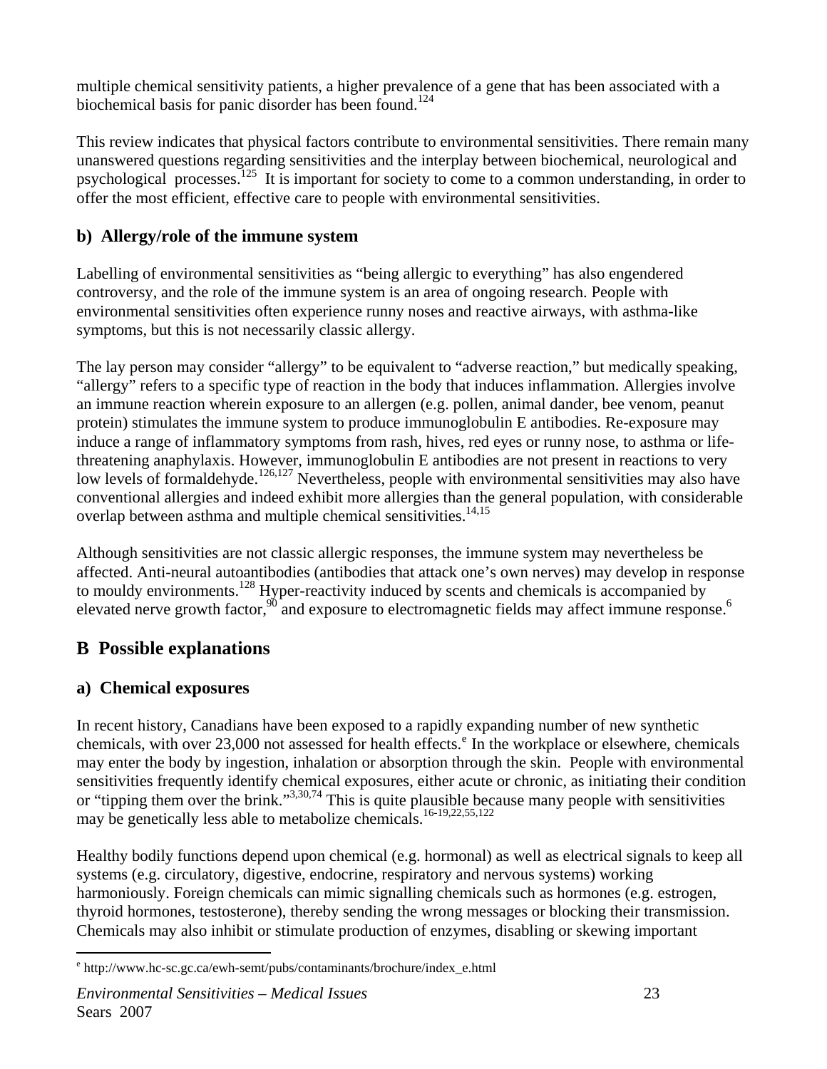multiple chemical sensitivity patients, a higher prevalence of a gene that has been associated with a biochemical basis for panic disorder has been found.[124]

This review indicates that physical factors contribute to environmental sensitivities. There remain many unanswered questions regarding sensitivities and the interplay between biochemical, neurological and psychological processes.[125] It is important for society to come to a common understanding, in order to offer the most efficient, effective care to people with environmental sensitivities.

### b) Allergy/role of the immune system

Labelling of environmental sensitivities as "being allergic to everything" has also engendered controversy, and the role of the immune system is an area of ongoing research. People with environmental sensitivities often experience runny noses and reactive airways, with asthma-like symptoms, but this is not necessarily classic allergy.

The lay person may consider "allergy" to be equivalent to "adverse reaction," but medically speaking, "allergy" refers to a specific type of reaction in the body that induces inflammation. Allergies involve an immune reaction wherein exposure to an allergen (e.g. pollen, animal dander, bee venom, peanut protein) stimulates the immune system to produce immunoglobulin E antibodies. Re-exposure may induce a range of inflammatory symptoms from rash, hives, red eyes or runny nose, to asthma or life-threatening anaphylaxis. However, immunoglobulin E antibodies are not present in reactions to very low levels of formaldehyde.[126,127] Nevertheless, people with environmental sensitivities may also have conventional allergies and indeed exhibit more allergies than the general population, with considerable overlap between asthma and multiple chemical sensitivities.[14,15]

Although sensitivities are not classic allergic responses, the immune system may nevertheless be affected. Anti-neural autoantibodies (antibodies that attack one's own nerves) may develop in response to mouldy environments.[128] Hyper-reactivity induced by scents and chemicals is accompanied by elevated nerve growth factor,[90] and exposure to electromagnetic fields may affect immune response.[6]

## B Possible explanations

### a) Chemical exposures

In recent history, Canadians have been exposed to a rapidly expanding number of new synthetic chemicals, with over 23,000 not assessed for health effects.[e] In the workplace or elsewhere, chemicals may enter the body by ingestion, inhalation or absorption through the skin. People with environmental sensitivities frequently identify chemical exposures, either acute or chronic, as initiating their condition or "tipping them over the brink."[3,30,74] This is quite plausible because many people with sensitivities may be genetically less able to metabolize chemicals.[16-19,22,55,122]

Healthy bodily functions depend upon chemical (e.g. hormonal) as well as electrical signals to keep all systems (e.g. circulatory, digestive, endocrine, respiratory and nervous systems) working harmoniously. Foreign chemicals can mimic signalling chemicals such as hormones (e.g. estrogen, thyroid hormones, testosterone), thereby sending the wrong messages or blocking their transmission. Chemicals may also inhibit or stimulate production of enzymes, disabling or skewing important

[e] http://www.hc-sc.gc.ca/ewh-semt/pubs/contaminants/brochure/index_e.html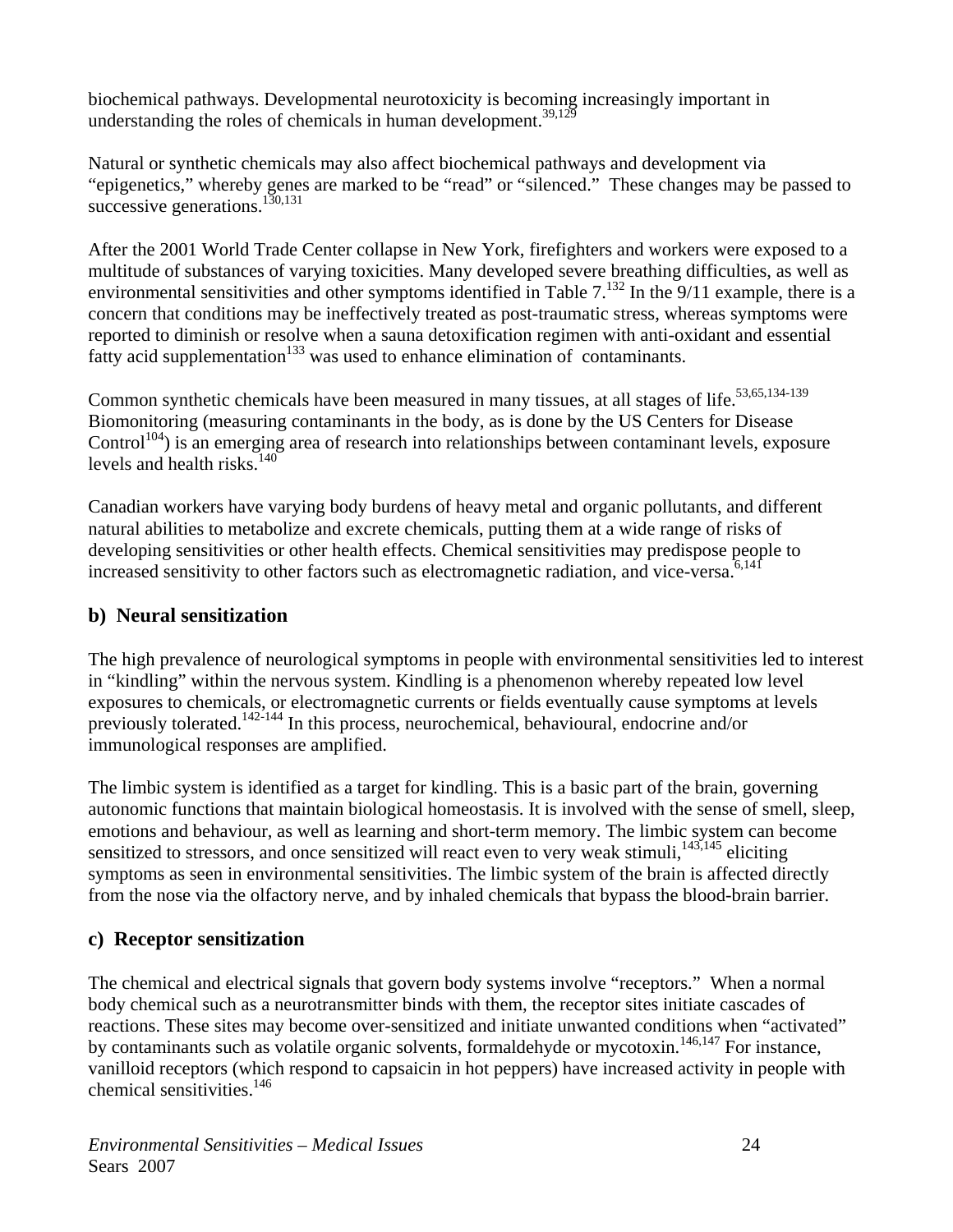biochemical pathways. Developmental neurotoxicity is becoming increasingly important in understanding the roles of chemicals in human development.[39,129]

Natural or synthetic chemicals may also affect biochemical pathways and development via "epigenetics," whereby genes are marked to be "read" or "silenced." These changes may be passed to successive generations.[130,131]

After the 2001 World Trade Center collapse in New York, firefighters and workers were exposed to a multitude of substances of varying toxicities. Many developed severe breathing difficulties, as well as environmental sensitivities and other symptoms identified in Table 7.[132] In the 9/11 example, there is a concern that conditions may be ineffectively treated as post-traumatic stress, whereas symptoms were reported to diminish or resolve when a sauna detoxification regimen with anti-oxidant and essential fatty acid supplementation[133] was used to enhance elimination of contaminants.

Common synthetic chemicals have been measured in many tissues, at all stages of life.[53,65,134-139] Biomonitoring (measuring contaminants in the body, as is done by the US Centers for Disease Control[104]) is an emerging area of research into relationships between contaminant levels, exposure levels and health risks.[140]

Canadian workers have varying body burdens of heavy metal and organic pollutants, and different natural abilities to metabolize and excrete chemicals, putting them at a wide range of risks of developing sensitivities or other health effects. Chemical sensitivities may predispose people to increased sensitivity to other factors such as electromagnetic radiation, and vice-versa.[6,141]

## b) Neural sensitization

The high prevalence of neurological symptoms in people with environmental sensitivities led to interest in "kindling" within the nervous system. Kindling is a phenomenon whereby repeated low level exposures to chemicals, or electromagnetic currents or fields eventually cause symptoms at levels previously tolerated.[142-144] In this process, neurochemical, behavioural, endocrine and/or immunological responses are amplified.

The limbic system is identified as a target for kindling. This is a basic part of the brain, governing autonomic functions that maintain biological homeostasis. It is involved with the sense of smell, sleep, emotions and behaviour, as well as learning and short-term memory. The limbic system can become sensitized to stressors, and once sensitized will react even to very weak stimuli,[143,145] eliciting symptoms as seen in environmental sensitivities. The limbic system of the brain is affected directly from the nose via the olfactory nerve, and by inhaled chemicals that bypass the blood-brain barrier.

## c) Receptor sensitization

The chemical and electrical signals that govern body systems involve "receptors." When a normal body chemical such as a neurotransmitter binds with them, the receptor sites initiate cascades of reactions. These sites may become over-sensitized and initiate unwanted conditions when "activated" by contaminants such as volatile organic solvents, formaldehyde or mycotoxin.[146,147] For instance, vanilloid receptors (which respond to capsaicin in hot peppers) have increased activity in people with chemical sensitivities.[146]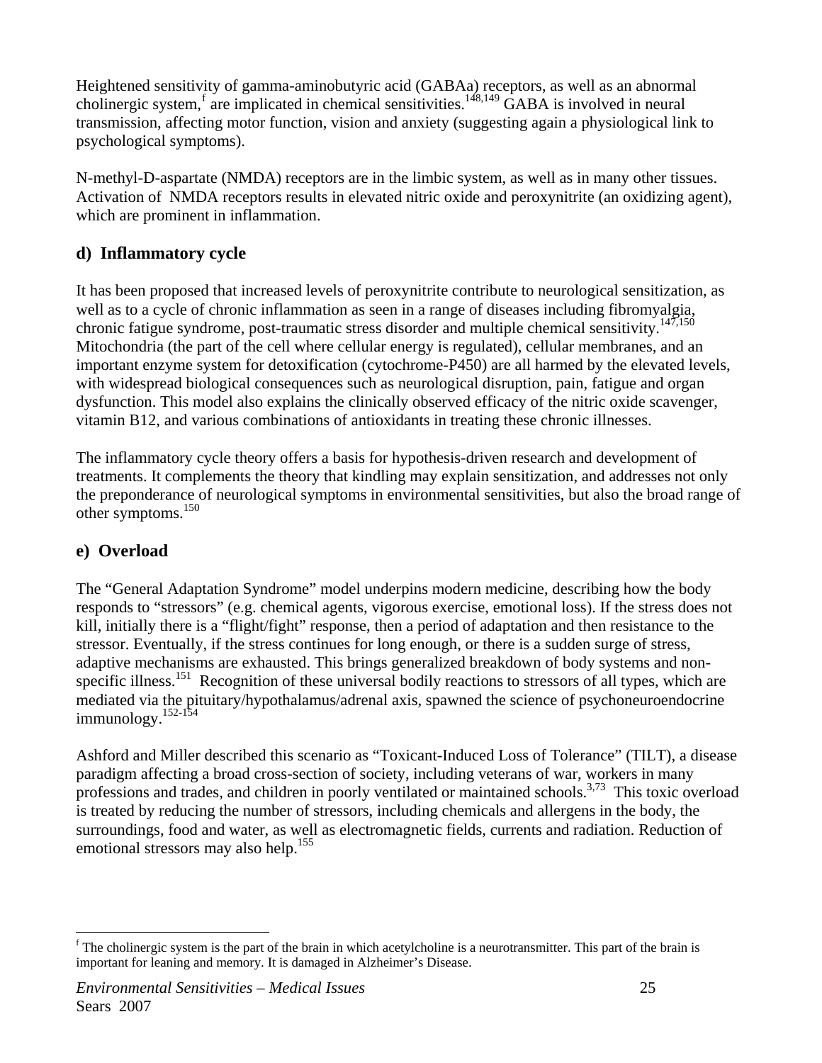Heightened sensitivity of gamma-aminobutyric acid (GABAa) receptors, as well as an abnormal cholinergic system,[f] are implicated in chemical sensitivities.[148,149] GABA is involved in neural transmission, affecting motor function, vision and anxiety (suggesting again a physiological link to psychological symptoms).

N-methyl-D-aspartate (NMDA) receptors are in the limbic system, as well as in many other tissues. Activation of NMDA receptors results in elevated nitric oxide and peroxynitrite (an oxidizing agent), which are prominent in inflammation.

## d) Inflammatory cycle

It has been proposed that increased levels of peroxynitrite contribute to neurological sensitization, as well as to a cycle of chronic inflammation as seen in a range of diseases including fibromyalgia, chronic fatigue syndrome, post-traumatic stress disorder and multiple chemical sensitivity.[147,150] Mitochondria (the part of the cell where cellular energy is regulated), cellular membranes, and an important enzyme system for detoxification (cytochrome-P450) are all harmed by the elevated levels, with widespread biological consequences such as neurological disruption, pain, fatigue and organ dysfunction. This model also explains the clinically observed efficacy of the nitric oxide scavenger, vitamin B12, and various combinations of antioxidants in treating these chronic illnesses.

The inflammatory cycle theory offers a basis for hypothesis-driven research and development of treatments. It complements the theory that kindling may explain sensitization, and addresses not only the preponderance of neurological symptoms in environmental sensitivities, but also the broad range of other symptoms.[150]

## e) Overload

The "General Adaptation Syndrome" model underpins modern medicine, describing how the body responds to "stressors" (e.g. chemical agents, vigorous exercise, emotional loss). If the stress does not kill, initially there is a "flight/fight" response, then a period of adaptation and then resistance to the stressor. Eventually, if the stress continues for long enough, or there is a sudden surge of stress, adaptive mechanisms are exhausted. This brings generalized breakdown of body systems and non-specific illness.[151] Recognition of these universal bodily reactions to stressors of all types, which are mediated via the pituitary/hypothalamus/adrenal axis, spawned the science of psychoneuroendocrine immunology.[152-154]

Ashford and Miller described this scenario as "Toxicant-Induced Loss of Tolerance" (TILT), a disease paradigm affecting a broad cross-section of society, including veterans of war, workers in many professions and trades, and children in poorly ventilated or maintained schools.[3,73] This toxic overload is treated by reducing the number of stressors, including chemicals and allergens in the body, the surroundings, food and water, as well as electromagnetic fields, currents and radiation. Reduction of emotional stressors may also help.[155]

---

[f] The cholinergic system is the part of the brain in which acetylcholine is a neurotransmitter. This part of the brain is important for leaning and memory. It is damaged in Alzheimer's Disease.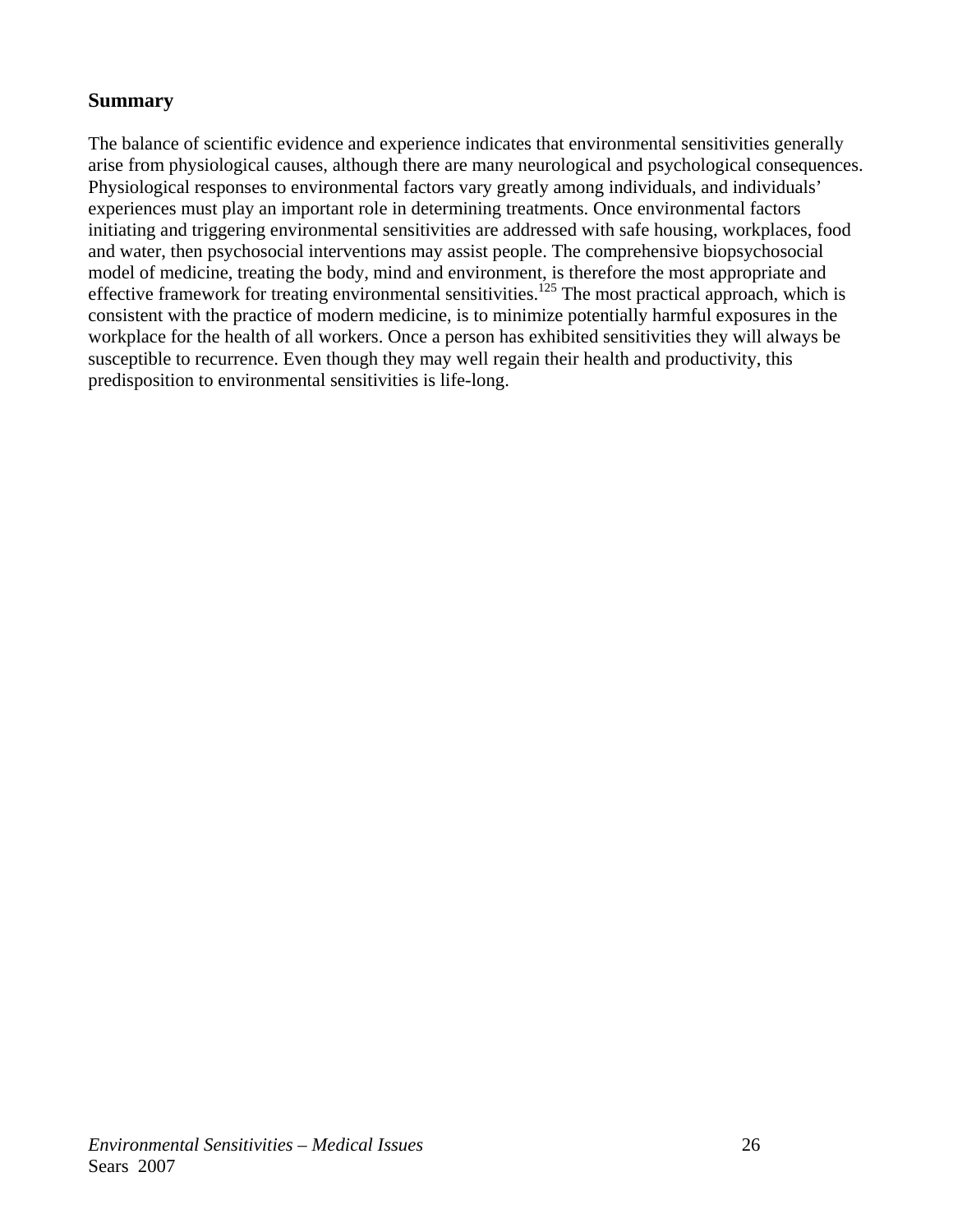## Summary

The balance of scientific evidence and experience indicates that environmental sensitivities generally arise from physiological causes, although there are many neurological and psychological consequences. Physiological responses to environmental factors vary greatly among individuals, and individuals' experiences must play an important role in determining treatments. Once environmental factors initiating and triggering environmental sensitivities are addressed with safe housing, workplaces, food and water, then psychosocial interventions may assist people. The comprehensive biopsychosocial model of medicine, treating the body, mind and environment, is therefore the most appropriate and effective framework for treating environmental sensitivities.[125] The most practical approach, which is consistent with the practice of modern medicine, is to minimize potentially harmful exposures in the workplace for the health of all workers. Once a person has exhibited sensitivities they will always be susceptible to recurrence. Even though they may well regain their health and productivity, this predisposition to environmental sensitivities is life-long.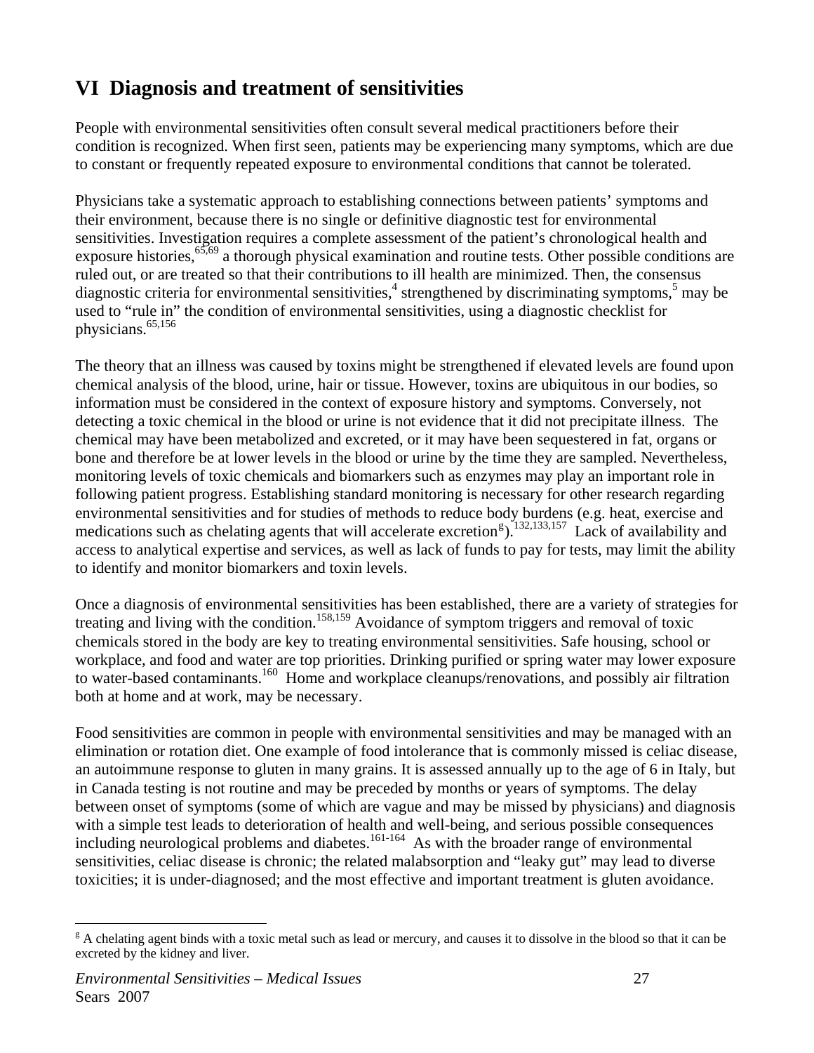## VI Diagnosis and treatment of sensitivities

People with environmental sensitivities often consult several medical practitioners before their condition is recognized. When first seen, patients may be experiencing many symptoms, which are due to constant or frequently repeated exposure to environmental conditions that cannot be tolerated.

Physicians take a systematic approach to establishing connections between patients' symptoms and their environment, because there is no single or definitive diagnostic test for environmental sensitivities. Investigation requires a complete assessment of the patient's chronological health and exposure histories,[65,69] a thorough physical examination and routine tests. Other possible conditions are ruled out, or are treated so that their contributions to ill health are minimized. Then, the consensus diagnostic criteria for environmental sensitivities,[4] strengthened by discriminating symptoms,[5] may be used to "rule in" the condition of environmental sensitivities, using a diagnostic checklist for physicians.[65,156]

The theory that an illness was caused by toxins might be strengthened if elevated levels are found upon chemical analysis of the blood, urine, hair or tissue. However, toxins are ubiquitous in our bodies, so information must be considered in the context of exposure history and symptoms. Conversely, not detecting a toxic chemical in the blood or urine is not evidence that it did not precipitate illness. The chemical may have been metabolized and excreted, or it may have been sequestered in fat, organs or bone and therefore be at lower levels in the blood or urine by the time they are sampled. Nevertheless, monitoring levels of toxic chemicals and biomarkers such as enzymes may play an important role in following patient progress. Establishing standard monitoring is necessary for other research regarding environmental sensitivities and for studies of methods to reduce body burdens (e.g. heat, exercise and medications such as chelating agents that will accelerate excretion[g]).[132,133,157] Lack of availability and access to analytical expertise and services, as well as lack of funds to pay for tests, may limit the ability to identify and monitor biomarkers and toxin levels.

Once a diagnosis of environmental sensitivities has been established, there are a variety of strategies for treating and living with the condition.[158,159] Avoidance of symptom triggers and removal of toxic chemicals stored in the body are key to treating environmental sensitivities. Safe housing, school or workplace, and food and water are top priorities. Drinking purified or spring water may lower exposure to water-based contaminants.[160] Home and workplace cleanups/renovations, and possibly air filtration both at home and at work, may be necessary.

Food sensitivities are common in people with environmental sensitivities and may be managed with an elimination or rotation diet. One example of food intolerance that is commonly missed is celiac disease, an autoimmune response to gluten in many grains. It is assessed annually up to the age of 6 in Italy, but in Canada testing is not routine and may be preceded by months or years of symptoms. The delay between onset of symptoms (some of which are vague and may be missed by physicians) and diagnosis with a simple test leads to deterioration of health and well-being, and serious possible consequences including neurological problems and diabetes.[161-164] As with the broader range of environmental sensitivities, celiac disease is chronic; the related malabsorption and "leaky gut" may lead to diverse toxicities; it is under-diagnosed; and the most effective and important treatment is gluten avoidance.

---

[g] A chelating agent binds with a toxic metal such as lead or mercury, and causes it to dissolve in the blood so that it can be excreted by the kidney and liver.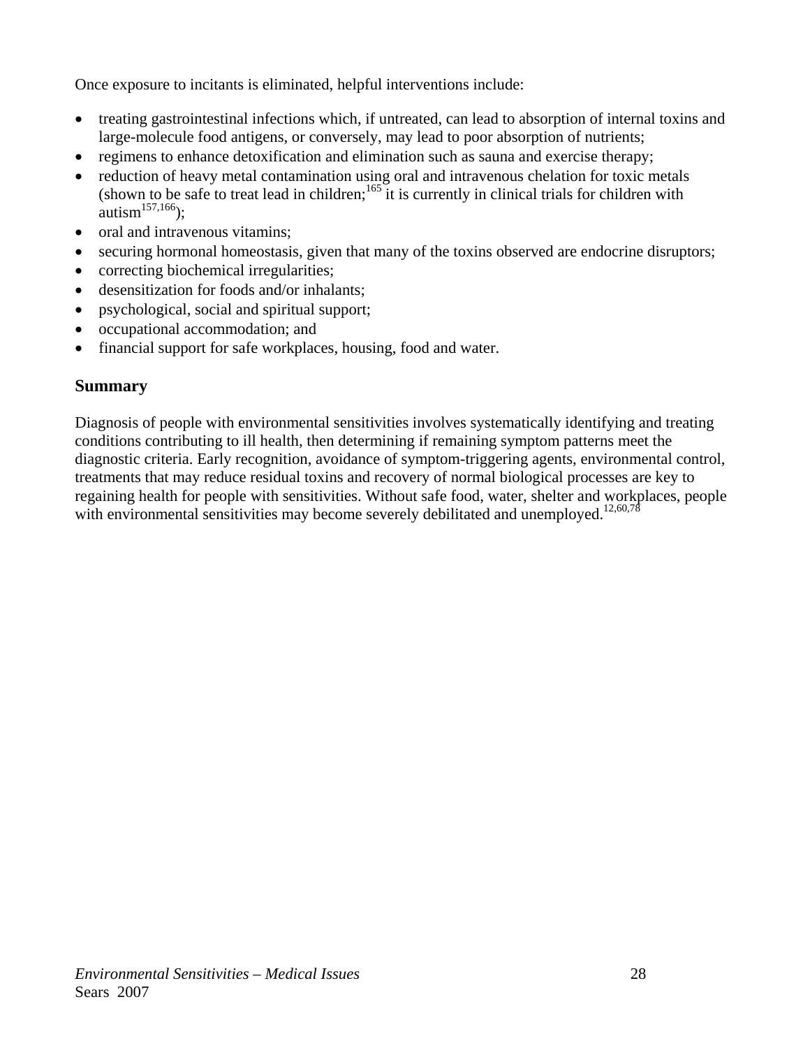Once exposure to incitants is eliminated, helpful interventions include:

- treating gastrointestinal infections which, if untreated, can lead to absorption of internal toxins and large-molecule food antigens, or conversely, may lead to poor absorption of nutrients;
- regimens to enhance detoxification and elimination such as sauna and exercise therapy;
- reduction of heavy metal contamination using oral and intravenous chelation for toxic metals (shown to be safe to treat lead in children;[165] it is currently in clinical trials for children with autism[157,166]);
- oral and intravenous vitamins;
- securing hormonal homeostasis, given that many of the toxins observed are endocrine disruptors;
- correcting biochemical irregularities;
- desensitization for foods and/or inhalants;
- psychological, social and spiritual support;
- occupational accommodation; and
- financial support for safe workplaces, housing, food and water.

## Summary

Diagnosis of people with environmental sensitivities involves systematically identifying and treating conditions contributing to ill health, then determining if remaining symptom patterns meet the diagnostic criteria. Early recognition, avoidance of symptom-triggering agents, environmental control, treatments that may reduce residual toxins and recovery of normal biological processes are key to regaining health for people with sensitivities. Without safe food, water, shelter and workplaces, people with environmental sensitivities may become severely debilitated and unemployed.[12,60,78]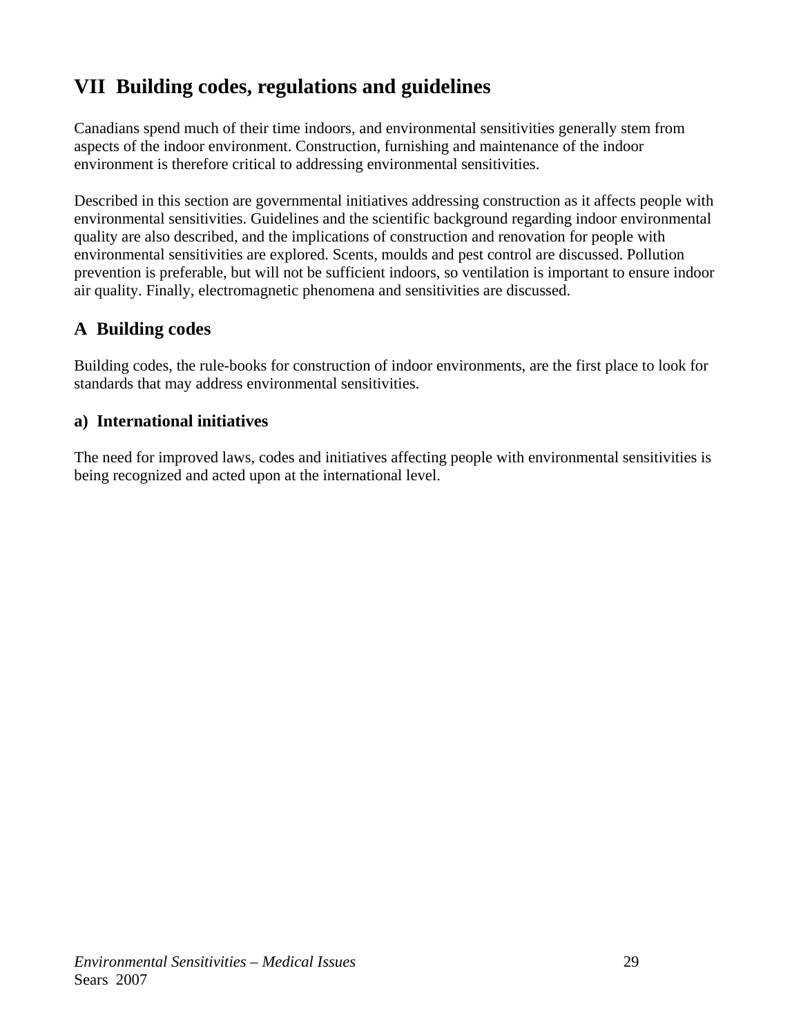# VII  Building codes, regulations and guidelines

Canadians spend much of their time indoors, and environmental sensitivities generally stem from aspects of the indoor environment. Construction, furnishing and maintenance of the indoor environment is therefore critical to addressing environmental sensitivities.

Described in this section are governmental initiatives addressing construction as it affects people with environmental sensitivities. Guidelines and the scientific background regarding indoor environmental quality are also described, and the implications of construction and renovation for people with environmental sensitivities are explored. Scents, moulds and pest control are discussed. Pollution prevention is preferable, but will not be sufficient indoors, so ventilation is important to ensure indoor air quality. Finally, electromagnetic phenomena and sensitivities are discussed.

## A  Building codes

Building codes, the rule-books for construction of indoor environments, are the first place to look for standards that may address environmental sensitivities.

### a)  International initiatives

The need for improved laws, codes and initiatives affecting people with environmental sensitivities is being recognized and acted upon at the international level.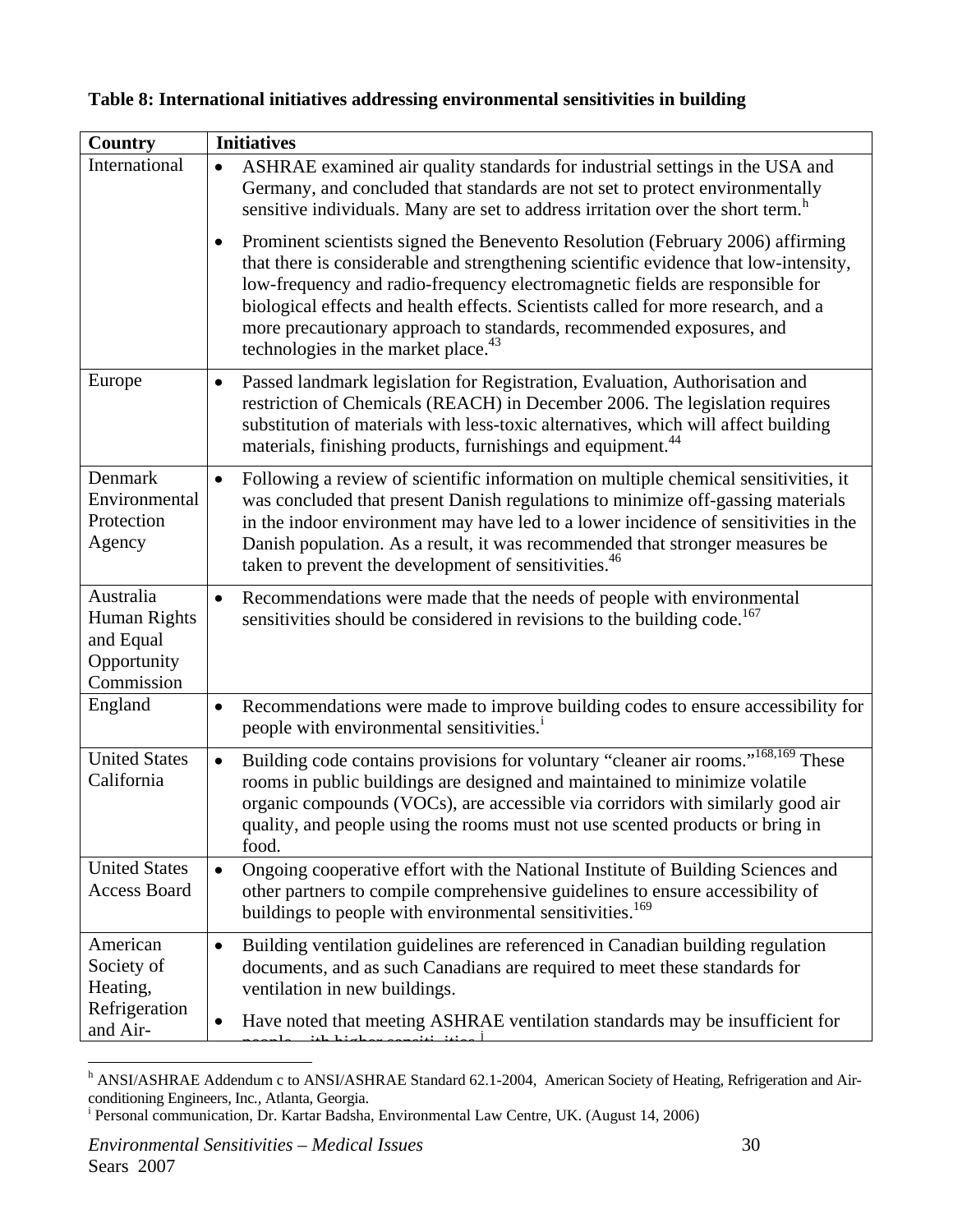**Table 8: International initiatives addressing environmental sensitivities in building**

| Country | Initiatives |
|---|---|
| International | • ASHRAE examined air quality standards for industrial settings in the USA and Germany, and concluded that standards are not set to protect environmentally sensitive individuals. Many are set to address irritation over the short term.[h]<br>• Prominent scientists signed the Benevento Resolution (February 2006) affirming that there is considerable and strengthening scientific evidence that low-intensity, low-frequency and radio-frequency electromagnetic fields are responsible for biological effects and health effects. Scientists called for more research, and a more precautionary approach to standards, recommended exposures, and technologies in the market place.[43] |
| Europe | • Passed landmark legislation for Registration, Evaluation, Authorisation and restriction of Chemicals (REACH) in December 2006. The legislation requires substitution of materials with less-toxic alternatives, which will affect building materials, finishing products, furnishings and equipment.[44] |
| Denmark Environmental Protection Agency | • Following a review of scientific information on multiple chemical sensitivities, it was concluded that present Danish regulations to minimize off-gassing materials in the indoor environment may have led to a lower incidence of sensitivities in the Danish population. As a result, it was recommended that stronger measures be taken to prevent the development of sensitivities.[46] |
| Australia Human Rights and Equal Opportunity Commission | • Recommendations were made that the needs of people with environmental sensitivities should be considered in revisions to the building code.[167] |
| England | • Recommendations were made to improve building codes to ensure accessibility for people with environmental sensitivities.[i] |
| United States California | • Building code contains provisions for voluntary "cleaner air rooms."[168,169] These rooms in public buildings are designed and maintained to minimize volatile organic compounds (VOCs), are accessible via corridors with similarly good air quality, and people using the rooms must not use scented products or bring in food. |
| United States Access Board | • Ongoing cooperative effort with the National Institute of Building Sciences and other partners to compile comprehensive guidelines to ensure accessibility of buildings to people with environmental sensitivities.[169] |
| American Society of Heating, Refrigeration and Air- | • Building ventilation guidelines are referenced in Canadian building regulation documents, and as such Canadians are required to meet these standards for ventilation in new buildings.<br>• Have noted that meeting ASHRAE ventilation standards may be insufficient for people with higher sensitivities.[j] |

[h] ANSI/ASHRAE Addendum c to ANSI/ASHRAE Standard 62.1-2004, American Society of Heating, Refrigeration and Air-conditioning Engineers, Inc., Atlanta, Georgia.

[i] Personal communication, Dr. Kartar Badsha, Environmental Law Centre, UK. (August 14, 2006)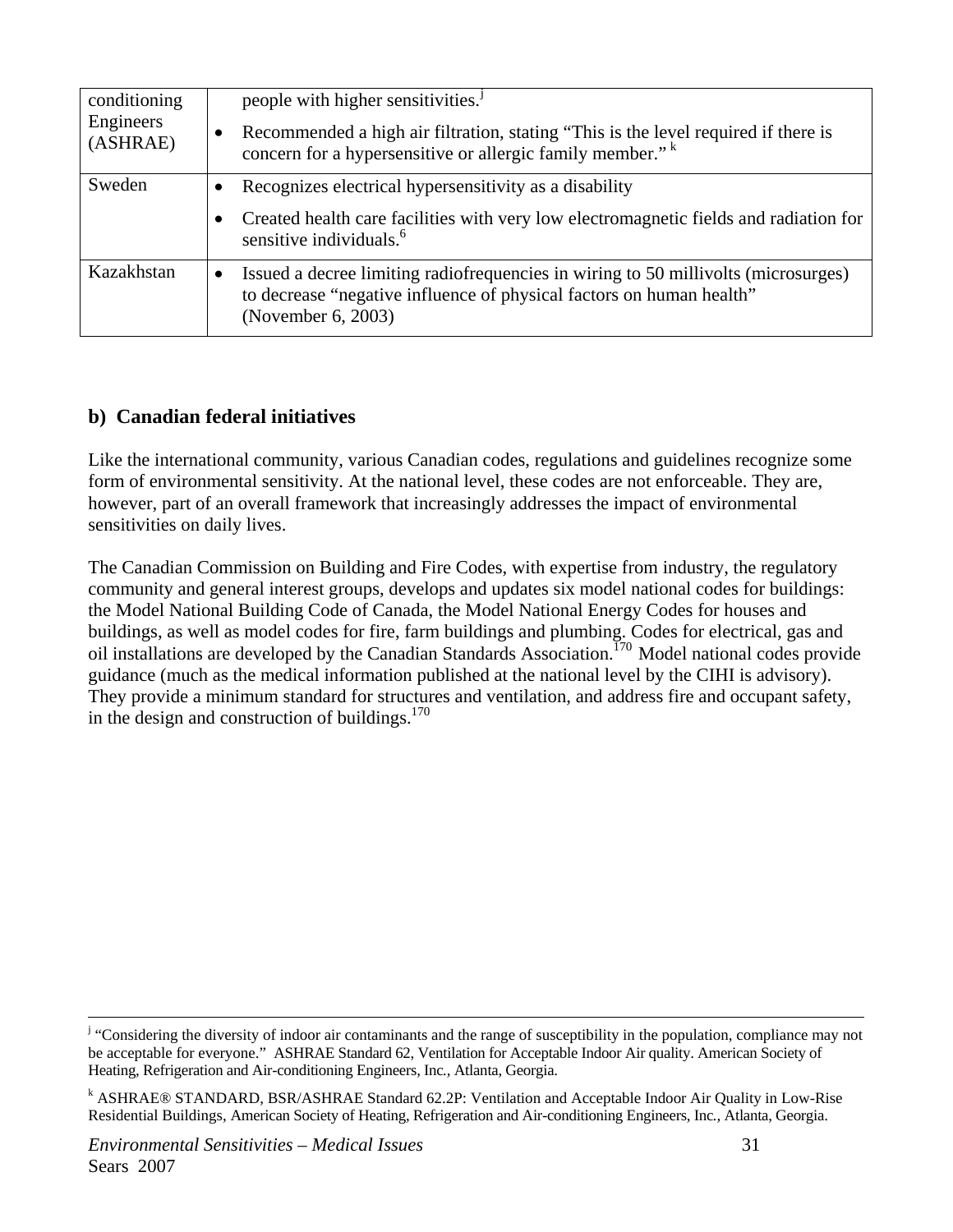| conditioning Engineers (ASHRAE) | people with higher sensitivities.[j] <br> • Recommended a high air filtration, stating "This is the level required if there is concern for a hypersensitive or allergic family member." [k] |
|---|---|
| Sweden | • Recognizes electrical hypersensitivity as a disability <br> • Created health care facilities with very low electromagnetic fields and radiation for sensitive individuals.[6] |
| Kazakhstan | • Issued a decree limiting radiofrequencies in wiring to 50 millivolts (microsurges) to decrease "negative influence of physical factors on human health" (November 6, 2003) |

### b) Canadian federal initiatives

Like the international community, various Canadian codes, regulations and guidelines recognize some form of environmental sensitivity. At the national level, these codes are not enforceable. They are, however, part of an overall framework that increasingly addresses the impact of environmental sensitivities on daily lives.

The Canadian Commission on Building and Fire Codes, with expertise from industry, the regulatory community and general interest groups, develops and updates six model national codes for buildings: the Model National Building Code of Canada, the Model National Energy Codes for houses and buildings, as well as model codes for fire, farm buildings and plumbing. Codes for electrical, gas and oil installations are developed by the Canadian Standards Association.[170] Model national codes provide guidance (much as the medical information published at the national level by the CIHI is advisory). They provide a minimum standard for structures and ventilation, and address fire and occupant safety, in the design and construction of buildings.[170]

---

[j] "Considering the diversity of indoor air contaminants and the range of susceptibility in the population, compliance may not be acceptable for everyone." ASHRAE Standard 62, Ventilation for Acceptable Indoor Air quality. American Society of Heating, Refrigeration and Air-conditioning Engineers, Inc., Atlanta, Georgia.

[k] ASHRAE® STANDARD, BSR/ASHRAE Standard 62.2P: Ventilation and Acceptable Indoor Air Quality in Low-Rise Residential Buildings, American Society of Heating, Refrigeration and Air-conditioning Engineers, Inc., Atlanta, Georgia.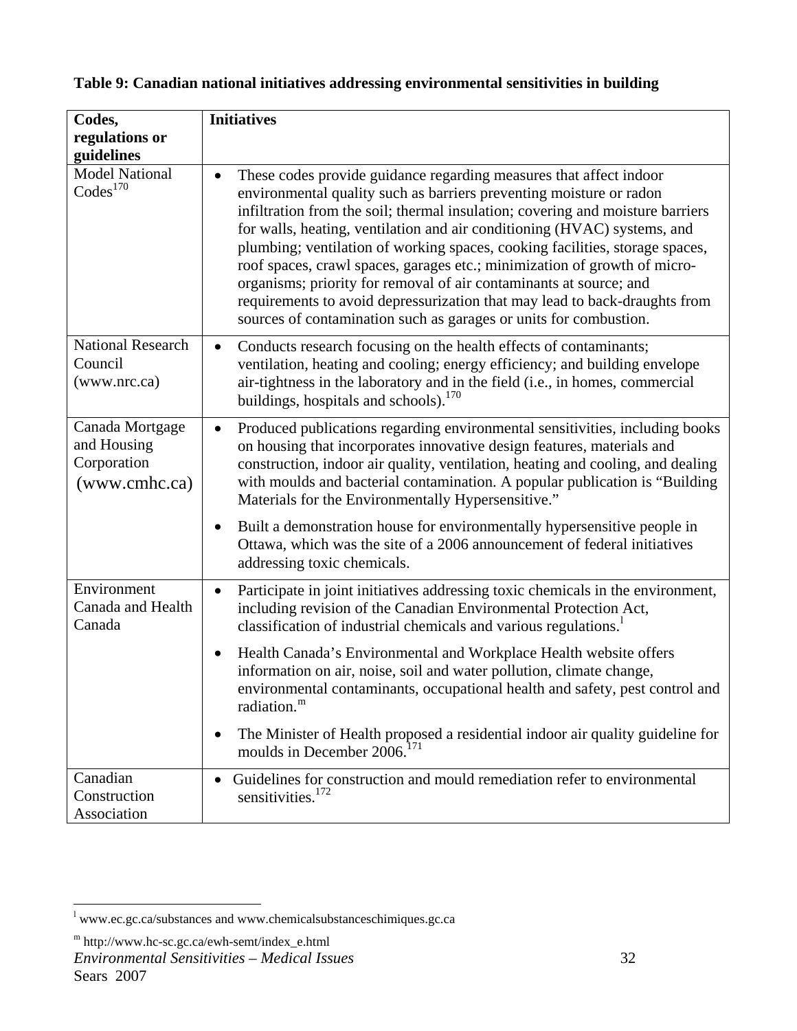**Table 9: Canadian national initiatives addressing environmental sensitivities in building**

| Codes, regulations or guidelines | Initiatives |
|---|---|
| Model National Codes[170] | • These codes provide guidance regarding measures that affect indoor environmental quality such as barriers preventing moisture or radon infiltration from the soil; thermal insulation; covering and moisture barriers for walls, heating, ventilation and air conditioning (HVAC) systems, and plumbing; ventilation of working spaces, cooking facilities, storage spaces, roof spaces, crawl spaces, garages etc.; minimization of growth of micro-organisms; priority for removal of air contaminants at source; and requirements to avoid depressurization that may lead to back-draughts from sources of contamination such as garages or units for combustion. |
| National Research Council (www.nrc.ca) | • Conducts research focusing on the health effects of contaminants; ventilation, heating and cooling; energy efficiency; and building envelope air-tightness in the laboratory and in the field (i.e., in homes, commercial buildings, hospitals and schools).[170] |
| Canada Mortgage and Housing Corporation (www.cmhc.ca) | • Produced publications regarding environmental sensitivities, including books on housing that incorporates innovative design features, materials and construction, indoor air quality, ventilation, heating and cooling, and dealing with moulds and bacterial contamination. A popular publication is "Building Materials for the Environmentally Hypersensitive." <br> • Built a demonstration house for environmentally hypersensitive people in Ottawa, which was the site of a 2006 announcement of federal initiatives addressing toxic chemicals. |
| Environment Canada and Health Canada | • Participate in joint initiatives addressing toxic chemicals in the environment, including revision of the Canadian Environmental Protection Act, classification of industrial chemicals and various regulations.[l] <br> • Health Canada's Environmental and Workplace Health website offers information on air, noise, soil and water pollution, climate change, environmental contaminants, occupational health and safety, pest control and radiation.[m] <br> • The Minister of Health proposed a residential indoor air quality guideline for moulds in December 2006.[171] |
| Canadian Construction Association | • Guidelines for construction and mould remediation refer to environmental sensitivities.[172] |

[l] www.ec.gc.ca/substances and www.chemicalsubstanceschimiques.gc.ca

[m] http://www.hc-sc.gc.ca/ewh-semt/index_e.html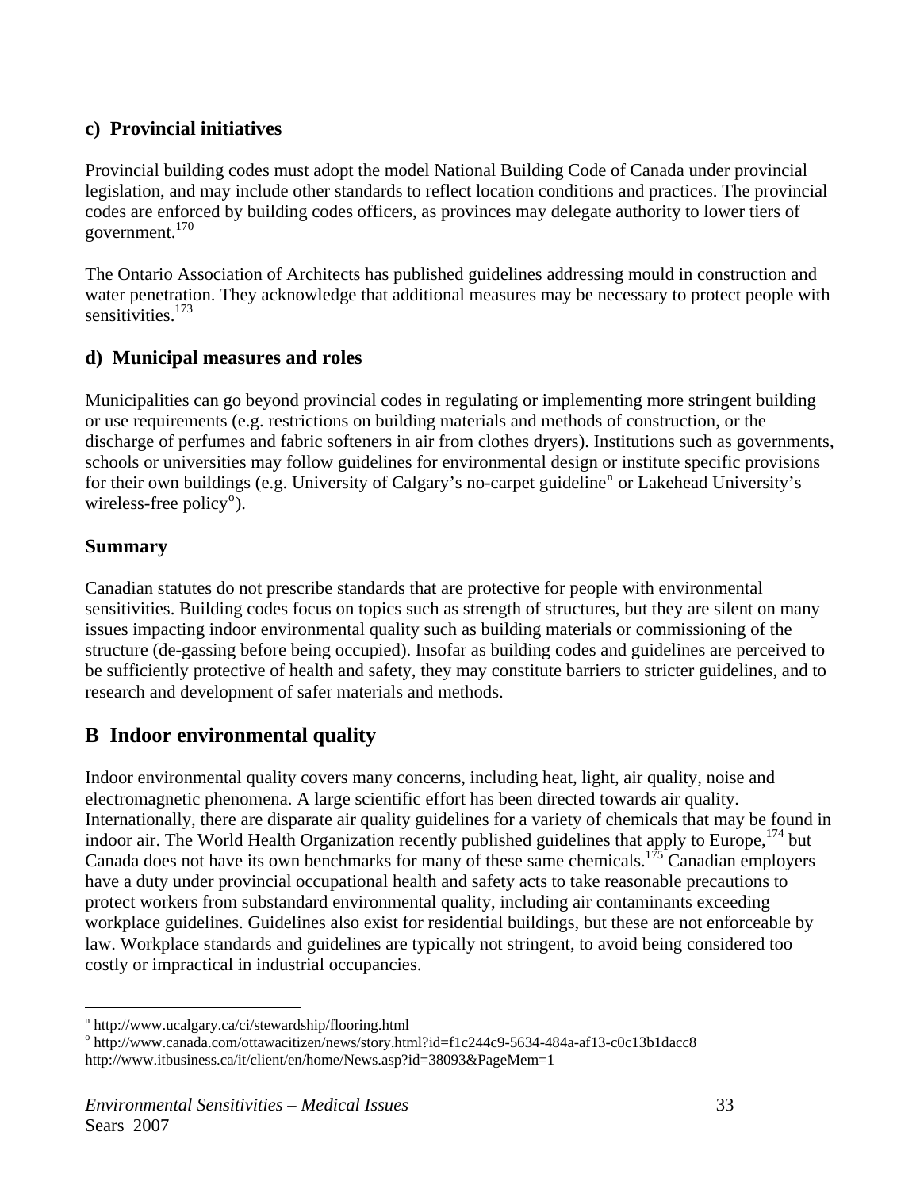### c) Provincial initiatives

Provincial building codes must adopt the model National Building Code of Canada under provincial legislation, and may include other standards to reflect location conditions and practices. The provincial codes are enforced by building codes officers, as provinces may delegate authority to lower tiers of government.[170]

The Ontario Association of Architects has published guidelines addressing mould in construction and water penetration. They acknowledge that additional measures may be necessary to protect people with sensitivities.[173]

### d) Municipal measures and roles

Municipalities can go beyond provincial codes in regulating or implementing more stringent building or use requirements (e.g. restrictions on building materials and methods of construction, or the discharge of perfumes and fabric softeners in air from clothes dryers). Institutions such as governments, schools or universities may follow guidelines for environmental design or institute specific provisions for their own buildings (e.g. University of Calgary's no-carpet guideline[n] or Lakehead University's wireless-free policy[o]).

### Summary

Canadian statutes do not prescribe standards that are protective for people with environmental sensitivities. Building codes focus on topics such as strength of structures, but they are silent on many issues impacting indoor environmental quality such as building materials or commissioning of the structure (de-gassing before being occupied). Insofar as building codes and guidelines are perceived to be sufficiently protective of health and safety, they may constitute barriers to stricter guidelines, and to research and development of safer materials and methods.

## B Indoor environmental quality

Indoor environmental quality covers many concerns, including heat, light, air quality, noise and electromagnetic phenomena. A large scientific effort has been directed towards air quality. Internationally, there are disparate air quality guidelines for a variety of chemicals that may be found in indoor air. The World Health Organization recently published guidelines that apply to Europe,[174] but Canada does not have its own benchmarks for many of these same chemicals.[175] Canadian employers have a duty under provincial occupational health and safety acts to take reasonable precautions to protect workers from substandard environmental quality, including air contaminants exceeding workplace guidelines. Guidelines also exist for residential buildings, but these are not enforceable by law. Workplace standards and guidelines are typically not stringent, to avoid being considered too costly or impractical in industrial occupancies.

---

[n] http://www.ucalgary.ca/ci/stewardship/flooring.html

[o] http://www.canada.com/ottawacitizen/news/story.html?id=f1c244c9-5634-484a-af13-c0c13b1dacc8
http://www.itbusiness.ca/it/client/en/home/News.asp?id=38093&PageMem=1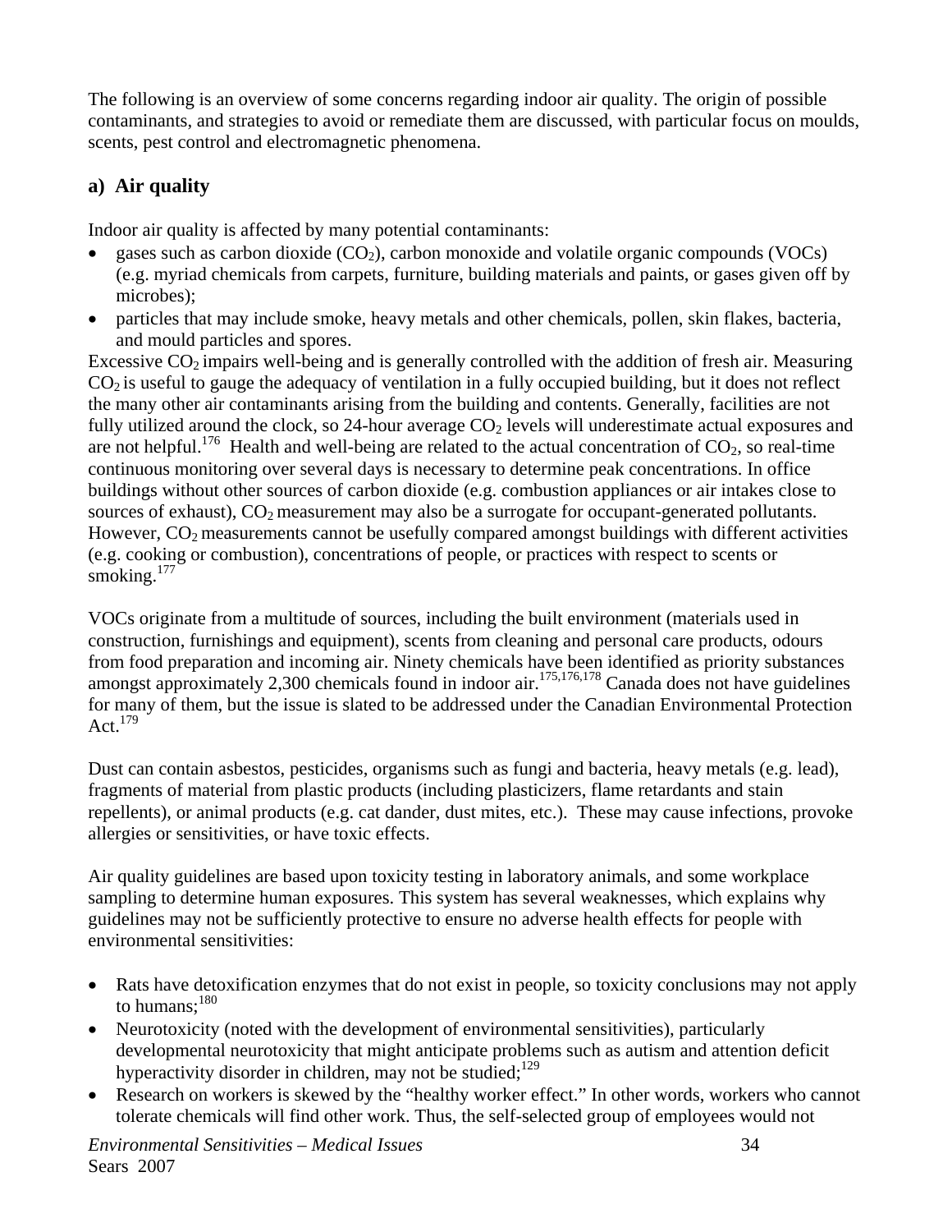The following is an overview of some concerns regarding indoor air quality. The origin of possible contaminants, and strategies to avoid or remediate them are discussed, with particular focus on moulds, scents, pest control and electromagnetic phenomena.

## a) Air quality

Indoor air quality is affected by many potential contaminants:

- gases such as carbon dioxide ($CO_2$), carbon monoxide and volatile organic compounds (VOCs) (e.g. myriad chemicals from carpets, furniture, building materials and paints, or gases given off by microbes);
- particles that may include smoke, heavy metals and other chemicals, pollen, skin flakes, bacteria, and mould particles and spores.

Excessive $CO_2$ impairs well-being and is generally controlled with the addition of fresh air. Measuring $CO_2$ is useful to gauge the adequacy of ventilation in a fully occupied building, but it does not reflect the many other air contaminants arising from the building and contents. Generally, facilities are not fully utilized around the clock, so 24-hour average $CO_2$ levels will underestimate actual exposures and are not helpful.[176] Health and well-being are related to the actual concentration of $CO_2$, so real-time continuous monitoring over several days is necessary to determine peak concentrations. In office buildings without other sources of carbon dioxide (e.g. combustion appliances or air intakes close to sources of exhaust), $CO_2$ measurement may also be a surrogate for occupant-generated pollutants. However, $CO_2$ measurements cannot be usefully compared amongst buildings with different activities (e.g. cooking or combustion), concentrations of people, or practices with respect to scents or smoking.[177]

VOCs originate from a multitude of sources, including the built environment (materials used in construction, furnishings and equipment), scents from cleaning and personal care products, odours from food preparation and incoming air. Ninety chemicals have been identified as priority substances amongst approximately 2,300 chemicals found in indoor air.[175,176,178] Canada does not have guidelines for many of them, but the issue is slated to be addressed under the Canadian Environmental Protection Act.[179]

Dust can contain asbestos, pesticides, organisms such as fungi and bacteria, heavy metals (e.g. lead), fragments of material from plastic products (including plasticizers, flame retardants and stain repellents), or animal products (e.g. cat dander, dust mites, etc.). These may cause infections, provoke allergies or sensitivities, or have toxic effects.

Air quality guidelines are based upon toxicity testing in laboratory animals, and some workplace sampling to determine human exposures. This system has several weaknesses, which explains why guidelines may not be sufficiently protective to ensure no adverse health effects for people with environmental sensitivities:

- Rats have detoxification enzymes that do not exist in people, so toxicity conclusions may not apply to humans;[180]
- Neurotoxicity (noted with the development of environmental sensitivities), particularly developmental neurotoxicity that might anticipate problems such as autism and attention deficit hyperactivity disorder in children, may not be studied;[129]
- Research on workers is skewed by the "healthy worker effect." In other words, workers who cannot tolerate chemicals will find other work. Thus, the self-selected group of employees would not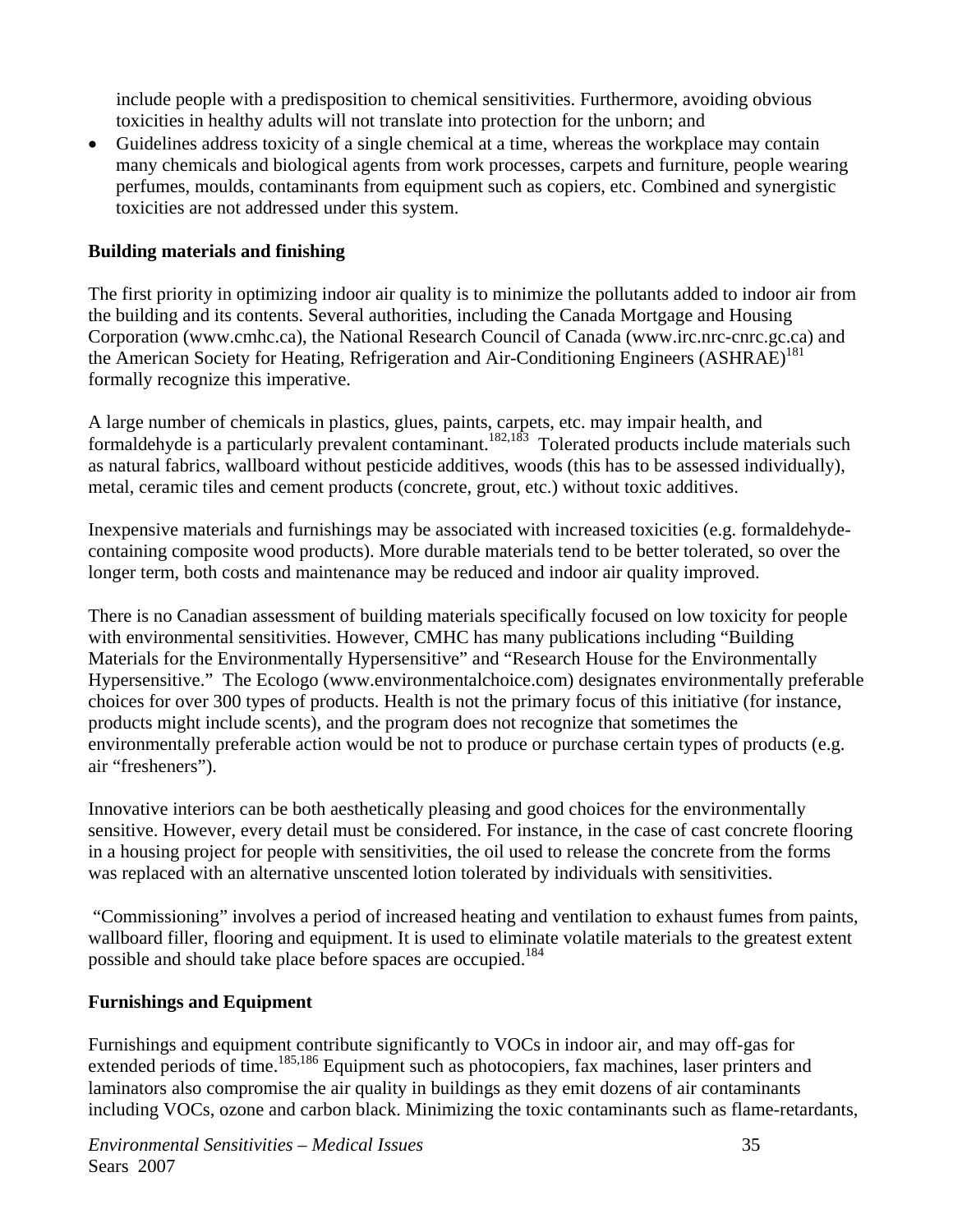include people with a predisposition to chemical sensitivities. Furthermore, avoiding obvious toxicities in healthy adults will not translate into protection for the unborn; and

- Guidelines address toxicity of a single chemical at a time, whereas the workplace may contain many chemicals and biological agents from work processes, carpets and furniture, people wearing perfumes, moulds, contaminants from equipment such as copiers, etc. Combined and synergistic toxicities are not addressed under this system.

**Building materials and finishing**

The first priority in optimizing indoor air quality is to minimize the pollutants added to indoor air from the building and its contents. Several authorities, including the Canada Mortgage and Housing Corporation (www.cmhc.ca), the National Research Council of Canada (www.irc.nrc-cnrc.gc.ca) and the American Society for Heating, Refrigeration and Air-Conditioning Engineers (ASHRAE)[181] formally recognize this imperative.

A large number of chemicals in plastics, glues, paints, carpets, etc. may impair health, and formaldehyde is a particularly prevalent contaminant.[182,183] Tolerated products include materials such as natural fabrics, wallboard without pesticide additives, woods (this has to be assessed individually), metal, ceramic tiles and cement products (concrete, grout, etc.) without toxic additives.

Inexpensive materials and furnishings may be associated with increased toxicities (e.g. formaldehyde-containing composite wood products). More durable materials tend to be better tolerated, so over the longer term, both costs and maintenance may be reduced and indoor air quality improved.

There is no Canadian assessment of building materials specifically focused on low toxicity for people with environmental sensitivities. However, CMHC has many publications including "Building Materials for the Environmentally Hypersensitive" and "Research House for the Environmentally Hypersensitive." The Ecologo (www.environmentalchoice.com) designates environmentally preferable choices for over 300 types of products. Health is not the primary focus of this initiative (for instance, products might include scents), and the program does not recognize that sometimes the environmentally preferable action would be not to produce or purchase certain types of products (e.g. air "fresheners").

Innovative interiors can be both aesthetically pleasing and good choices for the environmentally sensitive. However, every detail must be considered. For instance, in the case of cast concrete flooring in a housing project for people with sensitivities, the oil used to release the concrete from the forms was replaced with an alternative unscented lotion tolerated by individuals with sensitivities.

"Commissioning" involves a period of increased heating and ventilation to exhaust fumes from paints, wallboard filler, flooring and equipment. It is used to eliminate volatile materials to the greatest extent possible and should take place before spaces are occupied.[184]

**Furnishings and Equipment**

Furnishings and equipment contribute significantly to VOCs in indoor air, and may off-gas for extended periods of time.[185,186] Equipment such as photocopiers, fax machines, laser printers and laminators also compromise the air quality in buildings as they emit dozens of air contaminants including VOCs, ozone and carbon black. Minimizing the toxic contaminants such as flame-retardants,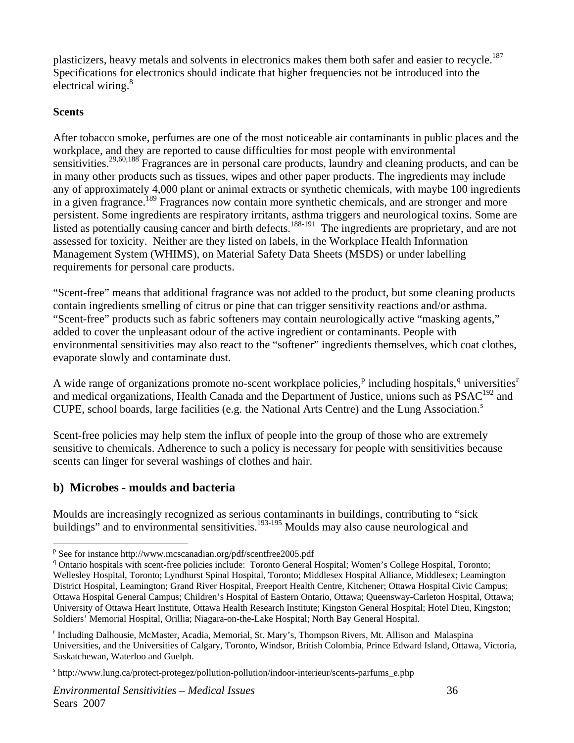plasticizers, heavy metals and solvents in electronics makes them both safer and easier to recycle.[187] Specifications for electronics should indicate that higher frequencies not be introduced into the electrical wiring.[8]

**Scents**

After tobacco smoke, perfumes are one of the most noticeable air contaminants in public places and the workplace, and they are reported to cause difficulties for most people with environmental sensitivities.[29,60,188] Fragrances are in personal care products, laundry and cleaning products, and can be in many other products such as tissues, wipes and other paper products. The ingredients may include any of approximately 4,000 plant or animal extracts or synthetic chemicals, with maybe 100 ingredients in a given fragrance.[189] Fragrances now contain more synthetic chemicals, and are stronger and more persistent. Some ingredients are respiratory irritants, asthma triggers and neurological toxins. Some are listed as potentially causing cancer and birth defects.[188-191] The ingredients are proprietary, and are not assessed for toxicity. Neither are they listed on labels, in the Workplace Health Information Management System (WHIMS), on Material Safety Data Sheets (MSDS) or under labelling requirements for personal care products.

"Scent-free" means that additional fragrance was not added to the product, but some cleaning products contain ingredients smelling of citrus or pine that can trigger sensitivity reactions and/or asthma. "Scent-free" products such as fabric softeners may contain neurologically active "masking agents," added to cover the unpleasant odour of the active ingredient or contaminants. People with environmental sensitivities may also react to the "softener" ingredients themselves, which coat clothes, evaporate slowly and contaminate dust.

A wide range of organizations promote no-scent workplace policies,[p] including hospitals,[q] universities[r] and medical organizations, Health Canada and the Department of Justice, unions such as PSAC[192] and CUPE, school boards, large facilities (e.g. the National Arts Centre) and the Lung Association.[s]

Scent-free policies may help stem the influx of people into the group of those who are extremely sensitive to chemicals. Adherence to such a policy is necessary for people with sensitivities because scents can linger for several washings of clothes and hair.

## b) Microbes - moulds and bacteria

Moulds are increasingly recognized as serious contaminants in buildings, contributing to "sick buildings" and to environmental sensitivities.[193-195] Moulds may also cause neurological and

---

[p] See for instance http://www.mcscanadian.org/pdf/scentfree2005.pdf

[q] Ontario hospitals with scent-free policies include: Toronto General Hospital; Women's College Hospital, Toronto; Wellesley Hospital, Toronto; Lyndhurst Spinal Hospital, Toronto; Middlesex Hospital Alliance, Middlesex; Leamington District Hospital, Leamington; Grand River Hospital, Freeport Health Centre, Kitchener; Ottawa Hospital Civic Campus; Ottawa Hospital General Campus; Children's Hospital of Eastern Ontario, Ottawa; Queensway-Carleton Hospital, Ottawa; University of Ottawa Heart Institute, Ottawa Health Research Institute; Kingston General Hospital; Hotel Dieu, Kingston; Soldiers' Memorial Hospital, Orillia; Niagara-on-the-Lake Hospital; North Bay General Hospital.

[r] Including Dalhousie, McMaster, Acadia, Memorial, St. Mary's, Thompson Rivers, Mt. Allison and Malaspina Universities, and the Universities of Calgary, Toronto, Windsor, British Colombia, Prince Edward Island, Ottawa, Victoria, Saskatchewan, Waterloo and Guelph.

[s] http://www.lung.ca/protect-protegez/pollution-pollution/indoor-interieur/scents-parfums_e.php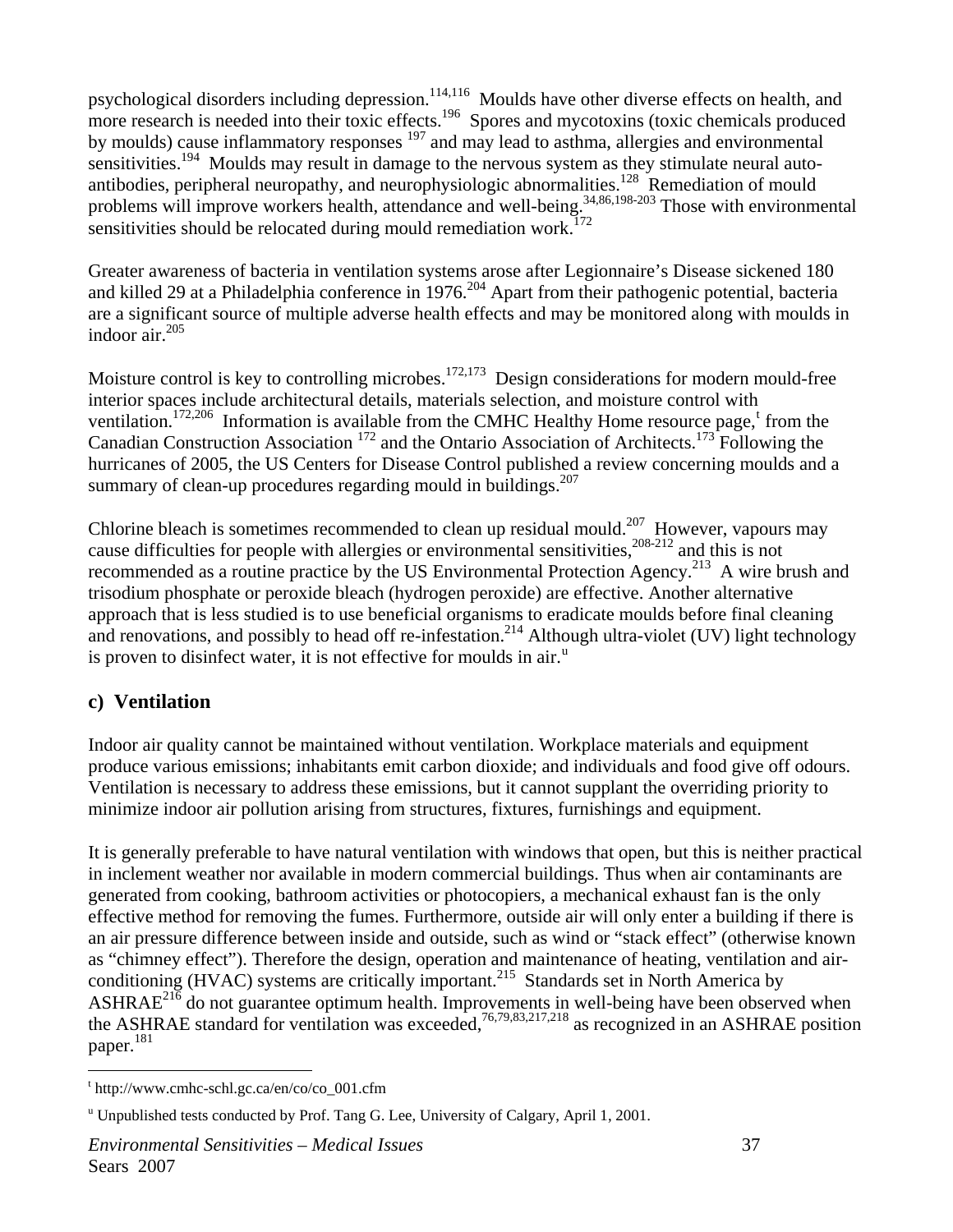psychological disorders including depression.[114,116] Moulds have other diverse effects on health, and more research is needed into their toxic effects.[196] Spores and mycotoxins (toxic chemicals produced by moulds) cause inflammatory responses [197] and may lead to asthma, allergies and environmental sensitivities.[194] Moulds may result in damage to the nervous system as they stimulate neural auto-antibodies, peripheral neuropathy, and neurophysiologic abnormalities.[128] Remediation of mould problems will improve workers health, attendance and well-being.[34,86,198-203] Those with environmental sensitivities should be relocated during mould remediation work.[172]

Greater awareness of bacteria in ventilation systems arose after Legionnaire's Disease sickened 180 and killed 29 at a Philadelphia conference in 1976.[204] Apart from their pathogenic potential, bacteria are a significant source of multiple adverse health effects and may be monitored along with moulds in indoor air.[205]

Moisture control is key to controlling microbes.[172,173] Design considerations for modern mould-free interior spaces include architectural details, materials selection, and moisture control with ventilation.[172,206] Information is available from the CMHC Healthy Home resource page,[t] from the Canadian Construction Association [172] and the Ontario Association of Architects.[173] Following the hurricanes of 2005, the US Centers for Disease Control published a review concerning moulds and a summary of clean-up procedures regarding mould in buildings.[207]

Chlorine bleach is sometimes recommended to clean up residual mould.[207] However, vapours may cause difficulties for people with allergies or environmental sensitivities,[208-212] and this is not recommended as a routine practice by the US Environmental Protection Agency.[213] A wire brush and trisodium phosphate or peroxide bleach (hydrogen peroxide) are effective. Another alternative approach that is less studied is to use beneficial organisms to eradicate moulds before final cleaning and renovations, and possibly to head off re-infestation.[214] Although ultra-violet (UV) light technology is proven to disinfect water, it is not effective for moulds in air.[u]

## c) Ventilation

Indoor air quality cannot be maintained without ventilation. Workplace materials and equipment produce various emissions; inhabitants emit carbon dioxide; and individuals and food give off odours. Ventilation is necessary to address these emissions, but it cannot supplant the overriding priority to minimize indoor air pollution arising from structures, fixtures, furnishings and equipment.

It is generally preferable to have natural ventilation with windows that open, but this is neither practical in inclement weather nor available in modern commercial buildings. Thus when air contaminants are generated from cooking, bathroom activities or photocopiers, a mechanical exhaust fan is the only effective method for removing the fumes. Furthermore, outside air will only enter a building if there is an air pressure difference between inside and outside, such as wind or "stack effect" (otherwise known as "chimney effect"). Therefore the design, operation and maintenance of heating, ventilation and air-conditioning (HVAC) systems are critically important.[215] Standards set in North America by ASHRAE[216] do not guarantee optimum health. Improvements in well-being have been observed when the ASHRAE standard for ventilation was exceeded,[76,79,83,217,218] as recognized in an ASHRAE position paper.[181]

---

[t] http://www.cmhc-schl.gc.ca/en/co/co_001.cfm

[u] Unpublished tests conducted by Prof. Tang G. Lee, University of Calgary, April 1, 2001.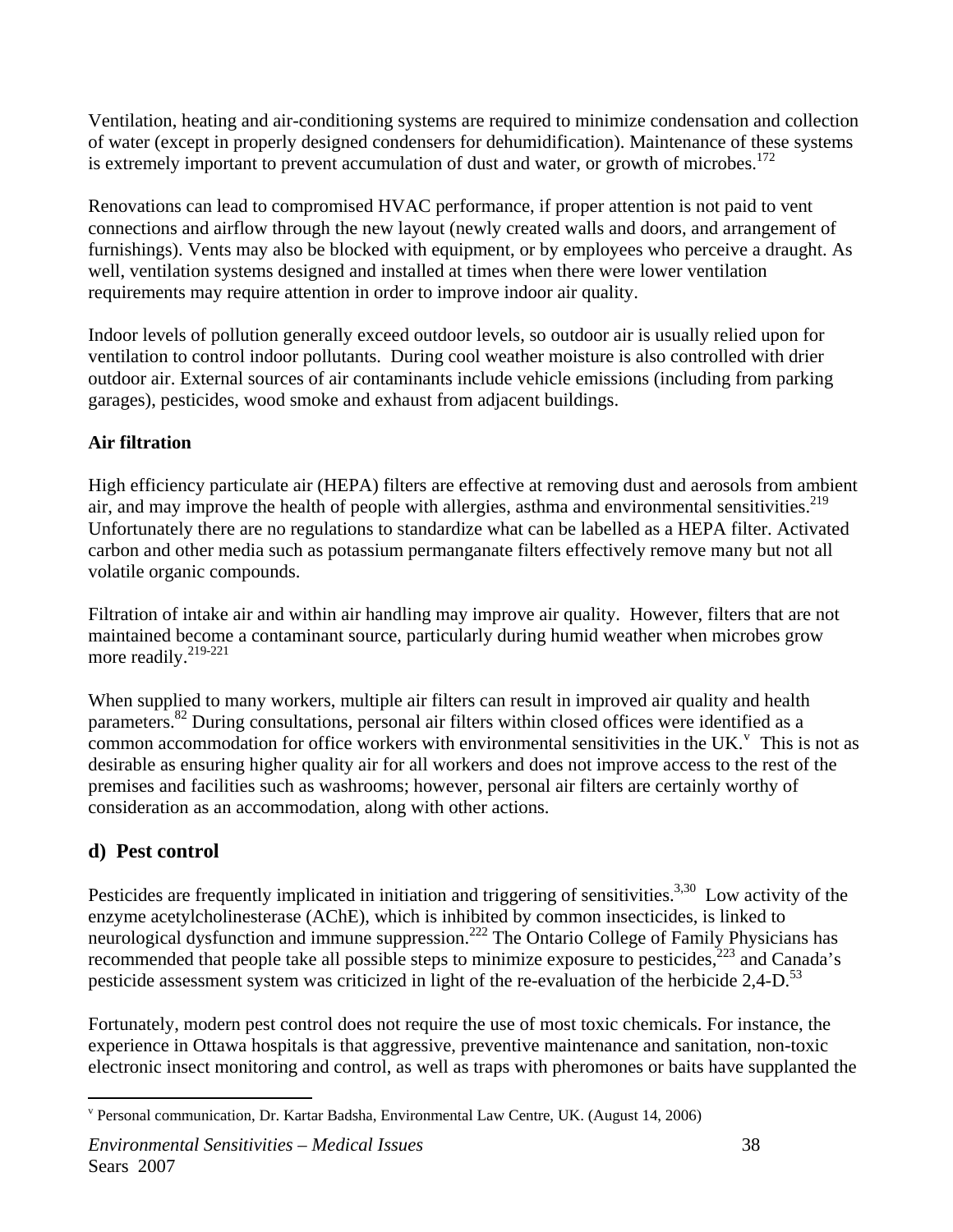Ventilation, heating and air-conditioning systems are required to minimize condensation and collection of water (except in properly designed condensers for dehumidification). Maintenance of these systems is extremely important to prevent accumulation of dust and water, or growth of microbes.[172]

Renovations can lead to compromised HVAC performance, if proper attention is not paid to vent connections and airflow through the new layout (newly created walls and doors, and arrangement of furnishings). Vents may also be blocked with equipment, or by employees who perceive a draught. As well, ventilation systems designed and installed at times when there were lower ventilation requirements may require attention in order to improve indoor air quality.

Indoor levels of pollution generally exceed outdoor levels, so outdoor air is usually relied upon for ventilation to control indoor pollutants. During cool weather moisture is also controlled with drier outdoor air. External sources of air contaminants include vehicle emissions (including from parking garages), pesticides, wood smoke and exhaust from adjacent buildings.

**Air filtration**

High efficiency particulate air (HEPA) filters are effective at removing dust and aerosols from ambient air, and may improve the health of people with allergies, asthma and environmental sensitivities.[219] Unfortunately there are no regulations to standardize what can be labelled as a HEPA filter. Activated carbon and other media such as potassium permanganate filters effectively remove many but not all volatile organic compounds.

Filtration of intake air and within air handling may improve air quality. However, filters that are not maintained become a contaminant source, particularly during humid weather when microbes grow more readily.[219-221]

When supplied to many workers, multiple air filters can result in improved air quality and health parameters.[82] During consultations, personal air filters within closed offices were identified as a common accommodation for office workers with environmental sensitivities in the UK.[v] This is not as desirable as ensuring higher quality air for all workers and does not improve access to the rest of the premises and facilities such as washrooms; however, personal air filters are certainly worthy of consideration as an accommodation, along with other actions.

## d) Pest control

Pesticides are frequently implicated in initiation and triggering of sensitivities.[3,30] Low activity of the enzyme acetylcholinesterase (AChE), which is inhibited by common insecticides, is linked to neurological dysfunction and immune suppression.[222] The Ontario College of Family Physicians has recommended that people take all possible steps to minimize exposure to pesticides,[223] and Canada's pesticide assessment system was criticized in light of the re-evaluation of the herbicide 2,4-D.[53]

Fortunately, modern pest control does not require the use of most toxic chemicals. For instance, the experience in Ottawa hospitals is that aggressive, preventive maintenance and sanitation, non-toxic electronic insect monitoring and control, as well as traps with pheromones or baits have supplanted the

---

[v] Personal communication, Dr. Kartar Badsha, Environmental Law Centre, UK. (August 14, 2006)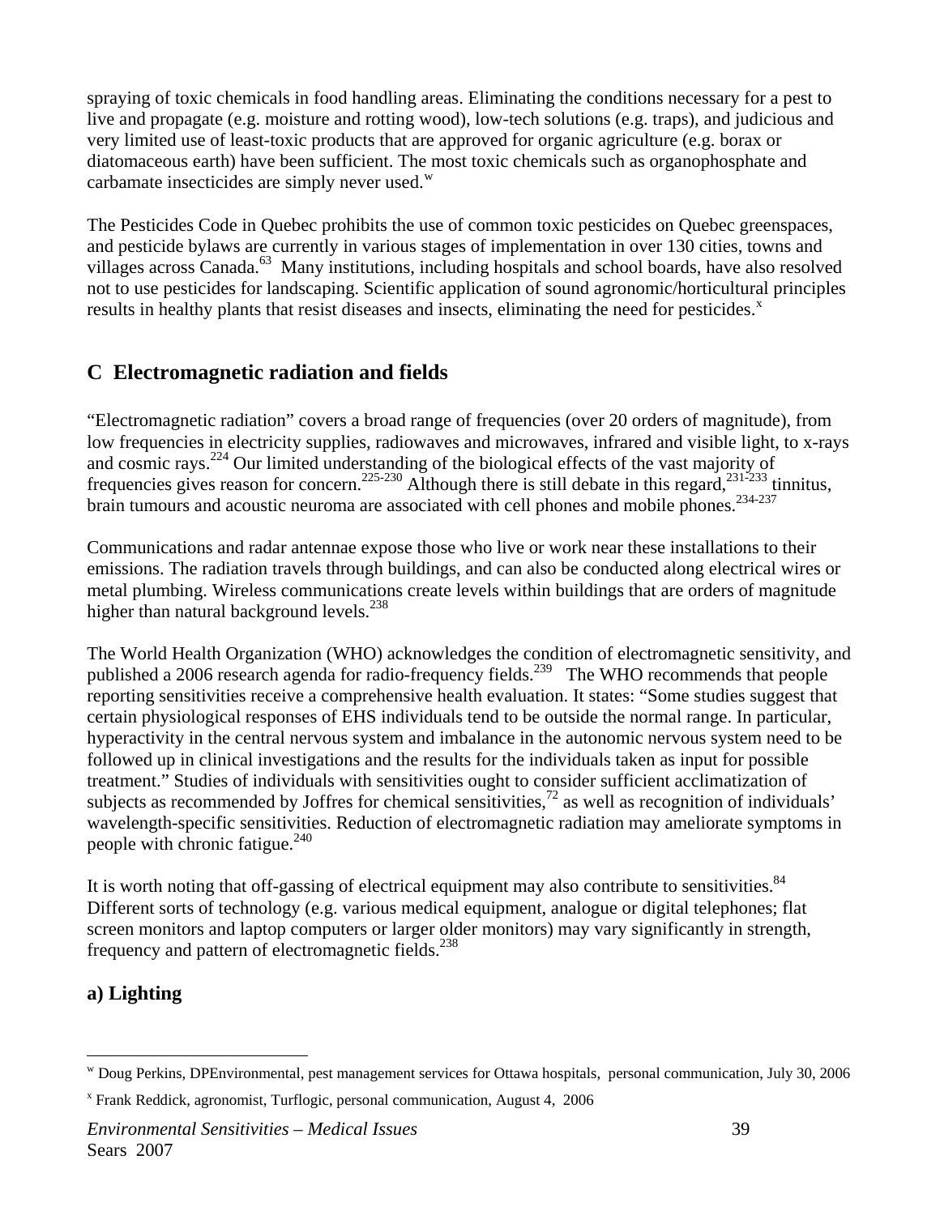spraying of toxic chemicals in food handling areas. Eliminating the conditions necessary for a pest to live and propagate (e.g. moisture and rotting wood), low-tech solutions (e.g. traps), and judicious and very limited use of least-toxic products that are approved for organic agriculture (e.g. borax or diatomaceous earth) have been sufficient. The most toxic chemicals such as organophosphate and carbamate insecticides are simply never used.[w]

The Pesticides Code in Quebec prohibits the use of common toxic pesticides on Quebec greenspaces, and pesticide bylaws are currently in various stages of implementation in over 130 cities, towns and villages across Canada.[63] Many institutions, including hospitals and school boards, have also resolved not to use pesticides for landscaping. Scientific application of sound agronomic/horticultural principles results in healthy plants that resist diseases and insects, eliminating the need for pesticides.[x]

## C Electromagnetic radiation and fields

"Electromagnetic radiation" covers a broad range of frequencies (over 20 orders of magnitude), from low frequencies in electricity supplies, radiowaves and microwaves, infrared and visible light, to x-rays and cosmic rays.[224] Our limited understanding of the biological effects of the vast majority of frequencies gives reason for concern.[225-230] Although there is still debate in this regard,[231-233] tinnitus, brain tumours and acoustic neuroma are associated with cell phones and mobile phones.[234-237]

Communications and radar antennae expose those who live or work near these installations to their emissions. The radiation travels through buildings, and can also be conducted along electrical wires or metal plumbing. Wireless communications create levels within buildings that are orders of magnitude higher than natural background levels.[238]

The World Health Organization (WHO) acknowledges the condition of electromagnetic sensitivity, and published a 2006 research agenda for radio-frequency fields.[239] The WHO recommends that people reporting sensitivities receive a comprehensive health evaluation. It states: "Some studies suggest that certain physiological responses of EHS individuals tend to be outside the normal range. In particular, hyperactivity in the central nervous system and imbalance in the autonomic nervous system need to be followed up in clinical investigations and the results for the individuals taken as input for possible treatment." Studies of individuals with sensitivities ought to consider sufficient acclimatization of subjects as recommended by Joffres for chemical sensitivities,[72] as well as recognition of individuals' wavelength-specific sensitivities. Reduction of electromagnetic radiation may ameliorate symptoms in people with chronic fatigue.[240]

It is worth noting that off-gassing of electrical equipment may also contribute to sensitivities.[84] Different sorts of technology (e.g. various medical equipment, analogue or digital telephones; flat screen monitors and laptop computers or larger older monitors) may vary significantly in strength, frequency and pattern of electromagnetic fields.[238]

### a) Lighting

---

[w] Doug Perkins, DPEnvironmental, pest management services for Ottawa hospitals, personal communication, July 30, 2006

[x] Frank Reddick, agronomist, Turflogic, personal communication, August 4, 2006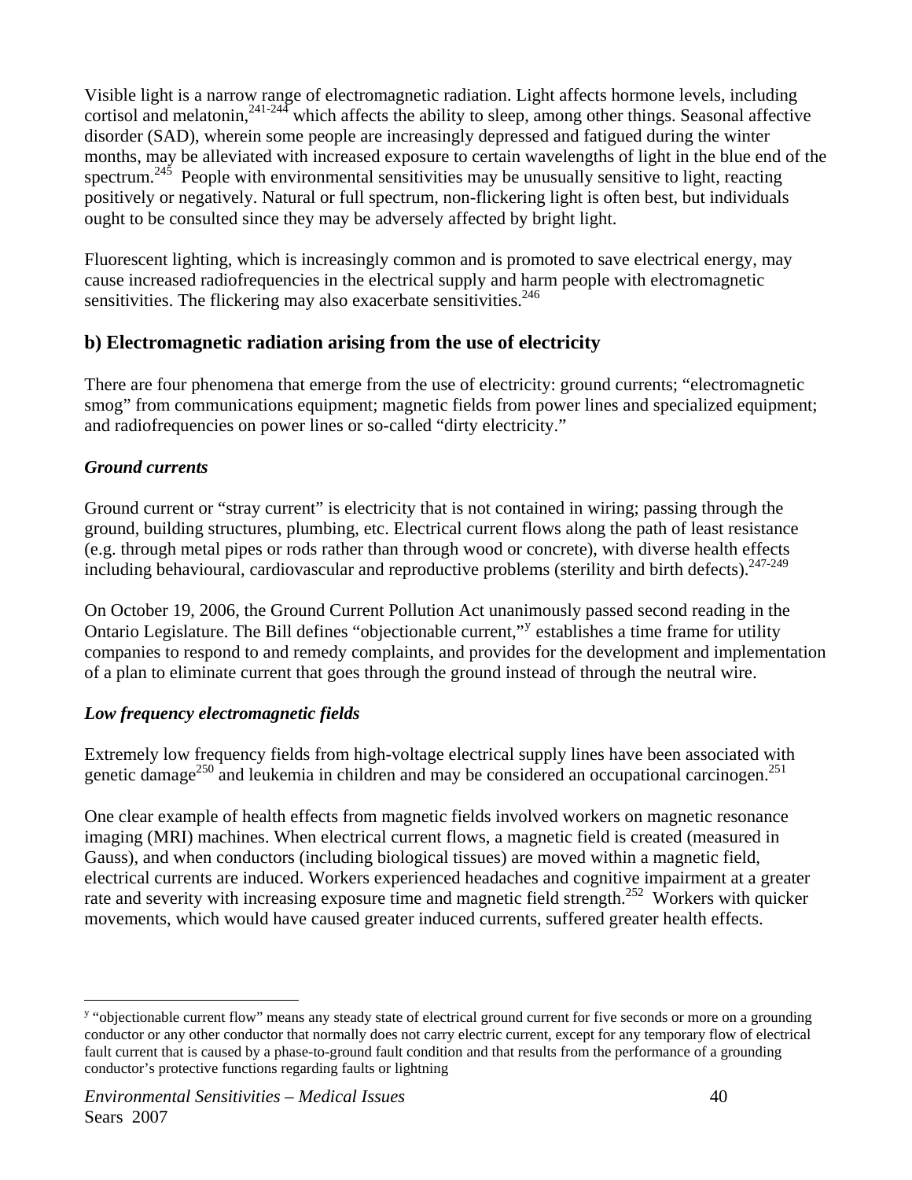Visible light is a narrow range of electromagnetic radiation. Light affects hormone levels, including cortisol and melatonin,[241-244] which affects the ability to sleep, among other things. Seasonal affective disorder (SAD), wherein some people are increasingly depressed and fatigued during the winter months, may be alleviated with increased exposure to certain wavelengths of light in the blue end of the spectrum.[245] People with environmental sensitivities may be unusually sensitive to light, reacting positively or negatively. Natural or full spectrum, non-flickering light is often best, but individuals ought to be consulted since they may be adversely affected by bright light.

Fluorescent lighting, which is increasingly common and is promoted to save electrical energy, may cause increased radiofrequencies in the electrical supply and harm people with electromagnetic sensitivities. The flickering may also exacerbate sensitivities.[246]

## b) Electromagnetic radiation arising from the use of electricity

There are four phenomena that emerge from the use of electricity: ground currents; "electromagnetic smog" from communications equipment; magnetic fields from power lines and specialized equipment; and radiofrequencies on power lines or so-called "dirty electricity."

### *Ground currents*

Ground current or "stray current" is electricity that is not contained in wiring; passing through the ground, building structures, plumbing, etc. Electrical current flows along the path of least resistance (e.g. through metal pipes or rods rather than through wood or concrete), with diverse health effects including behavioural, cardiovascular and reproductive problems (sterility and birth defects).[247-249]

On October 19, 2006, the Ground Current Pollution Act unanimously passed second reading in the Ontario Legislature. The Bill defines "objectionable current,"[y] establishes a time frame for utility companies to respond to and remedy complaints, and provides for the development and implementation of a plan to eliminate current that goes through the ground instead of through the neutral wire.

### *Low frequency electromagnetic fields*

Extremely low frequency fields from high-voltage electrical supply lines have been associated with genetic damage[250] and leukemia in children and may be considered an occupational carcinogen.[251]

One clear example of health effects from magnetic fields involved workers on magnetic resonance imaging (MRI) machines. When electrical current flows, a magnetic field is created (measured in Gauss), and when conductors (including biological tissues) are moved within a magnetic field, electrical currents are induced. Workers experienced headaches and cognitive impairment at a greater rate and severity with increasing exposure time and magnetic field strength.[252] Workers with quicker movements, which would have caused greater induced currents, suffered greater health effects.

---

[y] "objectionable current flow" means any steady state of electrical ground current for five seconds or more on a grounding conductor or any other conductor that normally does not carry electric current, except for any temporary flow of electrical fault current that is caused by a phase-to-ground fault condition and that results from the performance of a grounding conductor's protective functions regarding faults or lightning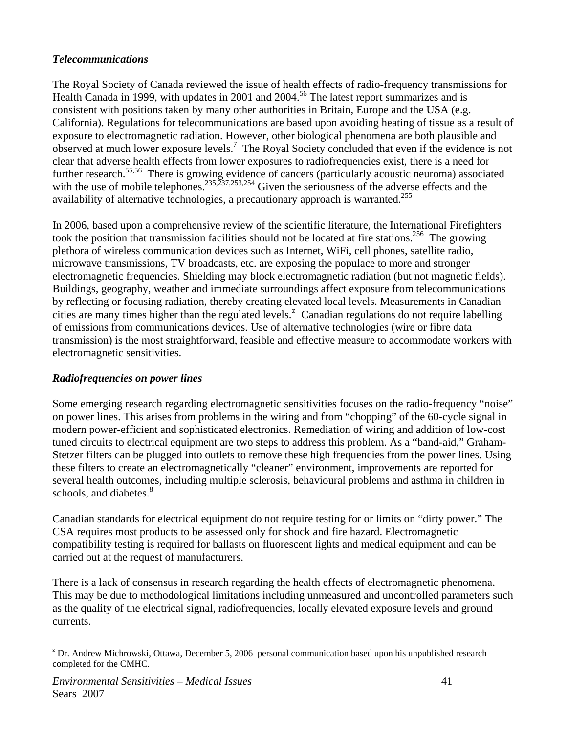### *Telecommunications*

The Royal Society of Canada reviewed the issue of health effects of radio-frequency transmissions for Health Canada in 1999, with updates in 2001 and 2004.[56] The latest report summarizes and is consistent with positions taken by many other authorities in Britain, Europe and the USA (e.g. California). Regulations for telecommunications are based upon avoiding heating of tissue as a result of exposure to electromagnetic radiation. However, other biological phenomena are both plausible and observed at much lower exposure levels.[7] The Royal Society concluded that even if the evidence is not clear that adverse health effects from lower exposures to radiofrequencies exist, there is a need for further research.[55,56] There is growing evidence of cancers (particularly acoustic neuroma) associated with the use of mobile telephones.[235,237,253,254] Given the seriousness of the adverse effects and the availability of alternative technologies, a precautionary approach is warranted.[255]

In 2006, based upon a comprehensive review of the scientific literature, the International Firefighters took the position that transmission facilities should not be located at fire stations.[256] The growing plethora of wireless communication devices such as Internet, WiFi, cell phones, satellite radio, microwave transmissions, TV broadcasts, etc. are exposing the populace to more and stronger electromagnetic frequencies. Shielding may block electromagnetic radiation (but not magnetic fields). Buildings, geography, weather and immediate surroundings affect exposure from telecommunications by reflecting or focusing radiation, thereby creating elevated local levels. Measurements in Canadian cities are many times higher than the regulated levels.[z] Canadian regulations do not require labelling of emissions from communications devices. Use of alternative technologies (wire or fibre data transmission) is the most straightforward, feasible and effective measure to accommodate workers with electromagnetic sensitivities.

### *Radiofrequencies on power lines*

Some emerging research regarding electromagnetic sensitivities focuses on the radio-frequency "noise" on power lines. This arises from problems in the wiring and from "chopping" of the 60-cycle signal in modern power-efficient and sophisticated electronics. Remediation of wiring and addition of low-cost tuned circuits to electrical equipment are two steps to address this problem. As a "band-aid," Graham-Stetzer filters can be plugged into outlets to remove these high frequencies from the power lines. Using these filters to create an electromagnetically "cleaner" environment, improvements are reported for several health outcomes, including multiple sclerosis, behavioural problems and asthma in children in schools, and diabetes.[8]

Canadian standards for electrical equipment do not require testing for or limits on "dirty power." The CSA requires most products to be assessed only for shock and fire hazard. Electromagnetic compatibility testing is required for ballasts on fluorescent lights and medical equipment and can be carried out at the request of manufacturers.

There is a lack of consensus in research regarding the health effects of electromagnetic phenomena. This may be due to methodological limitations including unmeasured and uncontrolled parameters such as the quality of the electrical signal, radiofrequencies, locally elevated exposure levels and ground currents.

---

[z] Dr. Andrew Michrowski, Ottawa, December 5, 2006 personal communication based upon his unpublished research completed for the CMHC.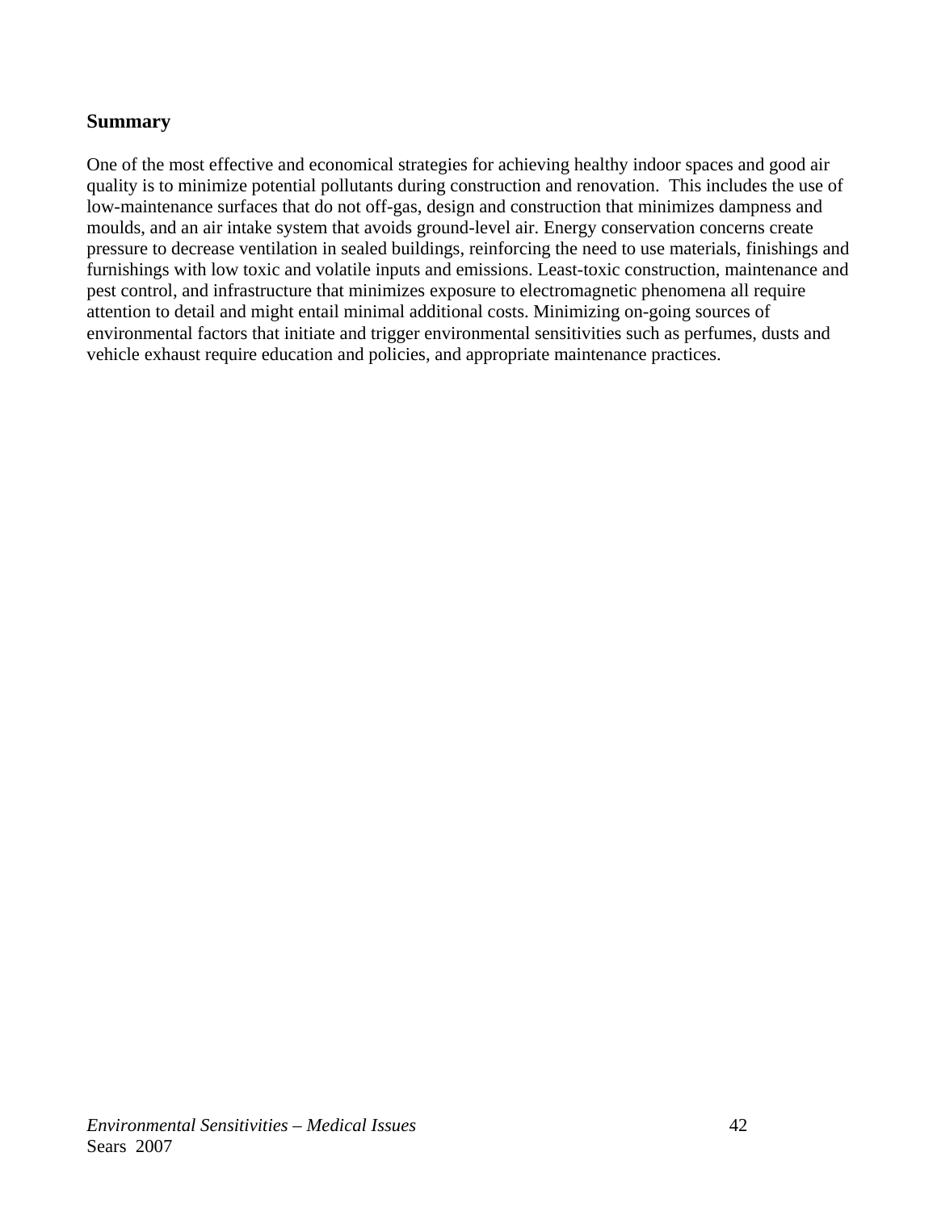## Summary

One of the most effective and economical strategies for achieving healthy indoor spaces and good air quality is to minimize potential pollutants during construction and renovation. This includes the use of low-maintenance surfaces that do not off-gas, design and construction that minimizes dampness and moulds, and an air intake system that avoids ground-level air. Energy conservation concerns create pressure to decrease ventilation in sealed buildings, reinforcing the need to use materials, finishings and furnishings with low toxic and volatile inputs and emissions. Least-toxic construction, maintenance and pest control, and infrastructure that minimizes exposure to electromagnetic phenomena all require attention to detail and might entail minimal additional costs. Minimizing on-going sources of environmental factors that initiate and trigger environmental sensitivities such as perfumes, dusts and vehicle exhaust require education and policies, and appropriate maintenance practices.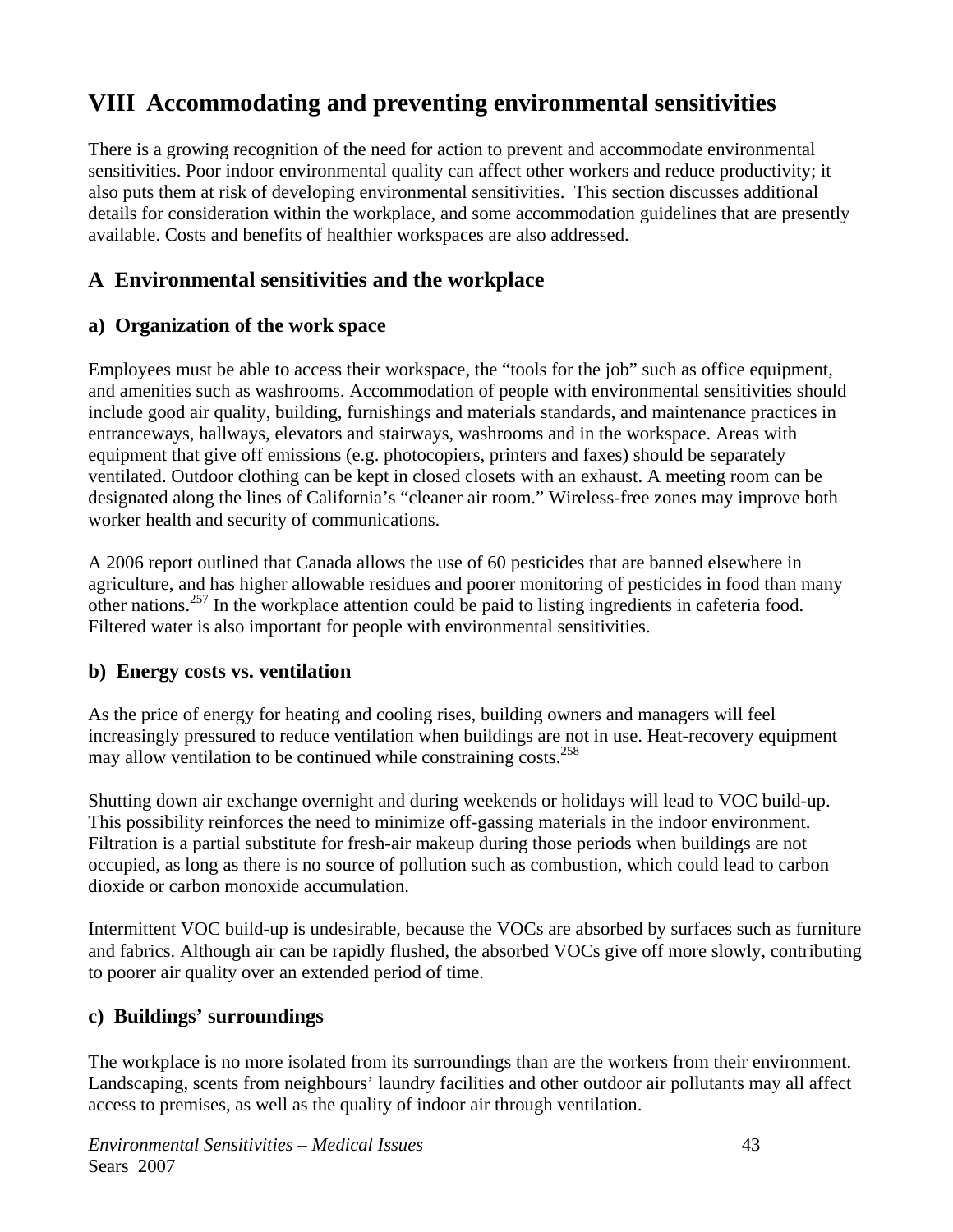# VIII Accommodating and preventing environmental sensitivities

There is a growing recognition of the need for action to prevent and accommodate environmental sensitivities. Poor indoor environmental quality can affect other workers and reduce productivity; it also puts them at risk of developing environmental sensitivities. This section discusses additional details for consideration within the workplace, and some accommodation guidelines that are presently available. Costs and benefits of healthier workspaces are also addressed.

## A Environmental sensitivities and the workplace

### a) Organization of the work space

Employees must be able to access their workspace, the "tools for the job" such as office equipment, and amenities such as washrooms. Accommodation of people with environmental sensitivities should include good air quality, building, furnishings and materials standards, and maintenance practices in entranceways, hallways, elevators and stairways, washrooms and in the workspace. Areas with equipment that give off emissions (e.g. photocopiers, printers and faxes) should be separately ventilated. Outdoor clothing can be kept in closed closets with an exhaust. A meeting room can be designated along the lines of California's "cleaner air room." Wireless-free zones may improve both worker health and security of communications.

A 2006 report outlined that Canada allows the use of 60 pesticides that are banned elsewhere in agriculture, and has higher allowable residues and poorer monitoring of pesticides in food than many other nations.[257] In the workplace attention could be paid to listing ingredients in cafeteria food. Filtered water is also important for people with environmental sensitivities.

### b) Energy costs vs. ventilation

As the price of energy for heating and cooling rises, building owners and managers will feel increasingly pressured to reduce ventilation when buildings are not in use. Heat-recovery equipment may allow ventilation to be continued while constraining costs.[258]

Shutting down air exchange overnight and during weekends or holidays will lead to VOC build-up. This possibility reinforces the need to minimize off-gassing materials in the indoor environment. Filtration is a partial substitute for fresh-air makeup during those periods when buildings are not occupied, as long as there is no source of pollution such as combustion, which could lead to carbon dioxide or carbon monoxide accumulation.

Intermittent VOC build-up is undesirable, because the VOCs are absorbed by surfaces such as furniture and fabrics. Although air can be rapidly flushed, the absorbed VOCs give off more slowly, contributing to poorer air quality over an extended period of time.

### c) Buildings' surroundings

The workplace is no more isolated from its surroundings than are the workers from their environment. Landscaping, scents from neighbours' laundry facilities and other outdoor air pollutants may all affect access to premises, as well as the quality of indoor air through ventilation.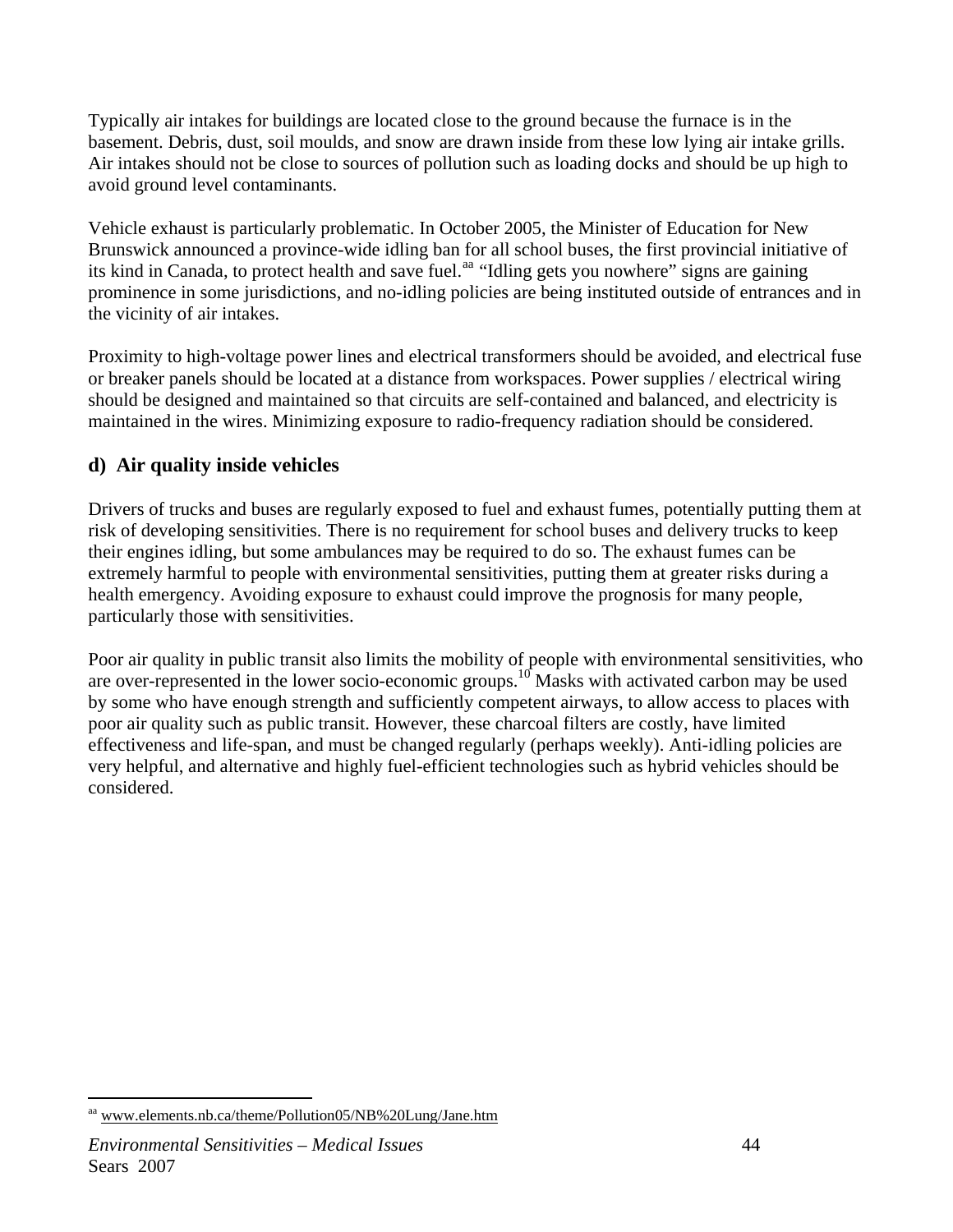Typically air intakes for buildings are located close to the ground because the furnace is in the basement. Debris, dust, soil moulds, and snow are drawn inside from these low lying air intake grills. Air intakes should not be close to sources of pollution such as loading docks and should be up high to avoid ground level contaminants.

Vehicle exhaust is particularly problematic. In October 2005, the Minister of Education for New Brunswick announced a province-wide idling ban for all school buses, the first provincial initiative of its kind in Canada, to protect health and save fuel.[aa] "Idling gets you nowhere" signs are gaining prominence in some jurisdictions, and no-idling policies are being instituted outside of entrances and in the vicinity of air intakes.

Proximity to high-voltage power lines and electrical transformers should be avoided, and electrical fuse or breaker panels should be located at a distance from workspaces. Power supplies / electrical wiring should be designed and maintained so that circuits are self-contained and balanced, and electricity is maintained in the wires. Minimizing exposure to radio-frequency radiation should be considered.

## d) Air quality inside vehicles

Drivers of trucks and buses are regularly exposed to fuel and exhaust fumes, potentially putting them at risk of developing sensitivities. There is no requirement for school buses and delivery trucks to keep their engines idling, but some ambulances may be required to do so. The exhaust fumes can be extremely harmful to people with environmental sensitivities, putting them at greater risks during a health emergency. Avoiding exposure to exhaust could improve the prognosis for many people, particularly those with sensitivities.

Poor air quality in public transit also limits the mobility of people with environmental sensitivities, who are over-represented in the lower socio-economic groups.[10] Masks with activated carbon may be used by some who have enough strength and sufficiently competent airways, to allow access to places with poor air quality such as public transit. However, these charcoal filters are costly, have limited effectiveness and life-span, and must be changed regularly (perhaps weekly). Anti-idling policies are very helpful, and alternative and highly fuel-efficient technologies such as hybrid vehicles should be considered.

---

[aa] www.elements.nb.ca/theme/Pollution05/NB%20Lung/Jane.htm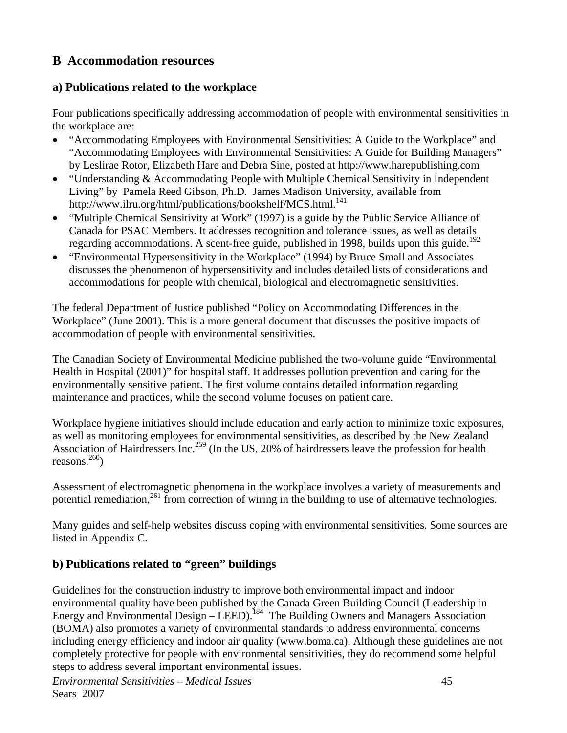## B Accommodation resources

### a) Publications related to the workplace

Four publications specifically addressing accommodation of people with environmental sensitivities in the workplace are:

- "Accommodating Employees with Environmental Sensitivities: A Guide to the Workplace" and "Accommodating Employees with Environmental Sensitivities: A Guide for Building Managers" by Leslirae Rotor, Elizabeth Hare and Debra Sine, posted at http://www.harepublishing.com
- "Understanding & Accommodating People with Multiple Chemical Sensitivity in Independent Living" by Pamela Reed Gibson, Ph.D. James Madison University, available from http://www.ilru.org/html/publications/bookshelf/MCS.html.[141]
- "Multiple Chemical Sensitivity at Work" (1997) is a guide by the Public Service Alliance of Canada for PSAC Members. It addresses recognition and tolerance issues, as well as details regarding accommodations. A scent-free guide, published in 1998, builds upon this guide.[192]
- "Environmental Hypersensitivity in the Workplace" (1994) by Bruce Small and Associates discusses the phenomenon of hypersensitivity and includes detailed lists of considerations and accommodations for people with chemical, biological and electromagnetic sensitivities.

The federal Department of Justice published "Policy on Accommodating Differences in the Workplace" (June 2001). This is a more general document that discusses the positive impacts of accommodation of people with environmental sensitivities.

The Canadian Society of Environmental Medicine published the two-volume guide "Environmental Health in Hospital (2001)" for hospital staff. It addresses pollution prevention and caring for the environmentally sensitive patient. The first volume contains detailed information regarding maintenance and practices, while the second volume focuses on patient care.

Workplace hygiene initiatives should include education and early action to minimize toxic exposures, as well as monitoring employees for environmental sensitivities, as described by the New Zealand Association of Hairdressers Inc.[259] (In the US, 20% of hairdressers leave the profession for health reasons.[260])

Assessment of electromagnetic phenomena in the workplace involves a variety of measurements and potential remediation,[261] from correction of wiring in the building to use of alternative technologies.

Many guides and self-help websites discuss coping with environmental sensitivities. Some sources are listed in Appendix C.

### b) Publications related to "green" buildings

Guidelines for the construction industry to improve both environmental impact and indoor environmental quality have been published by the Canada Green Building Council (Leadership in Energy and Environmental Design – LEED).[184] The Building Owners and Managers Association (BOMA) also promotes a variety of environmental standards to address environmental concerns including energy efficiency and indoor air quality (www.boma.ca). Although these guidelines are not completely protective for people with environmental sensitivities, they do recommend some helpful steps to address several important environmental issues.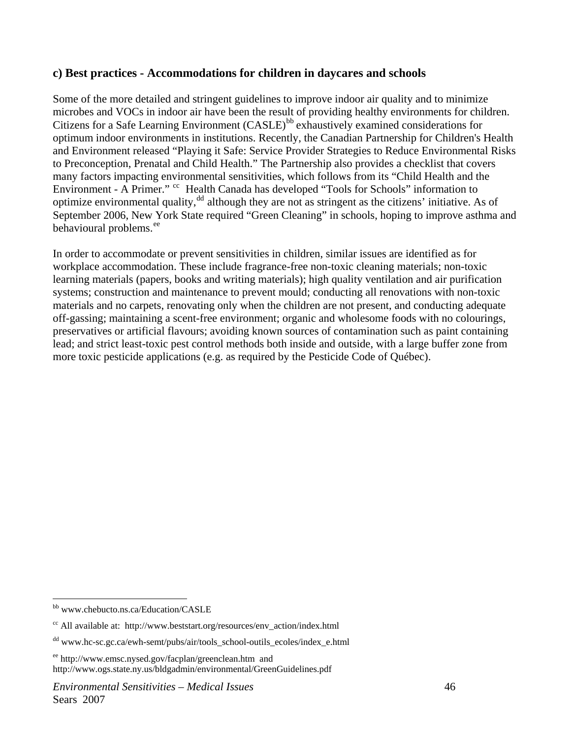### c) Best practices - Accommodations for children in daycares and schools

Some of the more detailed and stringent guidelines to improve indoor air quality and to minimize microbes and VOCs in indoor air have been the result of providing healthy environments for children. Citizens for a Safe Learning Environment (CASLE)[bb] exhaustively examined considerations for optimum indoor environments in institutions. Recently, the Canadian Partnership for Children's Health and Environment released "Playing it Safe: Service Provider Strategies to Reduce Environmental Risks to Preconception, Prenatal and Child Health." The Partnership also provides a checklist that covers many factors impacting environmental sensitivities, which follows from its "Child Health and the Environment - A Primer." [cc] Health Canada has developed "Tools for Schools" information to optimize environmental quality,[dd] although they are not as stringent as the citizens' initiative. As of September 2006, New York State required "Green Cleaning" in schools, hoping to improve asthma and behavioural problems.[ee]

In order to accommodate or prevent sensitivities in children, similar issues are identified as for workplace accommodation. These include fragrance-free non-toxic cleaning materials; non-toxic learning materials (papers, books and writing materials); high quality ventilation and air purification systems; construction and maintenance to prevent mould; conducting all renovations with non-toxic materials and no carpets, renovating only when the children are not present, and conducting adequate off-gassing; maintaining a scent-free environment; organic and wholesome foods with no colourings, preservatives or artificial flavours; avoiding known sources of contamination such as paint containing lead; and strict least-toxic pest control methods both inside and outside, with a large buffer zone from more toxic pesticide applications (e.g. as required by the Pesticide Code of Québec).

---

[bb] www.chebucto.ns.ca/Education/CASLE

[cc] All available at: http://www.beststart.org/resources/env_action/index.html

[dd] www.hc-sc.gc.ca/ewh-semt/pubs/air/tools_school-outils_ecoles/index_e.html

[ee] http://www.emsc.nysed.gov/facplan/greenclean.htm and http://www.ogs.state.ny.us/bldgadmin/environmental/GreenGuidelines.pdf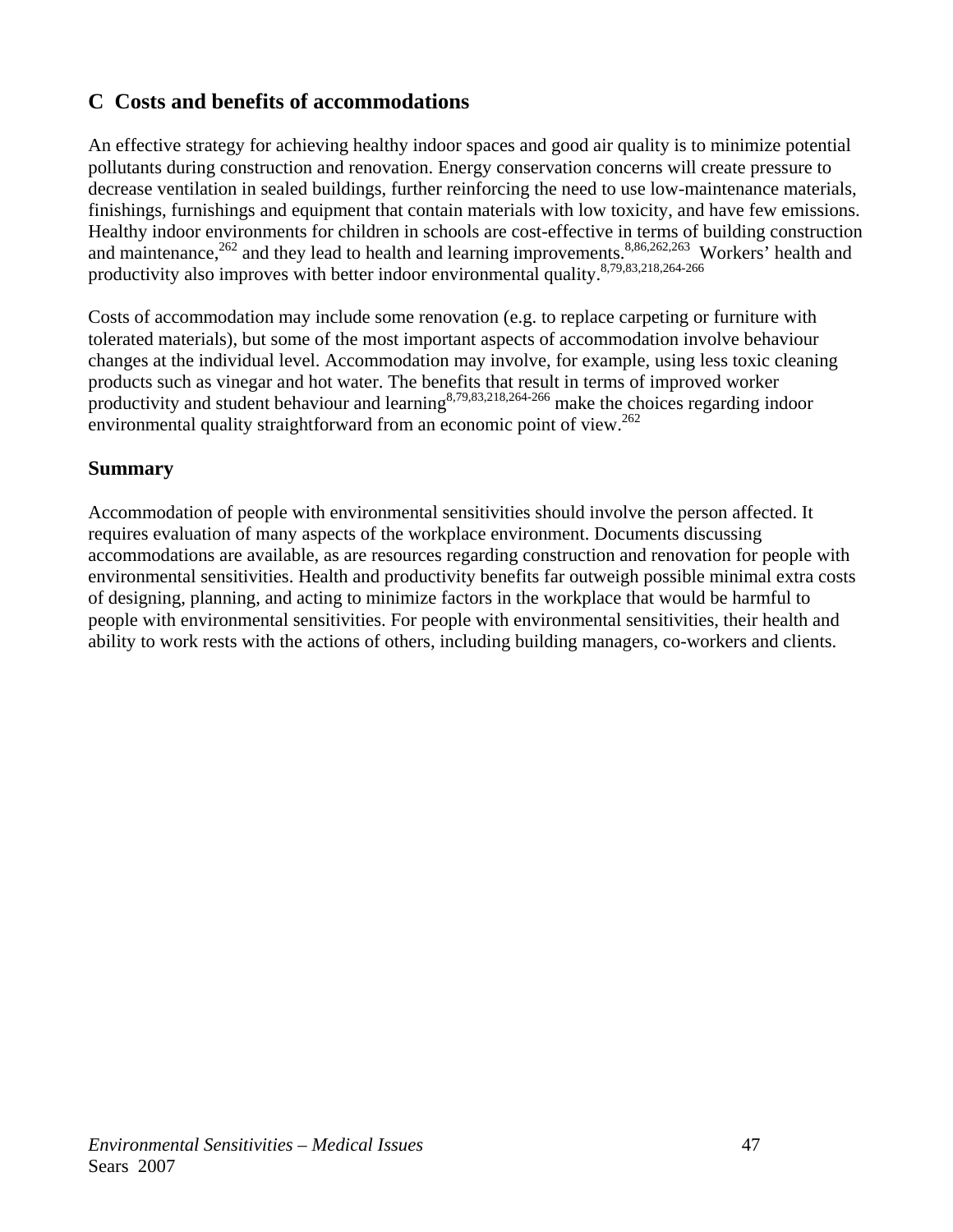## C Costs and benefits of accommodations

An effective strategy for achieving healthy indoor spaces and good air quality is to minimize potential pollutants during construction and renovation. Energy conservation concerns will create pressure to decrease ventilation in sealed buildings, further reinforcing the need to use low-maintenance materials, finishings, furnishings and equipment that contain materials with low toxicity, and have few emissions. Healthy indoor environments for children in schools are cost-effective in terms of building construction and maintenance,[262] and they lead to health and learning improvements.[8,86,262,263] Workers' health and productivity also improves with better indoor environmental quality.[8,79,83,218,264-266]

Costs of accommodation may include some renovation (e.g. to replace carpeting or furniture with tolerated materials), but some of the most important aspects of accommodation involve behaviour changes at the individual level. Accommodation may involve, for example, using less toxic cleaning products such as vinegar and hot water. The benefits that result in terms of improved worker productivity and student behaviour and learning[8,79,83,218,264-266] make the choices regarding indoor environmental quality straightforward from an economic point of view.[262]

### Summary

Accommodation of people with environmental sensitivities should involve the person affected. It requires evaluation of many aspects of the workplace environment. Documents discussing accommodations are available, as are resources regarding construction and renovation for people with environmental sensitivities. Health and productivity benefits far outweigh possible minimal extra costs of designing, planning, and acting to minimize factors in the workplace that would be harmful to people with environmental sensitivities. For people with environmental sensitivities, their health and ability to work rests with the actions of others, including building managers, co-workers and clients.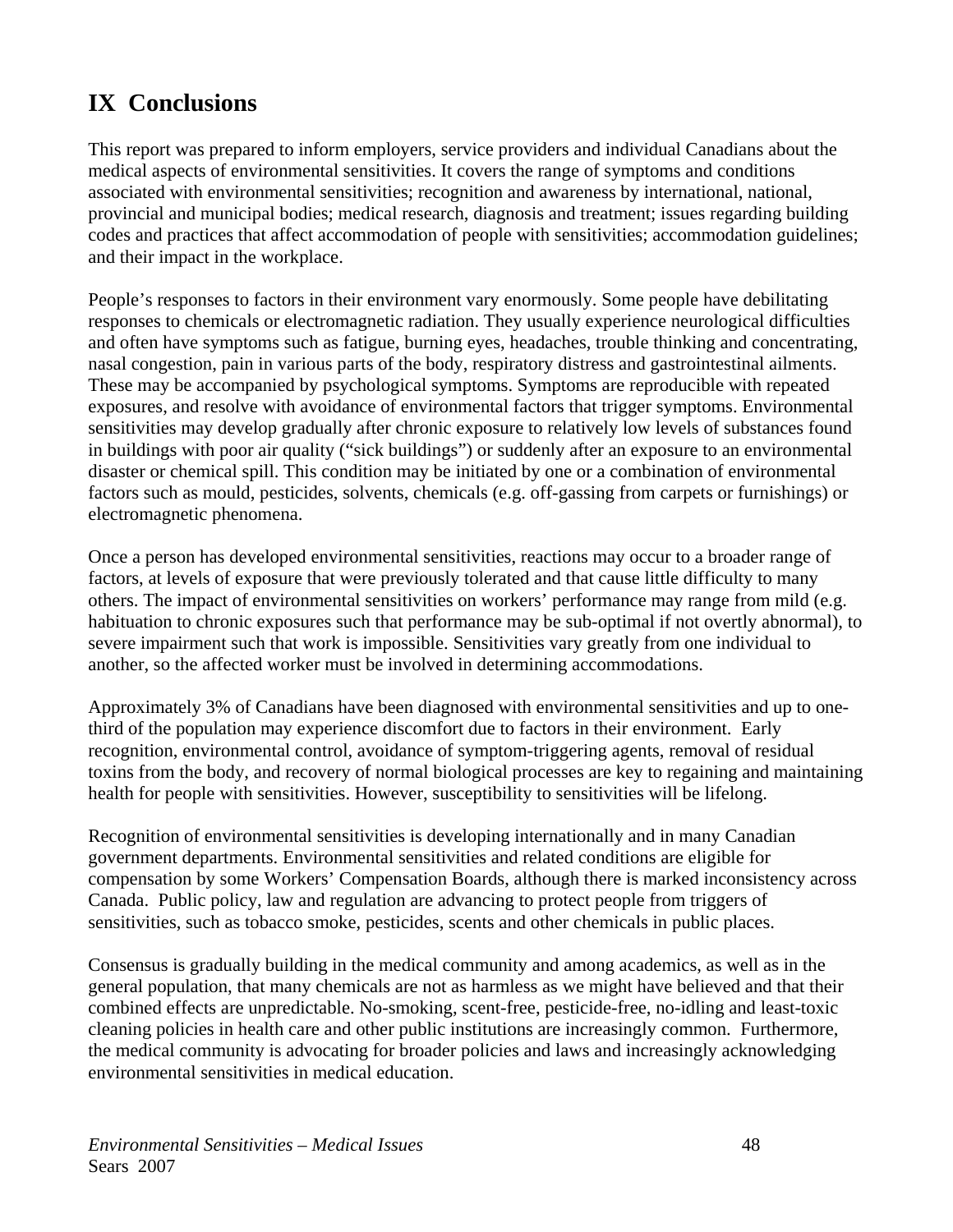# IX Conclusions

This report was prepared to inform employers, service providers and individual Canadians about the medical aspects of environmental sensitivities. It covers the range of symptoms and conditions associated with environmental sensitivities; recognition and awareness by international, national, provincial and municipal bodies; medical research, diagnosis and treatment; issues regarding building codes and practices that affect accommodation of people with sensitivities; accommodation guidelines; and their impact in the workplace.

People's responses to factors in their environment vary enormously. Some people have debilitating responses to chemicals or electromagnetic radiation. They usually experience neurological difficulties and often have symptoms such as fatigue, burning eyes, headaches, trouble thinking and concentrating, nasal congestion, pain in various parts of the body, respiratory distress and gastrointestinal ailments. These may be accompanied by psychological symptoms. Symptoms are reproducible with repeated exposures, and resolve with avoidance of environmental factors that trigger symptoms. Environmental sensitivities may develop gradually after chronic exposure to relatively low levels of substances found in buildings with poor air quality ("sick buildings") or suddenly after an exposure to an environmental disaster or chemical spill. This condition may be initiated by one or a combination of environmental factors such as mould, pesticides, solvents, chemicals (e.g. off-gassing from carpets or furnishings) or electromagnetic phenomena.

Once a person has developed environmental sensitivities, reactions may occur to a broader range of factors, at levels of exposure that were previously tolerated and that cause little difficulty to many others. The impact of environmental sensitivities on workers' performance may range from mild (e.g. habituation to chronic exposures such that performance may be sub-optimal if not overtly abnormal), to severe impairment such that work is impossible. Sensitivities vary greatly from one individual to another, so the affected worker must be involved in determining accommodations.

Approximately 3% of Canadians have been diagnosed with environmental sensitivities and up to one-third of the population may experience discomfort due to factors in their environment. Early recognition, environmental control, avoidance of symptom-triggering agents, removal of residual toxins from the body, and recovery of normal biological processes are key to regaining and maintaining health for people with sensitivities. However, susceptibility to sensitivities will be lifelong.

Recognition of environmental sensitivities is developing internationally and in many Canadian government departments. Environmental sensitivities and related conditions are eligible for compensation by some Workers' Compensation Boards, although there is marked inconsistency across Canada. Public policy, law and regulation are advancing to protect people from triggers of sensitivities, such as tobacco smoke, pesticides, scents and other chemicals in public places.

Consensus is gradually building in the medical community and among academics, as well as in the general population, that many chemicals are not as harmless as we might have believed and that their combined effects are unpredictable. No-smoking, scent-free, pesticide-free, no-idling and least-toxic cleaning policies in health care and other public institutions are increasingly common. Furthermore, the medical community is advocating for broader policies and laws and increasingly acknowledging environmental sensitivities in medical education.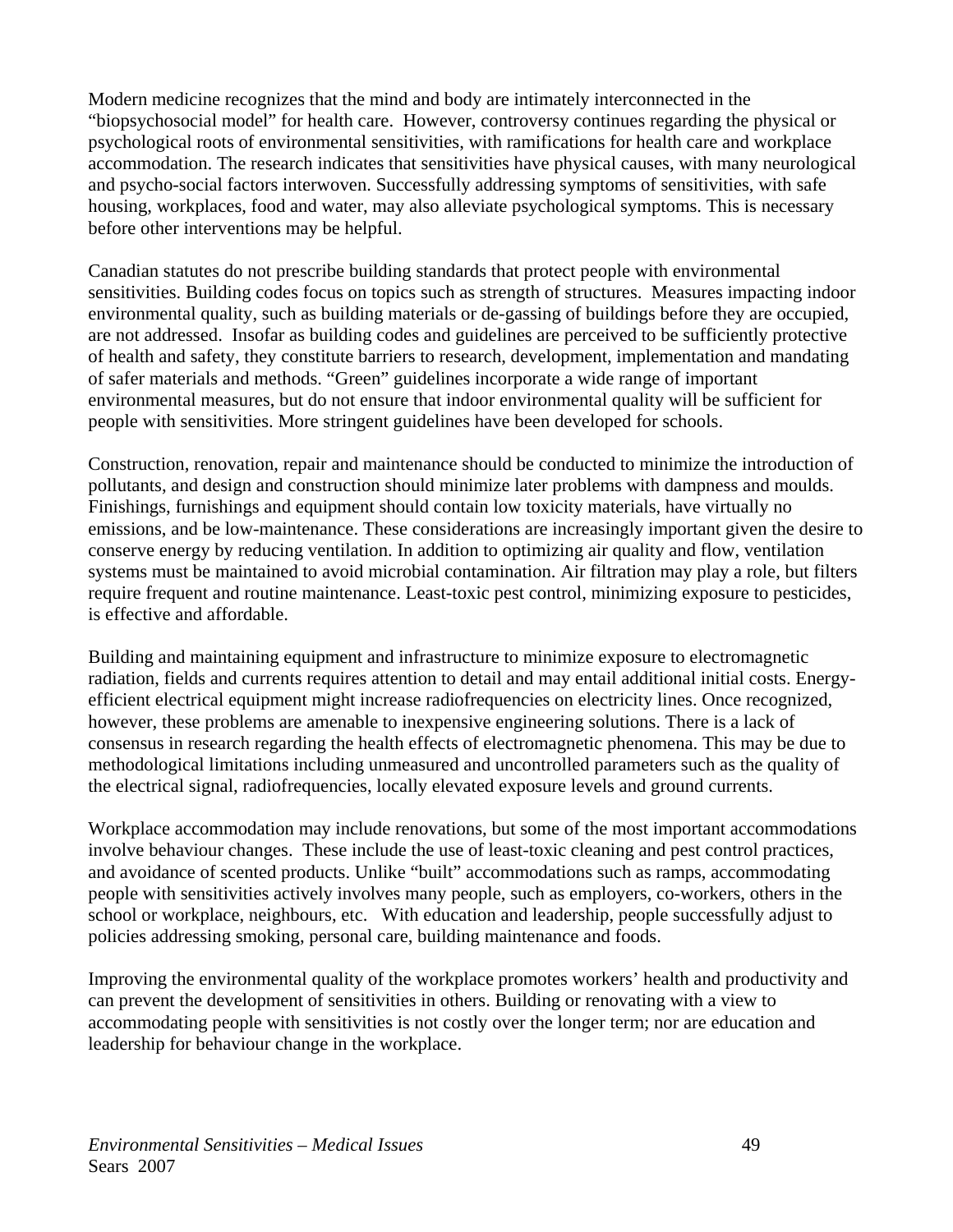Modern medicine recognizes that the mind and body are intimately interconnected in the "biopsychosocial model" for health care. However, controversy continues regarding the physical or psychological roots of environmental sensitivities, with ramifications for health care and workplace accommodation. The research indicates that sensitivities have physical causes, with many neurological and psycho-social factors interwoven. Successfully addressing symptoms of sensitivities, with safe housing, workplaces, food and water, may also alleviate psychological symptoms. This is necessary before other interventions may be helpful.

Canadian statutes do not prescribe building standards that protect people with environmental sensitivities. Building codes focus on topics such as strength of structures. Measures impacting indoor environmental quality, such as building materials or de-gassing of buildings before they are occupied, are not addressed. Insofar as building codes and guidelines are perceived to be sufficiently protective of health and safety, they constitute barriers to research, development, implementation and mandating of safer materials and methods. "Green" guidelines incorporate a wide range of important environmental measures, but do not ensure that indoor environmental quality will be sufficient for people with sensitivities. More stringent guidelines have been developed for schools.

Construction, renovation, repair and maintenance should be conducted to minimize the introduction of pollutants, and design and construction should minimize later problems with dampness and moulds. Finishings, furnishings and equipment should contain low toxicity materials, have virtually no emissions, and be low-maintenance. These considerations are increasingly important given the desire to conserve energy by reducing ventilation. In addition to optimizing air quality and flow, ventilation systems must be maintained to avoid microbial contamination. Air filtration may play a role, but filters require frequent and routine maintenance. Least-toxic pest control, minimizing exposure to pesticides, is effective and affordable.

Building and maintaining equipment and infrastructure to minimize exposure to electromagnetic radiation, fields and currents requires attention to detail and may entail additional initial costs. Energy-efficient electrical equipment might increase radiofrequencies on electricity lines. Once recognized, however, these problems are amenable to inexpensive engineering solutions. There is a lack of consensus in research regarding the health effects of electromagnetic phenomena. This may be due to methodological limitations including unmeasured and uncontrolled parameters such as the quality of the electrical signal, radiofrequencies, locally elevated exposure levels and ground currents.

Workplace accommodation may include renovations, but some of the most important accommodations involve behaviour changes. These include the use of least-toxic cleaning and pest control practices, and avoidance of scented products. Unlike "built" accommodations such as ramps, accommodating people with sensitivities actively involves many people, such as employers, co-workers, others in the school or workplace, neighbours, etc. With education and leadership, people successfully adjust to policies addressing smoking, personal care, building maintenance and foods.

Improving the environmental quality of the workplace promotes workers' health and productivity and can prevent the development of sensitivities in others. Building or renovating with a view to accommodating people with sensitivities is not costly over the longer term; nor are education and leadership for behaviour change in the workplace.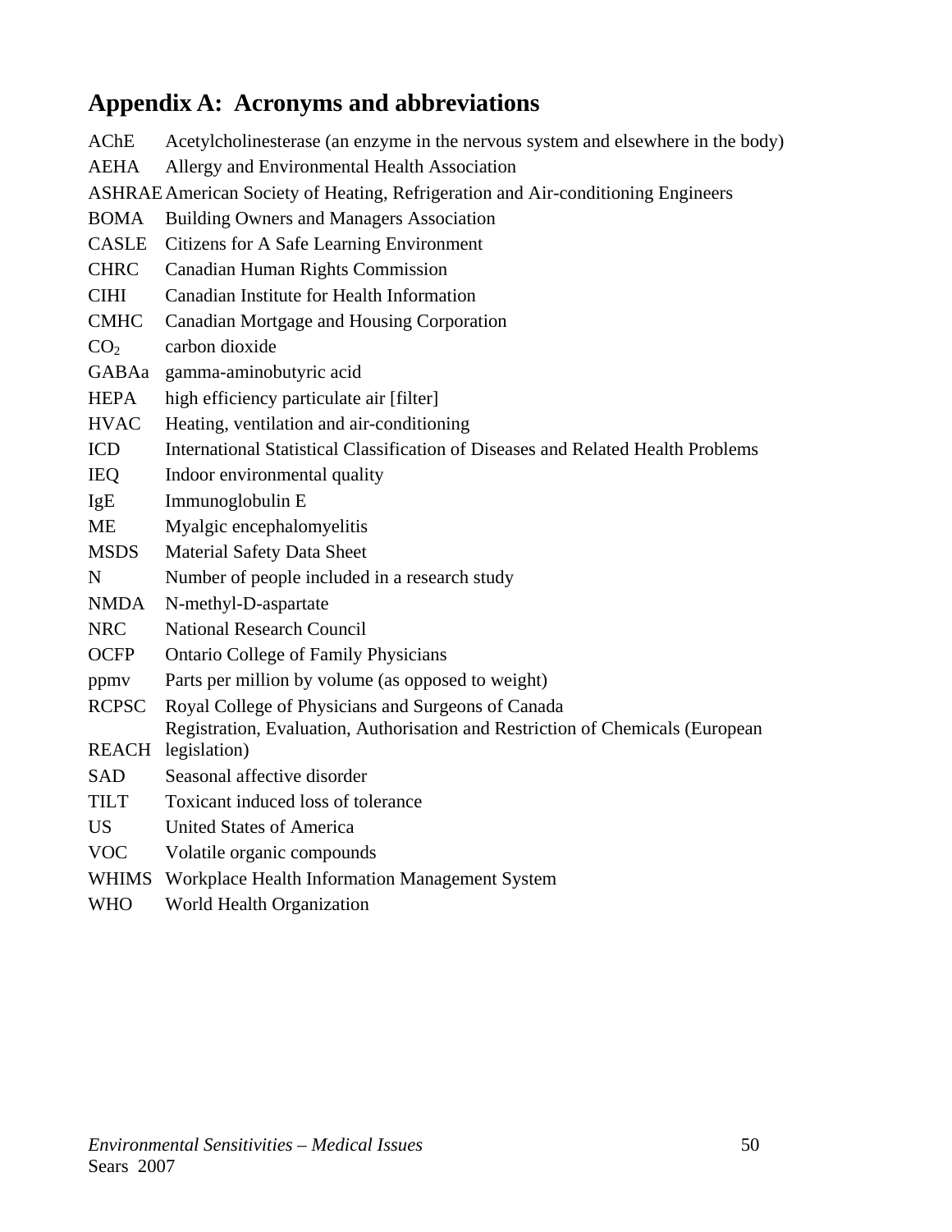## Appendix A: Acronyms and abbreviations

| | |
|---|---|
| AChE | Acetylcholinesterase (an enzyme in the nervous system and elsewhere in the body) |
| AEHA | Allergy and Environmental Health Association |
| ASHRAE | American Society of Heating, Refrigeration and Air-conditioning Engineers |
| BOMA | Building Owners and Managers Association |
| CASLE | Citizens for A Safe Learning Environment |
| CHRC | Canadian Human Rights Commission |
| CIHI | Canadian Institute for Health Information |
| CMHC | Canadian Mortgage and Housing Corporation |
| $CO_2$ | carbon dioxide |
| GABAa | gamma-aminobutyric acid |
| HEPA | high efficiency particulate air [filter] |
| HVAC | Heating, ventilation and air-conditioning |
| ICD | International Statistical Classification of Diseases and Related Health Problems |
| IEQ | Indoor environmental quality |
| IgE | Immunoglobulin E |
| ME | Myalgic encephalomyelitis |
| MSDS | Material Safety Data Sheet |
| N | Number of people included in a research study |
| NMDA | N-methyl-D-aspartate |
| NRC | National Research Council |
| OCFP | Ontario College of Family Physicians |
| ppmv | Parts per million by volume (as opposed to weight) |
| RCPSC | Royal College of Physicians and Surgeons of Canada |
| REACH | Registration, Evaluation, Authorisation and Restriction of Chemicals (European legislation) |
| SAD | Seasonal affective disorder |
| TILT | Toxicant induced loss of tolerance |
| US | United States of America |
| VOC | Volatile organic compounds |
| WHIMS | Workplace Health Information Management System |
| WHO | World Health Organization |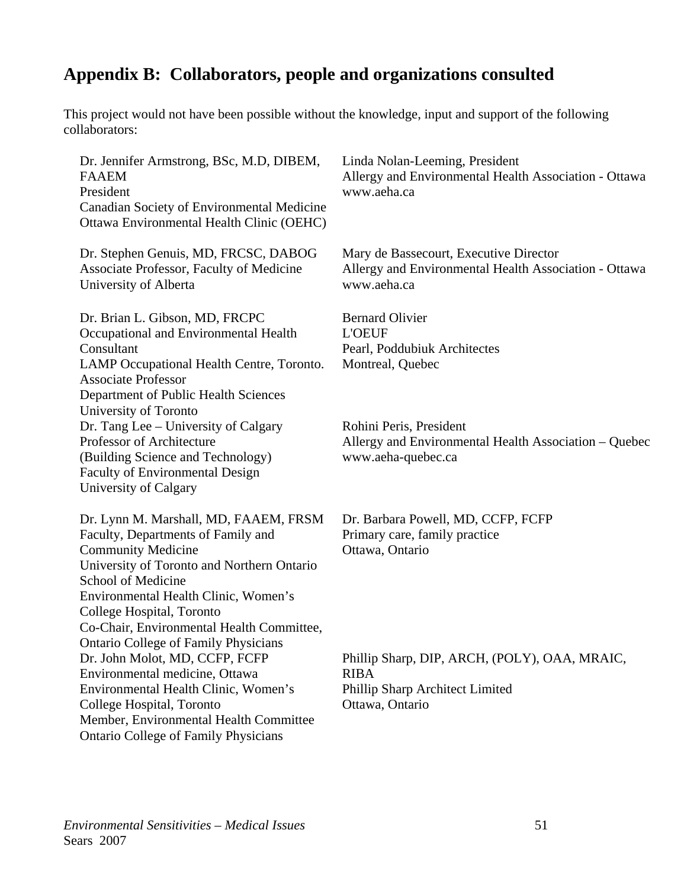## Appendix B: Collaborators, people and organizations consulted

This project would not have been possible without the knowledge, input and support of the following collaborators:

Dr. Jennifer Armstrong, BSc, M.D, DIBEM, FAAEM
President
Canadian Society of Environmental Medicine
Ottawa Environmental Health Clinic (OEHC)

Dr. Stephen Genuis, MD, FRCSC, DABOG
Associate Professor, Faculty of Medicine
University of Alberta

Dr. Brian L. Gibson, MD, FRCPC
Occupational and Environmental Health Consultant
LAMP Occupational Health Centre, Toronto.
Associate Professor
Department of Public Health Sciences
University of Toronto

Dr. Tang Lee – University of Calgary
Professor of Architecture
(Building Science and Technology)
Faculty of Environmental Design
University of Calgary

Dr. Lynn M. Marshall, MD, FAAEM, FRSM
Faculty, Departments of Family and Community Medicine
University of Toronto and Northern Ontario School of Medicine
Environmental Health Clinic, Women's College Hospital, Toronto
Co-Chair, Environmental Health Committee, Ontario College of Family Physicians

Dr. John Molot, MD, CCFP, FCFP
Environmental medicine, Ottawa
Environmental Health Clinic, Women's College Hospital, Toronto
Member, Environmental Health Committee
Ontario College of Family Physicians

Linda Nolan-Leeming, President
Allergy and Environmental Health Association - Ottawa
www.aeha.ca

Mary de Bassecourt, Executive Director
Allergy and Environmental Health Association - Ottawa
www.aeha.ca

Bernard Olivier
L'OEUF
Pearl, Poddubiuk Architectes
Montreal, Quebec

Rohini Peris, President
Allergy and Environmental Health Association – Quebec
www.aeha-quebec.ca

Dr. Barbara Powell, MD, CCFP, FCFP
Primary care, family practice
Ottawa, Ontario

Phillip Sharp, DIP, ARCH, (POLY), OAA, MRAIC, RIBA
Phillip Sharp Architect Limited
Ottawa, Ontario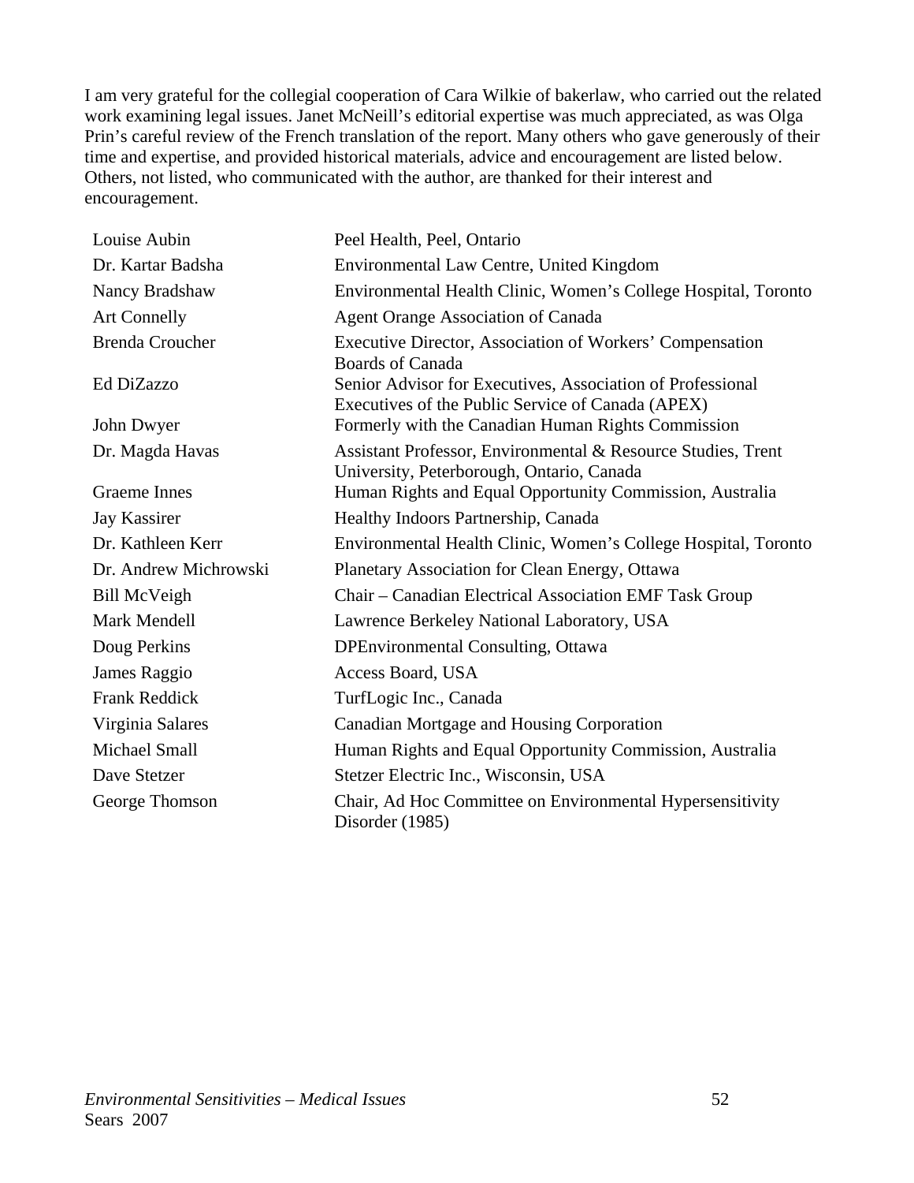I am very grateful for the collegial cooperation of Cara Wilkie of bakerlaw, who carried out the related work examining legal issues. Janet McNeill's editorial expertise was much appreciated, as was Olga Prin's careful review of the French translation of the report. Many others who gave generously of their time and expertise, and provided historical materials, advice and encouragement are listed below. Others, not listed, who communicated with the author, are thanked for their interest and encouragement.

| | |
|---|---|
| Louise Aubin | Peel Health, Peel, Ontario |
| Dr. Kartar Badsha | Environmental Law Centre, United Kingdom |
| Nancy Bradshaw | Environmental Health Clinic, Women's College Hospital, Toronto |
| Art Connelly | Agent Orange Association of Canada |
| Brenda Croucher | Executive Director, Association of Workers' Compensation Boards of Canada |
| Ed DiZazzo | Senior Advisor for Executives, Association of Professional Executives of the Public Service of Canada (APEX) |
| John Dwyer | Formerly with the Canadian Human Rights Commission |
| Dr. Magda Havas | Assistant Professor, Environmental & Resource Studies, Trent University, Peterborough, Ontario, Canada |
| Graeme Innes | Human Rights and Equal Opportunity Commission, Australia |
| Jay Kassirer | Healthy Indoors Partnership, Canada |
| Dr. Kathleen Kerr | Environmental Health Clinic, Women's College Hospital, Toronto |
| Dr. Andrew Michrowski | Planetary Association for Clean Energy, Ottawa |
| Bill McVeigh | Chair – Canadian Electrical Association EMF Task Group |
| Mark Mendell | Lawrence Berkeley National Laboratory, USA |
| Doug Perkins | DPEnvironmental Consulting, Ottawa |
| James Raggio | Access Board, USA |
| Frank Reddick | TurfLogic Inc., Canada |
| Virginia Salares | Canadian Mortgage and Housing Corporation |
| Michael Small | Human Rights and Equal Opportunity Commission, Australia |
| Dave Stetzer | Stetzer Electric Inc., Wisconsin, USA |
| George Thomson | Chair, Ad Hoc Committee on Environmental Hypersensitivity Disorder (1985) |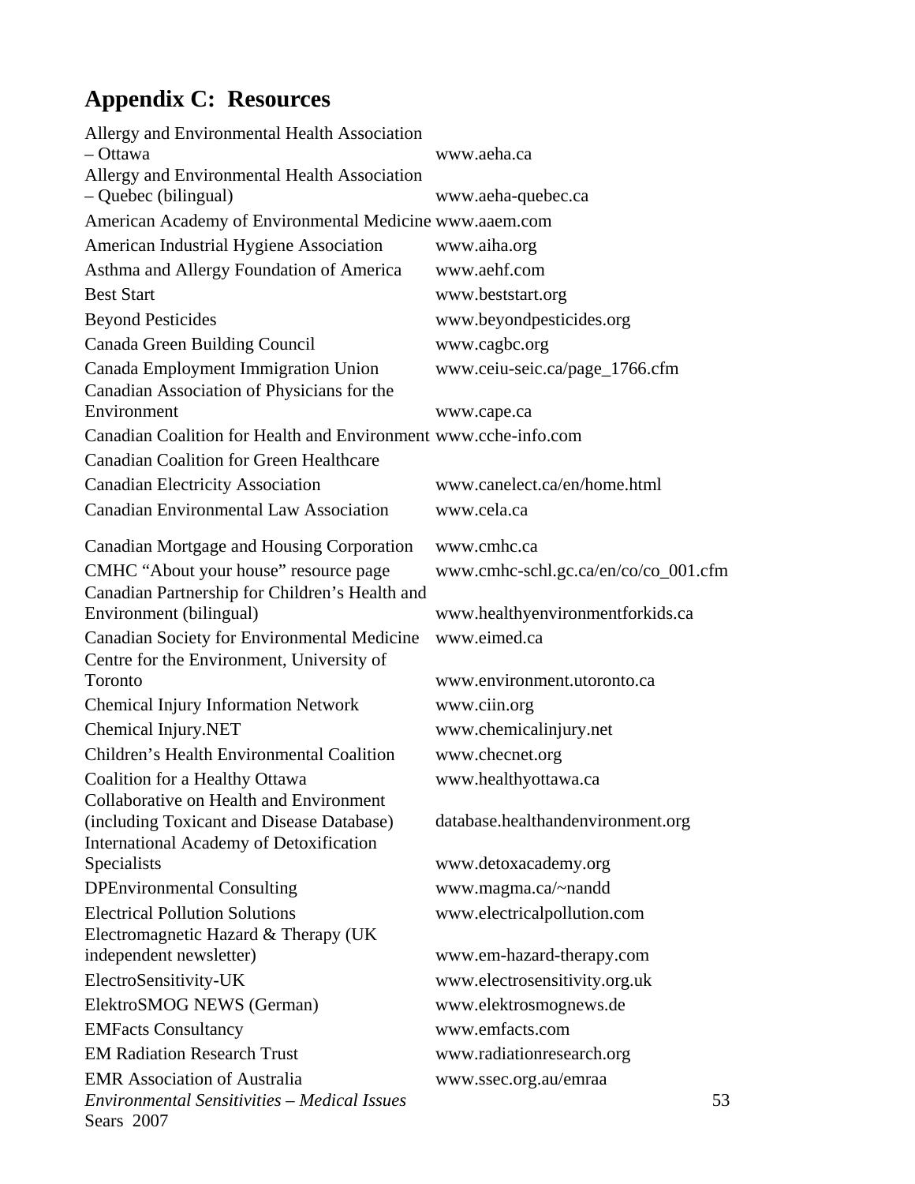# Appendix C: Resources

| | |
|---|---|
| Allergy and Environmental Health Association – Ottawa | www.aeha.ca |
| Allergy and Environmental Health Association – Quebec (bilingual) | www.aeha-quebec.ca |
| American Academy of Environmental Medicine | www.aaem.com |
| American Industrial Hygiene Association | www.aiha.org |
| Asthma and Allergy Foundation of America | www.aehf.com |
| Best Start | www.beststart.org |
| Beyond Pesticides | www.beyondpesticides.org |
| Canada Green Building Council | www.cagbc.org |
| Canada Employment Immigration Union | www.ceiu-seic.ca/page_1766.cfm |
| Canadian Association of Physicians for the Environment | www.cape.ca |
| Canadian Coalition for Health and Environment | www.cche-info.com |
| Canadian Coalition for Green Healthcare | |
| Canadian Electricity Association | www.canelect.ca/en/home.html |
| Canadian Environmental Law Association | www.cela.ca |
| Canadian Mortgage and Housing Corporation | www.cmhc.ca |
| CMHC "About your house" resource page | www.cmhc-schl.gc.ca/en/co/co_001.cfm |
| Canadian Partnership for Children's Health and Environment (bilingual) | www.healthyenvironmentforkids.ca |
| Canadian Society for Environmental Medicine | www.eimed.ca |
| Centre for the Environment, University of Toronto | www.environment.utoronto.ca |
| Chemical Injury Information Network | www.ciin.org |
| Chemical Injury.NET | www.chemicalinjury.net |
| Children's Health Environmental Coalition | www.checnet.org |
| Coalition for a Healthy Ottawa | www.healthyottawa.ca |
| Collaborative on Health and Environment (including Toxicant and Disease Database) | database.healthandenvironment.org |
| International Academy of Detoxification Specialists | www.detoxacademy.org |
| DPEnvironmental Consulting | www.magma.ca/~nandd |
| Electrical Pollution Solutions | www.electricalpollution.com |
| Electromagnetic Hazard & Therapy (UK independent newsletter) | www.em-hazard-therapy.com |
| ElectroSensitivity-UK | www.electrosensitivity.org.uk |
| ElektroSMOG NEWS (German) | www.elektrosmognews.de |
| EMFacts Consultancy | www.emfacts.com |
| EM Radiation Research Trust | www.radiationresearch.org |
| EMR Association of Australia | www.ssec.org.au/emraa |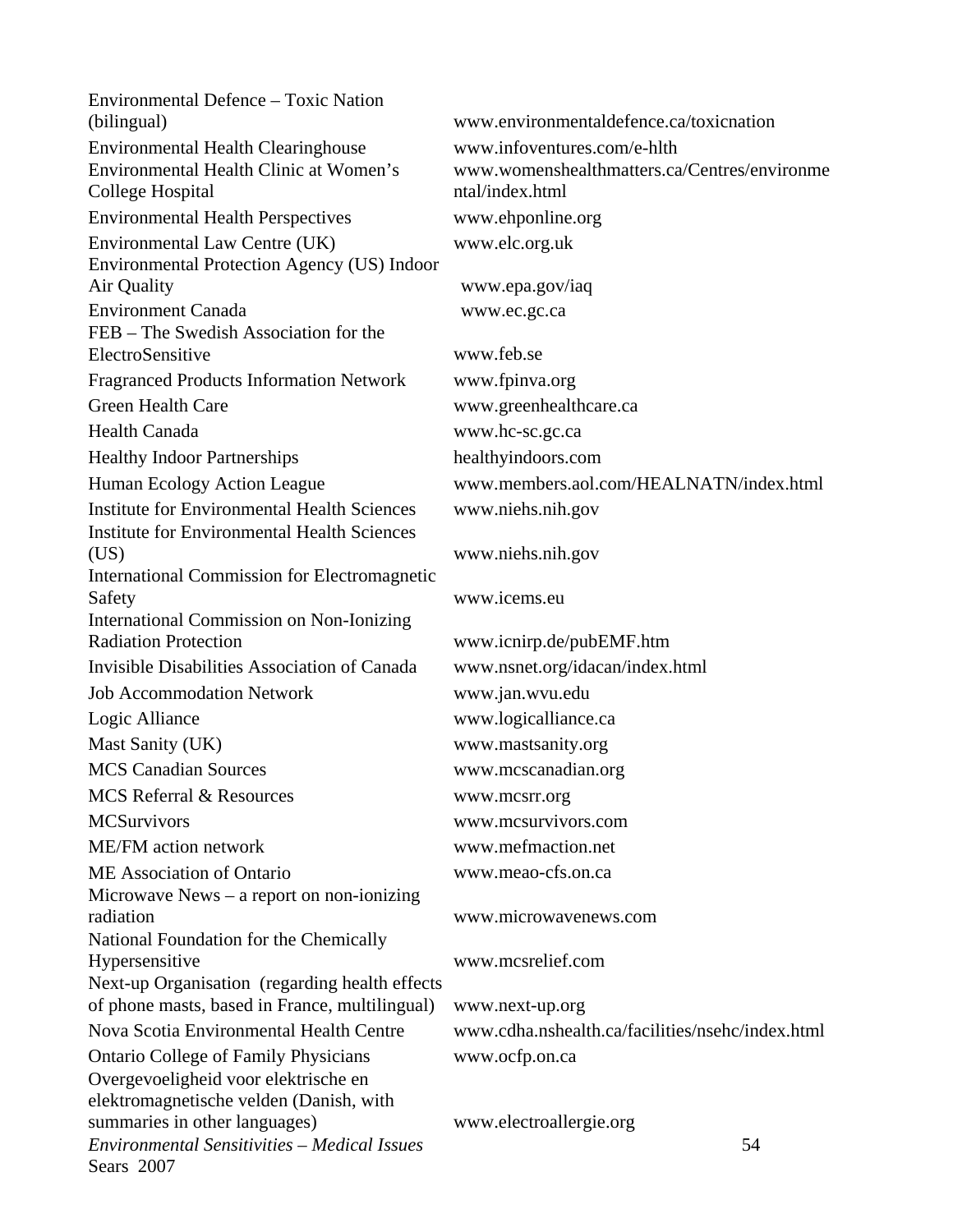| | |
|---|---|
| Environmental Defence – Toxic Nation (bilingual) | www.environmentaldefence.ca/toxicnation |
| Environmental Health Clearinghouse | www.infoventures.com/e-hlth |
| Environmental Health Clinic at Women's College Hospital | www.womenshealthmatters.ca/Centres/environmental/index.html |
| Environmental Health Perspectives | www.ehponline.org |
| Environmental Law Centre (UK) | www.elc.org.uk |
| Environmental Protection Agency (US) Indoor Air Quality | www.epa.gov/iaq |
| Environment Canada | www.ec.gc.ca |
| FEB – The Swedish Association for the ElectroSensitive | www.feb.se |
| Fragranced Products Information Network | www.fpinva.org |
| Green Health Care | www.greenhealthcare.ca |
| Health Canada | www.hc-sc.gc.ca |
| Healthy Indoor Partnerships | healthyindoors.com |
| Human Ecology Action League | www.members.aol.com/HEALNATN/index.html |
| Institute for Environmental Health Sciences | www.niehs.nih.gov |
| Institute for Environmental Health Sciences (US) | www.niehs.nih.gov |
| International Commission for Electromagnetic Safety | www.icems.eu |
| International Commission on Non-Ionizing Radiation Protection | www.icnirp.de/pubEMF.htm |
| Invisible Disabilities Association of Canada | www.nsnet.org/idacan/index.html |
| Job Accommodation Network | www.jan.wvu.edu |
| Logic Alliance | www.logicalliance.ca |
| Mast Sanity (UK) | www.mastsanity.org |
| MCS Canadian Sources | www.mcscanadian.org |
| MCS Referral & Resources | www.mcsrr.org |
| MCSurvivors | www.mcsurvivors.com |
| ME/FM action network | www.mefmaction.net |
| ME Association of Ontario | www.meao-cfs.on.ca |
| Microwave News – a report on non-ionizing radiation | www.microwavenews.com |
| National Foundation for the Chemically Hypersensitive | www.mcsrelief.com |
| Next-up Organisation (regarding health effects of phone masts, based in France, multilingual) | www.next-up.org |
| Nova Scotia Environmental Health Centre | www.cdha.nshealth.ca/facilities/nsehc/index.html |
| Ontario College of Family Physicians | www.ocfp.on.ca |
| Overgevoeligheid voor elektrische en elektromagnetische velden (Danish, with summaries in other languages) | www.electroallergie.org |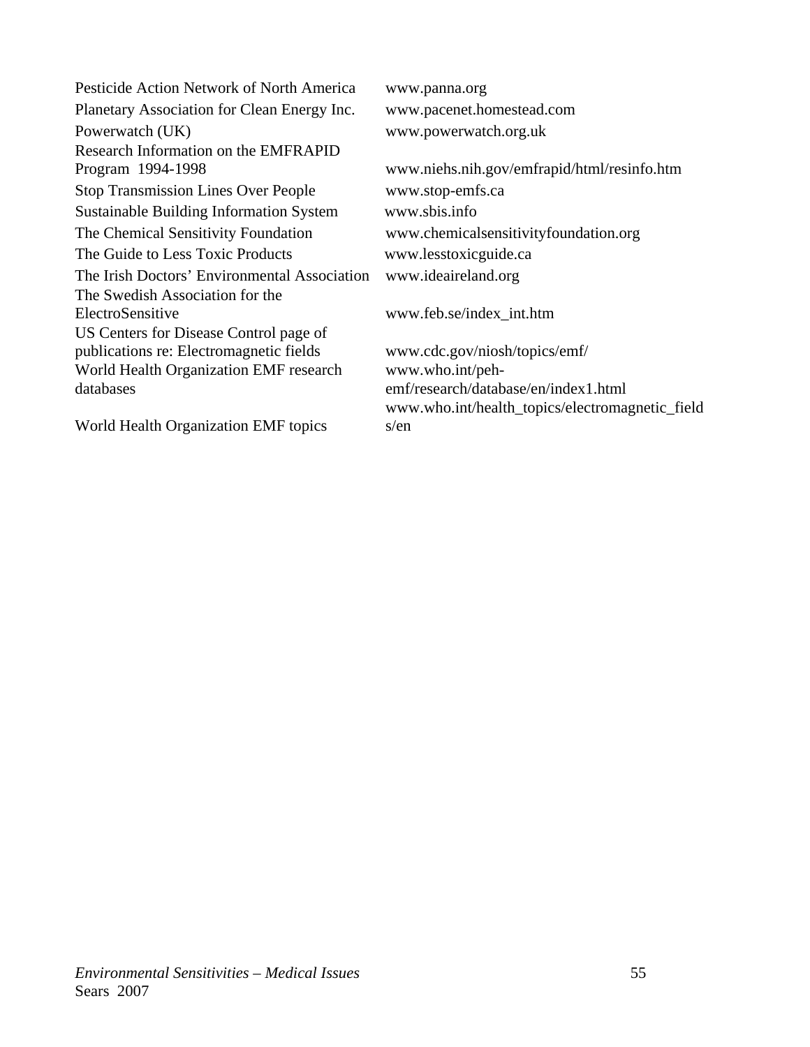| | |
|---|---|
| Pesticide Action Network of North America | www.panna.org |
| Planetary Association for Clean Energy Inc. | www.pacenet.homestead.com |
| Powerwatch (UK) | www.powerwatch.org.uk |
| Research Information on the EMFRAPID Program 1994-1998 | www.niehs.nih.gov/emfrapid/html/resinfo.htm |
| Stop Transmission Lines Over People | www.stop-emfs.ca |
| Sustainable Building Information System | www.sbis.info |
| The Chemical Sensitivity Foundation | www.chemicalsensitivityfoundation.org |
| The Guide to Less Toxic Products | www.lesstoxicguide.ca |
| The Irish Doctors' Environmental Association | www.ideaireland.org |
| The Swedish Association for the ElectroSensitive | www.feb.se/index_int.htm |
| US Centers for Disease Control page of publications re: Electromagnetic fields | www.cdc.gov/niosh/topics/emf/ |
| World Health Organization EMF research databases | www.who.int/peh-emf/research/database/en/index1.html |
| World Health Organization EMF topics | www.who.int/health_topics/electromagnetic_fields/en |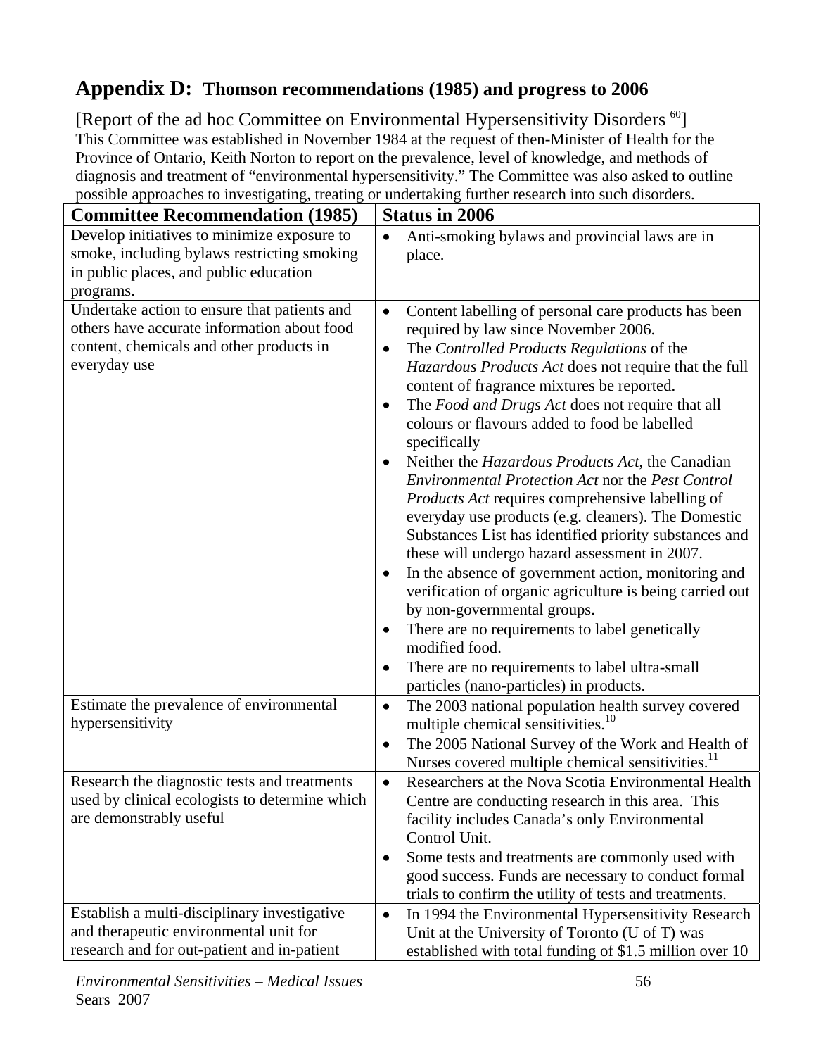# Appendix D: Thomson recommendations (1985) and progress to 2006

[Report of the ad hoc Committee on Environmental Hypersensitivity Disorders [60]]
This Committee was established in November 1984 at the request of then-Minister of Health for the Province of Ontario, Keith Norton to report on the prevalence, level of knowledge, and methods of diagnosis and treatment of "environmental hypersensitivity." The Committee was also asked to outline possible approaches to investigating, treating or undertaking further research into such disorders.

| Committee Recommendation (1985) | Status in 2006 |
|---|---|
| Develop initiatives to minimize exposure to smoke, including bylaws restricting smoking in public places, and public education programs. | • Anti-smoking bylaws and provincial laws are in place. |
| Undertake action to ensure that patients and others have accurate information about food content, chemicals and other products in everyday use | • Content labelling of personal care products has been required by law since November 2006.<br>• The *Controlled Products Regulations* of the *Hazardous Products Act* does not require that the full content of fragrance mixtures be reported.<br>• The *Food and Drugs Act* does not require that all colours or flavours added to food be labelled specifically<br>• Neither the *Hazardous Products Act*, the Canadian *Environmental Protection Act* nor the *Pest Control Products Act* requires comprehensive labelling of everyday use products (e.g. cleaners). The Domestic Substances List has identified priority substances and these will undergo hazard assessment in 2007.<br>• In the absence of government action, monitoring and verification of organic agriculture is being carried out by non-governmental groups.<br>• There are no requirements to label genetically modified food.<br>• There are no requirements to label ultra-small particles (nano-particles) in products. |
| Estimate the prevalence of environmental hypersensitivity | • The 2003 national population health survey covered multiple chemical sensitivities.[10]<br>• The 2005 National Survey of the Work and Health of Nurses covered multiple chemical sensitivities.[11] |
| Research the diagnostic tests and treatments used by clinical ecologists to determine which are demonstrably useful | • Researchers at the Nova Scotia Environmental Health Centre are conducting research in this area. This facility includes Canada's only Environmental Control Unit.<br>• Some tests and treatments are commonly used with good success. Funds are necessary to conduct formal trials to confirm the utility of tests and treatments. |
| Establish a multi-disciplinary investigative and therapeutic environmental unit for research and for out-patient and in-patient | • In 1994 the Environmental Hypersensitivity Research Unit at the University of Toronto (U of T) was established with total funding of $1.5 million over 10 |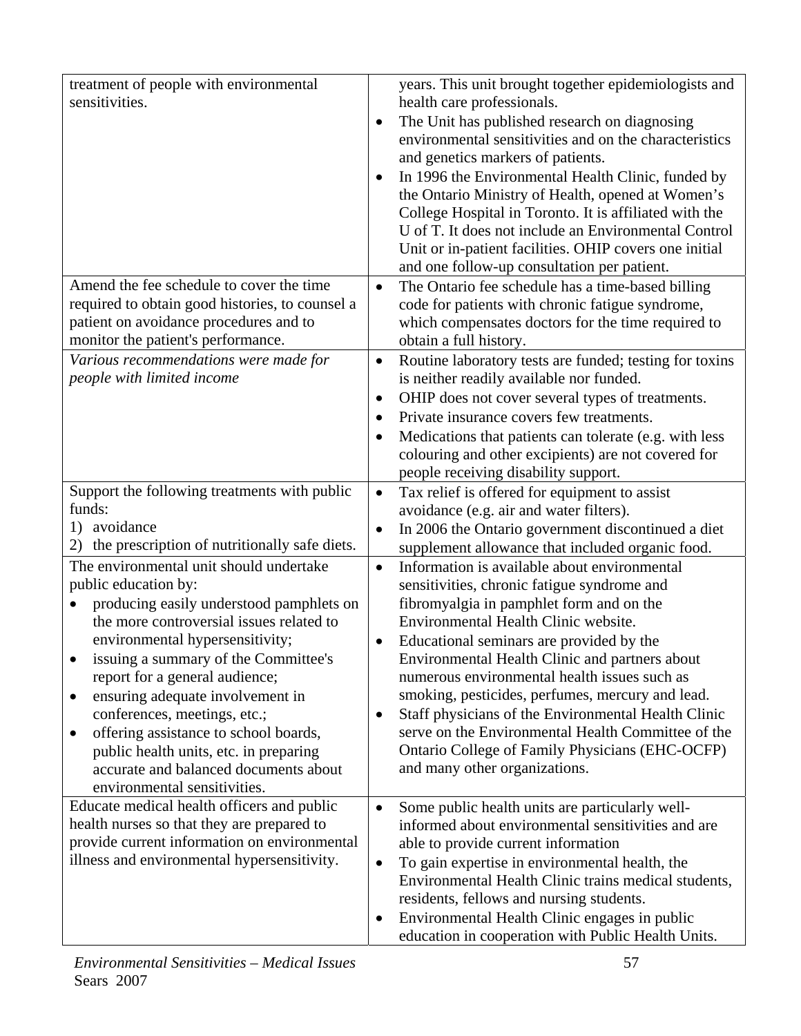| | |
|---|---|
| treatment of people with environmental sensitivities. | years. This unit brought together epidemiologists and health care professionals.<br>• The Unit has published research on diagnosing environmental sensitivities and on the characteristics and genetics markers of patients.<br>• In 1996 the Environmental Health Clinic, funded by the Ontario Ministry of Health, opened at Women's College Hospital in Toronto. It is affiliated with the U of T. It does not include an Environmental Control Unit or in-patient facilities. OHIP covers one initial and one follow-up consultation per patient. |
| Amend the fee schedule to cover the time required to obtain good histories, to counsel a patient on avoidance procedures and to monitor the patient's performance. | • The Ontario fee schedule has a time-based billing code for patients with chronic fatigue syndrome, which compensates doctors for the time required to obtain a full history. |
| *Various recommendations were made for people with limited income* | • Routine laboratory tests are funded; testing for toxins is neither readily available nor funded.<br>• OHIP does not cover several types of treatments.<br>• Private insurance covers few treatments.<br>• Medications that patients can tolerate (e.g. with less colouring and other excipients) are not covered for people receiving disability support. |
| Support the following treatments with public funds:<br>1) avoidance<br>2) the prescription of nutritionally safe diets. | • Tax relief is offered for equipment to assist avoidance (e.g. air and water filters).<br>• In 2006 the Ontario government discontinued a diet supplement allowance that included organic food. |
| The environmental unit should undertake public education by:<br>• producing easily understood pamphlets on the more controversial issues related to environmental hypersensitivity;<br>• issuing a summary of the Committee's report for a general audience;<br>• ensuring adequate involvement in conferences, meetings, etc.;<br>• offering assistance to school boards, public health units, etc. in preparing accurate and balanced documents about environmental sensitivities. | • Information is available about environmental sensitivities, chronic fatigue syndrome and fibromyalgia in pamphlet form and on the Environmental Health Clinic website.<br>• Educational seminars are provided by the Environmental Health Clinic and partners about numerous environmental health issues such as smoking, pesticides, perfumes, mercury and lead.<br>• Staff physicians of the Environmental Health Clinic serve on the Environmental Health Committee of the Ontario College of Family Physicians (EHC-OCFP) and many other organizations. |
| Educate medical health officers and public health nurses so that they are prepared to provide current information on environmental illness and environmental hypersensitivity. | • Some public health units are particularly well-informed about environmental sensitivities and are able to provide current information<br>• To gain expertise in environmental health, the Environmental Health Clinic trains medical students, residents, fellows and nursing students.<br>• Environmental Health Clinic engages in public education in cooperation with Public Health Units. |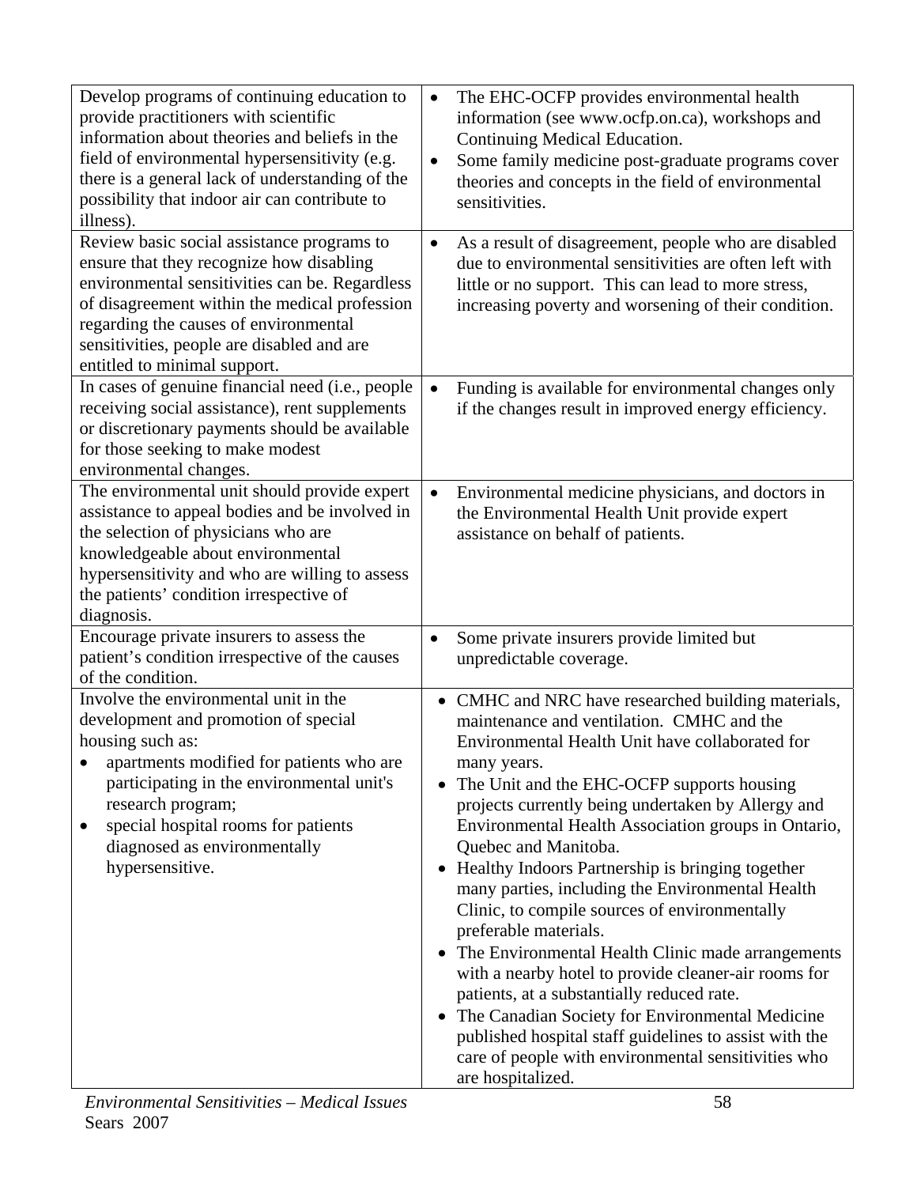| | |
|---|---|
| Develop programs of continuing education to provide practitioners with scientific information about theories and beliefs in the field of environmental hypersensitivity (e.g. there is a general lack of understanding of the possibility that indoor air can contribute to illness). | • The EHC-OCFP provides environmental health information (see www.ocfp.on.ca), workshops and Continuing Medical Education.<br>• Some family medicine post-graduate programs cover theories and concepts in the field of environmental sensitivities. |
| Review basic social assistance programs to ensure that they recognize how disabling environmental sensitivities can be. Regardless of disagreement within the medical profession regarding the causes of environmental sensitivities, people are disabled and are entitled to minimal support. | • As a result of disagreement, people who are disabled due to environmental sensitivities are often left with little or no support. This can lead to more stress, increasing poverty and worsening of their condition. |
| In cases of genuine financial need (i.e., people receiving social assistance), rent supplements or discretionary payments should be available for those seeking to make modest environmental changes. | • Funding is available for environmental changes only if the changes result in improved energy efficiency. |
| The environmental unit should provide expert assistance to appeal bodies and be involved in the selection of physicians who are knowledgeable about environmental hypersensitivity and who are willing to assess the patients' condition irrespective of diagnosis. | • Environmental medicine physicians, and doctors in the Environmental Health Unit provide expert assistance on behalf of patients. |
| Encourage private insurers to assess the patient's condition irrespective of the causes of the condition. | • Some private insurers provide limited but unpredictable coverage. |
| Involve the environmental unit in the development and promotion of special housing such as:<br>• apartments modified for patients who are participating in the environmental unit's research program;<br>• special hospital rooms for patients diagnosed as environmentally hypersensitive. | • CMHC and NRC have researched building materials, maintenance and ventilation. CMHC and the Environmental Health Unit have collaborated for many years.<br>• The Unit and the EHC-OCFP supports housing projects currently being undertaken by Allergy and Environmental Health Association groups in Ontario, Quebec and Manitoba.<br>• Healthy Indoors Partnership is bringing together many parties, including the Environmental Health Clinic, to compile sources of environmentally preferable materials.<br>• The Environmental Health Clinic made arrangements with a nearby hotel to provide cleaner-air rooms for patients, at a substantially reduced rate.<br>• The Canadian Society for Environmental Medicine published hospital staff guidelines to assist with the care of people with environmental sensitivities who are hospitalized. |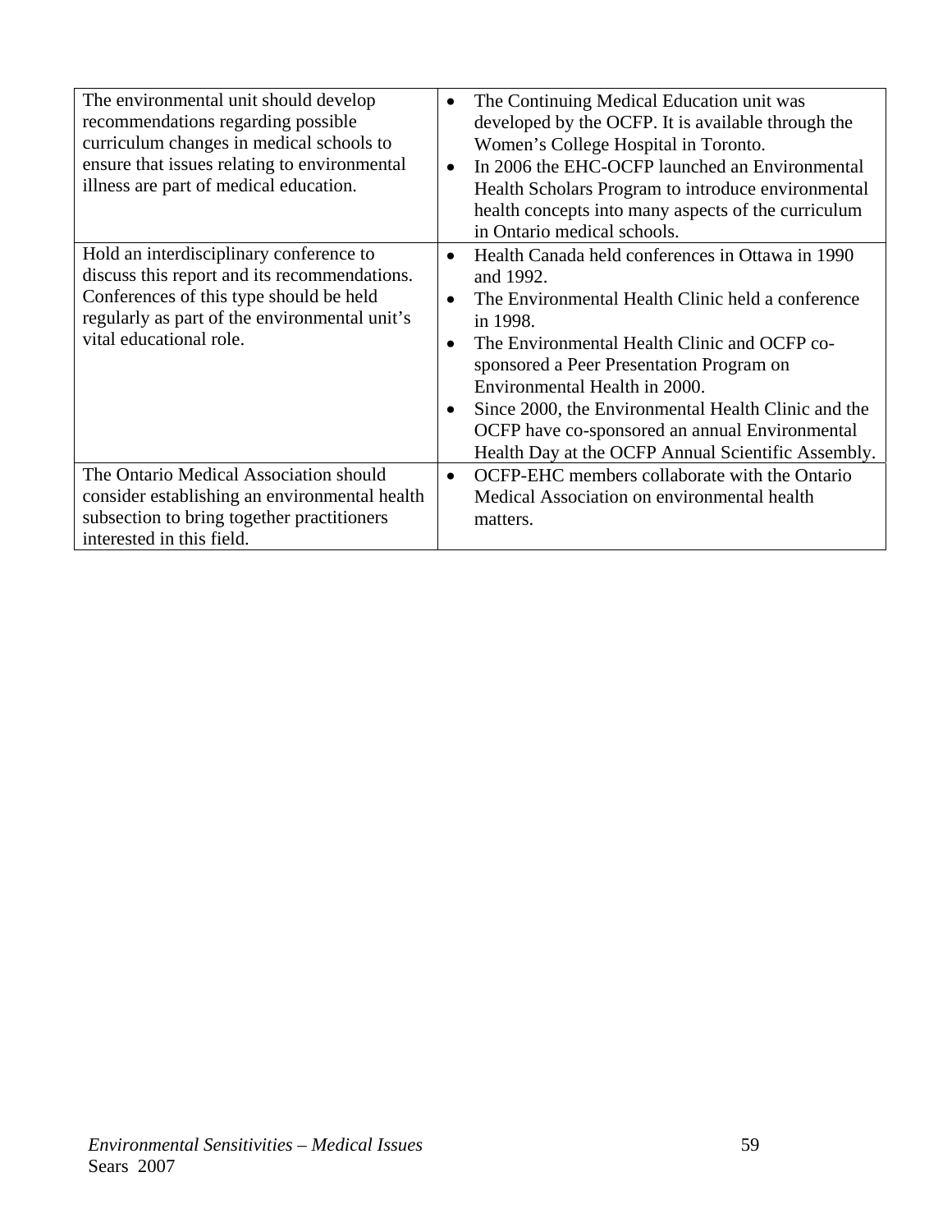| | |
|---|---|
| The environmental unit should develop recommendations regarding possible curriculum changes in medical schools to ensure that issues relating to environmental illness are part of medical education. | • The Continuing Medical Education unit was developed by the OCFP. It is available through the Women's College Hospital in Toronto.<br>• In 2006 the EHC-OCFP launched an Environmental Health Scholars Program to introduce environmental health concepts into many aspects of the curriculum in Ontario medical schools. |
| Hold an interdisciplinary conference to discuss this report and its recommendations. Conferences of this type should be held regularly as part of the environmental unit's vital educational role. | • Health Canada held conferences in Ottawa in 1990 and 1992.<br>• The Environmental Health Clinic held a conference in 1998.<br>• The Environmental Health Clinic and OCFP co-sponsored a Peer Presentation Program on Environmental Health in 2000.<br>• Since 2000, the Environmental Health Clinic and the OCFP have co-sponsored an annual Environmental Health Day at the OCFP Annual Scientific Assembly. |
| The Ontario Medical Association should consider establishing an environmental health subsection to bring together practitioners interested in this field. | • OCFP-EHC members collaborate with the Ontario Medical Association on environmental health matters. |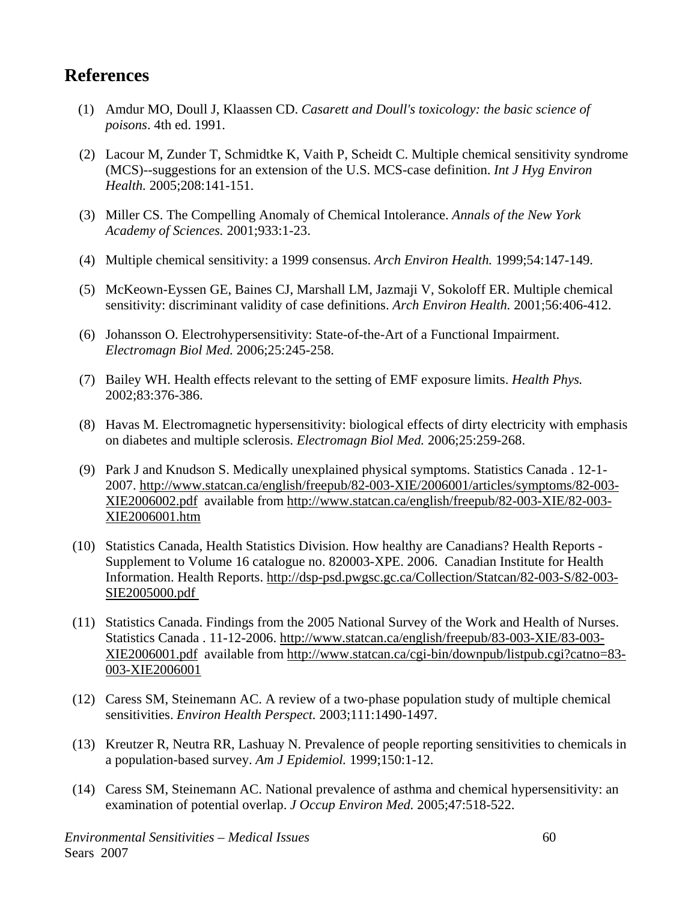## References

(1) Amdur MO, Doull J, Klaassen CD. *Casarett and Doull's toxicology: the basic science of poisons*. 4th ed. 1991.

(2) Lacour M, Zunder T, Schmidtke K, Vaith P, Scheidt C. Multiple chemical sensitivity syndrome (MCS)--suggestions for an extension of the U.S. MCS-case definition. *Int J Hyg Environ Health.* 2005;208:141-151.

(3) Miller CS. The Compelling Anomaly of Chemical Intolerance. *Annals of the New York Academy of Sciences.* 2001;933:1-23.

(4) Multiple chemical sensitivity: a 1999 consensus. *Arch Environ Health.* 1999;54:147-149.

(5) McKeown-Eyssen GE, Baines CJ, Marshall LM, Jazmaji V, Sokoloff ER. Multiple chemical sensitivity: discriminant validity of case definitions. *Arch Environ Health.* 2001;56:406-412.

(6) Johansson O. Electrohypersensitivity: State-of-the-Art of a Functional Impairment. *Electromagn Biol Med.* 2006;25:245-258.

(7) Bailey WH. Health effects relevant to the setting of EMF exposure limits. *Health Phys.* 2002;83:376-386.

(8) Havas M. Electromagnetic hypersensitivity: biological effects of dirty electricity with emphasis on diabetes and multiple sclerosis. *Electromagn Biol Med.* 2006;25:259-268.

(9) Park J and Knudson S. Medically unexplained physical symptoms. Statistics Canada . 12-1-2007. http://www.statcan.ca/english/freepub/82-003-XIE/2006001/articles/symptoms/82-003-XIE2006002.pdf available from http://www.statcan.ca/english/freepub/82-003-XIE/82-003-XIE2006001.htm

(10) Statistics Canada, Health Statistics Division. How healthy are Canadians? Health Reports - Supplement to Volume 16 catalogue no. 820003-XPE. 2006. Canadian Institute for Health Information. Health Reports. http://dsp-psd.pwgsc.gc.ca/Collection/Statcan/82-003-S/82-003-SIE2005000.pdf

(11) Statistics Canada. Findings from the 2005 National Survey of the Work and Health of Nurses. Statistics Canada . 11-12-2006. http://www.statcan.ca/english/freepub/83-003-XIE/83-003-XIE2006001.pdf available from http://www.statcan.ca/cgi-bin/downpub/listpub.cgi?catno=83-003-XIE2006001

(12) Caress SM, Steinemann AC. A review of a two-phase population study of multiple chemical sensitivities. *Environ Health Perspect.* 2003;111:1490-1497.

(13) Kreutzer R, Neutra RR, Lashuay N. Prevalence of people reporting sensitivities to chemicals in a population-based survey. *Am J Epidemiol.* 1999;150:1-12.

(14) Caress SM, Steinemann AC. National prevalence of asthma and chemical hypersensitivity: an examination of potential overlap. *J Occup Environ Med.* 2005;47:518-522.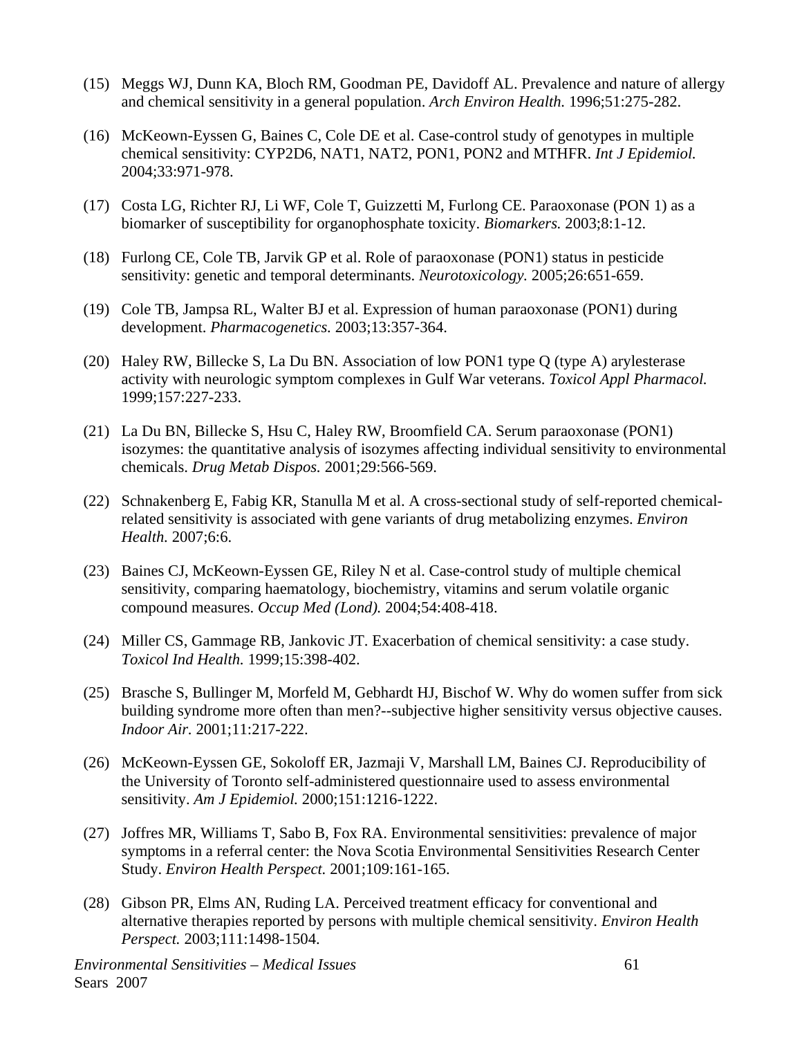(15) Meggs WJ, Dunn KA, Bloch RM, Goodman PE, Davidoff AL. Prevalence and nature of allergy and chemical sensitivity in a general population. *Arch Environ Health.* 1996;51:275-282.

(16) McKeown-Eyssen G, Baines C, Cole DE et al. Case-control study of genotypes in multiple chemical sensitivity: CYP2D6, NAT1, NAT2, PON1, PON2 and MTHFR. *Int J Epidemiol.* 2004;33:971-978.

(17) Costa LG, Richter RJ, Li WF, Cole T, Guizzetti M, Furlong CE. Paraoxonase (PON 1) as a biomarker of susceptibility for organophosphate toxicity. *Biomarkers.* 2003;8:1-12.

(18) Furlong CE, Cole TB, Jarvik GP et al. Role of paraoxonase (PON1) status in pesticide sensitivity: genetic and temporal determinants. *Neurotoxicology.* 2005;26:651-659.

(19) Cole TB, Jampsa RL, Walter BJ et al. Expression of human paraoxonase (PON1) during development. *Pharmacogenetics.* 2003;13:357-364.

(20) Haley RW, Billecke S, La Du BN. Association of low PON1 type Q (type A) arylesterase activity with neurologic symptom complexes in Gulf War veterans. *Toxicol Appl Pharmacol.* 1999;157:227-233.

(21) La Du BN, Billecke S, Hsu C, Haley RW, Broomfield CA. Serum paraoxonase (PON1) isozymes: the quantitative analysis of isozymes affecting individual sensitivity to environmental chemicals. *Drug Metab Dispos.* 2001;29:566-569.

(22) Schnakenberg E, Fabig KR, Stanulla M et al. A cross-sectional study of self-reported chemical-related sensitivity is associated with gene variants of drug metabolizing enzymes. *Environ Health.* 2007;6:6.

(23) Baines CJ, McKeown-Eyssen GE, Riley N et al. Case-control study of multiple chemical sensitivity, comparing haematology, biochemistry, vitamins and serum volatile organic compound measures. *Occup Med (Lond).* 2004;54:408-418.

(24) Miller CS, Gammage RB, Jankovic JT. Exacerbation of chemical sensitivity: a case study. *Toxicol Ind Health.* 1999;15:398-402.

(25) Brasche S, Bullinger M, Morfeld M, Gebhardt HJ, Bischof W. Why do women suffer from sick building syndrome more often than men?--subjective higher sensitivity versus objective causes. *Indoor Air.* 2001;11:217-222.

(26) McKeown-Eyssen GE, Sokoloff ER, Jazmaji V, Marshall LM, Baines CJ. Reproducibility of the University of Toronto self-administered questionnaire used to assess environmental sensitivity. *Am J Epidemiol.* 2000;151:1216-1222.

(27) Joffres MR, Williams T, Sabo B, Fox RA. Environmental sensitivities: prevalence of major symptoms in a referral center: the Nova Scotia Environmental Sensitivities Research Center Study. *Environ Health Perspect.* 2001;109:161-165.

(28) Gibson PR, Elms AN, Ruding LA. Perceived treatment efficacy for conventional and alternative therapies reported by persons with multiple chemical sensitivity. *Environ Health Perspect.* 2003;111:1498-1504.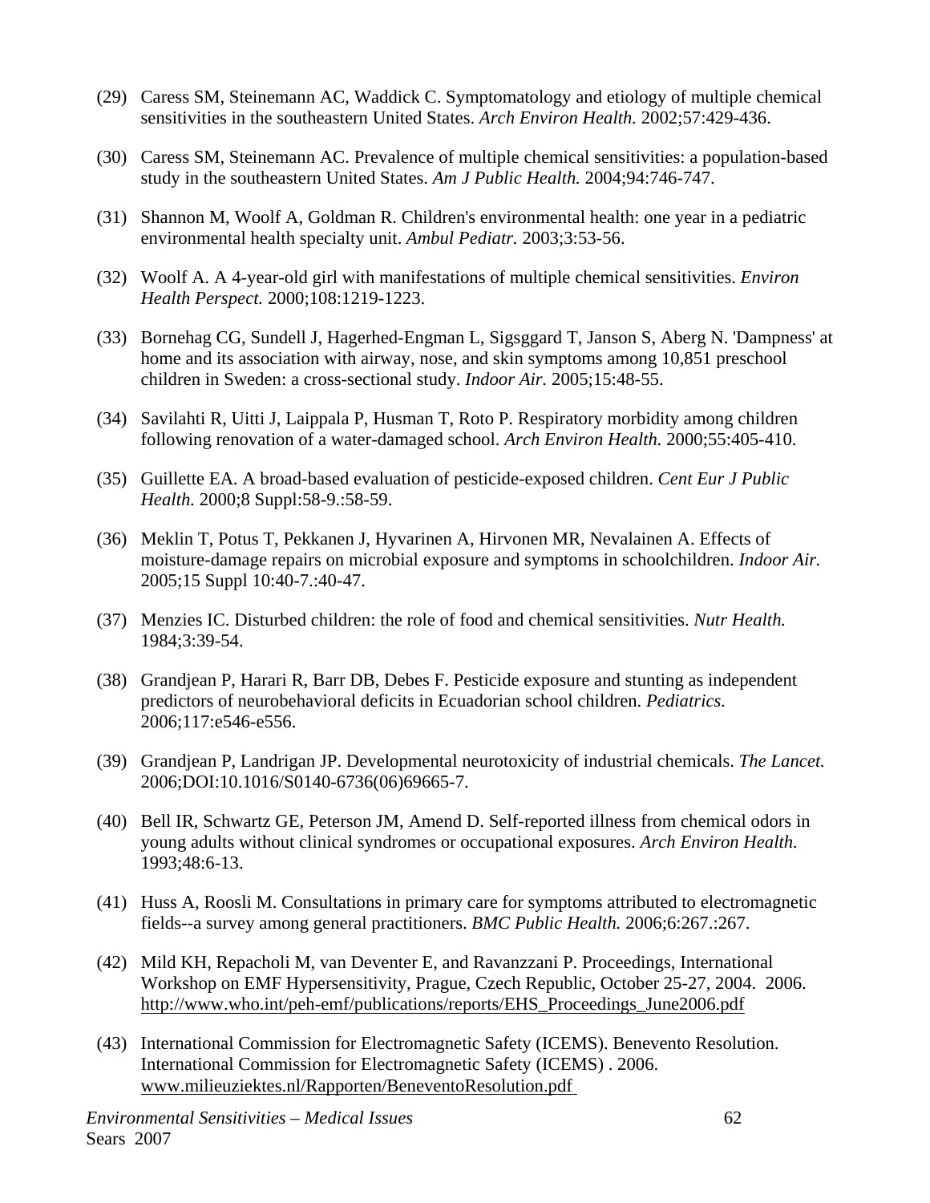(29) Caress SM, Steinemann AC, Waddick C. Symptomatology and etiology of multiple chemical sensitivities in the southeastern United States. *Arch Environ Health.* 2002;57:429-436.

(30) Caress SM, Steinemann AC. Prevalence of multiple chemical sensitivities: a population-based study in the southeastern United States. *Am J Public Health.* 2004;94:746-747.

(31) Shannon M, Woolf A, Goldman R. Children's environmental health: one year in a pediatric environmental health specialty unit. *Ambul Pediatr.* 2003;3:53-56.

(32) Woolf A. A 4-year-old girl with manifestations of multiple chemical sensitivities. *Environ Health Perspect.* 2000;108:1219-1223.

(33) Bornehag CG, Sundell J, Hagerhed-Engman L, Sigsggard T, Janson S, Aberg N. 'Dampness' at home and its association with airway, nose, and skin symptoms among 10,851 preschool children in Sweden: a cross-sectional study. *Indoor Air.* 2005;15:48-55.

(34) Savilahti R, Uitti J, Laippala P, Husman T, Roto P. Respiratory morbidity among children following renovation of a water-damaged school. *Arch Environ Health.* 2000;55:405-410.

(35) Guillette EA. A broad-based evaluation of pesticide-exposed children. *Cent Eur J Public Health.* 2000;8 Suppl:58-9.:58-59.

(36) Meklin T, Potus T, Pekkanen J, Hyvarinen A, Hirvonen MR, Nevalainen A. Effects of moisture-damage repairs on microbial exposure and symptoms in schoolchildren. *Indoor Air.* 2005;15 Suppl 10:40-7.:40-47.

(37) Menzies IC. Disturbed children: the role of food and chemical sensitivities. *Nutr Health.* 1984;3:39-54.

(38) Grandjean P, Harari R, Barr DB, Debes F. Pesticide exposure and stunting as independent predictors of neurobehavioral deficits in Ecuadorian school children. *Pediatrics.* 2006;117:e546-e556.

(39) Grandjean P, Landrigan JP. Developmental neurotoxicity of industrial chemicals. *The Lancet.* 2006;DOI:10.1016/S0140-6736(06)69665-7.

(40) Bell IR, Schwartz GE, Peterson JM, Amend D. Self-reported illness from chemical odors in young adults without clinical syndromes or occupational exposures. *Arch Environ Health.* 1993;48:6-13.

(41) Huss A, Roosli M. Consultations in primary care for symptoms attributed to electromagnetic fields--a survey among general practitioners. *BMC Public Health.* 2006;6:267.:267.

(42) Mild KH, Repacholi M, van Deventer E, and Ravanzzani P. Proceedings, International Workshop on EMF Hypersensitivity, Prague, Czech Republic, October 25-27, 2004. 2006. http://www.who.int/peh-emf/publications/reports/EHS_Proceedings_June2006.pdf

(43) International Commission for Electromagnetic Safety (ICEMS). Benevento Resolution. International Commission for Electromagnetic Safety (ICEMS) . 2006. www.milieuziektes.nl/Rapporten/BeneventoResolution.pdf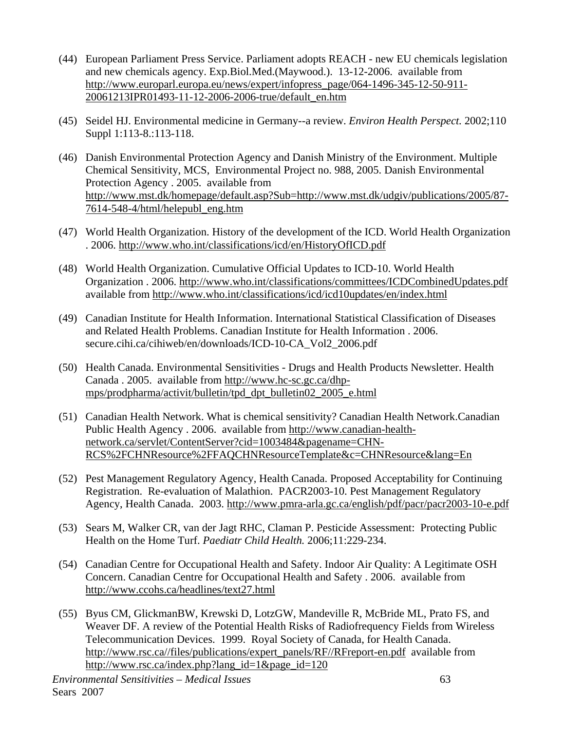(44) European Parliament Press Service. Parliament adopts REACH - new EU chemicals legislation and new chemicals agency. Exp.Biol.Med.(Maywood.). 13-12-2006. available from http://www.europarl.europa.eu/news/expert/infopress_page/064-1496-345-12-50-911-20061213IPR01493-11-12-2006-2006-true/default_en.htm

(45) Seidel HJ. Environmental medicine in Germany--a review. *Environ Health Perspect.* 2002;110 Suppl 1:113-8.:113-118.

(46) Danish Environmental Protection Agency and Danish Ministry of the Environment. Multiple Chemical Sensitivity, MCS, Environmental Project no. 988, 2005. Danish Environmental Protection Agency . 2005. available from http://www.mst.dk/homepage/default.asp?Sub=http://www.mst.dk/udgiv/publications/2005/87-7614-548-4/html/helepubl_eng.htm

(47) World Health Organization. History of the development of the ICD. World Health Organization . 2006. http://www.who.int/classifications/icd/en/HistoryOfICD.pdf

(48) World Health Organization. Cumulative Official Updates to ICD-10. World Health Organization . 2006. http://www.who.int/classifications/committees/ICDCombinedUpdates.pdf available from http://www.who.int/classifications/icd/icd10updates/en/index.html

(49) Canadian Institute for Health Information. International Statistical Classification of Diseases and Related Health Problems. Canadian Institute for Health Information . 2006. secure.cihi.ca/cihiweb/en/downloads/ICD-10-CA_Vol2_2006.pdf

(50) Health Canada. Environmental Sensitivities - Drugs and Health Products Newsletter. Health Canada . 2005. available from http://www.hc-sc.gc.ca/dhp-mps/prodpharma/activit/bulletin/tpd_dpt_bulletin02_2005_e.html

(51) Canadian Health Network. What is chemical sensitivity? Canadian Health Network.Canadian Public Health Agency . 2006. available from http://www.canadian-health-network.ca/servlet/ContentServer?cid=1003484&pagename=CHN-RCS%2FCHNResource%2FFAQCHNResourceTemplate&c=CHNResource&lang=En

(52) Pest Management Regulatory Agency, Health Canada. Proposed Acceptability for Continuing Registration. Re-evaluation of Malathion. PACR2003-10. Pest Management Regulatory Agency, Health Canada. 2003. http://www.pmra-arla.gc.ca/english/pdf/pacr/pacr2003-10-e.pdf

(53) Sears M, Walker CR, van der Jagt RHC, Claman P. Pesticide Assessment: Protecting Public Health on the Home Turf. *Paediatr Child Health.* 2006;11:229-234.

(54) Canadian Centre for Occupational Health and Safety. Indoor Air Quality: A Legitimate OSH Concern. Canadian Centre for Occupational Health and Safety . 2006. available from http://www.ccohs.ca/headlines/text27.html

(55) Byus CM, GlickmanBW, Krewski D, LotzGW, Mandeville R, McBride ML, Prato FS, and Weaver DF. A review of the Potential Health Risks of Radiofrequency Fields from Wireless Telecommunication Devices. 1999. Royal Society of Canada, for Health Canada. http://www.rsc.ca//files/publications/expert_panels/RF//RFreport-en.pdf available from http://www.rsc.ca/index.php?lang_id=1&page_id=120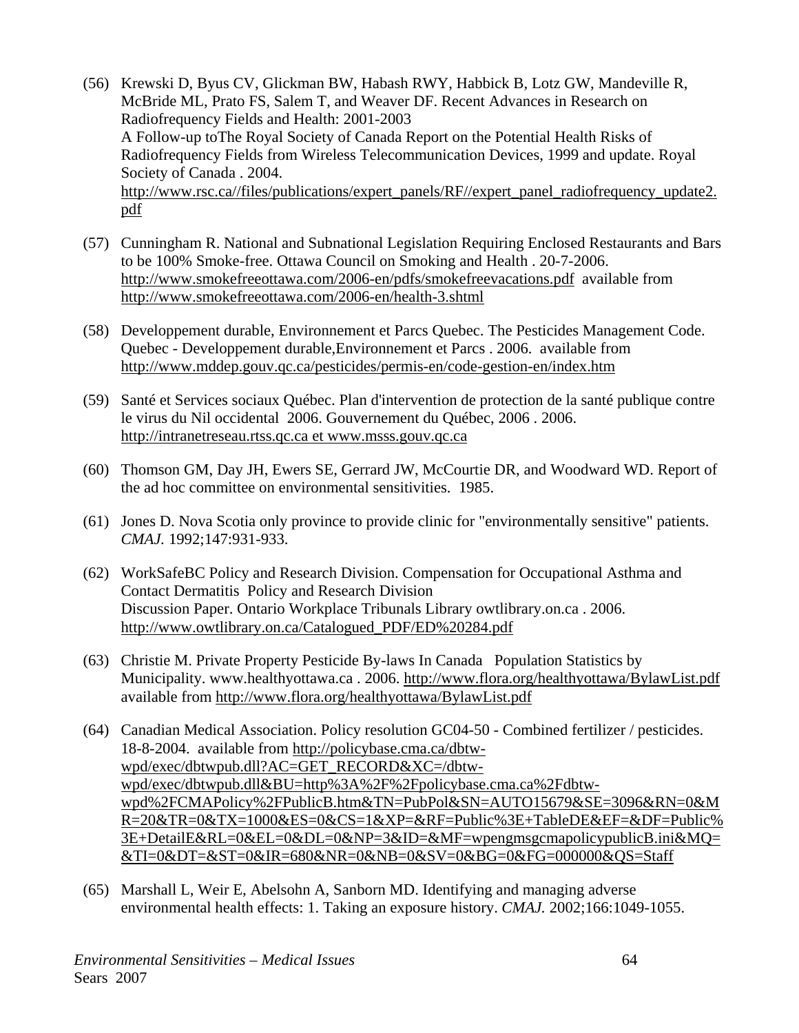(56) Krewski D, Byus CV, Glickman BW, Habash RWY, Habbick B, Lotz GW, Mandeville R, McBride ML, Prato FS, Salem T, and Weaver DF. Recent Advances in Research on Radiofrequency Fields and Health: 2001-2003
A Follow-up toThe Royal Society of Canada Report on the Potential Health Risks of Radiofrequency Fields from Wireless Telecommunication Devices, 1999 and update. Royal Society of Canada . 2004.
http://www.rsc.ca//files/publications/expert_panels/RF//expert_panel_radiofrequency_update2.pdf

(57) Cunningham R. National and Subnational Legislation Requiring Enclosed Restaurants and Bars to be 100% Smoke-free. Ottawa Council on Smoking and Health . 20-7-2006. http://www.smokefreeottawa.com/2006-en/pdfs/smokefreevacations.pdf available from http://www.smokefreeottawa.com/2006-en/health-3.shtml

(58) Developpement durable, Environnement et Parcs Quebec. The Pesticides Management Code. Quebec - Developpement durable,Environnement et Parcs . 2006. available from http://www.mddep.gouv.qc.ca/pesticides/permis-en/code-gestion-en/index.htm

(59) Santé et Services sociaux Québec. Plan d'intervention de protection de la santé publique contre le virus du Nil occidental 2006. Gouvernement du Québec, 2006 . 2006. http://intranetreseau.rtss.qc.ca et www.msss.gouv.qc.ca

(60) Thomson GM, Day JH, Ewers SE, Gerrard JW, McCourtie DR, and Woodward WD. Report of the ad hoc committee on environmental sensitivities. 1985.

(61) Jones D. Nova Scotia only province to provide clinic for "environmentally sensitive" patients. *CMAJ.* 1992;147:931-933.

(62) WorkSafeBC Policy and Research Division. Compensation for Occupational Asthma and Contact Dermatitis Policy and Research Division
Discussion Paper. Ontario Workplace Tribunals Library owtlibrary.on.ca . 2006. http://www.owtlibrary.on.ca/Catalogued_PDF/ED%20284.pdf

(63) Christie M. Private Property Pesticide By-laws In Canada Population Statistics by Municipality. www.healthyottawa.ca . 2006. http://www.flora.org/healthyottawa/BylawList.pdf available from http://www.flora.org/healthyottawa/BylawList.pdf

(64) Canadian Medical Association. Policy resolution GC04-50 - Combined fertilizer / pesticides. 18-8-2004. available from http://policybase.cma.ca/dbtw-wpd/exec/dbtwpub.dll?AC=GET_RECORD&XC=/dbtw-wpd/exec/dbtwpub.dll&BU=http%3A%2F%2Fpolicybase.cma.ca%2Fdbtw-wpd%2FCMAPolicy%2FPublicB.htm&TN=PubPol&SN=AUTO15679&SE=3096&RN=0&MR=20&TR=0&TX=1000&ES=0&CS=1&XP=&RF=Public%3E+TableDE&EF=&DF=Public%3E+DetailE&RL=0&EL=0&DL=0&NP=3&ID=&MF=wpengmsgcmapolicypublicB.ini&MQ=&TI=0&DT=&ST=0&IR=680&NR=0&NB=0&SV=0&BG=0&FG=000000&QS=Staff

(65) Marshall L, Weir E, Abelsohn A, Sanborn MD. Identifying and managing adverse environmental health effects: 1. Taking an exposure history. *CMAJ.* 2002;166:1049-1055.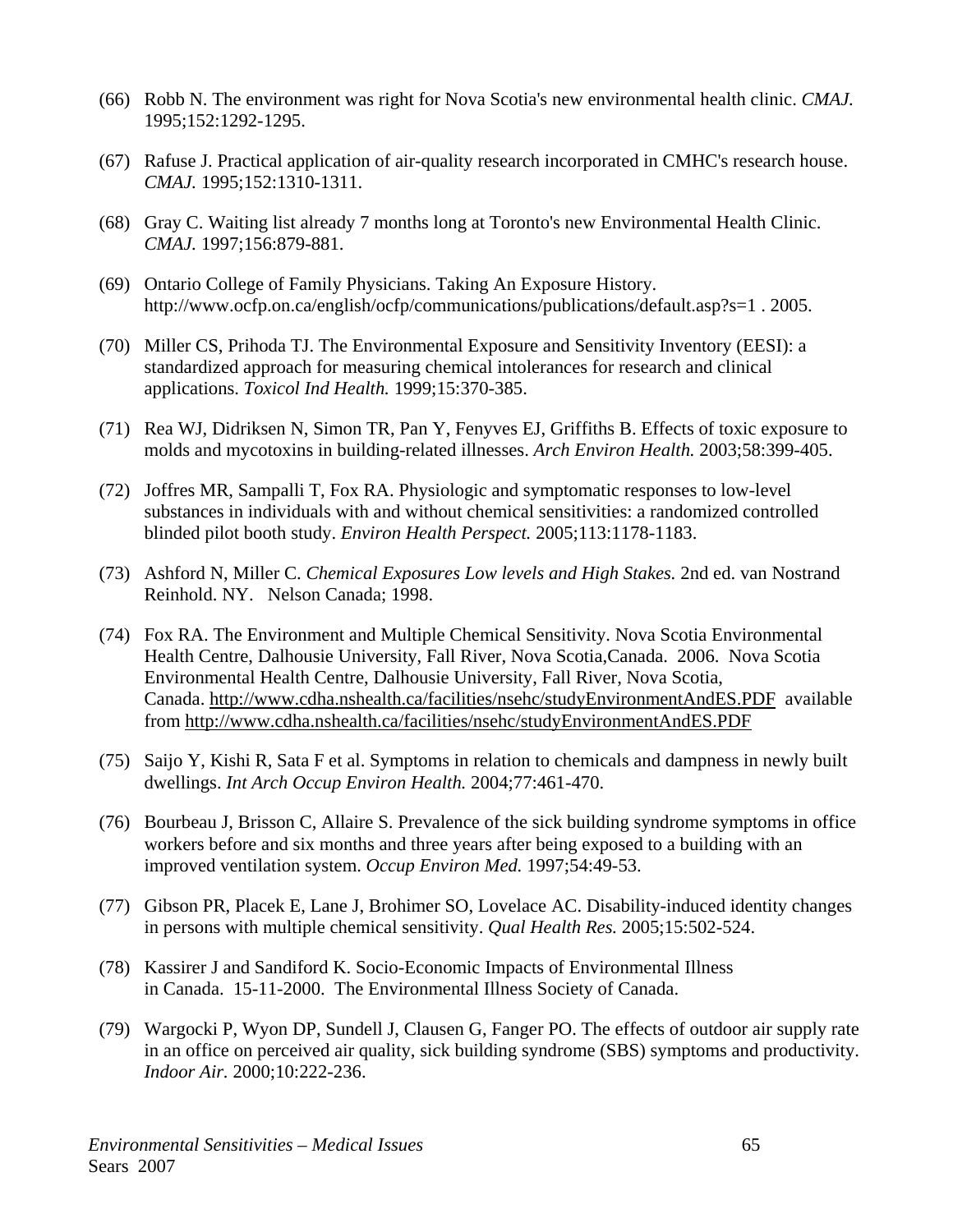(66) Robb N. The environment was right for Nova Scotia's new environmental health clinic. *CMAJ.* 1995;152:1292-1295.

(67) Rafuse J. Practical application of air-quality research incorporated in CMHC's research house. *CMAJ.* 1995;152:1310-1311.

(68) Gray C. Waiting list already 7 months long at Toronto's new Environmental Health Clinic. *CMAJ.* 1997;156:879-881.

(69) Ontario College of Family Physicians. Taking An Exposure History. http://www.ocfp.on.ca/english/ocfp/communications/publications/default.asp?s=1 . 2005.

(70) Miller CS, Prihoda TJ. The Environmental Exposure and Sensitivity Inventory (EESI): a standardized approach for measuring chemical intolerances for research and clinical applications. *Toxicol Ind Health.* 1999;15:370-385.

(71) Rea WJ, Didriksen N, Simon TR, Pan Y, Fenyves EJ, Griffiths B. Effects of toxic exposure to molds and mycotoxins in building-related illnesses. *Arch Environ Health.* 2003;58:399-405.

(72) Joffres MR, Sampalli T, Fox RA. Physiologic and symptomatic responses to low-level substances in individuals with and without chemical sensitivities: a randomized controlled blinded pilot booth study. *Environ Health Perspect.* 2005;113:1178-1183.

(73) Ashford N, Miller C. *Chemical Exposures Low levels and High Stakes.* 2nd ed. van Nostrand Reinhold. NY. Nelson Canada; 1998.

(74) Fox RA. The Environment and Multiple Chemical Sensitivity. Nova Scotia Environmental Health Centre, Dalhousie University, Fall River, Nova Scotia,Canada. 2006. Nova Scotia Environmental Health Centre, Dalhousie University, Fall River, Nova Scotia, Canada. http://www.cdha.nshealth.ca/facilities/nsehc/studyEnvironmentAndES.PDF available from http://www.cdha.nshealth.ca/facilities/nsehc/studyEnvironmentAndES.PDF

(75) Saijo Y, Kishi R, Sata F et al. Symptoms in relation to chemicals and dampness in newly built dwellings. *Int Arch Occup Environ Health.* 2004;77:461-470.

(76) Bourbeau J, Brisson C, Allaire S. Prevalence of the sick building syndrome symptoms in office workers before and six months and three years after being exposed to a building with an improved ventilation system. *Occup Environ Med.* 1997;54:49-53.

(77) Gibson PR, Placek E, Lane J, Brohimer SO, Lovelace AC. Disability-induced identity changes in persons with multiple chemical sensitivity. *Qual Health Res.* 2005;15:502-524.

(78) Kassirer J and Sandiford K. Socio-Economic Impacts of Environmental Illness in Canada. 15-11-2000. The Environmental Illness Society of Canada.

(79) Wargocki P, Wyon DP, Sundell J, Clausen G, Fanger PO. The effects of outdoor air supply rate in an office on perceived air quality, sick building syndrome (SBS) symptoms and productivity. *Indoor Air.* 2000;10:222-236.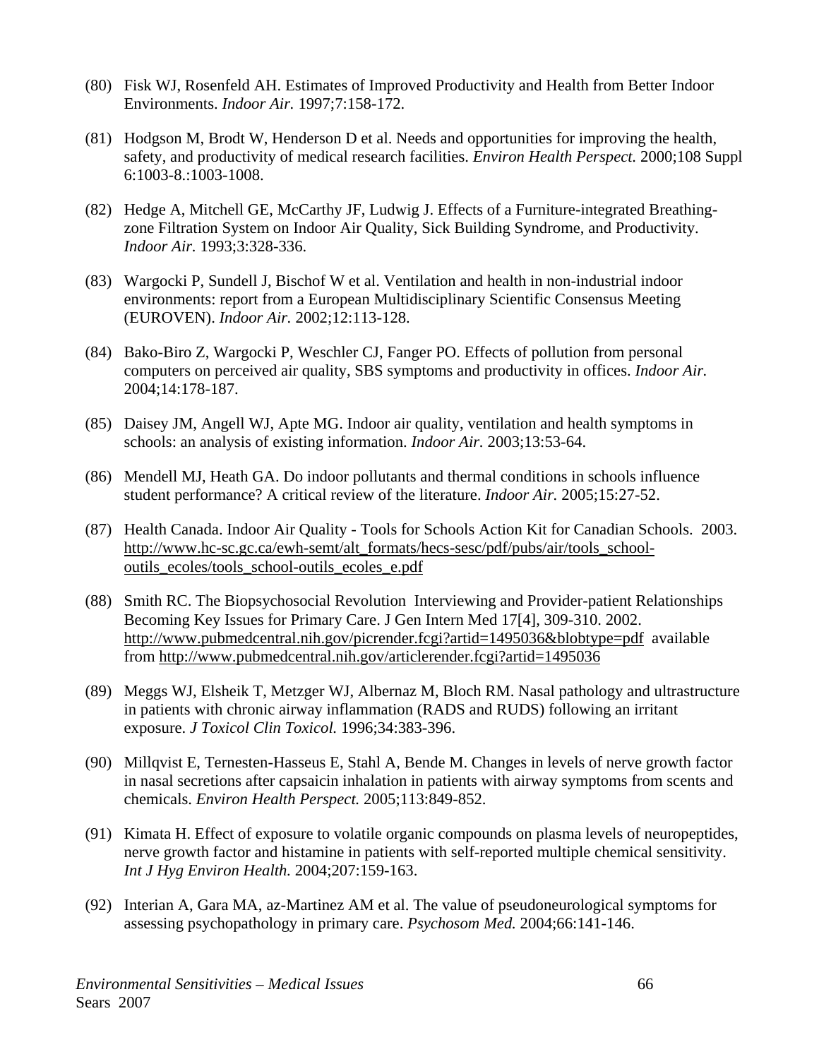(80) Fisk WJ, Rosenfeld AH. Estimates of Improved Productivity and Health from Better Indoor Environments. *Indoor Air.* 1997;7:158-172.

(81) Hodgson M, Brodt W, Henderson D et al. Needs and opportunities for improving the health, safety, and productivity of medical research facilities. *Environ Health Perspect.* 2000;108 Suppl 6:1003-8.:1003-1008.

(82) Hedge A, Mitchell GE, McCarthy JF, Ludwig J. Effects of a Furniture-integrated Breathing-zone Filtration System on Indoor Air Quality, Sick Building Syndrome, and Productivity. *Indoor Air.* 1993;3:328-336.

(83) Wargocki P, Sundell J, Bischof W et al. Ventilation and health in non-industrial indoor environments: report from a European Multidisciplinary Scientific Consensus Meeting (EUROVEN). *Indoor Air.* 2002;12:113-128.

(84) Bako-Biro Z, Wargocki P, Weschler CJ, Fanger PO. Effects of pollution from personal computers on perceived air quality, SBS symptoms and productivity in offices. *Indoor Air.* 2004;14:178-187.

(85) Daisey JM, Angell WJ, Apte MG. Indoor air quality, ventilation and health symptoms in schools: an analysis of existing information. *Indoor Air.* 2003;13:53-64.

(86) Mendell MJ, Heath GA. Do indoor pollutants and thermal conditions in schools influence student performance? A critical review of the literature. *Indoor Air.* 2005;15:27-52.

(87) Health Canada. Indoor Air Quality - Tools for Schools Action Kit for Canadian Schools. 2003. http://www.hc-sc.gc.ca/ewh-semt/alt_formats/hecs-sesc/pdf/pubs/air/tools_school-outils_ecoles/tools_school-outils_ecoles_e.pdf

(88) Smith RC. The Biopsychosocial Revolution Interviewing and Provider-patient Relationships Becoming Key Issues for Primary Care. J Gen Intern Med 17[4], 309-310. 2002. http://www.pubmedcentral.nih.gov/picrender.fcgi?artid=1495036&blobtype=pdf available from http://www.pubmedcentral.nih.gov/articlerender.fcgi?artid=1495036

(89) Meggs WJ, Elsheik T, Metzger WJ, Albernaz M, Bloch RM. Nasal pathology and ultrastructure in patients with chronic airway inflammation (RADS and RUDS) following an irritant exposure. *J Toxicol Clin Toxicol.* 1996;34:383-396.

(90) Millqvist E, Ternesten-Hasseus E, Stahl A, Bende M. Changes in levels of nerve growth factor in nasal secretions after capsaicin inhalation in patients with airway symptoms from scents and chemicals. *Environ Health Perspect.* 2005;113:849-852.

(91) Kimata H. Effect of exposure to volatile organic compounds on plasma levels of neuropeptides, nerve growth factor and histamine in patients with self-reported multiple chemical sensitivity. *Int J Hyg Environ Health.* 2004;207:159-163.

(92) Interian A, Gara MA, az-Martinez AM et al. The value of pseudoneurological symptoms for assessing psychopathology in primary care. *Psychosom Med.* 2004;66:141-146.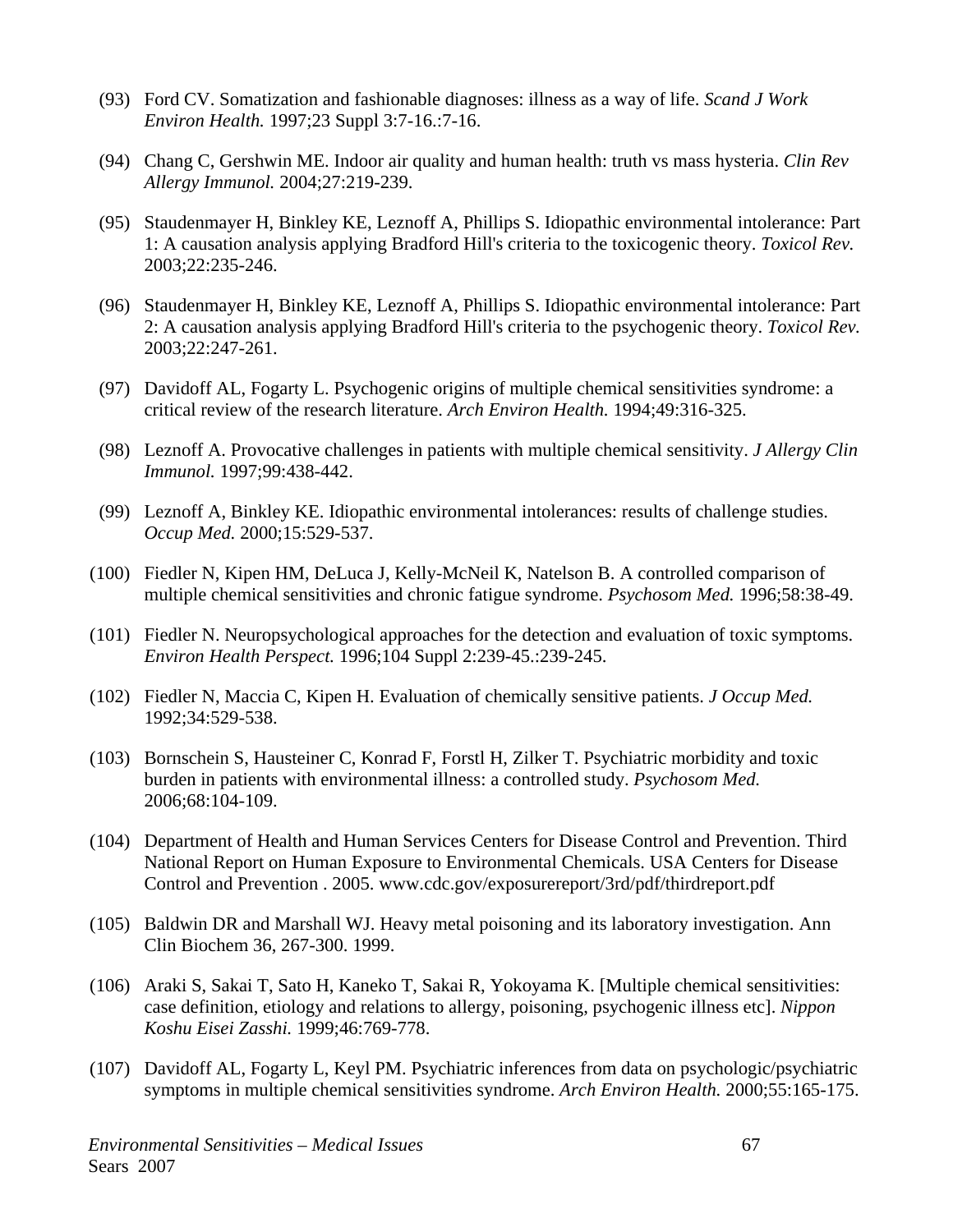(93) Ford CV. Somatization and fashionable diagnoses: illness as a way of life. *Scand J Work Environ Health.* 1997;23 Suppl 3:7-16.:7-16.

(94) Chang C, Gershwin ME. Indoor air quality and human health: truth vs mass hysteria. *Clin Rev Allergy Immunol.* 2004;27:219-239.

(95) Staudenmayer H, Binkley KE, Leznoff A, Phillips S. Idiopathic environmental intolerance: Part 1: A causation analysis applying Bradford Hill's criteria to the toxicogenic theory. *Toxicol Rev.* 2003;22:235-246.

(96) Staudenmayer H, Binkley KE, Leznoff A, Phillips S. Idiopathic environmental intolerance: Part 2: A causation analysis applying Bradford Hill's criteria to the psychogenic theory. *Toxicol Rev.* 2003;22:247-261.

(97) Davidoff AL, Fogarty L. Psychogenic origins of multiple chemical sensitivities syndrome: a critical review of the research literature. *Arch Environ Health.* 1994;49:316-325.

(98) Leznoff A. Provocative challenges in patients with multiple chemical sensitivity. *J Allergy Clin Immunol.* 1997;99:438-442.

(99) Leznoff A, Binkley KE. Idiopathic environmental intolerances: results of challenge studies. *Occup Med.* 2000;15:529-537.

(100) Fiedler N, Kipen HM, DeLuca J, Kelly-McNeil K, Natelson B. A controlled comparison of multiple chemical sensitivities and chronic fatigue syndrome. *Psychosom Med.* 1996;58:38-49.

(101) Fiedler N. Neuropsychological approaches for the detection and evaluation of toxic symptoms. *Environ Health Perspect.* 1996;104 Suppl 2:239-45.:239-245.

(102) Fiedler N, Maccia C, Kipen H. Evaluation of chemically sensitive patients. *J Occup Med.* 1992;34:529-538.

(103) Bornschein S, Hausteiner C, Konrad F, Forstl H, Zilker T. Psychiatric morbidity and toxic burden in patients with environmental illness: a controlled study. *Psychosom Med.* 2006;68:104-109.

(104) Department of Health and Human Services Centers for Disease Control and Prevention. Third National Report on Human Exposure to Environmental Chemicals. USA Centers for Disease Control and Prevention . 2005. www.cdc.gov/exposurereport/3rd/pdf/thirdreport.pdf

(105) Baldwin DR and Marshall WJ. Heavy metal poisoning and its laboratory investigation. Ann Clin Biochem 36, 267-300. 1999.

(106) Araki S, Sakai T, Sato H, Kaneko T, Sakai R, Yokoyama K. [Multiple chemical sensitivities: case definition, etiology and relations to allergy, poisoning, psychogenic illness etc]. *Nippon Koshu Eisei Zasshi.* 1999;46:769-778.

(107) Davidoff AL, Fogarty L, Keyl PM. Psychiatric inferences from data on psychologic/psychiatric symptoms in multiple chemical sensitivities syndrome. *Arch Environ Health.* 2000;55:165-175.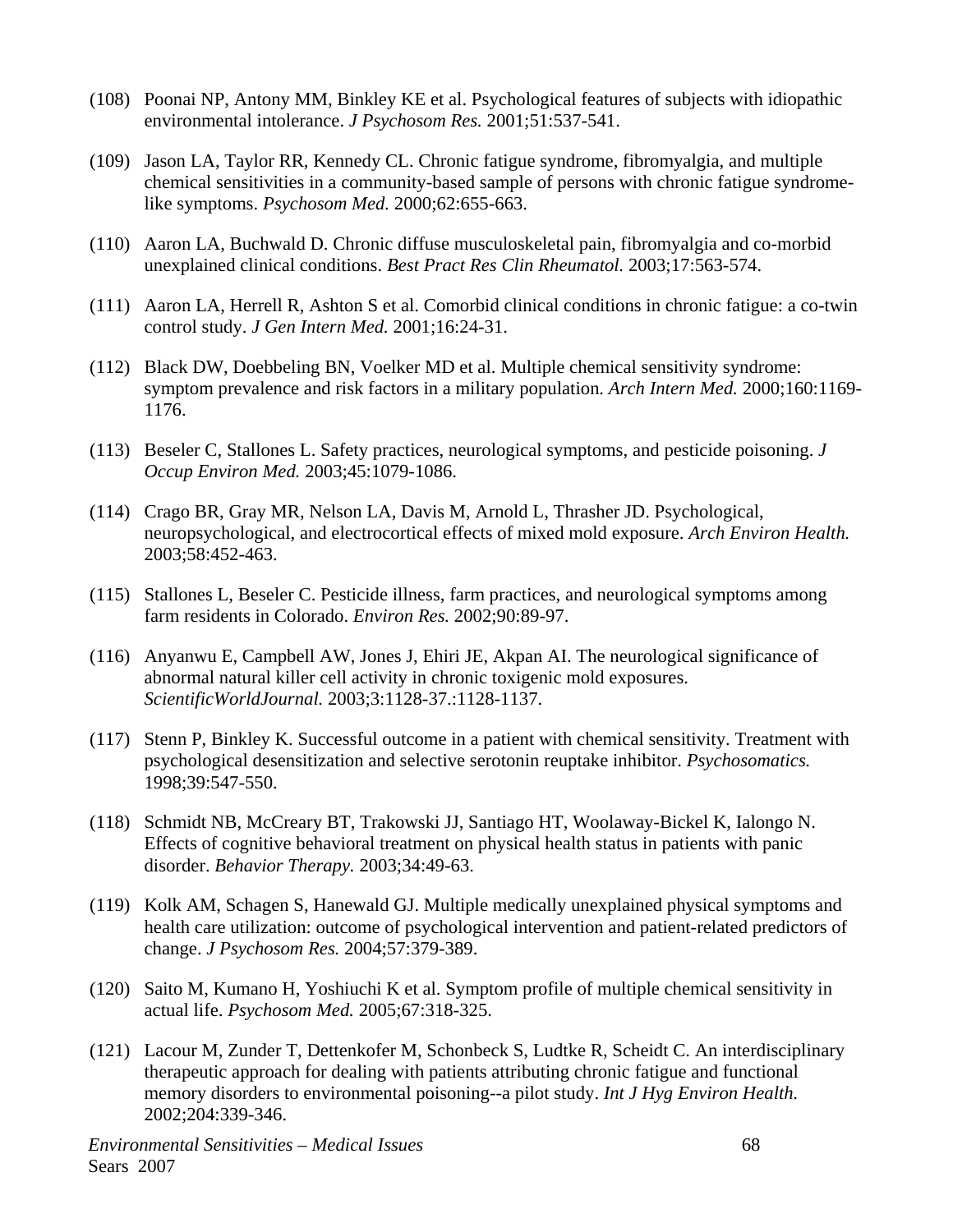(108) Poonai NP, Antony MM, Binkley KE et al. Psychological features of subjects with idiopathic environmental intolerance. *J Psychosom Res.* 2001;51:537-541.

(109) Jason LA, Taylor RR, Kennedy CL. Chronic fatigue syndrome, fibromyalgia, and multiple chemical sensitivities in a community-based sample of persons with chronic fatigue syndrome-like symptoms. *Psychosom Med.* 2000;62:655-663.

(110) Aaron LA, Buchwald D. Chronic diffuse musculoskeletal pain, fibromyalgia and co-morbid unexplained clinical conditions. *Best Pract Res Clin Rheumatol.* 2003;17:563-574.

(111) Aaron LA, Herrell R, Ashton S et al. Comorbid clinical conditions in chronic fatigue: a co-twin control study. *J Gen Intern Med.* 2001;16:24-31.

(112) Black DW, Doebbeling BN, Voelker MD et al. Multiple chemical sensitivity syndrome: symptom prevalence and risk factors in a military population. *Arch Intern Med.* 2000;160:1169-1176.

(113) Beseler C, Stallones L. Safety practices, neurological symptoms, and pesticide poisoning. *J Occup Environ Med.* 2003;45:1079-1086.

(114) Crago BR, Gray MR, Nelson LA, Davis M, Arnold L, Thrasher JD. Psychological, neuropsychological, and electrocortical effects of mixed mold exposure. *Arch Environ Health.* 2003;58:452-463.

(115) Stallones L, Beseler C. Pesticide illness, farm practices, and neurological symptoms among farm residents in Colorado. *Environ Res.* 2002;90:89-97.

(116) Anyanwu E, Campbell AW, Jones J, Ehiri JE, Akpan AI. The neurological significance of abnormal natural killer cell activity in chronic toxigenic mold exposures. *ScientificWorldJournal.* 2003;3:1128-37.:1128-1137.

(117) Stenn P, Binkley K. Successful outcome in a patient with chemical sensitivity. Treatment with psychological desensitization and selective serotonin reuptake inhibitor. *Psychosomatics.* 1998;39:547-550.

(118) Schmidt NB, McCreary BT, Trakowski JJ, Santiago HT, Woolaway-Bickel K, Ialongo N. Effects of cognitive behavioral treatment on physical health status in patients with panic disorder. *Behavior Therapy.* 2003;34:49-63.

(119) Kolk AM, Schagen S, Hanewald GJ. Multiple medically unexplained physical symptoms and health care utilization: outcome of psychological intervention and patient-related predictors of change. *J Psychosom Res.* 2004;57:379-389.

(120) Saito M, Kumano H, Yoshiuchi K et al. Symptom profile of multiple chemical sensitivity in actual life. *Psychosom Med.* 2005;67:318-325.

(121) Lacour M, Zunder T, Dettenkofer M, Schonbeck S, Ludtke R, Scheidt C. An interdisciplinary therapeutic approach for dealing with patients attributing chronic fatigue and functional memory disorders to environmental poisoning--a pilot study. *Int J Hyg Environ Health.* 2002;204:339-346.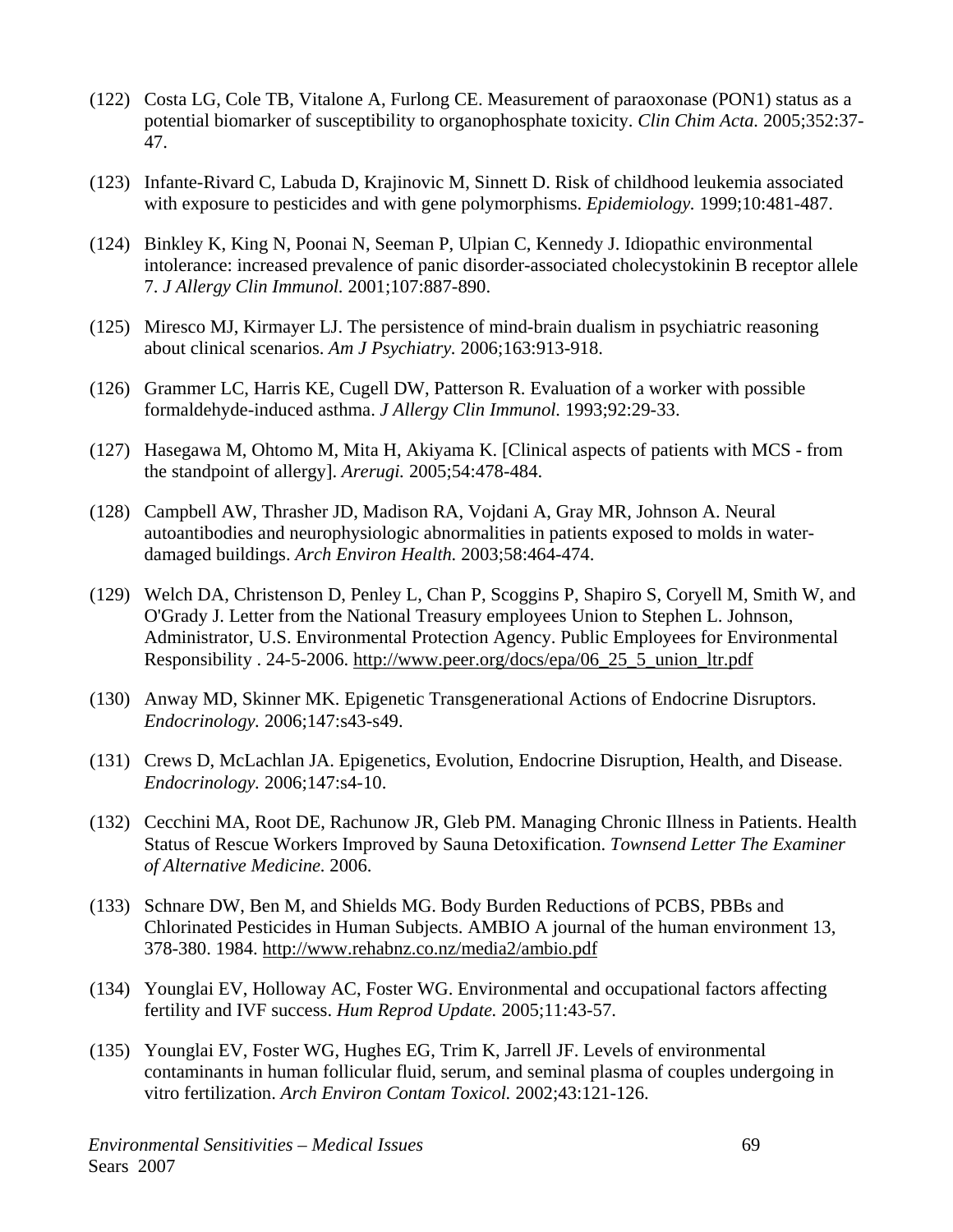(122) Costa LG, Cole TB, Vitalone A, Furlong CE. Measurement of paraoxonase (PON1) status as a potential biomarker of susceptibility to organophosphate toxicity. *Clin Chim Acta.* 2005;352:37-47.

(123) Infante-Rivard C, Labuda D, Krajinovic M, Sinnett D. Risk of childhood leukemia associated with exposure to pesticides and with gene polymorphisms. *Epidemiology.* 1999;10:481-487.

(124) Binkley K, King N, Poonai N, Seeman P, Ulpian C, Kennedy J. Idiopathic environmental intolerance: increased prevalence of panic disorder-associated cholecystokinin B receptor allele 7. *J Allergy Clin Immunol.* 2001;107:887-890.

(125) Miresco MJ, Kirmayer LJ. The persistence of mind-brain dualism in psychiatric reasoning about clinical scenarios. *Am J Psychiatry.* 2006;163:913-918.

(126) Grammer LC, Harris KE, Cugell DW, Patterson R. Evaluation of a worker with possible formaldehyde-induced asthma. *J Allergy Clin Immunol.* 1993;92:29-33.

(127) Hasegawa M, Ohtomo M, Mita H, Akiyama K. [Clinical aspects of patients with MCS - from the standpoint of allergy]. *Arerugi.* 2005;54:478-484.

(128) Campbell AW, Thrasher JD, Madison RA, Vojdani A, Gray MR, Johnson A. Neural autoantibodies and neurophysiologic abnormalities in patients exposed to molds in water-damaged buildings. *Arch Environ Health.* 2003;58:464-474.

(129) Welch DA, Christenson D, Penley L, Chan P, Scoggins P, Shapiro S, Coryell M, Smith W, and O'Grady J. Letter from the National Treasury employees Union to Stephen L. Johnson, Administrator, U.S. Environmental Protection Agency. Public Employees for Environmental Responsibility . 24-5-2006. http://www.peer.org/docs/epa/06_25_5_union_ltr.pdf

(130) Anway MD, Skinner MK. Epigenetic Transgenerational Actions of Endocrine Disruptors. *Endocrinology.* 2006;147:s43-s49.

(131) Crews D, McLachlan JA. Epigenetics, Evolution, Endocrine Disruption, Health, and Disease. *Endocrinology.* 2006;147:s4-10.

(132) Cecchini MA, Root DE, Rachunow JR, Gleb PM. Managing Chronic Illness in Patients. Health Status of Rescue Workers Improved by Sauna Detoxification. *Townsend Letter The Examiner of Alternative Medicine.* 2006.

(133) Schnare DW, Ben M, and Shields MG. Body Burden Reductions of PCBS, PBBs and Chlorinated Pesticides in Human Subjects. AMBIO A journal of the human environment 13, 378-380. 1984. http://www.rehabnz.co.nz/media2/ambio.pdf

(134) Younglai EV, Holloway AC, Foster WG. Environmental and occupational factors affecting fertility and IVF success. *Hum Reprod Update.* 2005;11:43-57.

(135) Younglai EV, Foster WG, Hughes EG, Trim K, Jarrell JF. Levels of environmental contaminants in human follicular fluid, serum, and seminal plasma of couples undergoing in vitro fertilization. *Arch Environ Contam Toxicol.* 2002;43:121-126.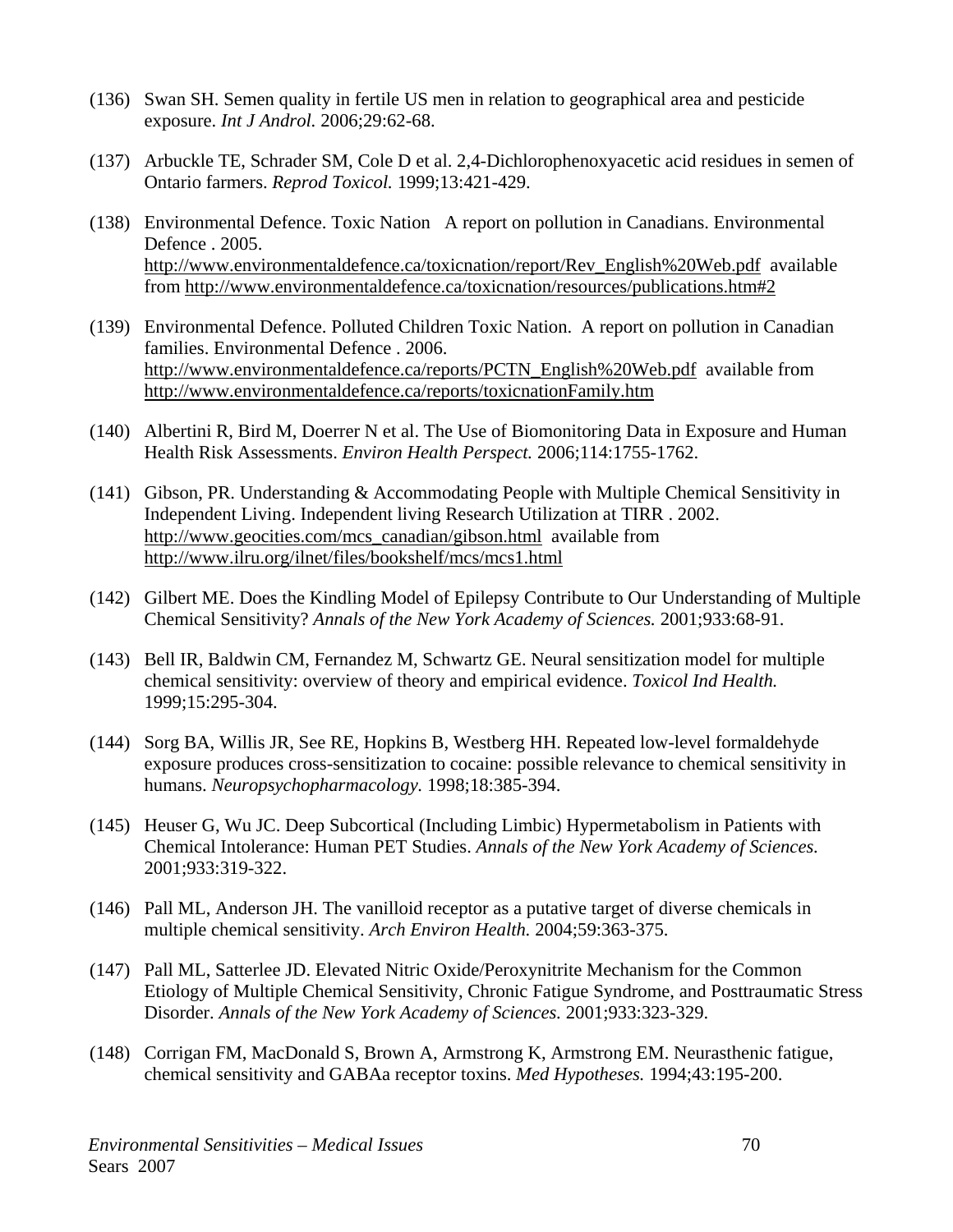(136) Swan SH. Semen quality in fertile US men in relation to geographical area and pesticide exposure. *Int J Androl.* 2006;29:62-68.

(137) Arbuckle TE, Schrader SM, Cole D et al. 2,4-Dichlorophenoxyacetic acid residues in semen of Ontario farmers. *Reprod Toxicol.* 1999;13:421-429.

(138) Environmental Defence. Toxic Nation A report on pollution in Canadians. Environmental Defence . 2005. http://www.environmentaldefence.ca/toxicnation/report/Rev_English%20Web.pdf available from http://www.environmentaldefence.ca/toxicnation/resources/publications.htm#2

(139) Environmental Defence. Polluted Children Toxic Nation. A report on pollution in Canadian families. Environmental Defence . 2006. http://www.environmentaldefence.ca/reports/PCTN_English%20Web.pdf available from http://www.environmentaldefence.ca/reports/toxicnationFamily.htm

(140) Albertini R, Bird M, Doerrer N et al. The Use of Biomonitoring Data in Exposure and Human Health Risk Assessments. *Environ Health Perspect.* 2006;114:1755-1762.

(141) Gibson, PR. Understanding & Accommodating People with Multiple Chemical Sensitivity in Independent Living. Independent living Research Utilization at TIRR . 2002. http://www.geocities.com/mcs_canadian/gibson.html available from http://www.ilru.org/ilnet/files/bookshelf/mcs/mcs1.html

(142) Gilbert ME. Does the Kindling Model of Epilepsy Contribute to Our Understanding of Multiple Chemical Sensitivity? *Annals of the New York Academy of Sciences.* 2001;933:68-91.

(143) Bell IR, Baldwin CM, Fernandez M, Schwartz GE. Neural sensitization model for multiple chemical sensitivity: overview of theory and empirical evidence. *Toxicol Ind Health.* 1999;15:295-304.

(144) Sorg BA, Willis JR, See RE, Hopkins B, Westberg HH. Repeated low-level formaldehyde exposure produces cross-sensitization to cocaine: possible relevance to chemical sensitivity in humans. *Neuropsychopharmacology.* 1998;18:385-394.

(145) Heuser G, Wu JC. Deep Subcortical (Including Limbic) Hypermetabolism in Patients with Chemical Intolerance: Human PET Studies. *Annals of the New York Academy of Sciences.* 2001;933:319-322.

(146) Pall ML, Anderson JH. The vanilloid receptor as a putative target of diverse chemicals in multiple chemical sensitivity. *Arch Environ Health.* 2004;59:363-375.

(147) Pall ML, Satterlee JD. Elevated Nitric Oxide/Peroxynitrite Mechanism for the Common Etiology of Multiple Chemical Sensitivity, Chronic Fatigue Syndrome, and Posttraumatic Stress Disorder. *Annals of the New York Academy of Sciences.* 2001;933:323-329.

(148) Corrigan FM, MacDonald S, Brown A, Armstrong K, Armstrong EM. Neurasthenic fatigue, chemical sensitivity and GABAa receptor toxins. *Med Hypotheses.* 1994;43:195-200.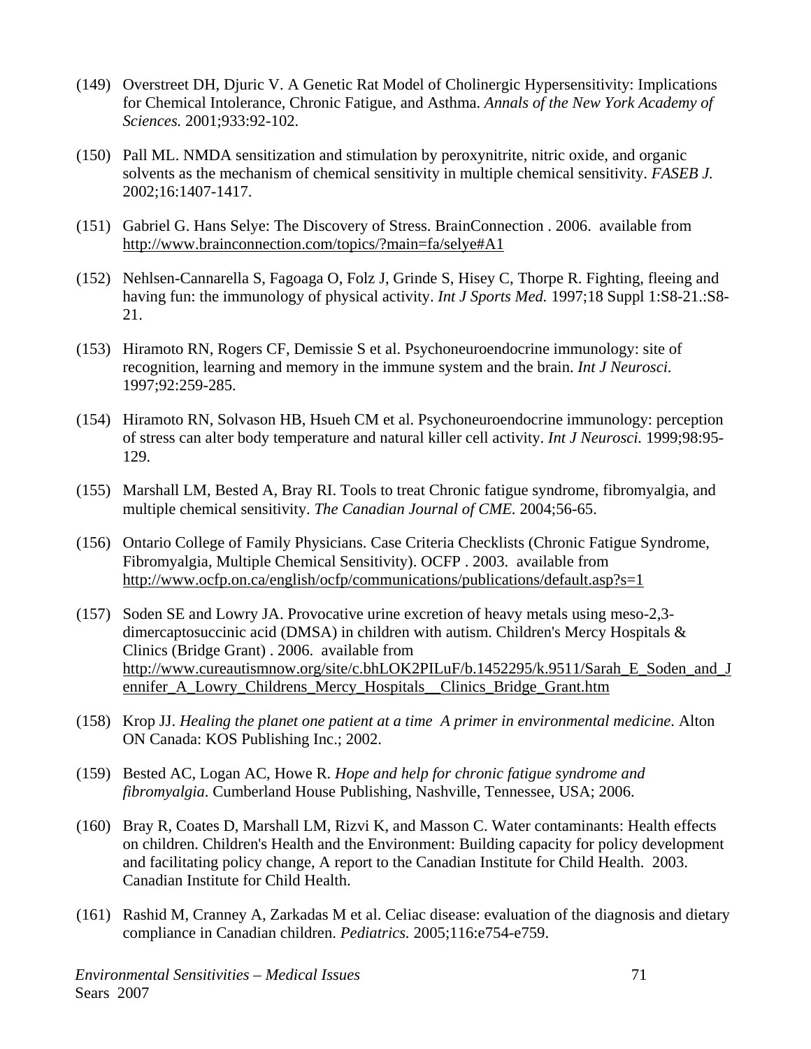(149) Overstreet DH, Djuric V. A Genetic Rat Model of Cholinergic Hypersensitivity: Implications for Chemical Intolerance, Chronic Fatigue, and Asthma. *Annals of the New York Academy of Sciences.* 2001;933:92-102.

(150) Pall ML. NMDA sensitization and stimulation by peroxynitrite, nitric oxide, and organic solvents as the mechanism of chemical sensitivity in multiple chemical sensitivity. *FASEB J.* 2002;16:1407-1417.

(151) Gabriel G. Hans Selye: The Discovery of Stress. BrainConnection . 2006. available from http://www.brainconnection.com/topics/?main=fa/selye#A1

(152) Nehlsen-Cannarella S, Fagoaga O, Folz J, Grinde S, Hisey C, Thorpe R. Fighting, fleeing and having fun: the immunology of physical activity. *Int J Sports Med.* 1997;18 Suppl 1:S8-21.:S8-21.

(153) Hiramoto RN, Rogers CF, Demissie S et al. Psychoneuroendocrine immunology: site of recognition, learning and memory in the immune system and the brain. *Int J Neurosci.* 1997;92:259-285.

(154) Hiramoto RN, Solvason HB, Hsueh CM et al. Psychoneuroendocrine immunology: perception of stress can alter body temperature and natural killer cell activity. *Int J Neurosci.* 1999;98:95-129.

(155) Marshall LM, Bested A, Bray RI. Tools to treat Chronic fatigue syndrome, fibromyalgia, and multiple chemical sensitivity. *The Canadian Journal of CME.* 2004;56-65.

(156) Ontario College of Family Physicians. Case Criteria Checklists (Chronic Fatigue Syndrome, Fibromyalgia, Multiple Chemical Sensitivity). OCFP . 2003. available from http://www.ocfp.on.ca/english/ocfp/communications/publications/default.asp?s=1

(157) Soden SE and Lowry JA. Provocative urine excretion of heavy metals using meso-2,3-dimercaptosuccinic acid (DMSA) in children with autism. Children's Mercy Hospitals & Clinics (Bridge Grant) . 2006. available from http://www.cureautismnow.org/site/c.bhLOK2PILuF/b.1452295/k.9511/Sarah_E_Soden_and_Jennifer_A_Lowry_Childrens_Mercy_Hospitals__Clinics_Bridge_Grant.htm

(158) Krop JJ. *Healing the planet one patient at a time A primer in environmental medicine*. Alton ON Canada: KOS Publishing Inc.; 2002.

(159) Bested AC, Logan AC, Howe R. *Hope and help for chronic fatigue syndrome and fibromyalgia*. Cumberland House Publishing, Nashville, Tennessee, USA; 2006.

(160) Bray R, Coates D, Marshall LM, Rizvi K, and Masson C. Water contaminants: Health effects on children. Children's Health and the Environment: Building capacity for policy development and facilitating policy change, A report to the Canadian Institute for Child Health. 2003. Canadian Institute for Child Health.

(161) Rashid M, Cranney A, Zarkadas M et al. Celiac disease: evaluation of the diagnosis and dietary compliance in Canadian children. *Pediatrics.* 2005;116:e754-e759.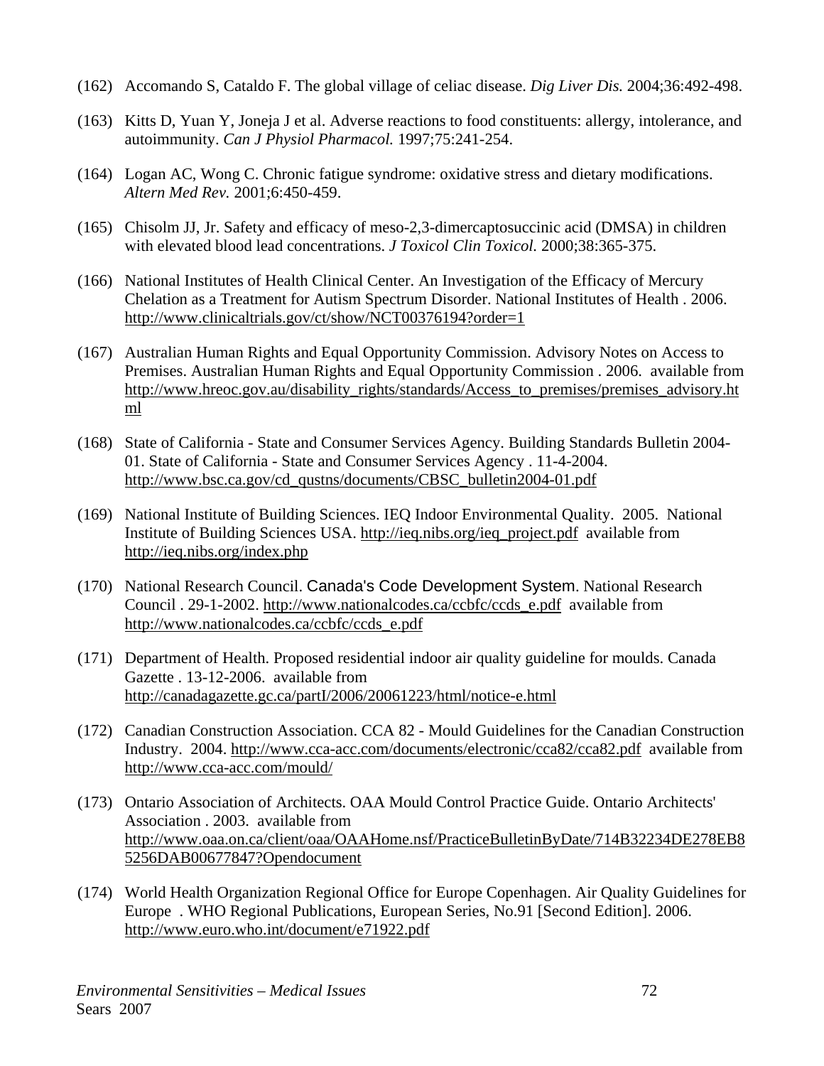(162) Accomando S, Cataldo F. The global village of celiac disease. *Dig Liver Dis.* 2004;36:492-498.

(163) Kitts D, Yuan Y, Joneja J et al. Adverse reactions to food constituents: allergy, intolerance, and autoimmunity. *Can J Physiol Pharmacol.* 1997;75:241-254.

(164) Logan AC, Wong C. Chronic fatigue syndrome: oxidative stress and dietary modifications. *Altern Med Rev.* 2001;6:450-459.

(165) Chisolm JJ, Jr. Safety and efficacy of meso-2,3-dimercaptosuccinic acid (DMSA) in children with elevated blood lead concentrations. *J Toxicol Clin Toxicol.* 2000;38:365-375.

(166) National Institutes of Health Clinical Center. An Investigation of the Efficacy of Mercury Chelation as a Treatment for Autism Spectrum Disorder. National Institutes of Health . 2006. http://www.clinicaltrials.gov/ct/show/NCT00376194?order=1

(167) Australian Human Rights and Equal Opportunity Commission. Advisory Notes on Access to Premises. Australian Human Rights and Equal Opportunity Commission . 2006. available from http://www.hreoc.gov.au/disability_rights/standards/Access_to_premises/premises_advisory.html

(168) State of California - State and Consumer Services Agency. Building Standards Bulletin 2004-01. State of California - State and Consumer Services Agency . 11-4-2004. http://www.bsc.ca.gov/cd_qustns/documents/CBSC_bulletin2004-01.pdf

(169) National Institute of Building Sciences. IEQ Indoor Environmental Quality. 2005. National Institute of Building Sciences USA. http://ieq.nibs.org/ieq_project.pdf available from http://ieq.nibs.org/index.php

(170) National Research Council. Canada's Code Development System. National Research Council . 29-1-2002. http://www.nationalcodes.ca/ccbfc/ccds_e.pdf available from http://www.nationalcodes.ca/ccbfc/ccds_e.pdf

(171) Department of Health. Proposed residential indoor air quality guideline for moulds. Canada Gazette . 13-12-2006. available from http://canadagazette.gc.ca/partI/2006/20061223/html/notice-e.html

(172) Canadian Construction Association. CCA 82 - Mould Guidelines for the Canadian Construction Industry. 2004. http://www.cca-acc.com/documents/electronic/cca82/cca82.pdf available from http://www.cca-acc.com/mould/

(173) Ontario Association of Architects. OAA Mould Control Practice Guide. Ontario Architects' Association . 2003. available from http://www.oaa.on.ca/client/oaa/OAAHome.nsf/PracticeBulletinByDate/714B32234DE278EB85256DAB00677847?Opendocument

(174) World Health Organization Regional Office for Europe Copenhagen. Air Quality Guidelines for Europe . WHO Regional Publications, European Series, No.91 [Second Edition]. 2006. http://www.euro.who.int/document/e71922.pdf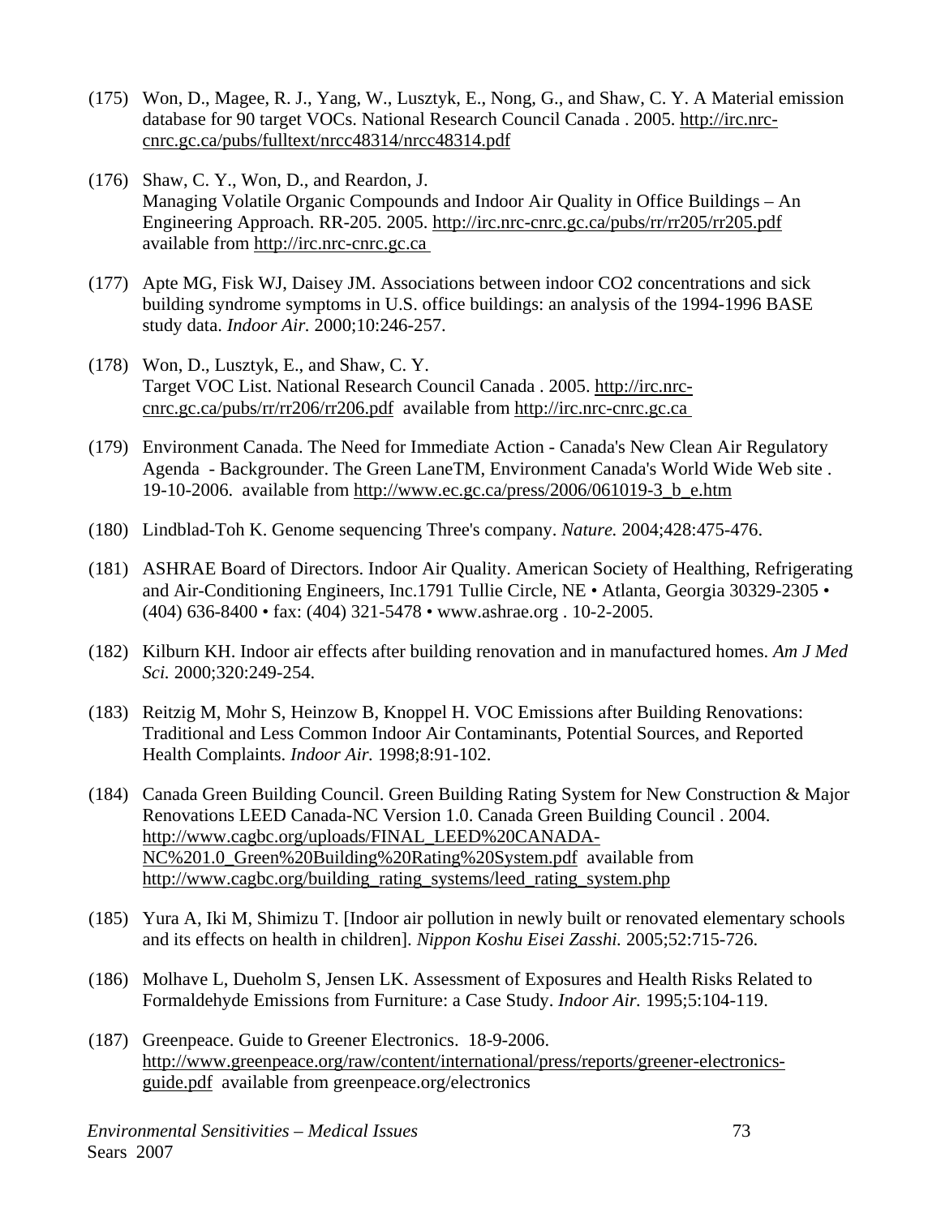(175) Won, D., Magee, R. J., Yang, W., Lusztyk, E., Nong, G., and Shaw, C. Y. A Material emission database for 90 target VOCs. National Research Council Canada . 2005. http://irc.nrc-cnrc.gc.ca/pubs/fulltext/nrcc48314/nrcc48314.pdf

(176) Shaw, C. Y., Won, D., and Reardon, J.
Managing Volatile Organic Compounds and Indoor Air Quality in Office Buildings – An Engineering Approach. RR-205. 2005. http://irc.nrc-cnrc.gc.ca/pubs/rr/rr205/rr205.pdf available from http://irc.nrc-cnrc.gc.ca

(177) Apte MG, Fisk WJ, Daisey JM. Associations between indoor CO2 concentrations and sick building syndrome symptoms in U.S. office buildings: an analysis of the 1994-1996 BASE study data. *Indoor Air.* 2000;10:246-257.

(178) Won, D., Lusztyk, E., and Shaw, C. Y.
Target VOC List. National Research Council Canada . 2005. http://irc.nrc-cnrc.gc.ca/pubs/rr/rr206/rr206.pdf available from http://irc.nrc-cnrc.gc.ca

(179) Environment Canada. The Need for Immediate Action - Canada's New Clean Air Regulatory Agenda - Backgrounder. The Green LaneTM, Environment Canada's World Wide Web site . 19-10-2006. available from http://www.ec.gc.ca/press/2006/061019-3_b_e.htm

(180) Lindblad-Toh K. Genome sequencing Three's company. *Nature.* 2004;428:475-476.

(181) ASHRAE Board of Directors. Indoor Air Quality. American Society of Healthing, Refrigerating and Air-Conditioning Engineers, Inc.1791 Tullie Circle, NE • Atlanta, Georgia 30329-2305 • (404) 636-8400 • fax: (404) 321-5478 • www.ashrae.org . 10-2-2005.

(182) Kilburn KH. Indoor air effects after building renovation and in manufactured homes. *Am J Med Sci.* 2000;320:249-254.

(183) Reitzig M, Mohr S, Heinzow B, Knoppel H. VOC Emissions after Building Renovations: Traditional and Less Common Indoor Air Contaminants, Potential Sources, and Reported Health Complaints. *Indoor Air.* 1998;8:91-102.

(184) Canada Green Building Council. Green Building Rating System for New Construction & Major Renovations LEED Canada-NC Version 1.0. Canada Green Building Council . 2004. http://www.cagbc.org/uploads/FINAL_LEED%20CANADA-NC%201.0_Green%20Building%20Rating%20System.pdf available from http://www.cagbc.org/building_rating_systems/leed_rating_system.php

(185) Yura A, Iki M, Shimizu T. [Indoor air pollution in newly built or renovated elementary schools and its effects on health in children]. *Nippon Koshu Eisei Zasshi.* 2005;52:715-726.

(186) Molhave L, Dueholm S, Jensen LK. Assessment of Exposures and Health Risks Related to Formaldehyde Emissions from Furniture: a Case Study. *Indoor Air.* 1995;5:104-119.

(187) Greenpeace. Guide to Greener Electronics. 18-9-2006. http://www.greenpeace.org/raw/content/international/press/reports/greener-electronics-guide.pdf available from greenpeace.org/electronics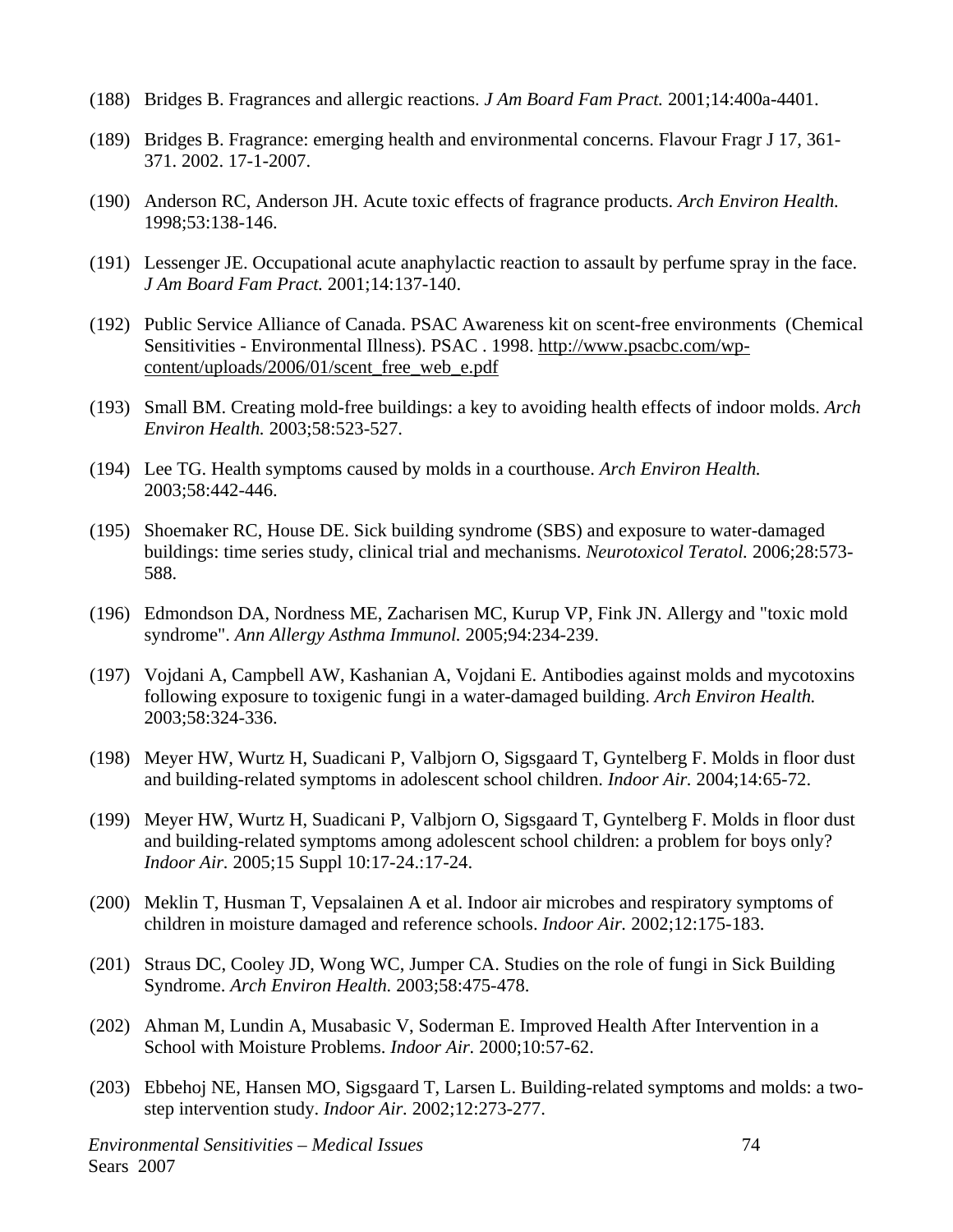(188) Bridges B. Fragrances and allergic reactions. *J Am Board Fam Pract.* 2001;14:400a-4401.

(189) Bridges B. Fragrance: emerging health and environmental concerns. Flavour Fragr J 17, 361-371. 2002. 17-1-2007.

(190) Anderson RC, Anderson JH. Acute toxic effects of fragrance products. *Arch Environ Health.* 1998;53:138-146.

(191) Lessenger JE. Occupational acute anaphylactic reaction to assault by perfume spray in the face. *J Am Board Fam Pract.* 2001;14:137-140.

(192) Public Service Alliance of Canada. PSAC Awareness kit on scent-free environments (Chemical Sensitivities - Environmental Illness). PSAC . 1998. http://www.psacbc.com/wp-content/uploads/2006/01/scent_free_web_e.pdf

(193) Small BM. Creating mold-free buildings: a key to avoiding health effects of indoor molds. *Arch Environ Health.* 2003;58:523-527.

(194) Lee TG. Health symptoms caused by molds in a courthouse. *Arch Environ Health.* 2003;58:442-446.

(195) Shoemaker RC, House DE. Sick building syndrome (SBS) and exposure to water-damaged buildings: time series study, clinical trial and mechanisms. *Neurotoxicol Teratol.* 2006;28:573-588.

(196) Edmondson DA, Nordness ME, Zacharisen MC, Kurup VP, Fink JN. Allergy and "toxic mold syndrome". *Ann Allergy Asthma Immunol.* 2005;94:234-239.

(197) Vojdani A, Campbell AW, Kashanian A, Vojdani E. Antibodies against molds and mycotoxins following exposure to toxigenic fungi in a water-damaged building. *Arch Environ Health.* 2003;58:324-336.

(198) Meyer HW, Wurtz H, Suadicani P, Valbjorn O, Sigsgaard T, Gyntelberg F. Molds in floor dust and building-related symptoms in adolescent school children. *Indoor Air.* 2004;14:65-72.

(199) Meyer HW, Wurtz H, Suadicani P, Valbjorn O, Sigsgaard T, Gyntelberg F. Molds in floor dust and building-related symptoms among adolescent school children: a problem for boys only? *Indoor Air.* 2005;15 Suppl 10:17-24.:17-24.

(200) Meklin T, Husman T, Vepsalainen A et al. Indoor air microbes and respiratory symptoms of children in moisture damaged and reference schools. *Indoor Air.* 2002;12:175-183.

(201) Straus DC, Cooley JD, Wong WC, Jumper CA. Studies on the role of fungi in Sick Building Syndrome. *Arch Environ Health.* 2003;58:475-478.

(202) Ahman M, Lundin A, Musabasic V, Soderman E. Improved Health After Intervention in a School with Moisture Problems. *Indoor Air.* 2000;10:57-62.

(203) Ebbehoj NE, Hansen MO, Sigsgaard T, Larsen L. Building-related symptoms and molds: a two-step intervention study. *Indoor Air.* 2002;12:273-277.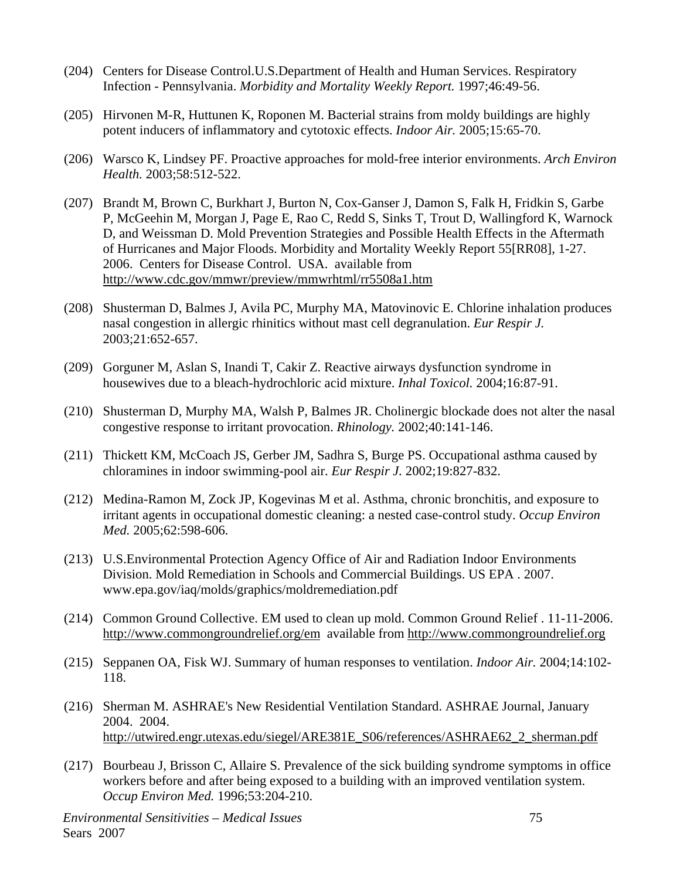(204) Centers for Disease Control.U.S.Department of Health and Human Services. Respiratory Infection - Pennsylvania. *Morbidity and Mortality Weekly Report.* 1997;46:49-56.

(205) Hirvonen M-R, Huttunen K, Roponen M. Bacterial strains from moldy buildings are highly potent inducers of inflammatory and cytotoxic effects. *Indoor Air.* 2005;15:65-70.

(206) Warsco K, Lindsey PF. Proactive approaches for mold-free interior environments. *Arch Environ Health.* 2003;58:512-522.

(207) Brandt M, Brown C, Burkhart J, Burton N, Cox-Ganser J, Damon S, Falk H, Fridkin S, Garbe P, McGeehin M, Morgan J, Page E, Rao C, Redd S, Sinks T, Trout D, Wallingford K, Warnock D, and Weissman D. Mold Prevention Strategies and Possible Health Effects in the Aftermath of Hurricanes and Major Floods. Morbidity and Mortality Weekly Report 55[RR08], 1-27. 2006. Centers for Disease Control. USA. available from http://www.cdc.gov/mmwr/preview/mmwrhtml/rr5508a1.htm

(208) Shusterman D, Balmes J, Avila PC, Murphy MA, Matovinovic E. Chlorine inhalation produces nasal congestion in allergic rhinitics without mast cell degranulation. *Eur Respir J.* 2003;21:652-657.

(209) Gorguner M, Aslan S, Inandi T, Cakir Z. Reactive airways dysfunction syndrome in housewives due to a bleach-hydrochloric acid mixture. *Inhal Toxicol.* 2004;16:87-91.

(210) Shusterman D, Murphy MA, Walsh P, Balmes JR. Cholinergic blockade does not alter the nasal congestive response to irritant provocation. *Rhinology.* 2002;40:141-146.

(211) Thickett KM, McCoach JS, Gerber JM, Sadhra S, Burge PS. Occupational asthma caused by chloramines in indoor swimming-pool air. *Eur Respir J.* 2002;19:827-832.

(212) Medina-Ramon M, Zock JP, Kogevinas M et al. Asthma, chronic bronchitis, and exposure to irritant agents in occupational domestic cleaning: a nested case-control study. *Occup Environ Med.* 2005;62:598-606.

(213) U.S.Environmental Protection Agency Office of Air and Radiation Indoor Environments Division. Mold Remediation in Schools and Commercial Buildings. US EPA . 2007. www.epa.gov/iaq/molds/graphics/moldremediation.pdf

(214) Common Ground Collective. EM used to clean up mold. Common Ground Relief . 11-11-2006. http://www.commongroundrelief.org/em available from http://www.commongroundrelief.org

(215) Seppanen OA, Fisk WJ. Summary of human responses to ventilation. *Indoor Air.* 2004;14:102-118.

(216) Sherman M. ASHRAE's New Residential Ventilation Standard. ASHRAE Journal, January 2004. 2004. http://utwired.engr.utexas.edu/siegel/ARE381E_S06/references/ASHRAE62_2_sherman.pdf

(217) Bourbeau J, Brisson C, Allaire S. Prevalence of the sick building syndrome symptoms in office workers before and after being exposed to a building with an improved ventilation system. *Occup Environ Med.* 1996;53:204-210.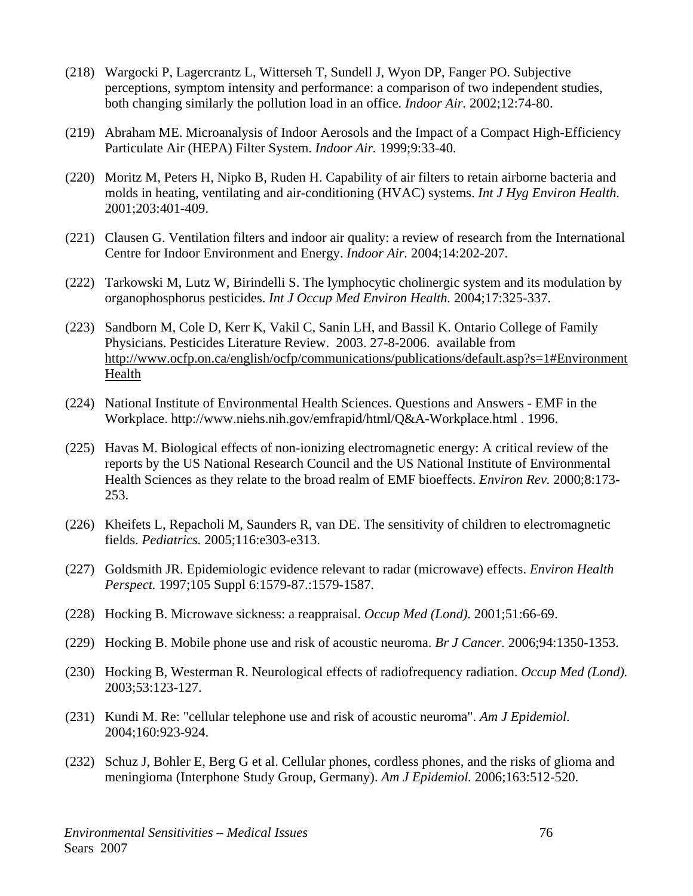(218) Wargocki P, Lagercrantz L, Witterseh T, Sundell J, Wyon DP, Fanger PO. Subjective perceptions, symptom intensity and performance: a comparison of two independent studies, both changing similarly the pollution load in an office. *Indoor Air.* 2002;12:74-80.

(219) Abraham ME. Microanalysis of Indoor Aerosols and the Impact of a Compact High-Efficiency Particulate Air (HEPA) Filter System. *Indoor Air.* 1999;9:33-40.

(220) Moritz M, Peters H, Nipko B, Ruden H. Capability of air filters to retain airborne bacteria and molds in heating, ventilating and air-conditioning (HVAC) systems. *Int J Hyg Environ Health.* 2001;203:401-409.

(221) Clausen G. Ventilation filters and indoor air quality: a review of research from the International Centre for Indoor Environment and Energy. *Indoor Air.* 2004;14:202-207.

(222) Tarkowski M, Lutz W, Birindelli S. The lymphocytic cholinergic system and its modulation by organophosphorus pesticides. *Int J Occup Med Environ Health.* 2004;17:325-337.

(223) Sandborn M, Cole D, Kerr K, Vakil C, Sanin LH, and Bassil K. Ontario College of Family Physicians. Pesticides Literature Review. 2003. 27-8-2006. available from http://www.ocfp.on.ca/english/ocfp/communications/publications/default.asp?s=1#EnvironmentHealth

(224) National Institute of Environmental Health Sciences. Questions and Answers - EMF in the Workplace. http://www.niehs.nih.gov/emfrapid/html/Q&A-Workplace.html . 1996.

(225) Havas M. Biological effects of non-ionizing electromagnetic energy: A critical review of the reports by the US National Research Council and the US National Institute of Environmental Health Sciences as they relate to the broad realm of EMF bioeffects. *Environ Rev.* 2000;8:173-253.

(226) Kheifets L, Repacholi M, Saunders R, van DE. The sensitivity of children to electromagnetic fields. *Pediatrics.* 2005;116:e303-e313.

(227) Goldsmith JR. Epidemiologic evidence relevant to radar (microwave) effects. *Environ Health Perspect.* 1997;105 Suppl 6:1579-87.:1579-1587.

(228) Hocking B. Microwave sickness: a reappraisal. *Occup Med (Lond).* 2001;51:66-69.

(229) Hocking B. Mobile phone use and risk of acoustic neuroma. *Br J Cancer.* 2006;94:1350-1353.

(230) Hocking B, Westerman R. Neurological effects of radiofrequency radiation. *Occup Med (Lond).* 2003;53:123-127.

(231) Kundi M. Re: "cellular telephone use and risk of acoustic neuroma". *Am J Epidemiol.* 2004;160:923-924.

(232) Schuz J, Bohler E, Berg G et al. Cellular phones, cordless phones, and the risks of glioma and meningioma (Interphone Study Group, Germany). *Am J Epidemiol.* 2006;163:512-520.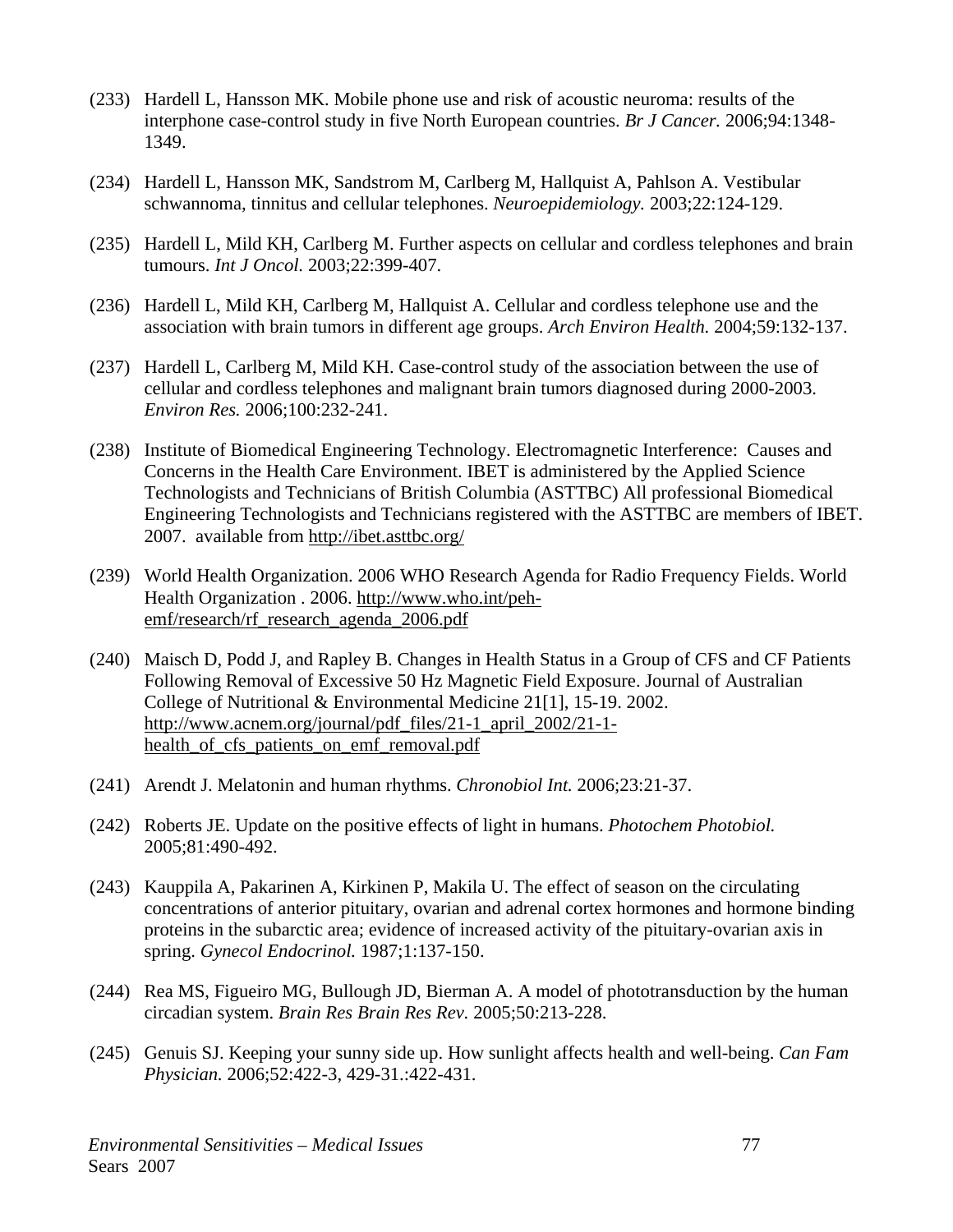(233) Hardell L, Hansson MK. Mobile phone use and risk of acoustic neuroma: results of the interphone case-control study in five North European countries. *Br J Cancer.* 2006;94:1348-1349.

(234) Hardell L, Hansson MK, Sandstrom M, Carlberg M, Hallquist A, Pahlson A. Vestibular schwannoma, tinnitus and cellular telephones. *Neuroepidemiology.* 2003;22:124-129.

(235) Hardell L, Mild KH, Carlberg M. Further aspects on cellular and cordless telephones and brain tumours. *Int J Oncol.* 2003;22:399-407.

(236) Hardell L, Mild KH, Carlberg M, Hallquist A. Cellular and cordless telephone use and the association with brain tumors in different age groups. *Arch Environ Health.* 2004;59:132-137.

(237) Hardell L, Carlberg M, Mild KH. Case-control study of the association between the use of cellular and cordless telephones and malignant brain tumors diagnosed during 2000-2003. *Environ Res.* 2006;100:232-241.

(238) Institute of Biomedical Engineering Technology. Electromagnetic Interference: Causes and Concerns in the Health Care Environment. IBET is administered by the Applied Science Technologists and Technicians of British Columbia (ASTTBC) All professional Biomedical Engineering Technologists and Technicians registered with the ASTTBC are members of IBET. 2007. available from http://ibet.asttbc.org/

(239) World Health Organization. 2006 WHO Research Agenda for Radio Frequency Fields. World Health Organization . 2006. http://www.who.int/peh-emf/research/rf_research_agenda_2006.pdf

(240) Maisch D, Podd J, and Rapley B. Changes in Health Status in a Group of CFS and CF Patients Following Removal of Excessive 50 Hz Magnetic Field Exposure. Journal of Australian College of Nutritional & Environmental Medicine 21[1], 15-19. 2002. http://www.acnem.org/journal/pdf_files/21-1_april_2002/21-1-health_of_cfs_patients_on_emf_removal.pdf

(241) Arendt J. Melatonin and human rhythms. *Chronobiol Int.* 2006;23:21-37.

(242) Roberts JE. Update on the positive effects of light in humans. *Photochem Photobiol.* 2005;81:490-492.

(243) Kauppila A, Pakarinen A, Kirkinen P, Makila U. The effect of season on the circulating concentrations of anterior pituitary, ovarian and adrenal cortex hormones and hormone binding proteins in the subarctic area; evidence of increased activity of the pituitary-ovarian axis in spring. *Gynecol Endocrinol.* 1987;1:137-150.

(244) Rea MS, Figueiro MG, Bullough JD, Bierman A. A model of phototransduction by the human circadian system. *Brain Res Brain Res Rev.* 2005;50:213-228.

(245) Genuis SJ. Keeping your sunny side up. How sunlight affects health and well-being. *Can Fam Physician.* 2006;52:422-3, 429-31.:422-431.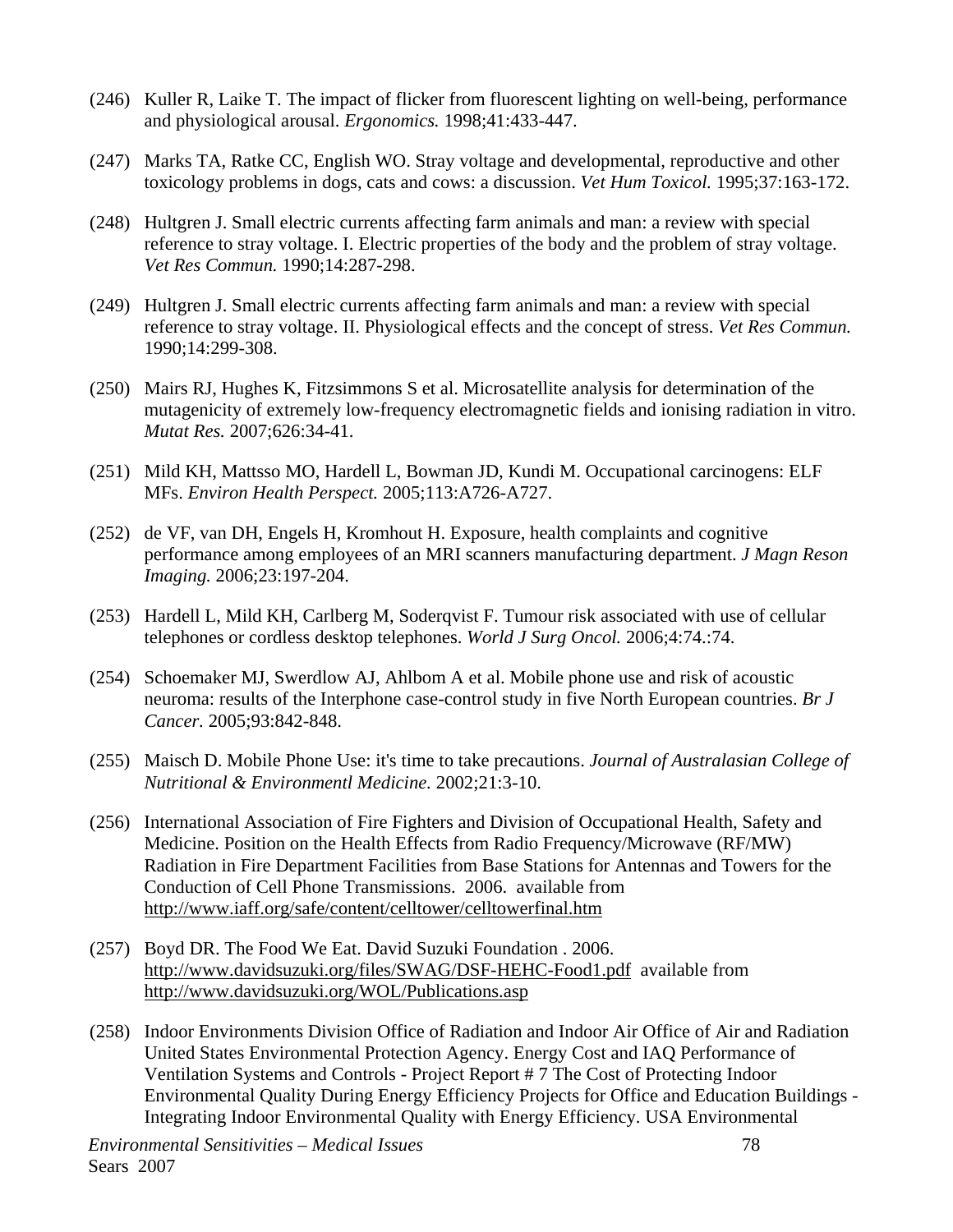(246) Kuller R, Laike T. The impact of flicker from fluorescent lighting on well-being, performance and physiological arousal. *Ergonomics.* 1998;41:433-447.

(247) Marks TA, Ratke CC, English WO. Stray voltage and developmental, reproductive and other toxicology problems in dogs, cats and cows: a discussion. *Vet Hum Toxicol.* 1995;37:163-172.

(248) Hultgren J. Small electric currents affecting farm animals and man: a review with special reference to stray voltage. I. Electric properties of the body and the problem of stray voltage. *Vet Res Commun.* 1990;14:287-298.

(249) Hultgren J. Small electric currents affecting farm animals and man: a review with special reference to stray voltage. II. Physiological effects and the concept of stress. *Vet Res Commun.* 1990;14:299-308.

(250) Mairs RJ, Hughes K, Fitzsimmons S et al. Microsatellite analysis for determination of the mutagenicity of extremely low-frequency electromagnetic fields and ionising radiation in vitro. *Mutat Res.* 2007;626:34-41.

(251) Mild KH, Mattsso MO, Hardell L, Bowman JD, Kundi M. Occupational carcinogens: ELF MFs. *Environ Health Perspect.* 2005;113:A726-A727.

(252) de VF, van DH, Engels H, Kromhout H. Exposure, health complaints and cognitive performance among employees of an MRI scanners manufacturing department. *J Magn Reson Imaging.* 2006;23:197-204.

(253) Hardell L, Mild KH, Carlberg M, Soderqvist F. Tumour risk associated with use of cellular telephones or cordless desktop telephones. *World J Surg Oncol.* 2006;4:74.:74.

(254) Schoemaker MJ, Swerdlow AJ, Ahlbom A et al. Mobile phone use and risk of acoustic neuroma: results of the Interphone case-control study in five North European countries. *Br J Cancer.* 2005;93:842-848.

(255) Maisch D. Mobile Phone Use: it's time to take precautions. *Journal of Australasian College of Nutritional & Environmentl Medicine.* 2002;21:3-10.

(256) International Association of Fire Fighters and Division of Occupational Health, Safety and Medicine. Position on the Health Effects from Radio Frequency/Microwave (RF/MW) Radiation in Fire Department Facilities from Base Stations for Antennas and Towers for the Conduction of Cell Phone Transmissions. 2006. available from http://www.iaff.org/safe/content/celltower/celltowerfinal.htm

(257) Boyd DR. The Food We Eat. David Suzuki Foundation . 2006. http://www.davidsuzuki.org/files/SWAG/DSF-HEHC-Food1.pdf available from http://www.davidsuzuki.org/WOL/Publications.asp

(258) Indoor Environments Division Office of Radiation and Indoor Air Office of Air and Radiation United States Environmental Protection Agency. Energy Cost and IAQ Performance of Ventilation Systems and Controls - Project Report # 7 The Cost of Protecting Indoor Environmental Quality During Energy Efficiency Projects for Office and Education Buildings - Integrating Indoor Environmental Quality with Energy Efficiency. USA Environmental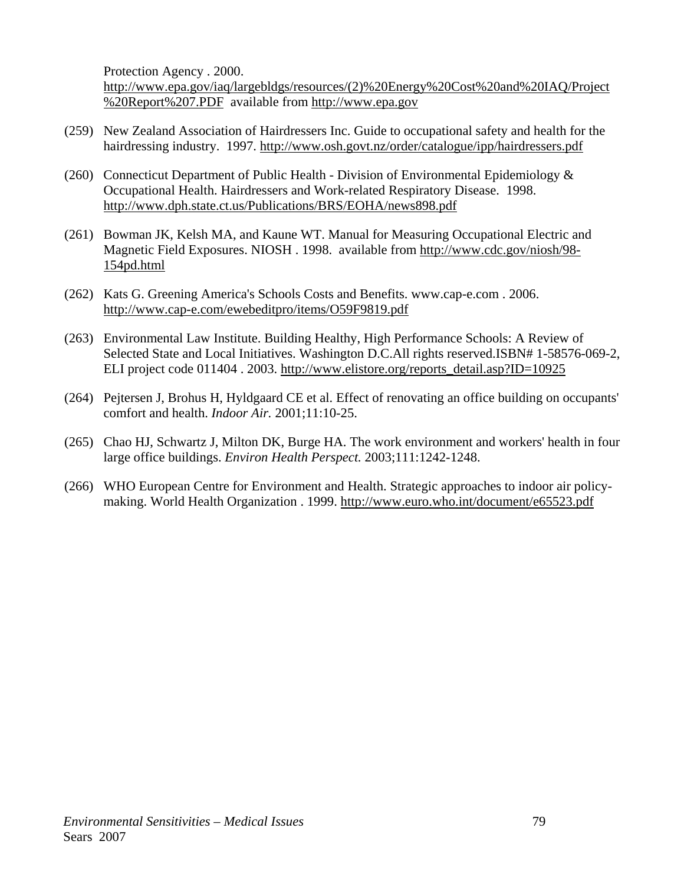Protection Agency . 2000. http://www.epa.gov/iaq/largebldgs/resources/(2)%20Energy%20Cost%20and%20IAQ/Project%20Report%207.PDF available from http://www.epa.gov

(259) New Zealand Association of Hairdressers Inc. Guide to occupational safety and health for the hairdressing industry. 1997. http://www.osh.govt.nz/order/catalogue/ipp/hairdressers.pdf

(260) Connecticut Department of Public Health - Division of Environmental Epidemiology & Occupational Health. Hairdressers and Work-related Respiratory Disease. 1998. http://www.dph.state.ct.us/Publications/BRS/EOHA/news898.pdf

(261) Bowman JK, Kelsh MA, and Kaune WT. Manual for Measuring Occupational Electric and Magnetic Field Exposures. NIOSH . 1998. available from http://www.cdc.gov/niosh/98-154pd.html

(262) Kats G. Greening America's Schools Costs and Benefits. www.cap-e.com . 2006. http://www.cap-e.com/ewebeditpro/items/O59F9819.pdf

(263) Environmental Law Institute. Building Healthy, High Performance Schools: A Review of Selected State and Local Initiatives. Washington D.C.All rights reserved.ISBN# 1-58576-069-2, ELI project code 011404 . 2003. http://www.elistore.org/reports_detail.asp?ID=10925

(264) Pejtersen J, Brohus H, Hyldgaard CE et al. Effect of renovating an office building on occupants' comfort and health. *Indoor Air.* 2001;11:10-25.

(265) Chao HJ, Schwartz J, Milton DK, Burge HA. The work environment and workers' health in four large office buildings. *Environ Health Perspect.* 2003;111:1242-1248.

(266) WHO European Centre for Environment and Health. Strategic approaches to indoor air policy-making. World Health Organization . 1999. http://www.euro.who.int/document/e65523.pdf